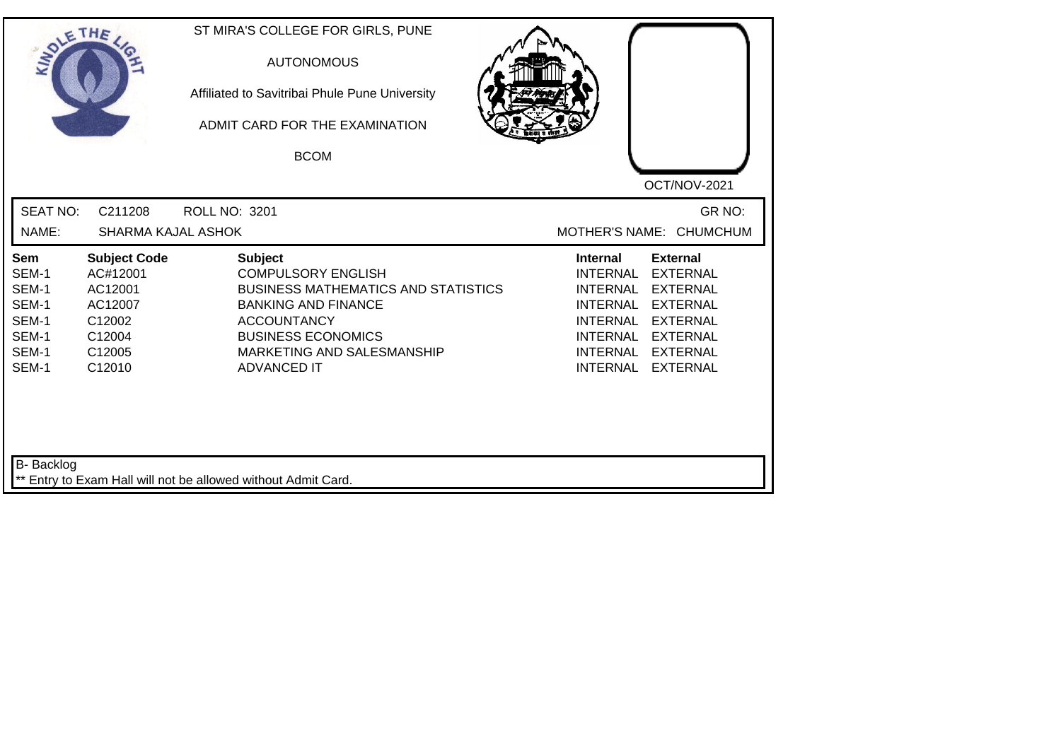ST MIRA'S COLLEGE FOR GIRLS, PUNE

AUTONOMOUS

Affiliated to Savitribai Phule Pune University

ADMIT CARD FOR THE EXAMINATION

BCOM

OCT/NOV-2021

SEAT NO: C211208 ROLL NO: 3201 GR NO:

NAME: SHARMA KAJAL ASHOK MOTHER'S NAME: CHUMCHUM

| Sem | Subject Code | Subject | Internal | External |
|---|---|---|---|---|
| SEM-1 | AC#12001 | COMPULSORY ENGLISH | INTERNAL | EXTERNAL |
| SEM-1 | AC12001 | BUSINESS MATHEMATICS AND STATISTICS | INTERNAL | EXTERNAL |
| SEM-1 | AC12007 | BANKING AND FINANCE | INTERNAL | EXTERNAL |
| SEM-1 | C12002 | ACCOUNTANCY | INTERNAL | EXTERNAL |
| SEM-1 | C12004 | BUSINESS ECONOMICS | INTERNAL | EXTERNAL |
| SEM-1 | C12005 | MARKETING AND SALESMANSHIP | INTERNAL | EXTERNAL |
| SEM-1 | C12010 | ADVANCED IT | INTERNAL | EXTERNAL |

B- Backlog

** Entry to Exam Hall will not be allowed without Admit Card.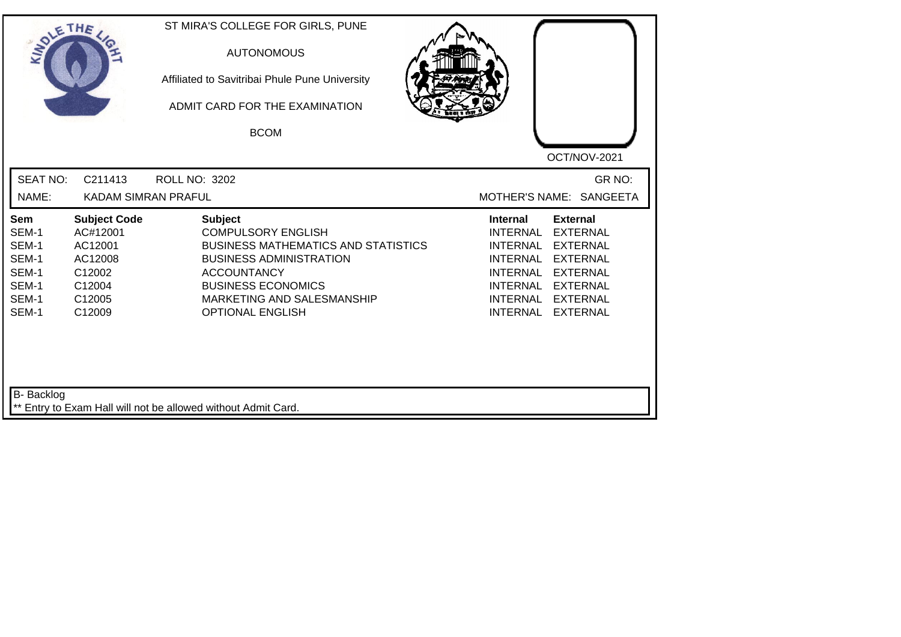ST MIRA'S COLLEGE FOR GIRLS, PUNE

AUTONOMOUS

Affiliated to Savitribai Phule Pune University

ADMIT CARD FOR THE EXAMINATION

BCOM

OCT/NOV-2021

SEAT NO: C211413 ROLL NO: 3202 GR NO:

NAME: KADAM SIMRAN PRAFUL MOTHER'S NAME: SANGEETA

| Sem | Subject Code | Subject | Internal | External |
|---|---|---|---|---|
| SEM-1 | AC#12001 | COMPULSORY ENGLISH | INTERNAL | EXTERNAL |
| SEM-1 | AC12001 | BUSINESS MATHEMATICS AND STATISTICS | INTERNAL | EXTERNAL |
| SEM-1 | AC12008 | BUSINESS ADMINISTRATION | INTERNAL | EXTERNAL |
| SEM-1 | C12002 | ACCOUNTANCY | INTERNAL | EXTERNAL |
| SEM-1 | C12004 | BUSINESS ECONOMICS | INTERNAL | EXTERNAL |
| SEM-1 | C12005 | MARKETING AND SALESMANSHIP | INTERNAL | EXTERNAL |
| SEM-1 | C12009 | OPTIONAL ENGLISH | INTERNAL | EXTERNAL |

B- Backlog

** Entry to Exam Hall will not be allowed without Admit Card.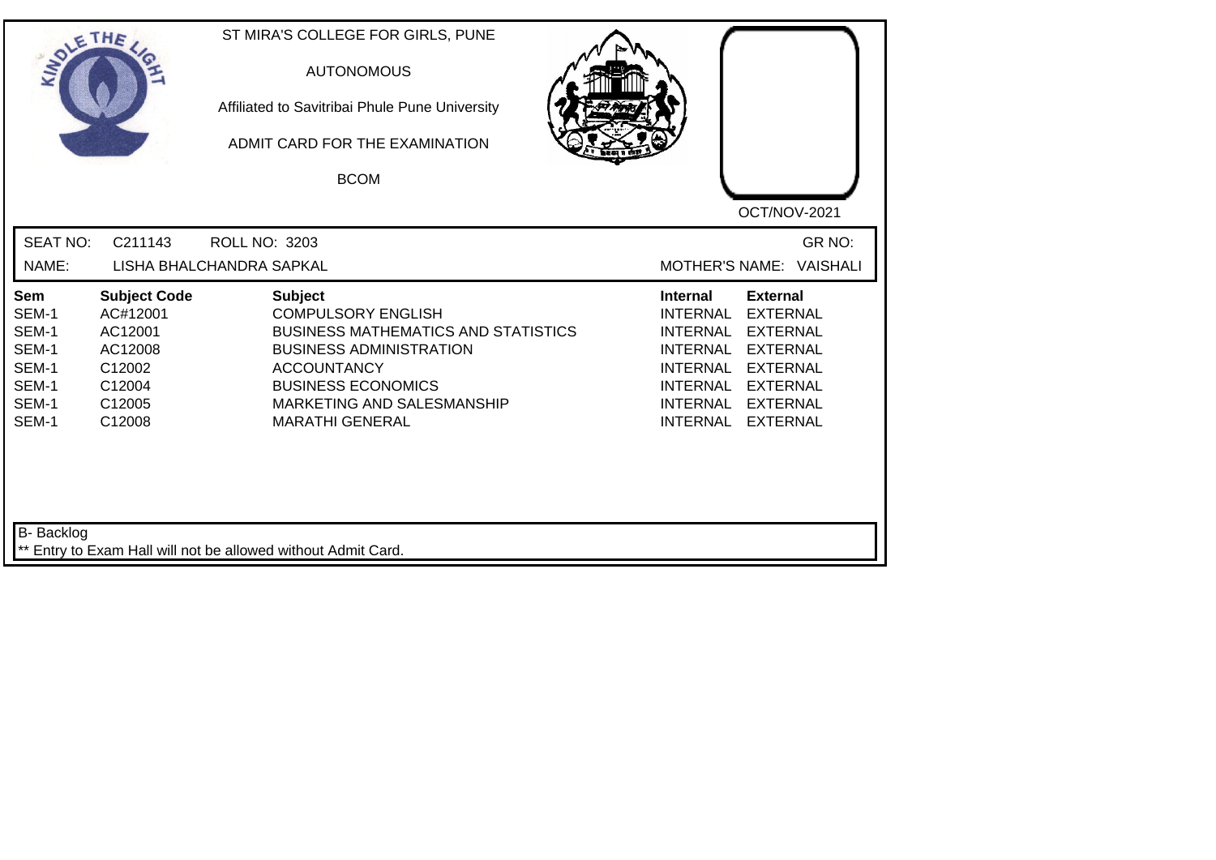ST MIRA'S COLLEGE FOR GIRLS, PUNE

AUTONOMOUS

Affiliated to Savitribai Phule Pune University

ADMIT CARD FOR THE EXAMINATION

BCOM

OCT/NOV-2021

SEAT NO: C211143 ROLL NO: 3203 GR NO:

NAME: LISHA BHALCHANDRA SAPKAL MOTHER'S NAME: VAISHALI

| Sem | Subject Code | Subject | Internal | External |
|---|---|---|---|---|
| SEM-1 | AC#12001 | COMPULSORY ENGLISH | INTERNAL | EXTERNAL |
| SEM-1 | AC12001 | BUSINESS MATHEMATICS AND STATISTICS | INTERNAL | EXTERNAL |
| SEM-1 | AC12008 | BUSINESS ADMINISTRATION | INTERNAL | EXTERNAL |
| SEM-1 | C12002 | ACCOUNTANCY | INTERNAL | EXTERNAL |
| SEM-1 | C12004 | BUSINESS ECONOMICS | INTERNAL | EXTERNAL |
| SEM-1 | C12005 | MARKETING AND SALESMANSHIP | INTERNAL | EXTERNAL |
| SEM-1 | C12008 | MARATHI GENERAL | INTERNAL | EXTERNAL |

B- Backlog

** Entry to Exam Hall will not be allowed without Admit Card.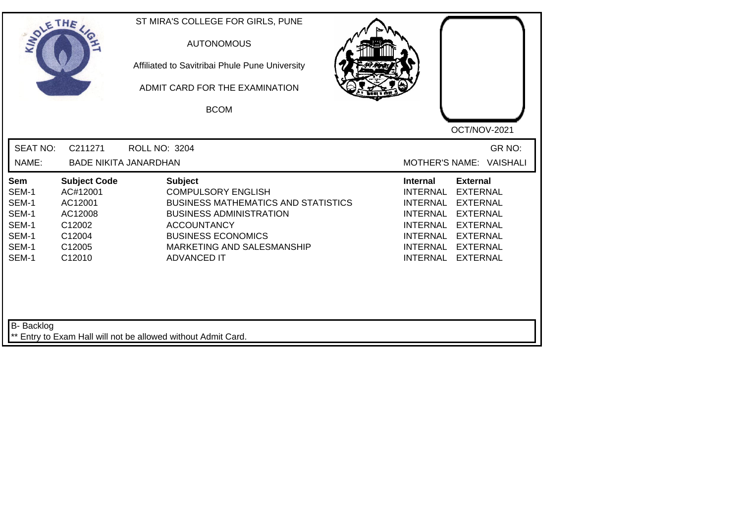ST MIRA'S COLLEGE FOR GIRLS, PUNE

AUTONOMOUS

Affiliated to Savitribai Phule Pune University

ADMIT CARD FOR THE EXAMINATION

BCOM

OCT/NOV-2021

SEAT NO: C211271 ROLL NO: 3204 GR NO:

NAME: BADE NIKITA JANARDHAN MOTHER'S NAME: VAISHALI

| Sem | Subject Code | Subject | Internal | External |
|---|---|---|---|---|
| SEM-1 | AC#12001 | COMPULSORY ENGLISH | INTERNAL | EXTERNAL |
| SEM-1 | AC12001 | BUSINESS MATHEMATICS AND STATISTICS | INTERNAL | EXTERNAL |
| SEM-1 | AC12008 | BUSINESS ADMINISTRATION | INTERNAL | EXTERNAL |
| SEM-1 | C12002 | ACCOUNTANCY | INTERNAL | EXTERNAL |
| SEM-1 | C12004 | BUSINESS ECONOMICS | INTERNAL | EXTERNAL |
| SEM-1 | C12005 | MARKETING AND SALESMANSHIP | INTERNAL | EXTERNAL |
| SEM-1 | C12010 | ADVANCED IT | INTERNAL | EXTERNAL |

B- Backlog

** Entry to Exam Hall will not be allowed without Admit Card.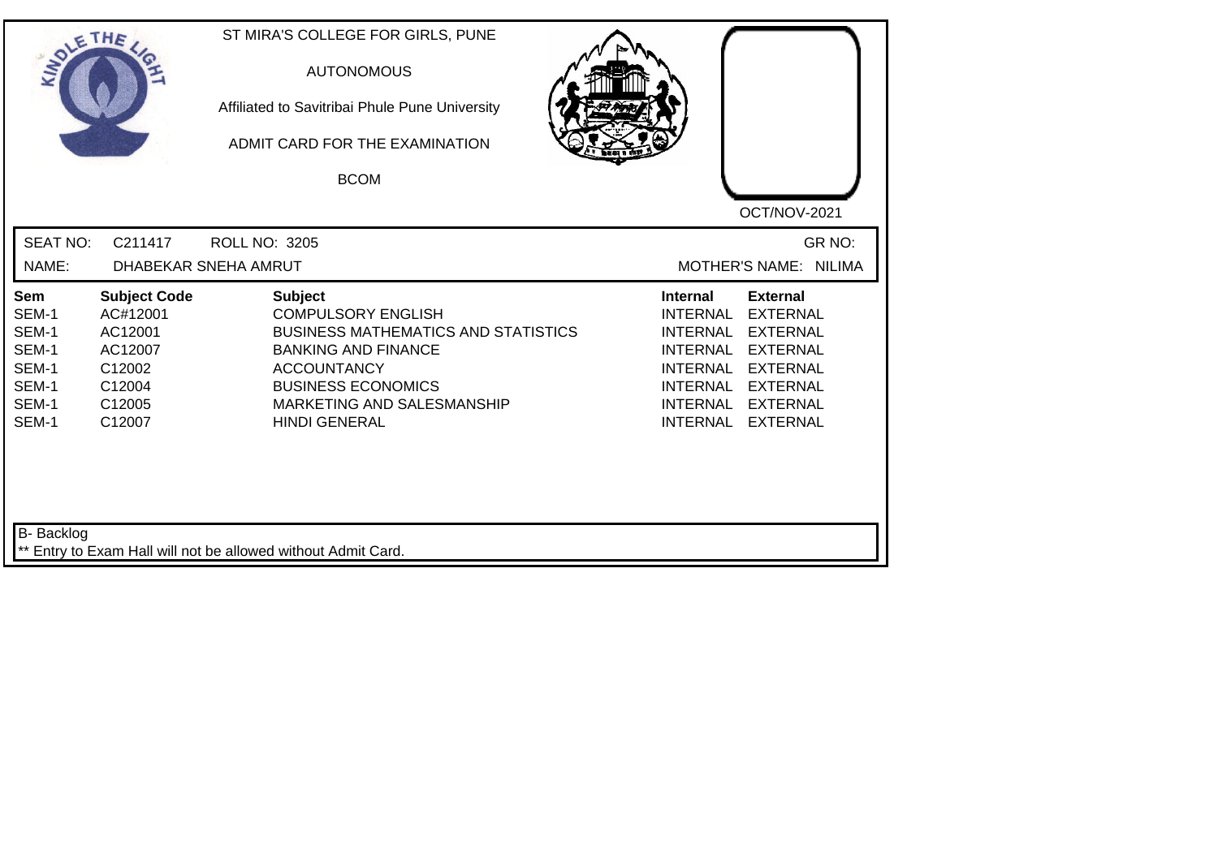ST MIRA'S COLLEGE FOR GIRLS, PUNE

AUTONOMOUS

Affiliated to Savitribai Phule Pune University

ADMIT CARD FOR THE EXAMINATION

BCOM

OCT/NOV-2021

SEAT NO: C211417 ROLL NO: 3205 GR NO:

NAME: DHABEKAR SNEHA AMRUT MOTHER'S NAME: NILIMA

| Sem | Subject Code | Subject | Internal | External |
|---|---|---|---|---|
| SEM-1 | AC#12001 | COMPULSORY ENGLISH | INTERNAL | EXTERNAL |
| SEM-1 | AC12001 | BUSINESS MATHEMATICS AND STATISTICS | INTERNAL | EXTERNAL |
| SEM-1 | AC12007 | BANKING AND FINANCE | INTERNAL | EXTERNAL |
| SEM-1 | C12002 | ACCOUNTANCY | INTERNAL | EXTERNAL |
| SEM-1 | C12004 | BUSINESS ECONOMICS | INTERNAL | EXTERNAL |
| SEM-1 | C12005 | MARKETING AND SALESMANSHIP | INTERNAL | EXTERNAL |
| SEM-1 | C12007 | HINDI GENERAL | INTERNAL | EXTERNAL |

B- Backlog

** Entry to Exam Hall will not be allowed without Admit Card.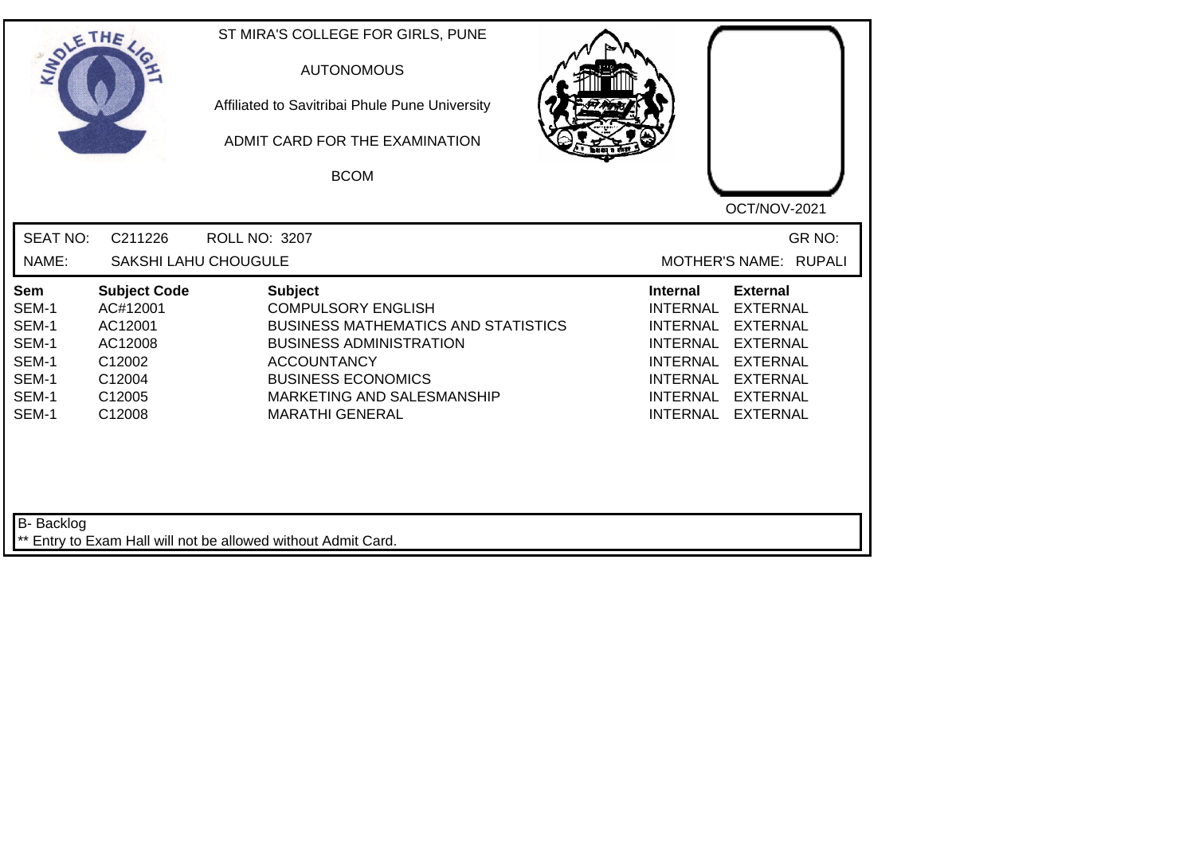ST MIRA'S COLLEGE FOR GIRLS, PUNE

AUTONOMOUS

Affiliated to Savitribai Phule Pune University

ADMIT CARD FOR THE EXAMINATION

BCOM

OCT/NOV-2021

SEAT NO: C211226 ROLL NO: 3207 GR NO:

NAME: SAKSHI LAHU CHOUGULE MOTHER'S NAME: RUPALI

| Sem | Subject Code | Subject | Internal | External |
|---|---|---|---|---|
| SEM-1 | AC#12001 | COMPULSORY ENGLISH | INTERNAL | EXTERNAL |
| SEM-1 | AC12001 | BUSINESS MATHEMATICS AND STATISTICS | INTERNAL | EXTERNAL |
| SEM-1 | AC12008 | BUSINESS ADMINISTRATION | INTERNAL | EXTERNAL |
| SEM-1 | C12002 | ACCOUNTANCY | INTERNAL | EXTERNAL |
| SEM-1 | C12004 | BUSINESS ECONOMICS | INTERNAL | EXTERNAL |
| SEM-1 | C12005 | MARKETING AND SALESMANSHIP | INTERNAL | EXTERNAL |
| SEM-1 | C12008 | MARATHI GENERAL | INTERNAL | EXTERNAL |

B- Backlog

** Entry to Exam Hall will not be allowed without Admit Card.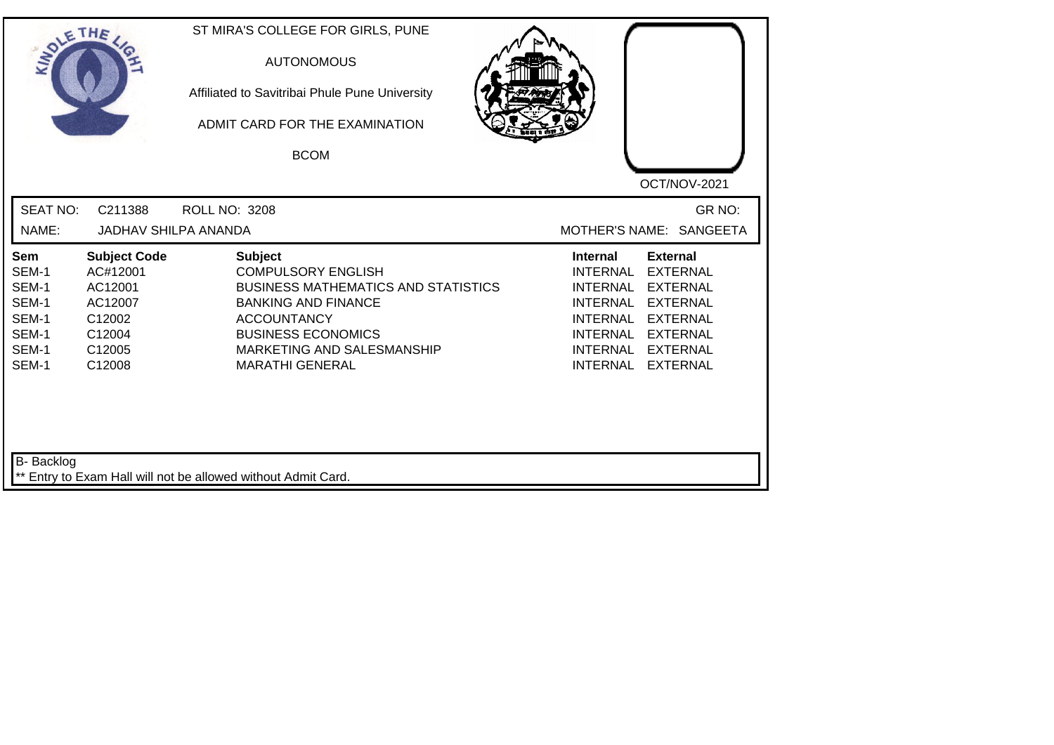ST MIRA'S COLLEGE FOR GIRLS, PUNE

AUTONOMOUS

Affiliated to Savitribai Phule Pune University

ADMIT CARD FOR THE EXAMINATION

BCOM

OCT/NOV-2021

SEAT NO: C211388 ROLL NO: 3208 GR NO:

NAME: JADHAV SHILPA ANANDA MOTHER'S NAME: SANGEETA

| Sem | Subject Code | Subject | Internal | External |
|---|---|---|---|---|
| SEM-1 | AC#12001 | COMPULSORY ENGLISH | INTERNAL | EXTERNAL |
| SEM-1 | AC12001 | BUSINESS MATHEMATICS AND STATISTICS | INTERNAL | EXTERNAL |
| SEM-1 | AC12007 | BANKING AND FINANCE | INTERNAL | EXTERNAL |
| SEM-1 | C12002 | ACCOUNTANCY | INTERNAL | EXTERNAL |
| SEM-1 | C12004 | BUSINESS ECONOMICS | INTERNAL | EXTERNAL |
| SEM-1 | C12005 | MARKETING AND SALESMANSHIP | INTERNAL | EXTERNAL |
| SEM-1 | C12008 | MARATHI GENERAL | INTERNAL | EXTERNAL |

B- Backlog

** Entry to Exam Hall will not be allowed without Admit Card.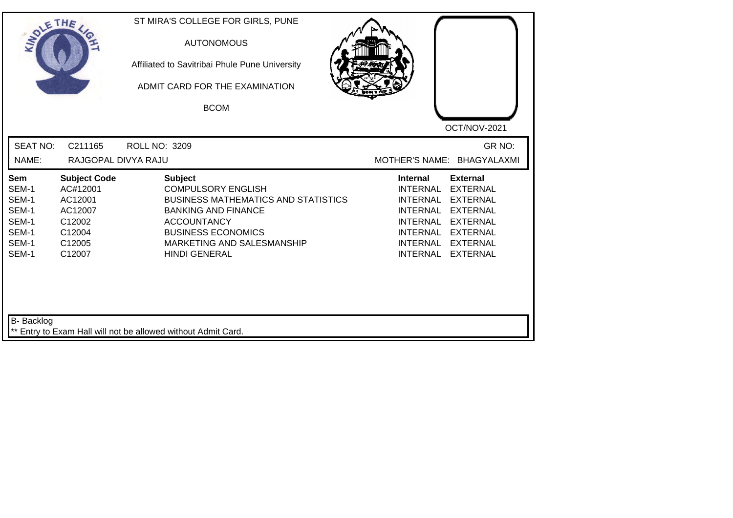ST MIRA'S COLLEGE FOR GIRLS, PUNE

AUTONOMOUS

Affiliated to Savitribai Phule Pune University

ADMIT CARD FOR THE EXAMINATION

BCOM

OCT/NOV-2021

SEAT NO: C211165 ROLL NO: 3209 GR NO:

NAME: RAJGOPAL DIVYA RAJU MOTHER'S NAME: BHAGYALAXMI

| Sem | Subject Code | Subject | Internal | External |
|---|---|---|---|---|
| SEM-1 | AC#12001 | COMPULSORY ENGLISH | INTERNAL | EXTERNAL |
| SEM-1 | AC12001 | BUSINESS MATHEMATICS AND STATISTICS | INTERNAL | EXTERNAL |
| SEM-1 | AC12007 | BANKING AND FINANCE | INTERNAL | EXTERNAL |
| SEM-1 | C12002 | ACCOUNTANCY | INTERNAL | EXTERNAL |
| SEM-1 | C12004 | BUSINESS ECONOMICS | INTERNAL | EXTERNAL |
| SEM-1 | C12005 | MARKETING AND SALESMANSHIP | INTERNAL | EXTERNAL |
| SEM-1 | C12007 | HINDI GENERAL | INTERNAL | EXTERNAL |

B- Backlog

** Entry to Exam Hall will not be allowed without Admit Card.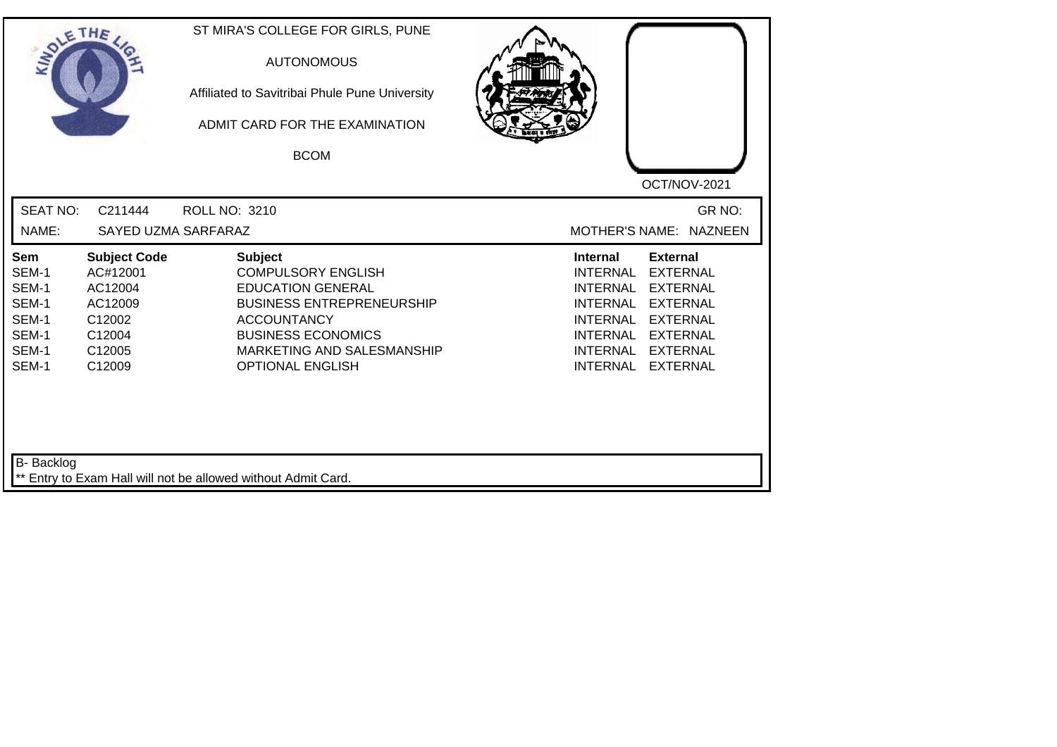ST MIRA'S COLLEGE FOR GIRLS, PUNE

AUTONOMOUS

Affiliated to Savitribai Phule Pune University

ADMIT CARD FOR THE EXAMINATION

BCOM

OCT/NOV-2021

SEAT NO: C211444 ROLL NO: 3210 GR NO:

NAME: SAYED UZMA SARFARAZ MOTHER'S NAME: NAZNEEN

| Sem | Subject Code | Subject | Internal | External |
|---|---|---|---|---|
| SEM-1 | AC#12001 | COMPULSORY ENGLISH | INTERNAL | EXTERNAL |
| SEM-1 | AC12004 | EDUCATION GENERAL | INTERNAL | EXTERNAL |
| SEM-1 | AC12009 | BUSINESS ENTREPRENEURSHIP | INTERNAL | EXTERNAL |
| SEM-1 | C12002 | ACCOUNTANCY | INTERNAL | EXTERNAL |
| SEM-1 | C12004 | BUSINESS ECONOMICS | INTERNAL | EXTERNAL |
| SEM-1 | C12005 | MARKETING AND SALESMANSHIP | INTERNAL | EXTERNAL |
| SEM-1 | C12009 | OPTIONAL ENGLISH | INTERNAL | EXTERNAL |

B- Backlog

** Entry to Exam Hall will not be allowed without Admit Card.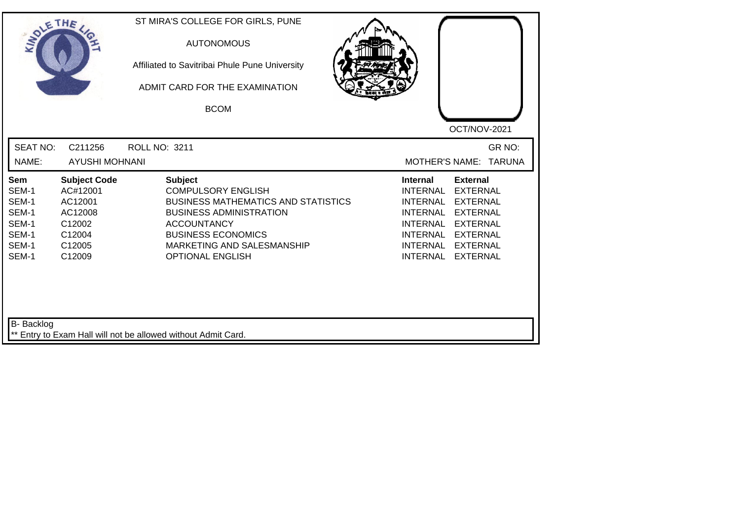ST MIRA'S COLLEGE FOR GIRLS, PUNE

AUTONOMOUS

Affiliated to Savitribai Phule Pune University

ADMIT CARD FOR THE EXAMINATION

BCOM

OCT/NOV-2021

SEAT NO: C211256 ROLL NO: 3211 GR NO:

NAME: AYUSHI MOHNANI MOTHER'S NAME: TARUNA

| Sem | Subject Code | Subject | Internal | External |
|---|---|---|---|---|
| SEM-1 | AC#12001 | COMPULSORY ENGLISH | INTERNAL | EXTERNAL |
| SEM-1 | AC12001 | BUSINESS MATHEMATICS AND STATISTICS | INTERNAL | EXTERNAL |
| SEM-1 | AC12008 | BUSINESS ADMINISTRATION | INTERNAL | EXTERNAL |
| SEM-1 | C12002 | ACCOUNTANCY | INTERNAL | EXTERNAL |
| SEM-1 | C12004 | BUSINESS ECONOMICS | INTERNAL | EXTERNAL |
| SEM-1 | C12005 | MARKETING AND SALESMANSHIP | INTERNAL | EXTERNAL |
| SEM-1 | C12009 | OPTIONAL ENGLISH | INTERNAL | EXTERNAL |

B- Backlog

** Entry to Exam Hall will not be allowed without Admit Card.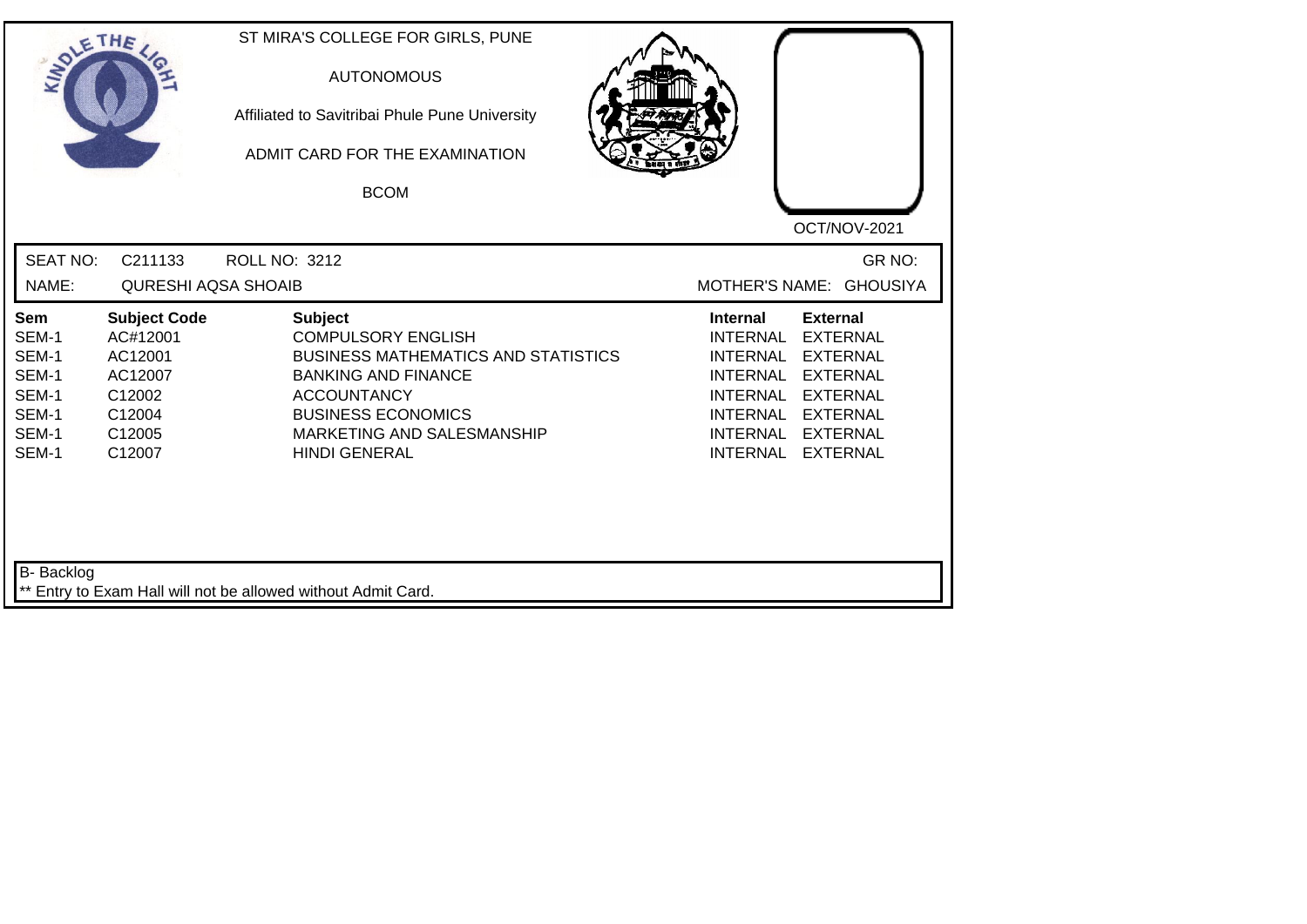ST MIRA'S COLLEGE FOR GIRLS, PUNE

AUTONOMOUS

Affiliated to Savitribai Phule Pune University

ADMIT CARD FOR THE EXAMINATION

BCOM

OCT/NOV-2021

SEAT NO: C211133 ROLL NO: 3212 GR NO:

NAME: QURESHI AQSA SHOAIB MOTHER'S NAME: GHOUSIYA

| Sem | Subject Code | Subject | Internal | External |
|---|---|---|---|---|
| SEM-1 | AC#12001 | COMPULSORY ENGLISH | INTERNAL | EXTERNAL |
| SEM-1 | AC12001 | BUSINESS MATHEMATICS AND STATISTICS | INTERNAL | EXTERNAL |
| SEM-1 | AC12007 | BANKING AND FINANCE | INTERNAL | EXTERNAL |
| SEM-1 | C12002 | ACCOUNTANCY | INTERNAL | EXTERNAL |
| SEM-1 | C12004 | BUSINESS ECONOMICS | INTERNAL | EXTERNAL |
| SEM-1 | C12005 | MARKETING AND SALESMANSHIP | INTERNAL | EXTERNAL |
| SEM-1 | C12007 | HINDI GENERAL | INTERNAL | EXTERNAL |

B- Backlog

** Entry to Exam Hall will not be allowed without Admit Card.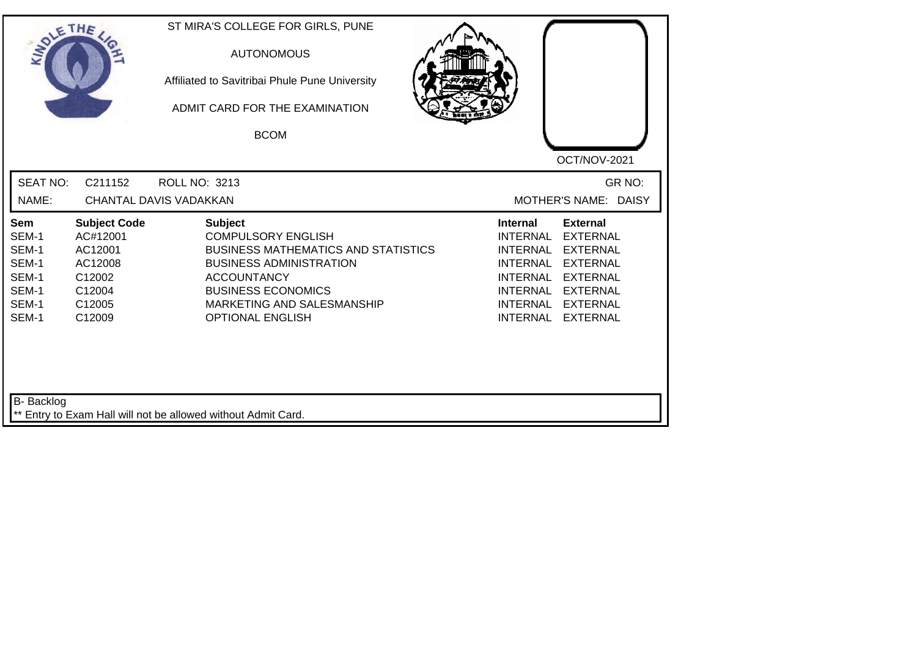ST MIRA'S COLLEGE FOR GIRLS, PUNE

AUTONOMOUS

Affiliated to Savitribai Phule Pune University

ADMIT CARD FOR THE EXAMINATION

BCOM

OCT/NOV-2021

SEAT NO: C211152 ROLL NO: 3213 GR NO:

NAME: CHANTAL DAVIS VADAKKAN MOTHER'S NAME: DAISY

| Sem | Subject Code | Subject | Internal | External |
|---|---|---|---|---|
| SEM-1 | AC#12001 | COMPULSORY ENGLISH | INTERNAL | EXTERNAL |
| SEM-1 | AC12001 | BUSINESS MATHEMATICS AND STATISTICS | INTERNAL | EXTERNAL |
| SEM-1 | AC12008 | BUSINESS ADMINISTRATION | INTERNAL | EXTERNAL |
| SEM-1 | C12002 | ACCOUNTANCY | INTERNAL | EXTERNAL |
| SEM-1 | C12004 | BUSINESS ECONOMICS | INTERNAL | EXTERNAL |
| SEM-1 | C12005 | MARKETING AND SALESMANSHIP | INTERNAL | EXTERNAL |
| SEM-1 | C12009 | OPTIONAL ENGLISH | INTERNAL | EXTERNAL |

B- Backlog

** Entry to Exam Hall will not be allowed without Admit Card.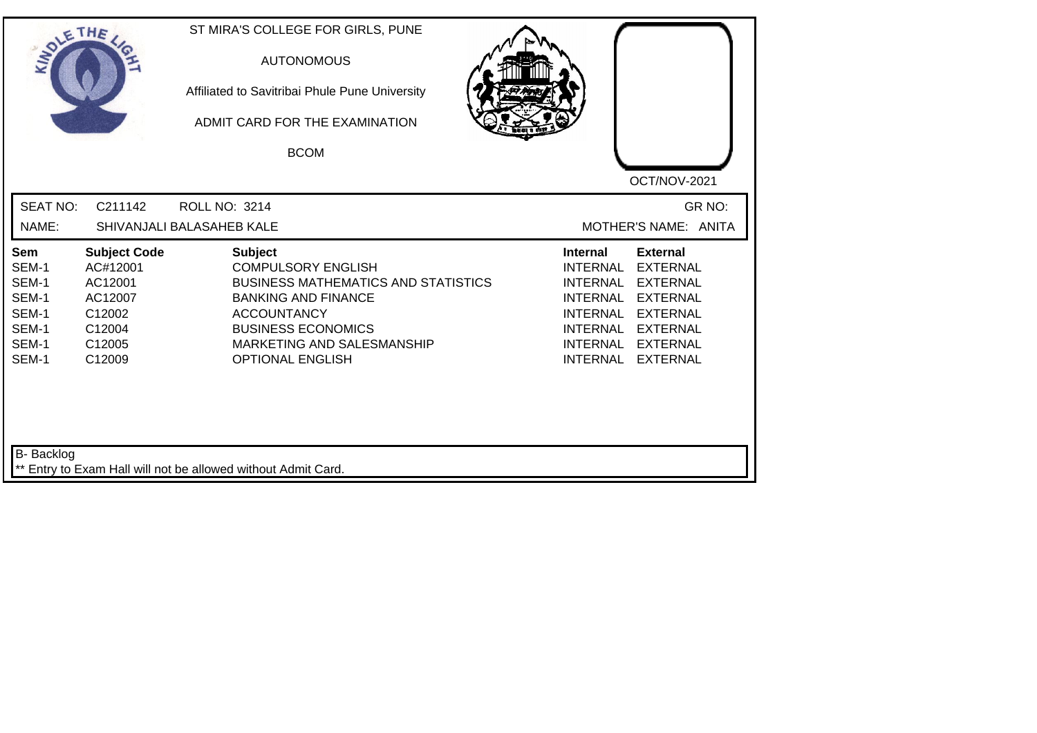ST MIRA'S COLLEGE FOR GIRLS, PUNE

AUTONOMOUS

Affiliated to Savitribai Phule Pune University

ADMIT CARD FOR THE EXAMINATION

BCOM

OCT/NOV-2021

SEAT NO: C211142 ROLL NO: 3214 GR NO:

NAME: SHIVANJALI BALASAHEB KALE MOTHER'S NAME: ANITA

| Sem | Subject Code | Subject | Internal | External |
|---|---|---|---|---|
| SEM-1 | AC#12001 | COMPULSORY ENGLISH | INTERNAL | EXTERNAL |
| SEM-1 | AC12001 | BUSINESS MATHEMATICS AND STATISTICS | INTERNAL | EXTERNAL |
| SEM-1 | AC12007 | BANKING AND FINANCE | INTERNAL | EXTERNAL |
| SEM-1 | C12002 | ACCOUNTANCY | INTERNAL | EXTERNAL |
| SEM-1 | C12004 | BUSINESS ECONOMICS | INTERNAL | EXTERNAL |
| SEM-1 | C12005 | MARKETING AND SALESMANSHIP | INTERNAL | EXTERNAL |
| SEM-1 | C12009 | OPTIONAL ENGLISH | INTERNAL | EXTERNAL |

B- Backlog

** Entry to Exam Hall will not be allowed without Admit Card.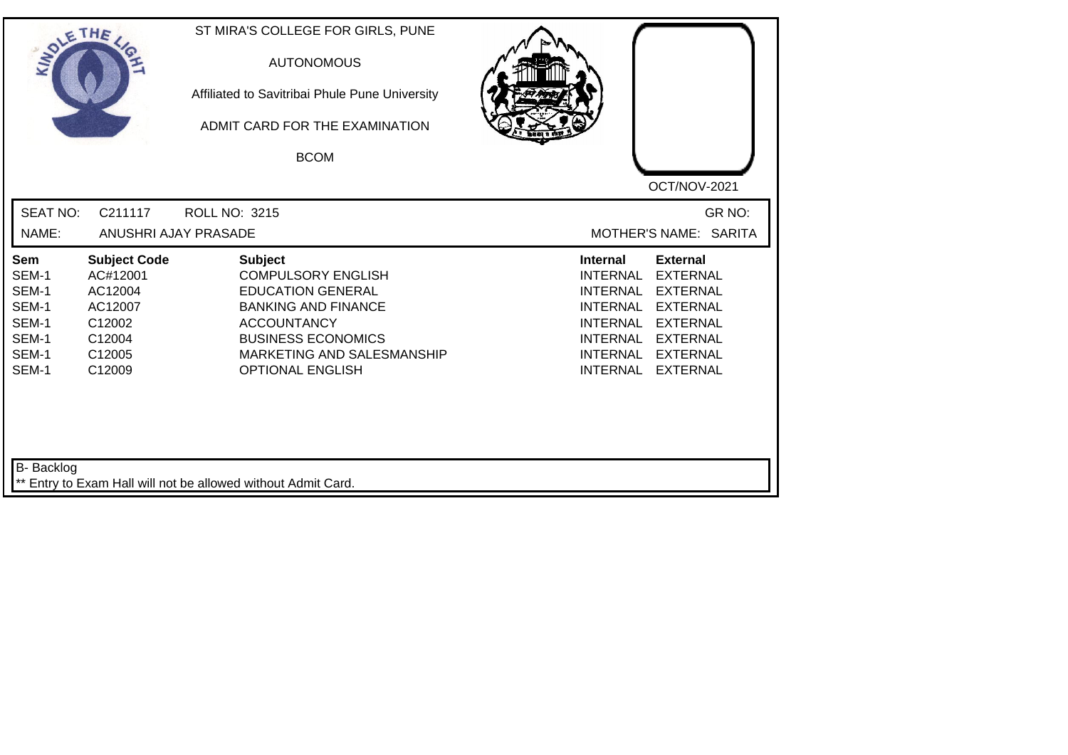ST MIRA'S COLLEGE FOR GIRLS, PUNE

AUTONOMOUS

Affiliated to Savitribai Phule Pune University

ADMIT CARD FOR THE EXAMINATION

BCOM

OCT/NOV-2021

SEAT NO: C211117 ROLL NO: 3215 GR NO:

NAME: ANUSHRI AJAY PRASADE MOTHER'S NAME: SARITA

| Sem | Subject Code | Subject | Internal | External |
|---|---|---|---|---|
| SEM-1 | AC#12001 | COMPULSORY ENGLISH | INTERNAL | EXTERNAL |
| SEM-1 | AC12004 | EDUCATION GENERAL | INTERNAL | EXTERNAL |
| SEM-1 | AC12007 | BANKING AND FINANCE | INTERNAL | EXTERNAL |
| SEM-1 | C12002 | ACCOUNTANCY | INTERNAL | EXTERNAL |
| SEM-1 | C12004 | BUSINESS ECONOMICS | INTERNAL | EXTERNAL |
| SEM-1 | C12005 | MARKETING AND SALESMANSHIP | INTERNAL | EXTERNAL |
| SEM-1 | C12009 | OPTIONAL ENGLISH | INTERNAL | EXTERNAL |

B- Backlog

** Entry to Exam Hall will not be allowed without Admit Card.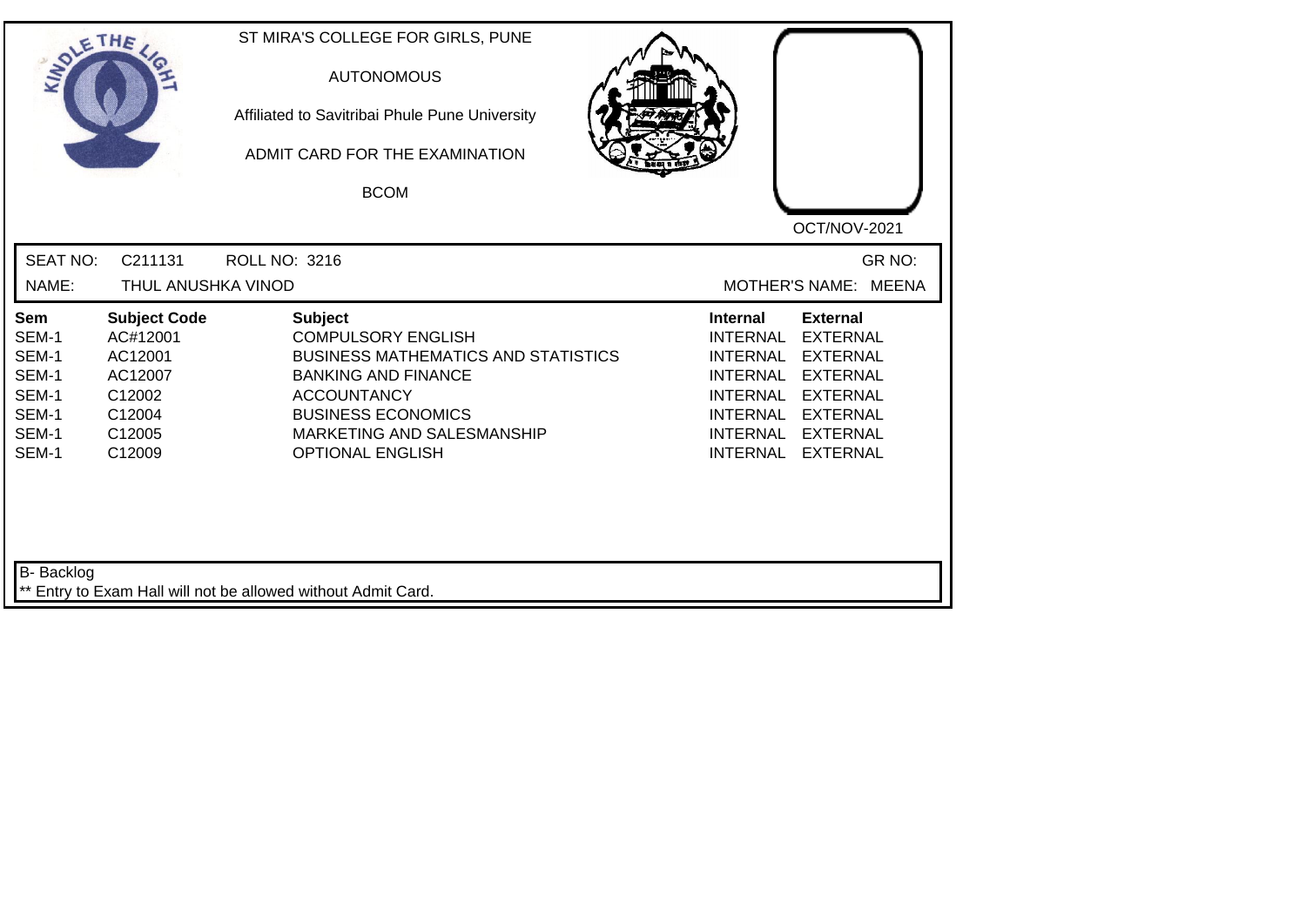ST MIRA'S COLLEGE FOR GIRLS, PUNE

AUTONOMOUS

Affiliated to Savitribai Phule Pune University

ADMIT CARD FOR THE EXAMINATION

BCOM

OCT/NOV-2021

SEAT NO: C211131 ROLL NO: 3216 GR NO:

NAME: THUL ANUSHKA VINOD MOTHER'S NAME: MEENA

| Sem | Subject Code | Subject | Internal | External |
|---|---|---|---|---|
| SEM-1 | AC#12001 | COMPULSORY ENGLISH | INTERNAL | EXTERNAL |
| SEM-1 | AC12001 | BUSINESS MATHEMATICS AND STATISTICS | INTERNAL | EXTERNAL |
| SEM-1 | AC12007 | BANKING AND FINANCE | INTERNAL | EXTERNAL |
| SEM-1 | C12002 | ACCOUNTANCY | INTERNAL | EXTERNAL |
| SEM-1 | C12004 | BUSINESS ECONOMICS | INTERNAL | EXTERNAL |
| SEM-1 | C12005 | MARKETING AND SALESMANSHIP | INTERNAL | EXTERNAL |
| SEM-1 | C12009 | OPTIONAL ENGLISH | INTERNAL | EXTERNAL |

B- Backlog

** Entry to Exam Hall will not be allowed without Admit Card.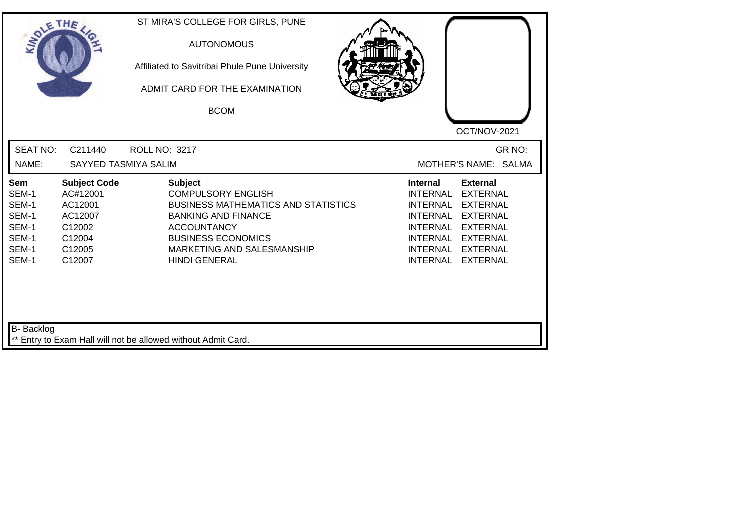ST MIRA'S COLLEGE FOR GIRLS, PUNE

AUTONOMOUS

Affiliated to Savitribai Phule Pune University

ADMIT CARD FOR THE EXAMINATION

BCOM

OCT/NOV-2021

SEAT NO: C211440 ROLL NO: 3217 GR NO:

NAME: SAYYED TASMIYA SALIM MOTHER'S NAME: SALMA

| Sem | Subject Code | Subject | Internal | External |
|---|---|---|---|---|
| SEM-1 | AC#12001 | COMPULSORY ENGLISH | INTERNAL | EXTERNAL |
| SEM-1 | AC12001 | BUSINESS MATHEMATICS AND STATISTICS | INTERNAL | EXTERNAL |
| SEM-1 | AC12007 | BANKING AND FINANCE | INTERNAL | EXTERNAL |
| SEM-1 | C12002 | ACCOUNTANCY | INTERNAL | EXTERNAL |
| SEM-1 | C12004 | BUSINESS ECONOMICS | INTERNAL | EXTERNAL |
| SEM-1 | C12005 | MARKETING AND SALESMANSHIP | INTERNAL | EXTERNAL |
| SEM-1 | C12007 | HINDI GENERAL | INTERNAL | EXTERNAL |

B- Backlog

** Entry to Exam Hall will not be allowed without Admit Card.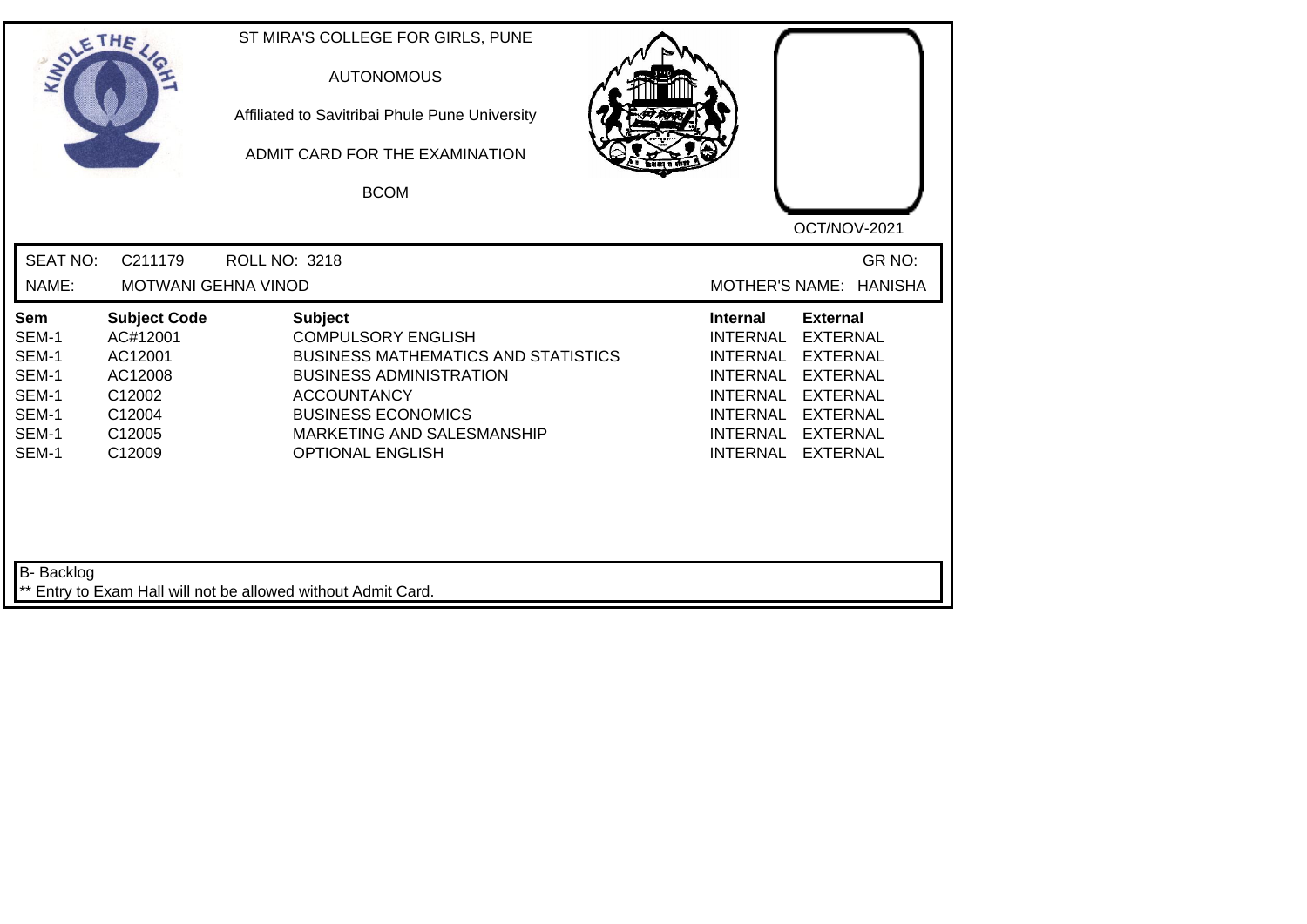ST MIRA'S COLLEGE FOR GIRLS, PUNE

AUTONOMOUS

Affiliated to Savitribai Phule Pune University

ADMIT CARD FOR THE EXAMINATION

BCOM

OCT/NOV-2021

SEAT NO: C211179 ROLL NO: 3218 GR NO:

NAME: MOTWANI GEHNA VINOD MOTHER'S NAME: HANISHA

| Sem | Subject Code | Subject | Internal | External |
|---|---|---|---|---|
| SEM-1 | AC#12001 | COMPULSORY ENGLISH | INTERNAL | EXTERNAL |
| SEM-1 | AC12001 | BUSINESS MATHEMATICS AND STATISTICS | INTERNAL | EXTERNAL |
| SEM-1 | AC12008 | BUSINESS ADMINISTRATION | INTERNAL | EXTERNAL |
| SEM-1 | C12002 | ACCOUNTANCY | INTERNAL | EXTERNAL |
| SEM-1 | C12004 | BUSINESS ECONOMICS | INTERNAL | EXTERNAL |
| SEM-1 | C12005 | MARKETING AND SALESMANSHIP | INTERNAL | EXTERNAL |
| SEM-1 | C12009 | OPTIONAL ENGLISH | INTERNAL | EXTERNAL |

B- Backlog

** Entry to Exam Hall will not be allowed without Admit Card.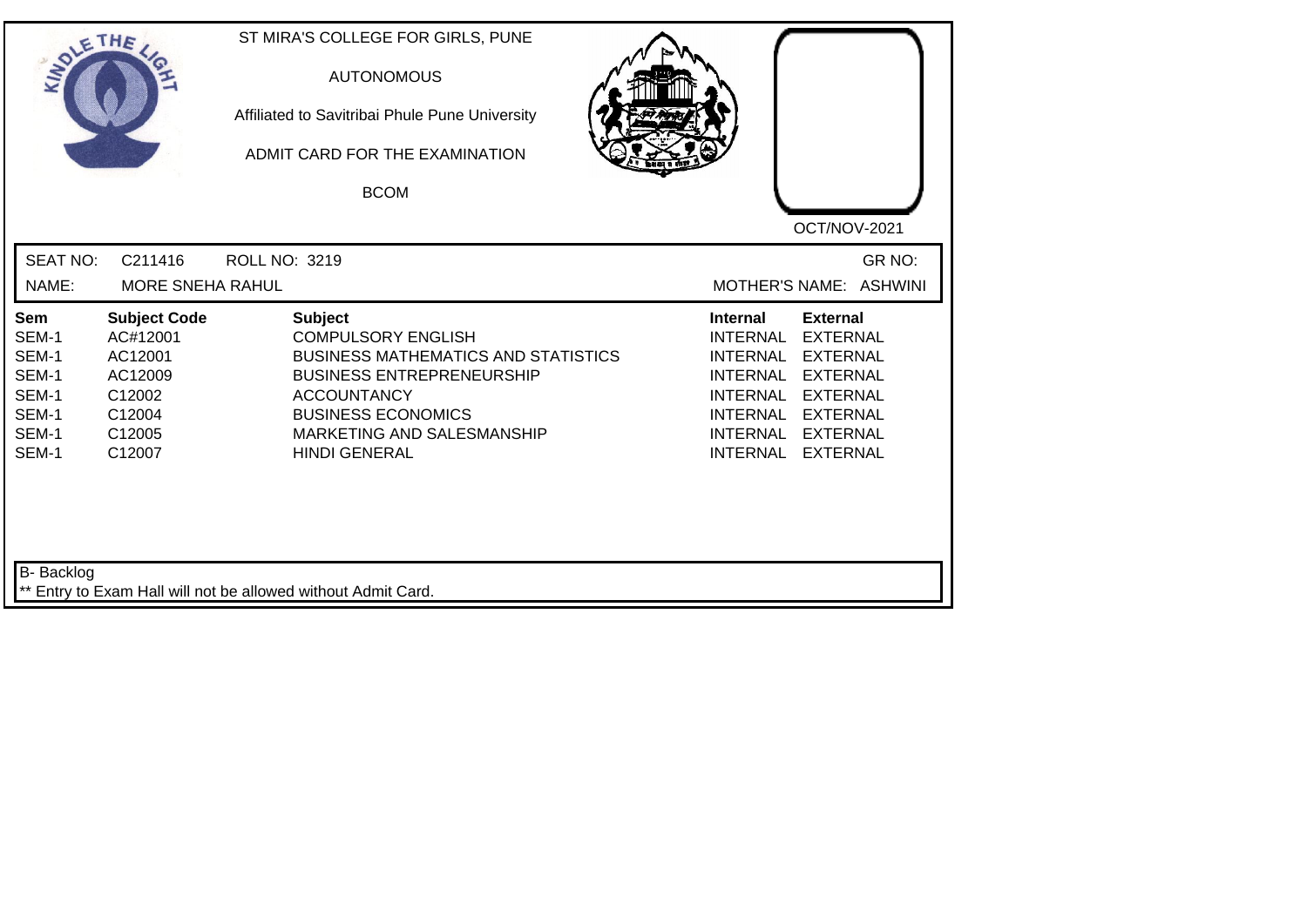ST MIRA'S COLLEGE FOR GIRLS, PUNE

AUTONOMOUS

Affiliated to Savitribai Phule Pune University

ADMIT CARD FOR THE EXAMINATION

BCOM

OCT/NOV-2021

SEAT NO: C211416 ROLL NO: 3219 GR NO:

NAME: MORE SNEHA RAHUL MOTHER'S NAME: ASHWINI

| Sem | Subject Code | Subject | Internal | External |
|---|---|---|---|---|
| SEM-1 | AC#12001 | COMPULSORY ENGLISH | INTERNAL | EXTERNAL |
| SEM-1 | AC12001 | BUSINESS MATHEMATICS AND STATISTICS | INTERNAL | EXTERNAL |
| SEM-1 | AC12009 | BUSINESS ENTREPRENEURSHIP | INTERNAL | EXTERNAL |
| SEM-1 | C12002 | ACCOUNTANCY | INTERNAL | EXTERNAL |
| SEM-1 | C12004 | BUSINESS ECONOMICS | INTERNAL | EXTERNAL |
| SEM-1 | C12005 | MARKETING AND SALESMANSHIP | INTERNAL | EXTERNAL |
| SEM-1 | C12007 | HINDI GENERAL | INTERNAL | EXTERNAL |

B- Backlog

** Entry to Exam Hall will not be allowed without Admit Card.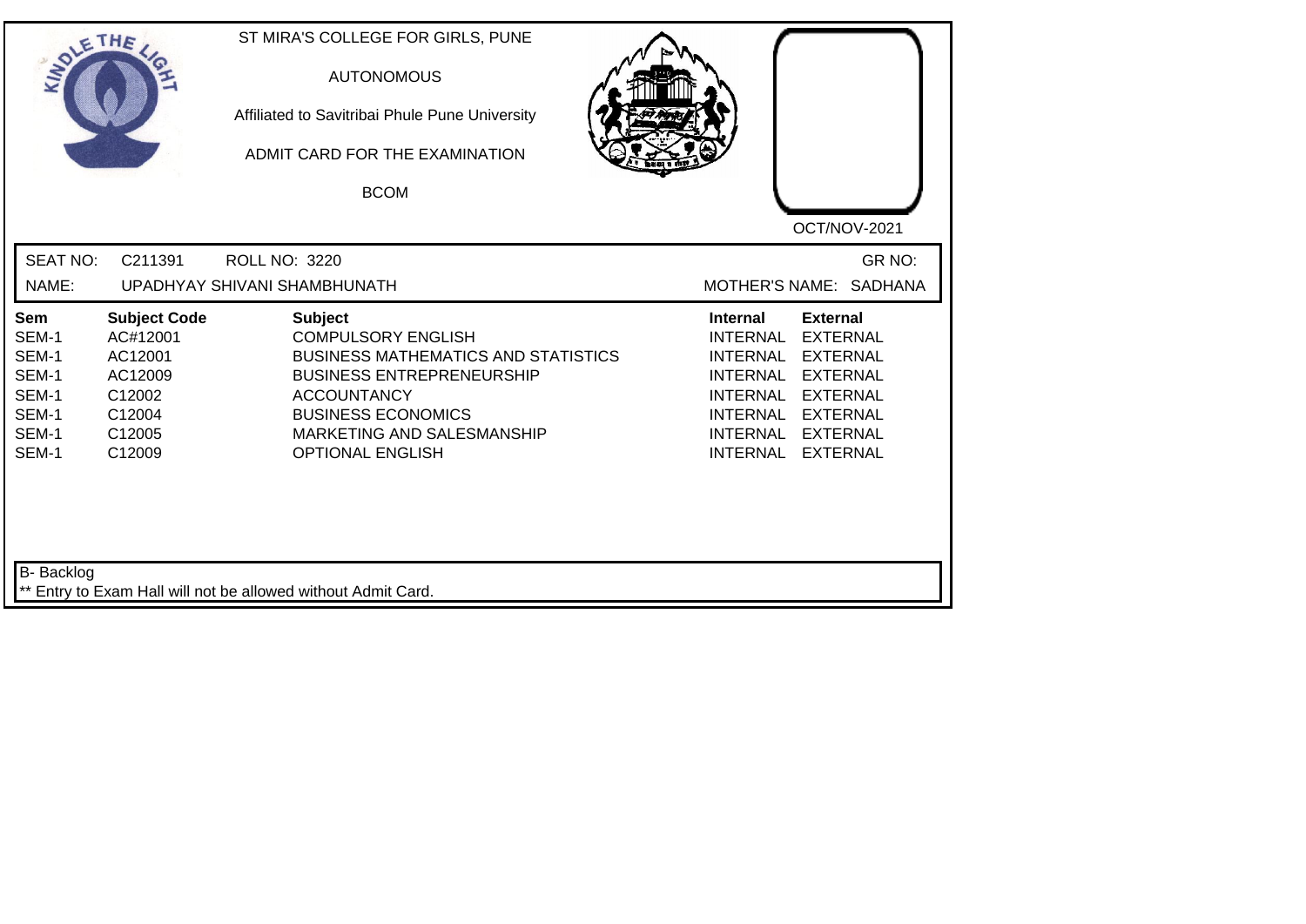ST MIRA'S COLLEGE FOR GIRLS, PUNE

AUTONOMOUS

Affiliated to Savitribai Phule Pune University

ADMIT CARD FOR THE EXAMINATION

BCOM

OCT/NOV-2021

SEAT NO: C211391 ROLL NO: 3220 GR NO:

NAME: UPADHYAY SHIVANI SHAMBHUNATH MOTHER'S NAME: SADHANA

| Sem | Subject Code | Subject | Internal | External |
|---|---|---|---|---|
| SEM-1 | AC#12001 | COMPULSORY ENGLISH | INTERNAL | EXTERNAL |
| SEM-1 | AC12001 | BUSINESS MATHEMATICS AND STATISTICS | INTERNAL | EXTERNAL |
| SEM-1 | AC12009 | BUSINESS ENTREPRENEURSHIP | INTERNAL | EXTERNAL |
| SEM-1 | C12002 | ACCOUNTANCY | INTERNAL | EXTERNAL |
| SEM-1 | C12004 | BUSINESS ECONOMICS | INTERNAL | EXTERNAL |
| SEM-1 | C12005 | MARKETING AND SALESMANSHIP | INTERNAL | EXTERNAL |
| SEM-1 | C12009 | OPTIONAL ENGLISH | INTERNAL | EXTERNAL |

B- Backlog

** Entry to Exam Hall will not be allowed without Admit Card.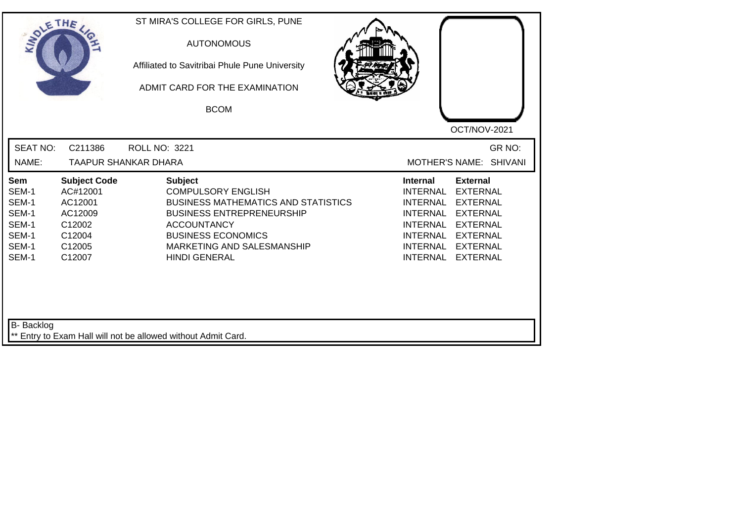ST MIRA'S COLLEGE FOR GIRLS, PUNE

AUTONOMOUS

Affiliated to Savitribai Phule Pune University

ADMIT CARD FOR THE EXAMINATION

BCOM

OCT/NOV-2021

SEAT NO: C211386 ROLL NO: 3221 GR NO:

NAME: TAAPUR SHANKAR DHARA MOTHER'S NAME: SHIVANI

| Sem | Subject Code | Subject | Internal | External |
|---|---|---|---|---|
| SEM-1 | AC#12001 | COMPULSORY ENGLISH | INTERNAL | EXTERNAL |
| SEM-1 | AC12001 | BUSINESS MATHEMATICS AND STATISTICS | INTERNAL | EXTERNAL |
| SEM-1 | AC12009 | BUSINESS ENTREPRENEURSHIP | INTERNAL | EXTERNAL |
| SEM-1 | C12002 | ACCOUNTANCY | INTERNAL | EXTERNAL |
| SEM-1 | C12004 | BUSINESS ECONOMICS | INTERNAL | EXTERNAL |
| SEM-1 | C12005 | MARKETING AND SALESMANSHIP | INTERNAL | EXTERNAL |
| SEM-1 | C12007 | HINDI GENERAL | INTERNAL | EXTERNAL |

B- Backlog

** Entry to Exam Hall will not be allowed without Admit Card.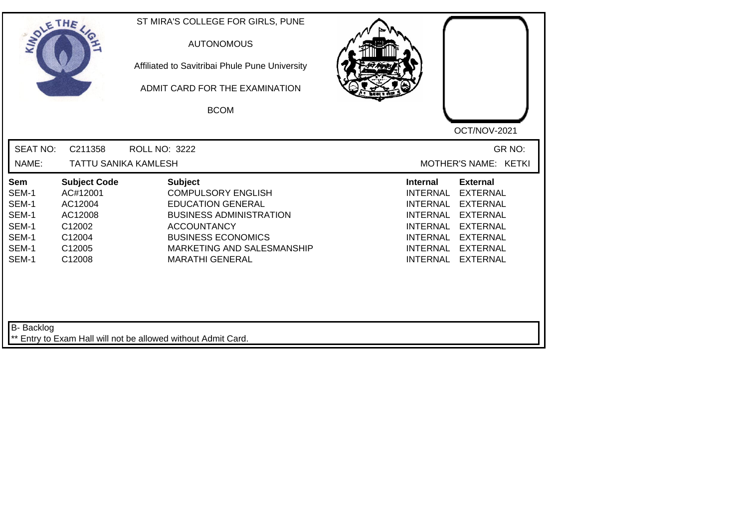ST MIRA'S COLLEGE FOR GIRLS, PUNE

AUTONOMOUS

Affiliated to Savitribai Phule Pune University

ADMIT CARD FOR THE EXAMINATION

BCOM

OCT/NOV-2021

SEAT NO: C211358 ROLL NO: 3222 GR NO:

NAME: TATTU SANIKA KAMLESH MOTHER'S NAME: KETKI

| Sem | Subject Code | Subject | Internal | External |
|---|---|---|---|---|
| SEM-1 | AC#12001 | COMPULSORY ENGLISH | INTERNAL | EXTERNAL |
| SEM-1 | AC12004 | EDUCATION GENERAL | INTERNAL | EXTERNAL |
| SEM-1 | AC12008 | BUSINESS ADMINISTRATION | INTERNAL | EXTERNAL |
| SEM-1 | C12002 | ACCOUNTANCY | INTERNAL | EXTERNAL |
| SEM-1 | C12004 | BUSINESS ECONOMICS | INTERNAL | EXTERNAL |
| SEM-1 | C12005 | MARKETING AND SALESMANSHIP | INTERNAL | EXTERNAL |
| SEM-1 | C12008 | MARATHI GENERAL | INTERNAL | EXTERNAL |

B- Backlog

** Entry to Exam Hall will not be allowed without Admit Card.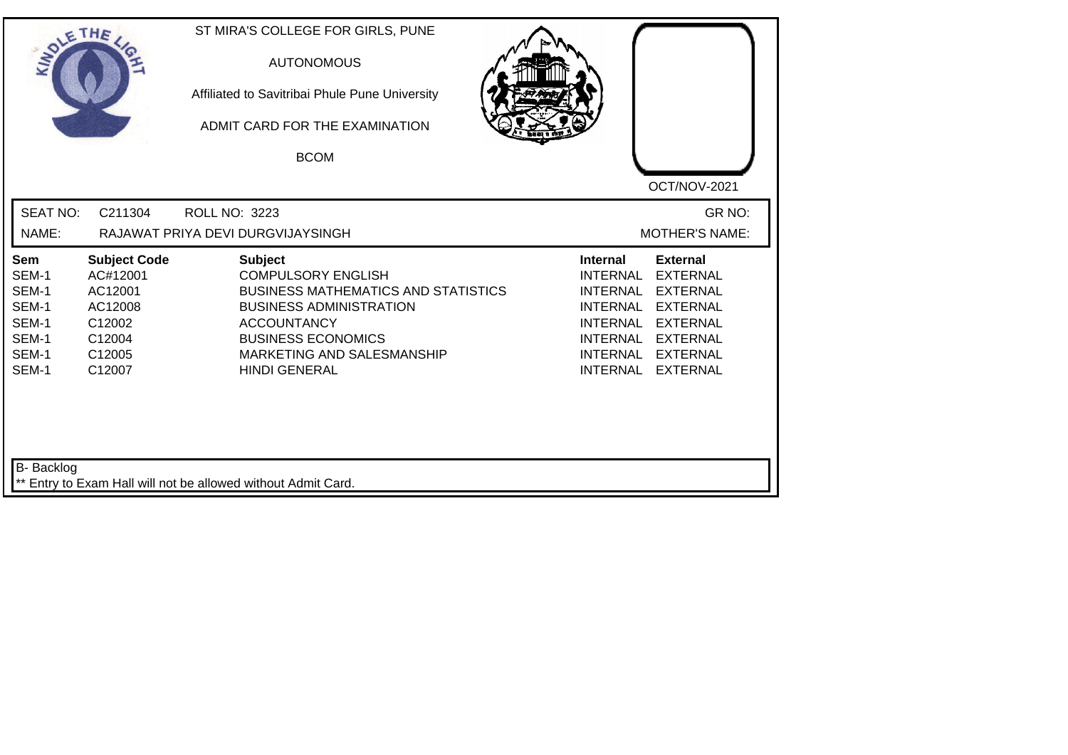ST MIRA'S COLLEGE FOR GIRLS, PUNE

AUTONOMOUS

Affiliated to Savitribai Phule Pune University

ADMIT CARD FOR THE EXAMINATION

BCOM

OCT/NOV-2021

SEAT NO: C211304 ROLL NO: 3223 GR NO:

NAME: RAJAWAT PRIYA DEVI DURGVIJAYSINGH MOTHER'S NAME:

| Sem | Subject Code | Subject | Internal | External |
|---|---|---|---|---|
| SEM-1 | AC#12001 | COMPULSORY ENGLISH | INTERNAL | EXTERNAL |
| SEM-1 | AC12001 | BUSINESS MATHEMATICS AND STATISTICS | INTERNAL | EXTERNAL |
| SEM-1 | AC12008 | BUSINESS ADMINISTRATION | INTERNAL | EXTERNAL |
| SEM-1 | C12002 | ACCOUNTANCY | INTERNAL | EXTERNAL |
| SEM-1 | C12004 | BUSINESS ECONOMICS | INTERNAL | EXTERNAL |
| SEM-1 | C12005 | MARKETING AND SALESMANSHIP | INTERNAL | EXTERNAL |
| SEM-1 | C12007 | HINDI GENERAL | INTERNAL | EXTERNAL |

B- Backlog

** Entry to Exam Hall will not be allowed without Admit Card.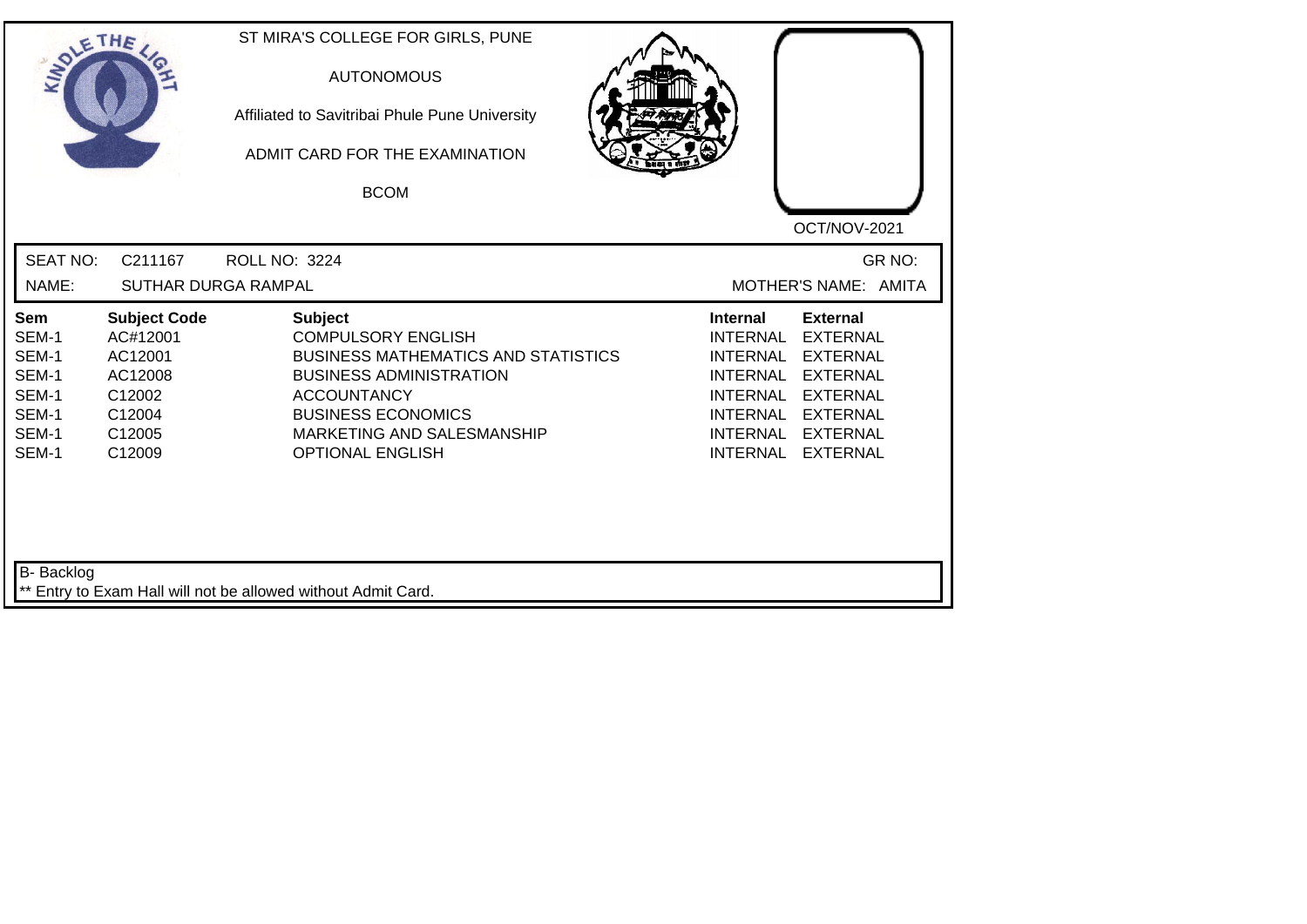ST MIRA'S COLLEGE FOR GIRLS, PUNE

AUTONOMOUS

Affiliated to Savitribai Phule Pune University

ADMIT CARD FOR THE EXAMINATION

BCOM

OCT/NOV-2021

SEAT NO: C211167 ROLL NO: 3224 GR NO:

NAME: SUTHAR DURGA RAMPAL MOTHER'S NAME: AMITA

| Sem | Subject Code | Subject | Internal | External |
|---|---|---|---|---|
| SEM-1 | AC#12001 | COMPULSORY ENGLISH | INTERNAL | EXTERNAL |
| SEM-1 | AC12001 | BUSINESS MATHEMATICS AND STATISTICS | INTERNAL | EXTERNAL |
| SEM-1 | AC12008 | BUSINESS ADMINISTRATION | INTERNAL | EXTERNAL |
| SEM-1 | C12002 | ACCOUNTANCY | INTERNAL | EXTERNAL |
| SEM-1 | C12004 | BUSINESS ECONOMICS | INTERNAL | EXTERNAL |
| SEM-1 | C12005 | MARKETING AND SALESMANSHIP | INTERNAL | EXTERNAL |
| SEM-1 | C12009 | OPTIONAL ENGLISH | INTERNAL | EXTERNAL |

B- Backlog

** Entry to Exam Hall will not be allowed without Admit Card.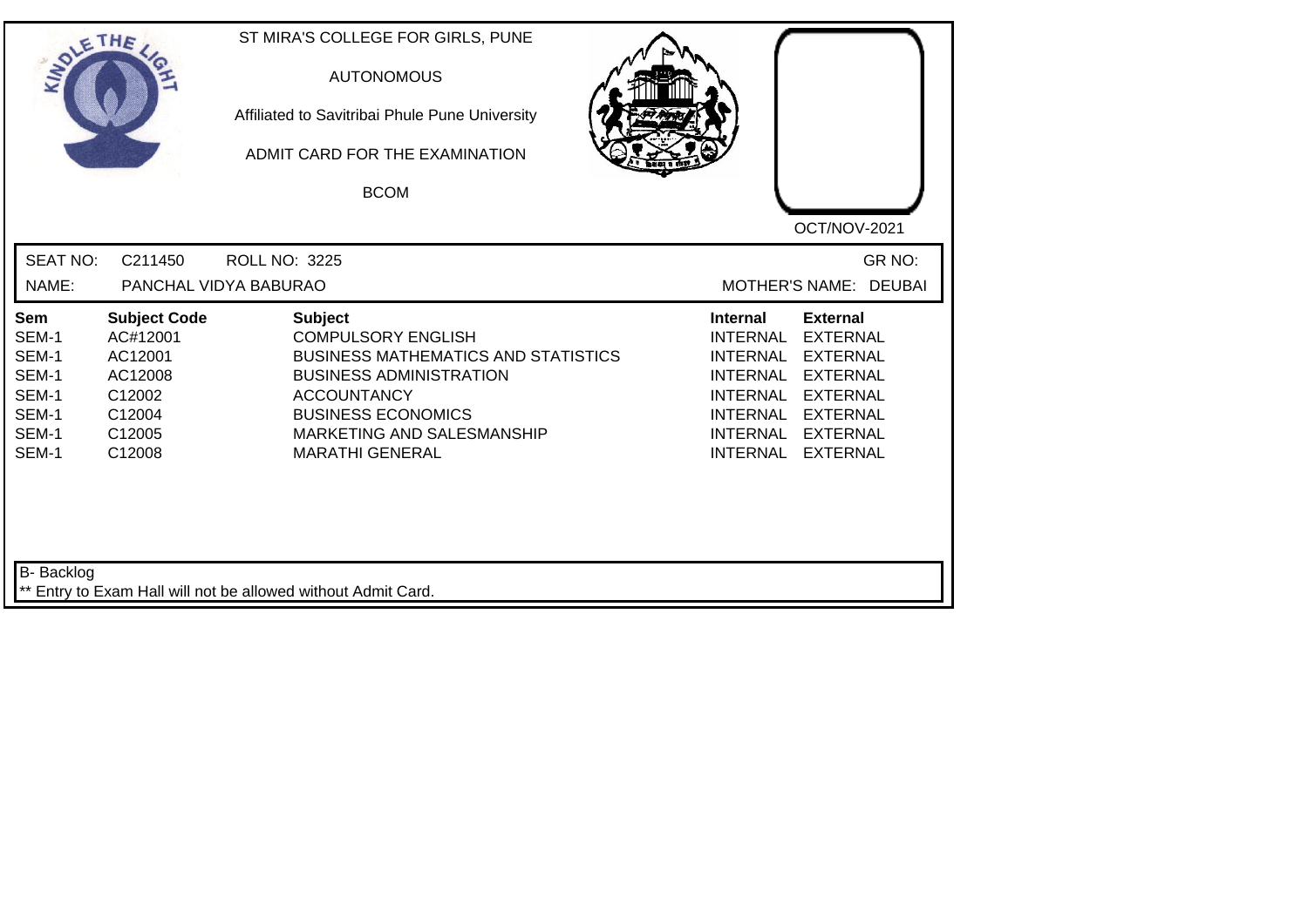ST MIRA'S COLLEGE FOR GIRLS, PUNE

AUTONOMOUS

Affiliated to Savitribai Phule Pune University

ADMIT CARD FOR THE EXAMINATION

BCOM

OCT/NOV-2021

SEAT NO: C211450 ROLL NO: 3225 GR NO:

NAME: PANCHAL VIDYA BABURAO MOTHER'S NAME: DEUBAI

| Sem | Subject Code | Subject | Internal | External |
|---|---|---|---|---|
| SEM-1 | AC#12001 | COMPULSORY ENGLISH | INTERNAL | EXTERNAL |
| SEM-1 | AC12001 | BUSINESS MATHEMATICS AND STATISTICS | INTERNAL | EXTERNAL |
| SEM-1 | AC12008 | BUSINESS ADMINISTRATION | INTERNAL | EXTERNAL |
| SEM-1 | C12002 | ACCOUNTANCY | INTERNAL | EXTERNAL |
| SEM-1 | C12004 | BUSINESS ECONOMICS | INTERNAL | EXTERNAL |
| SEM-1 | C12005 | MARKETING AND SALESMANSHIP | INTERNAL | EXTERNAL |
| SEM-1 | C12008 | MARATHI GENERAL | INTERNAL | EXTERNAL |

B- Backlog

** Entry to Exam Hall will not be allowed without Admit Card.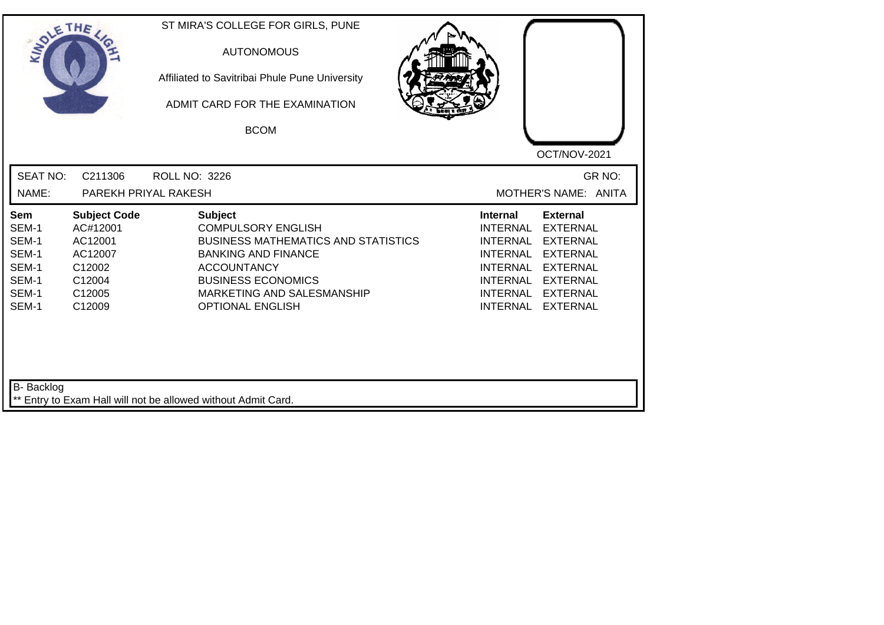ST MIRA'S COLLEGE FOR GIRLS, PUNE

AUTONOMOUS

Affiliated to Savitribai Phule Pune University

ADMIT CARD FOR THE EXAMINATION

BCOM

OCT/NOV-2021

SEAT NO: C211306 ROLL NO: 3226 GR NO:

NAME: PAREKH PRIYAL RAKESH MOTHER'S NAME: ANITA

| Sem | Subject Code | Subject | Internal | External |
|---|---|---|---|---|
| SEM-1 | AC#12001 | COMPULSORY ENGLISH | INTERNAL | EXTERNAL |
| SEM-1 | AC12001 | BUSINESS MATHEMATICS AND STATISTICS | INTERNAL | EXTERNAL |
| SEM-1 | AC12007 | BANKING AND FINANCE | INTERNAL | EXTERNAL |
| SEM-1 | C12002 | ACCOUNTANCY | INTERNAL | EXTERNAL |
| SEM-1 | C12004 | BUSINESS ECONOMICS | INTERNAL | EXTERNAL |
| SEM-1 | C12005 | MARKETING AND SALESMANSHIP | INTERNAL | EXTERNAL |
| SEM-1 | C12009 | OPTIONAL ENGLISH | INTERNAL | EXTERNAL |

B- Backlog

** Entry to Exam Hall will not be allowed without Admit Card.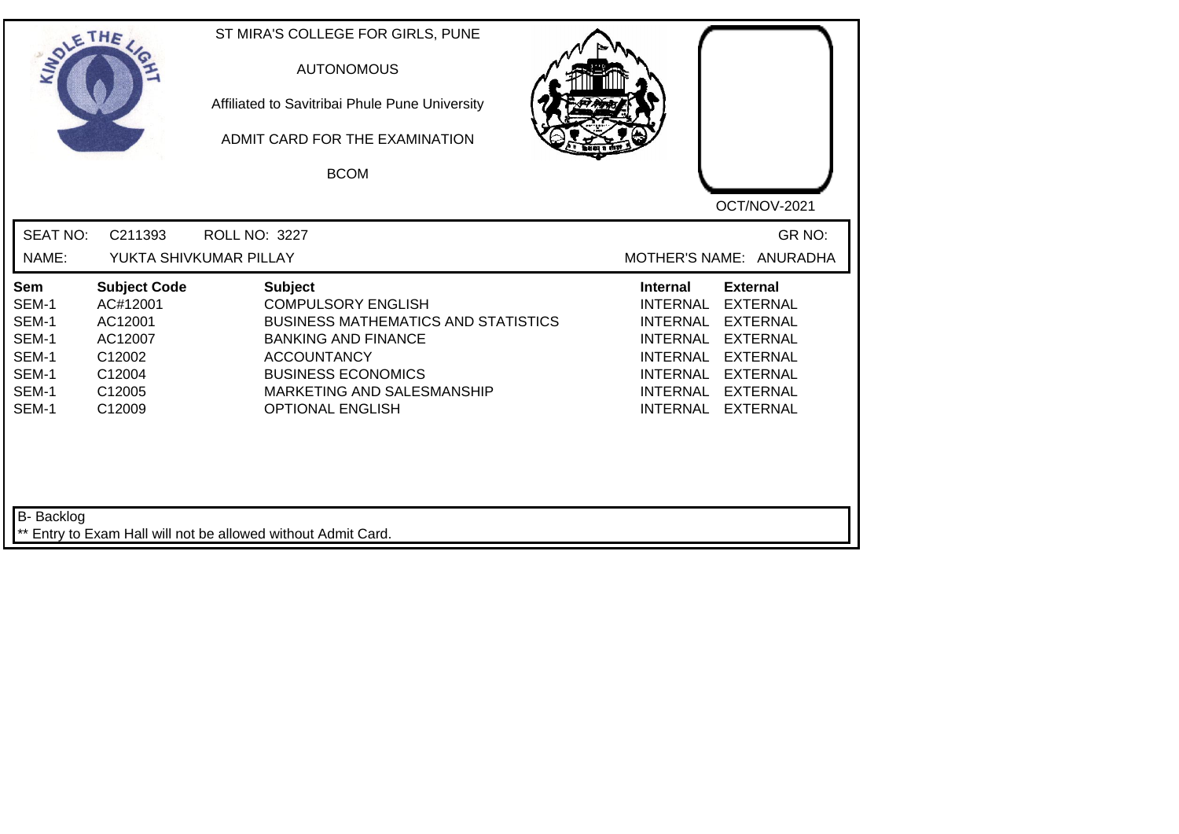ST MIRA'S COLLEGE FOR GIRLS, PUNE

AUTONOMOUS

Affiliated to Savitribai Phule Pune University

ADMIT CARD FOR THE EXAMINATION

BCOM

OCT/NOV-2021

SEAT NO: C211393 ROLL NO: 3227 GR NO:

NAME: YUKTA SHIVKUMAR PILLAY MOTHER'S NAME: ANURADHA

| Sem | Subject Code | Subject | Internal | External |
|---|---|---|---|---|
| SEM-1 | AC#12001 | COMPULSORY ENGLISH | INTERNAL | EXTERNAL |
| SEM-1 | AC12001 | BUSINESS MATHEMATICS AND STATISTICS | INTERNAL | EXTERNAL |
| SEM-1 | AC12007 | BANKING AND FINANCE | INTERNAL | EXTERNAL |
| SEM-1 | C12002 | ACCOUNTANCY | INTERNAL | EXTERNAL |
| SEM-1 | C12004 | BUSINESS ECONOMICS | INTERNAL | EXTERNAL |
| SEM-1 | C12005 | MARKETING AND SALESMANSHIP | INTERNAL | EXTERNAL |
| SEM-1 | C12009 | OPTIONAL ENGLISH | INTERNAL | EXTERNAL |

B- Backlog

** Entry to Exam Hall will not be allowed without Admit Card.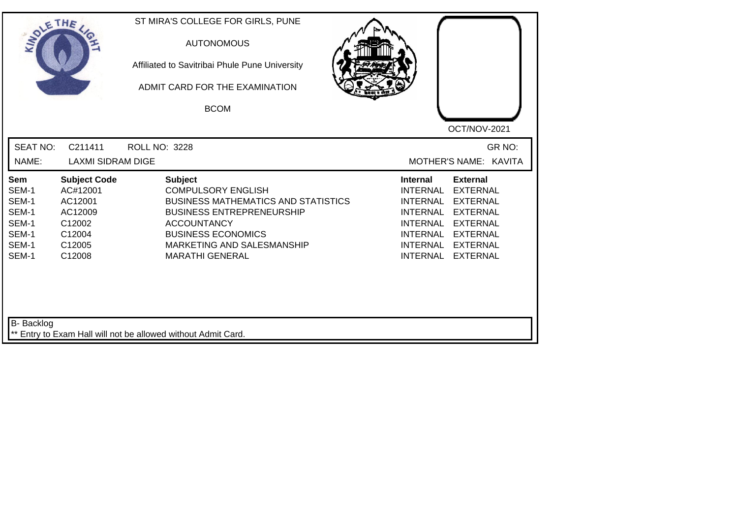ST MIRA'S COLLEGE FOR GIRLS, PUNE

AUTONOMOUS

Affiliated to Savitribai Phule Pune University

ADMIT CARD FOR THE EXAMINATION

BCOM

OCT/NOV-2021

SEAT NO: C211411 ROLL NO: 3228 GR NO:

NAME: LAXMI SIDRAM DIGE MOTHER'S NAME: KAVITA

| Sem | Subject Code | Subject | Internal | External |
|---|---|---|---|---|
| SEM-1 | AC#12001 | COMPULSORY ENGLISH | INTERNAL | EXTERNAL |
| SEM-1 | AC12001 | BUSINESS MATHEMATICS AND STATISTICS | INTERNAL | EXTERNAL |
| SEM-1 | AC12009 | BUSINESS ENTREPRENEURSHIP | INTERNAL | EXTERNAL |
| SEM-1 | C12002 | ACCOUNTANCY | INTERNAL | EXTERNAL |
| SEM-1 | C12004 | BUSINESS ECONOMICS | INTERNAL | EXTERNAL |
| SEM-1 | C12005 | MARKETING AND SALESMANSHIP | INTERNAL | EXTERNAL |
| SEM-1 | C12008 | MARATHI GENERAL | INTERNAL | EXTERNAL |

B- Backlog

** Entry to Exam Hall will not be allowed without Admit Card.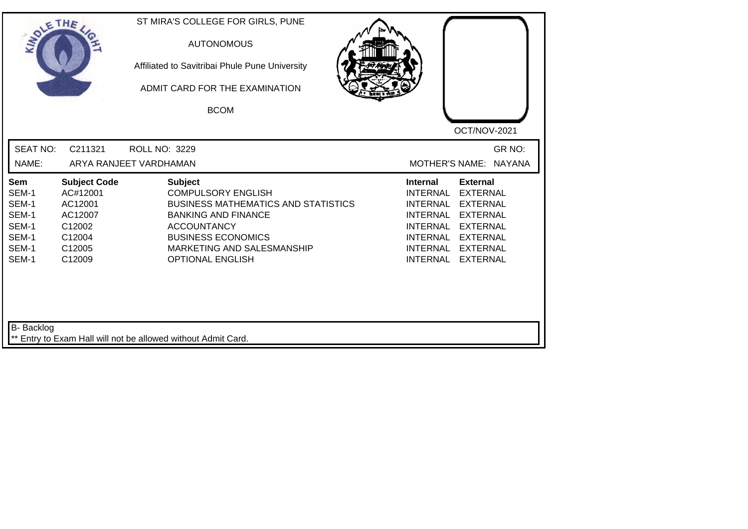ST MIRA'S COLLEGE FOR GIRLS, PUNE

AUTONOMOUS

Affiliated to Savitribai Phule Pune University

ADMIT CARD FOR THE EXAMINATION

BCOM

OCT/NOV-2021

SEAT NO: C211321 ROLL NO: 3229 GR NO:

NAME: ARYA RANJEET VARDHAMAN MOTHER'S NAME: NAYANA

| Sem | Subject Code | Subject | Internal | External |
|---|---|---|---|---|
| SEM-1 | AC#12001 | COMPULSORY ENGLISH | INTERNAL | EXTERNAL |
| SEM-1 | AC12001 | BUSINESS MATHEMATICS AND STATISTICS | INTERNAL | EXTERNAL |
| SEM-1 | AC12007 | BANKING AND FINANCE | INTERNAL | EXTERNAL |
| SEM-1 | C12002 | ACCOUNTANCY | INTERNAL | EXTERNAL |
| SEM-1 | C12004 | BUSINESS ECONOMICS | INTERNAL | EXTERNAL |
| SEM-1 | C12005 | MARKETING AND SALESMANSHIP | INTERNAL | EXTERNAL |
| SEM-1 | C12009 | OPTIONAL ENGLISH | INTERNAL | EXTERNAL |

B- Backlog

** Entry to Exam Hall will not be allowed without Admit Card.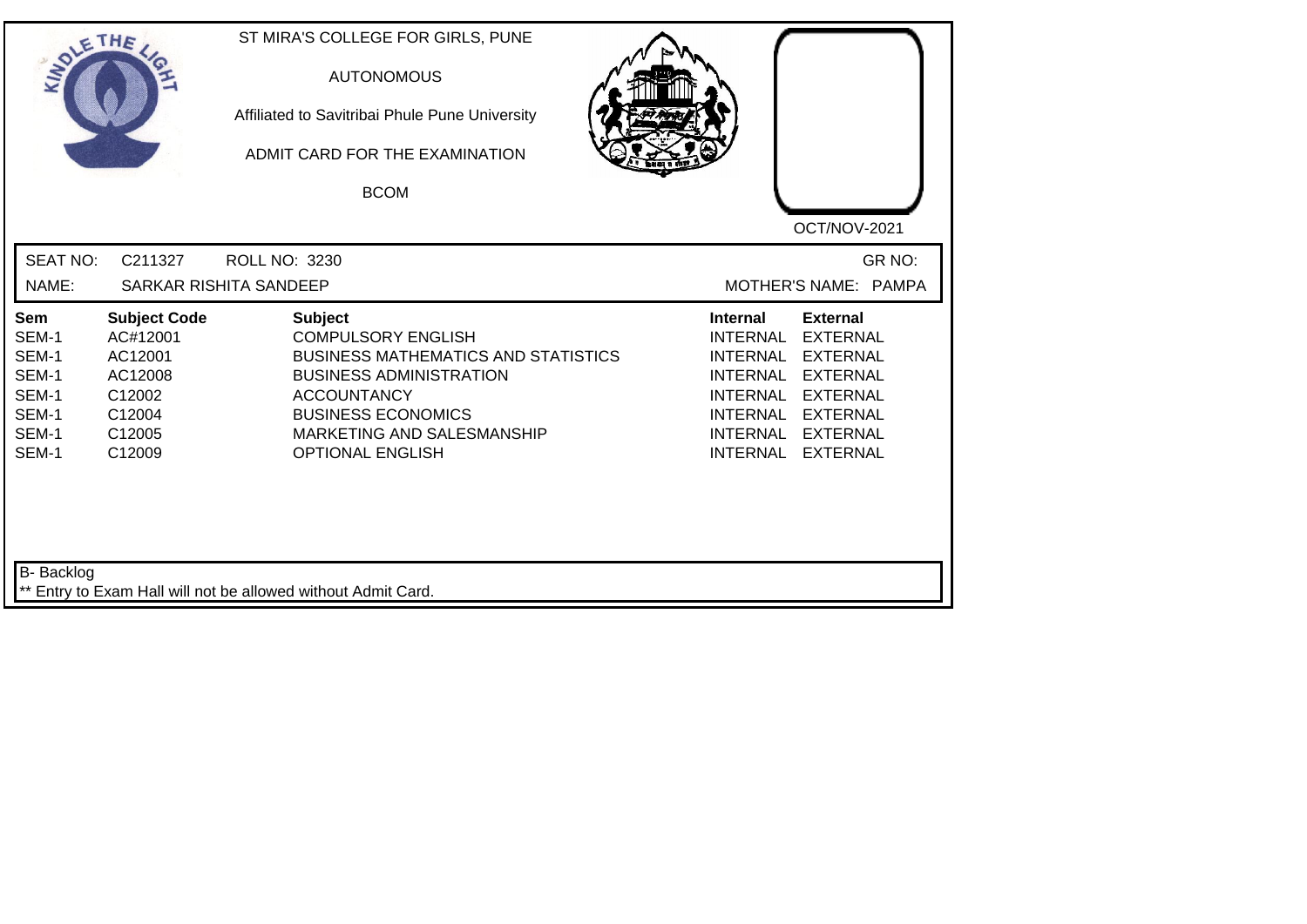ST MIRA'S COLLEGE FOR GIRLS, PUNE

AUTONOMOUS

Affiliated to Savitribai Phule Pune University

ADMIT CARD FOR THE EXAMINATION

BCOM

OCT/NOV-2021

SEAT NO: C211327 ROLL NO: 3230 GR NO:

NAME: SARKAR RISHITA SANDEEP MOTHER'S NAME: PAMPA

| Sem | Subject Code | Subject | Internal | External |
|---|---|---|---|---|
| SEM-1 | AC#12001 | COMPULSORY ENGLISH | INTERNAL | EXTERNAL |
| SEM-1 | AC12001 | BUSINESS MATHEMATICS AND STATISTICS | INTERNAL | EXTERNAL |
| SEM-1 | AC12008 | BUSINESS ADMINISTRATION | INTERNAL | EXTERNAL |
| SEM-1 | C12002 | ACCOUNTANCY | INTERNAL | EXTERNAL |
| SEM-1 | C12004 | BUSINESS ECONOMICS | INTERNAL | EXTERNAL |
| SEM-1 | C12005 | MARKETING AND SALESMANSHIP | INTERNAL | EXTERNAL |
| SEM-1 | C12009 | OPTIONAL ENGLISH | INTERNAL | EXTERNAL |

B- Backlog

** Entry to Exam Hall will not be allowed without Admit Card.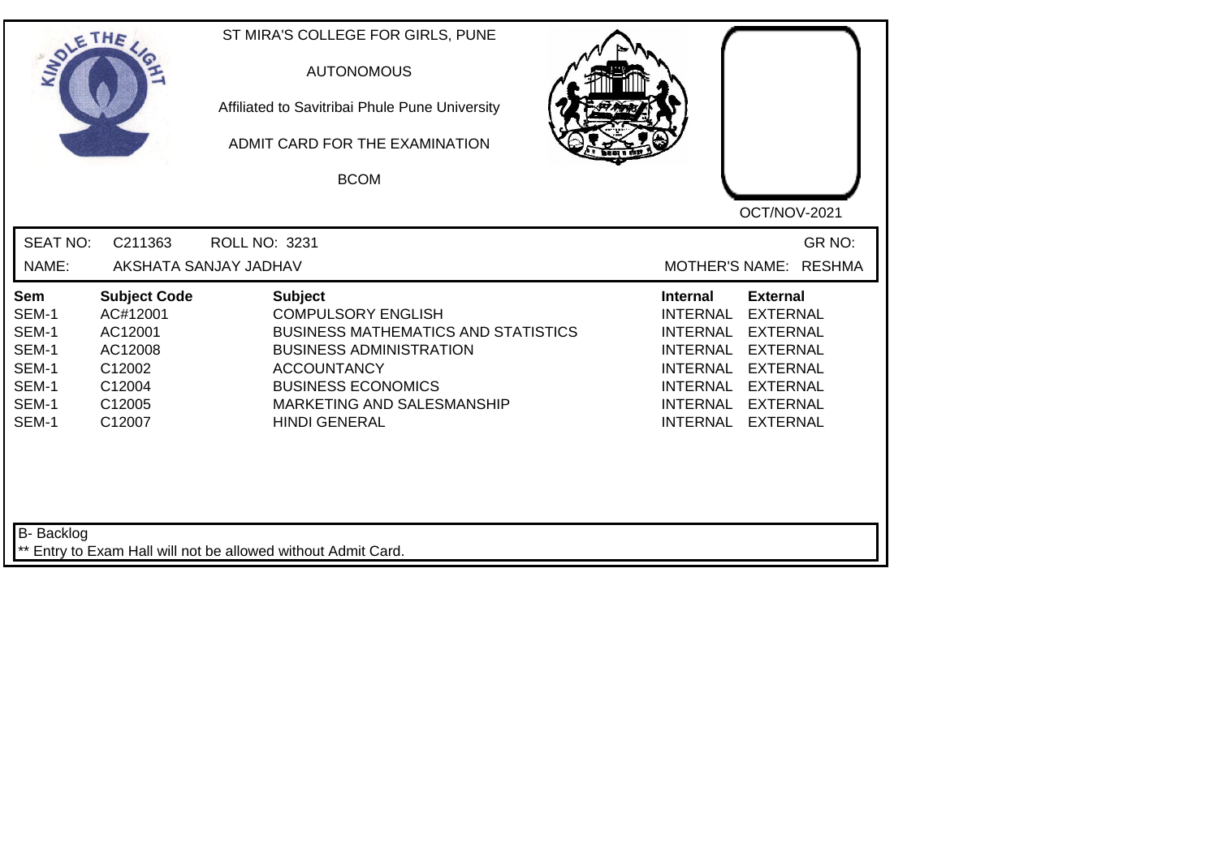ST MIRA'S COLLEGE FOR GIRLS, PUNE

AUTONOMOUS

Affiliated to Savitribai Phule Pune University

ADMIT CARD FOR THE EXAMINATION

BCOM

OCT/NOV-2021

SEAT NO: C211363 ROLL NO: 3231 GR NO:

NAME: AKSHATA SANJAY JADHAV MOTHER'S NAME: RESHMA

| Sem | Subject Code | Subject | Internal | External |
|---|---|---|---|---|
| SEM-1 | AC#12001 | COMPULSORY ENGLISH | INTERNAL | EXTERNAL |
| SEM-1 | AC12001 | BUSINESS MATHEMATICS AND STATISTICS | INTERNAL | EXTERNAL |
| SEM-1 | AC12008 | BUSINESS ADMINISTRATION | INTERNAL | EXTERNAL |
| SEM-1 | C12002 | ACCOUNTANCY | INTERNAL | EXTERNAL |
| SEM-1 | C12004 | BUSINESS ECONOMICS | INTERNAL | EXTERNAL |
| SEM-1 | C12005 | MARKETING AND SALESMANSHIP | INTERNAL | EXTERNAL |
| SEM-1 | C12007 | HINDI GENERAL | INTERNAL | EXTERNAL |

B- Backlog

** Entry to Exam Hall will not be allowed without Admit Card.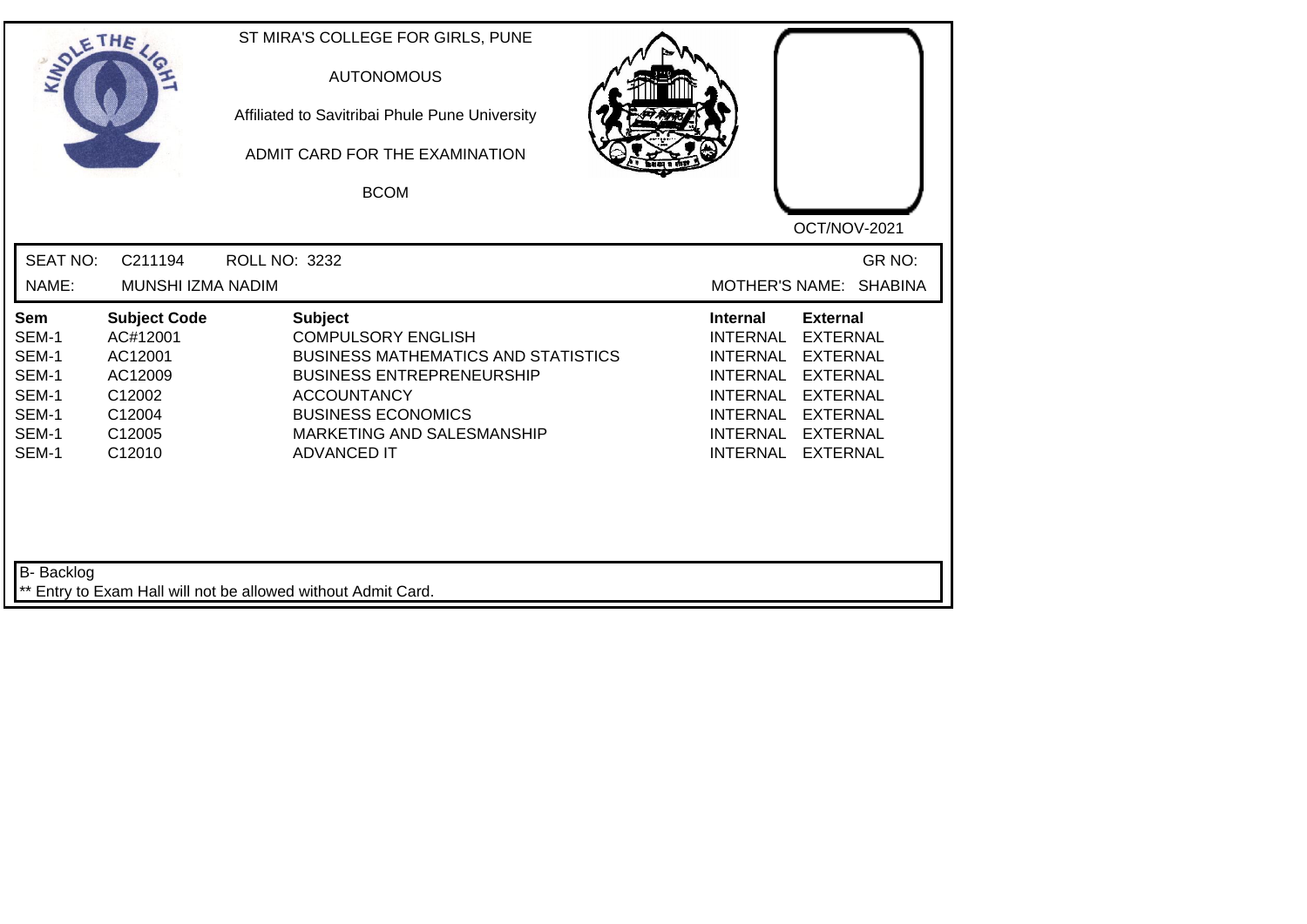ST MIRA'S COLLEGE FOR GIRLS, PUNE

AUTONOMOUS

Affiliated to Savitribai Phule Pune University

ADMIT CARD FOR THE EXAMINATION

BCOM

OCT/NOV-2021

SEAT NO: C211194 ROLL NO: 3232 GR NO:

NAME: MUNSHI IZMA NADIM MOTHER'S NAME: SHABINA

| Sem | Subject Code | Subject | Internal | External |
|---|---|---|---|---|
| SEM-1 | AC#12001 | COMPULSORY ENGLISH | INTERNAL | EXTERNAL |
| SEM-1 | AC12001 | BUSINESS MATHEMATICS AND STATISTICS | INTERNAL | EXTERNAL |
| SEM-1 | AC12009 | BUSINESS ENTREPRENEURSHIP | INTERNAL | EXTERNAL |
| SEM-1 | C12002 | ACCOUNTANCY | INTERNAL | EXTERNAL |
| SEM-1 | C12004 | BUSINESS ECONOMICS | INTERNAL | EXTERNAL |
| SEM-1 | C12005 | MARKETING AND SALESMANSHIP | INTERNAL | EXTERNAL |
| SEM-1 | C12010 | ADVANCED IT | INTERNAL | EXTERNAL |

B- Backlog

** Entry to Exam Hall will not be allowed without Admit Card.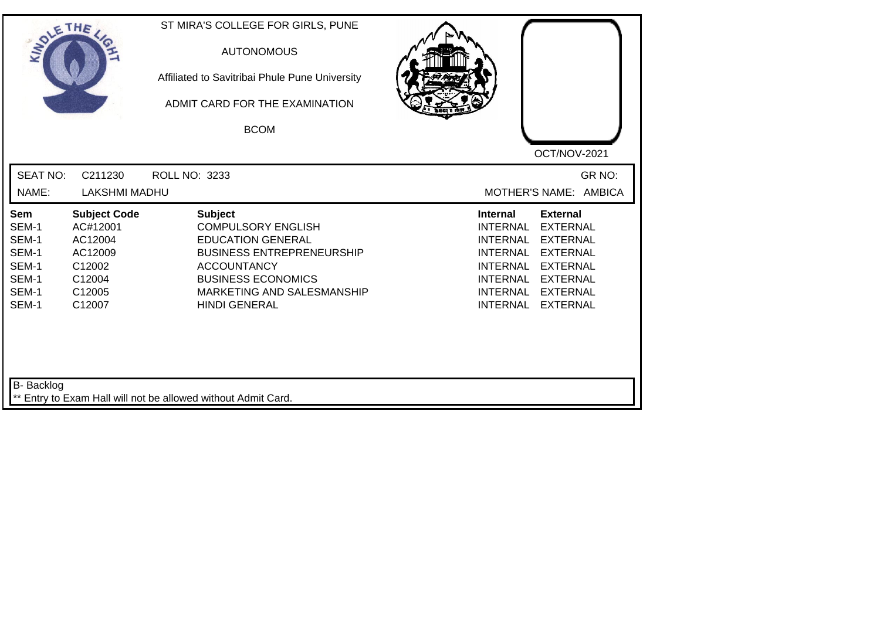ST MIRA'S COLLEGE FOR GIRLS, PUNE

AUTONOMOUS

Affiliated to Savitribai Phule Pune University

ADMIT CARD FOR THE EXAMINATION

BCOM

OCT/NOV-2021

SEAT NO: C211230 ROLL NO: 3233 GR NO:

NAME: LAKSHMI MADHU MOTHER'S NAME: AMBICA

| Sem | Subject Code | Subject | Internal | External |
|---|---|---|---|---|
| SEM-1 | AC#12001 | COMPULSORY ENGLISH | INTERNAL | EXTERNAL |
| SEM-1 | AC12004 | EDUCATION GENERAL | INTERNAL | EXTERNAL |
| SEM-1 | AC12009 | BUSINESS ENTREPRENEURSHIP | INTERNAL | EXTERNAL |
| SEM-1 | C12002 | ACCOUNTANCY | INTERNAL | EXTERNAL |
| SEM-1 | C12004 | BUSINESS ECONOMICS | INTERNAL | EXTERNAL |
| SEM-1 | C12005 | MARKETING AND SALESMANSHIP | INTERNAL | EXTERNAL |
| SEM-1 | C12007 | HINDI GENERAL | INTERNAL | EXTERNAL |

B- Backlog

** Entry to Exam Hall will not be allowed without Admit Card.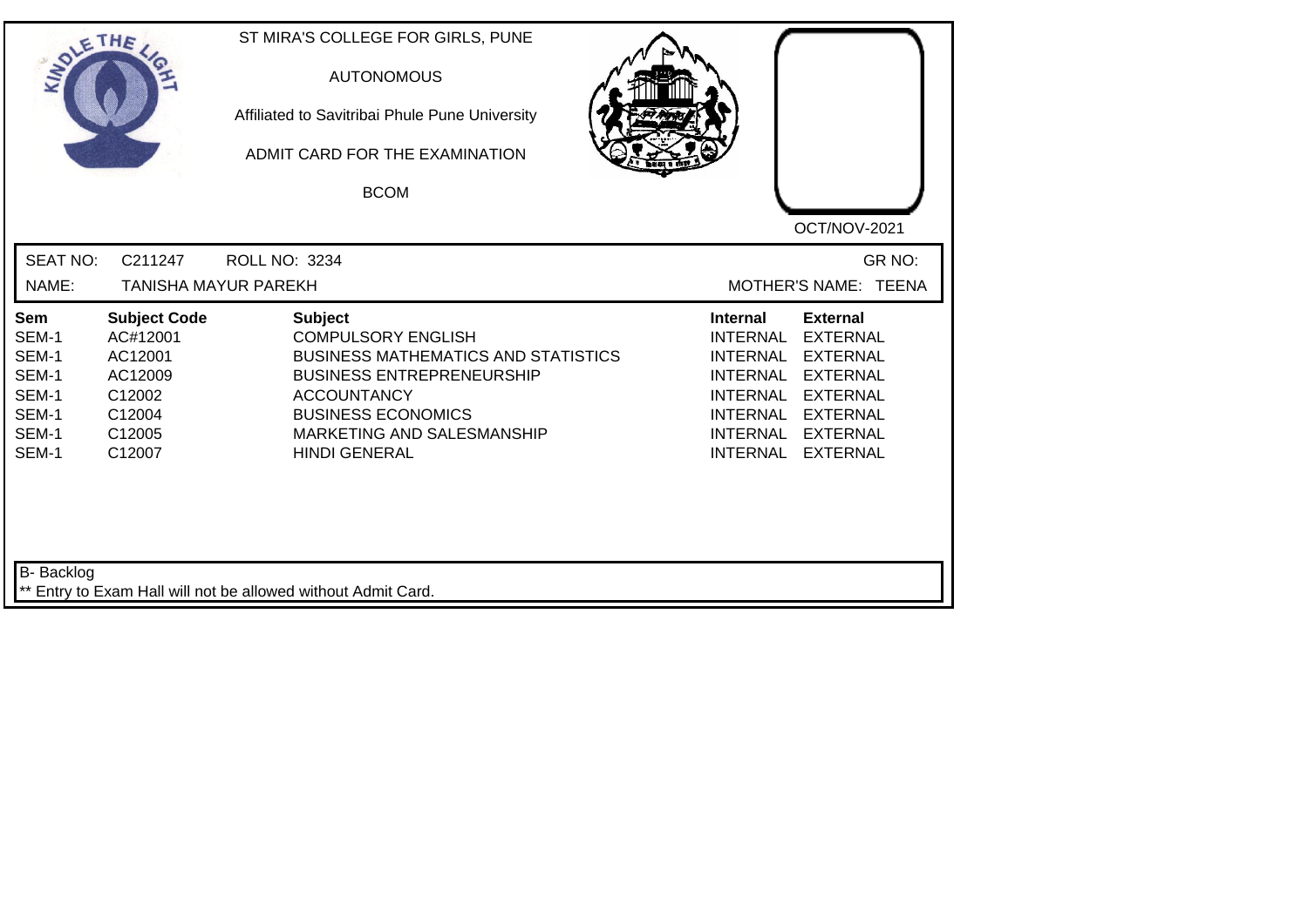ST MIRA'S COLLEGE FOR GIRLS, PUNE

AUTONOMOUS

Affiliated to Savitribai Phule Pune University

ADMIT CARD FOR THE EXAMINATION

BCOM

OCT/NOV-2021

SEAT NO: C211247 ROLL NO: 3234 GR NO:

NAME: TANISHA MAYUR PAREKH MOTHER'S NAME: TEENA

| Sem | Subject Code | Subject | Internal | External |
|---|---|---|---|---|
| SEM-1 | AC#12001 | COMPULSORY ENGLISH | INTERNAL | EXTERNAL |
| SEM-1 | AC12001 | BUSINESS MATHEMATICS AND STATISTICS | INTERNAL | EXTERNAL |
| SEM-1 | AC12009 | BUSINESS ENTREPRENEURSHIP | INTERNAL | EXTERNAL |
| SEM-1 | C12002 | ACCOUNTANCY | INTERNAL | EXTERNAL |
| SEM-1 | C12004 | BUSINESS ECONOMICS | INTERNAL | EXTERNAL |
| SEM-1 | C12005 | MARKETING AND SALESMANSHIP | INTERNAL | EXTERNAL |
| SEM-1 | C12007 | HINDI GENERAL | INTERNAL | EXTERNAL |

B- Backlog

** Entry to Exam Hall will not be allowed without Admit Card.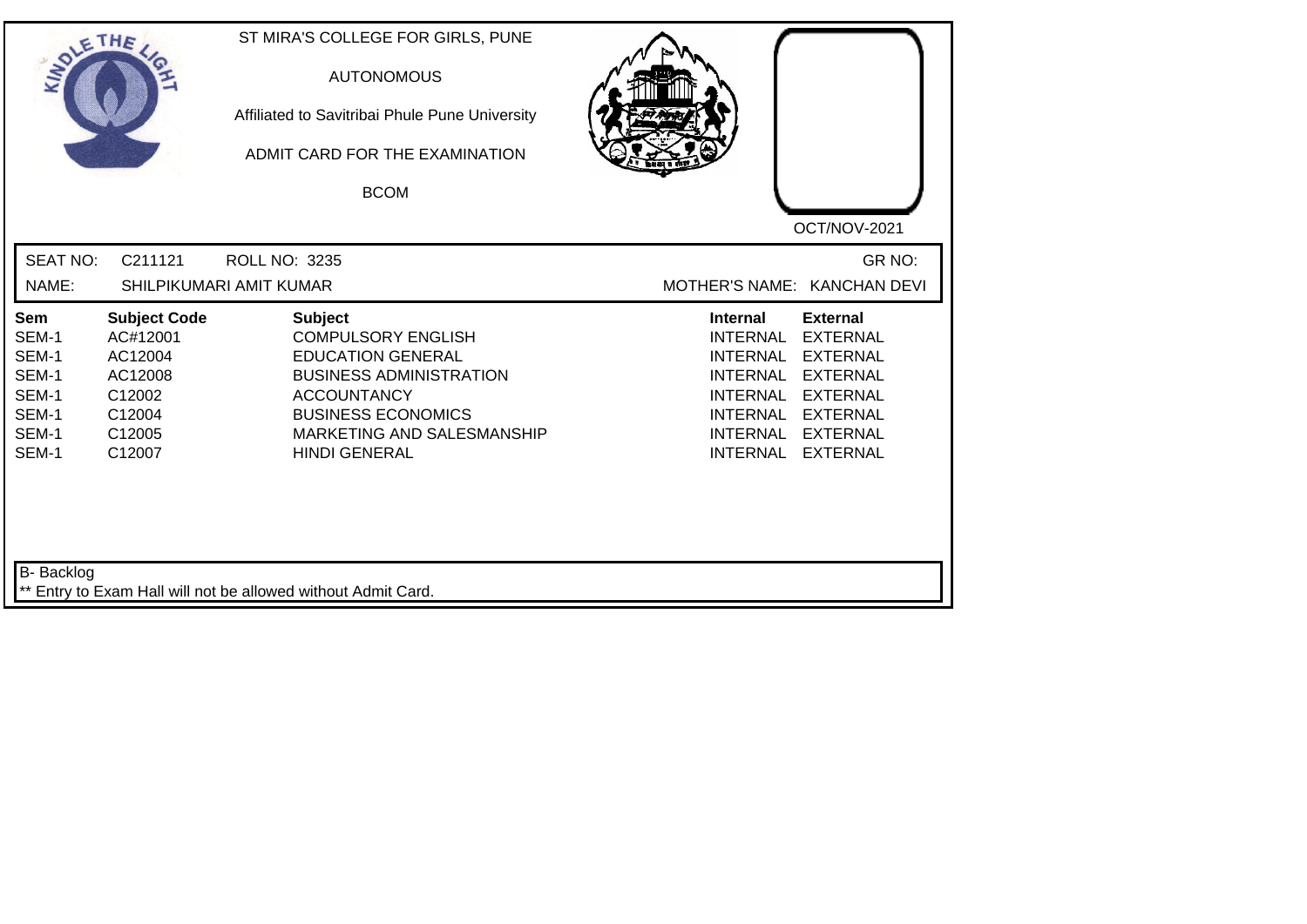ST MIRA'S COLLEGE FOR GIRLS, PUNE

AUTONOMOUS

Affiliated to Savitribai Phule Pune University

ADMIT CARD FOR THE EXAMINATION

BCOM

OCT/NOV-2021

SEAT NO: C211121 ROLL NO: 3235 GR NO:

NAME: SHILPIKUMARI AMIT KUMAR MOTHER'S NAME: KANCHAN DEVI

| Sem | Subject Code | Subject | Internal | External |
|---|---|---|---|---|
| SEM-1 | AC#12001 | COMPULSORY ENGLISH | INTERNAL | EXTERNAL |
| SEM-1 | AC12004 | EDUCATION GENERAL | INTERNAL | EXTERNAL |
| SEM-1 | AC12008 | BUSINESS ADMINISTRATION | INTERNAL | EXTERNAL |
| SEM-1 | C12002 | ACCOUNTANCY | INTERNAL | EXTERNAL |
| SEM-1 | C12004 | BUSINESS ECONOMICS | INTERNAL | EXTERNAL |
| SEM-1 | C12005 | MARKETING AND SALESMANSHIP | INTERNAL | EXTERNAL |
| SEM-1 | C12007 | HINDI GENERAL | INTERNAL | EXTERNAL |

B- Backlog

** Entry to Exam Hall will not be allowed without Admit Card.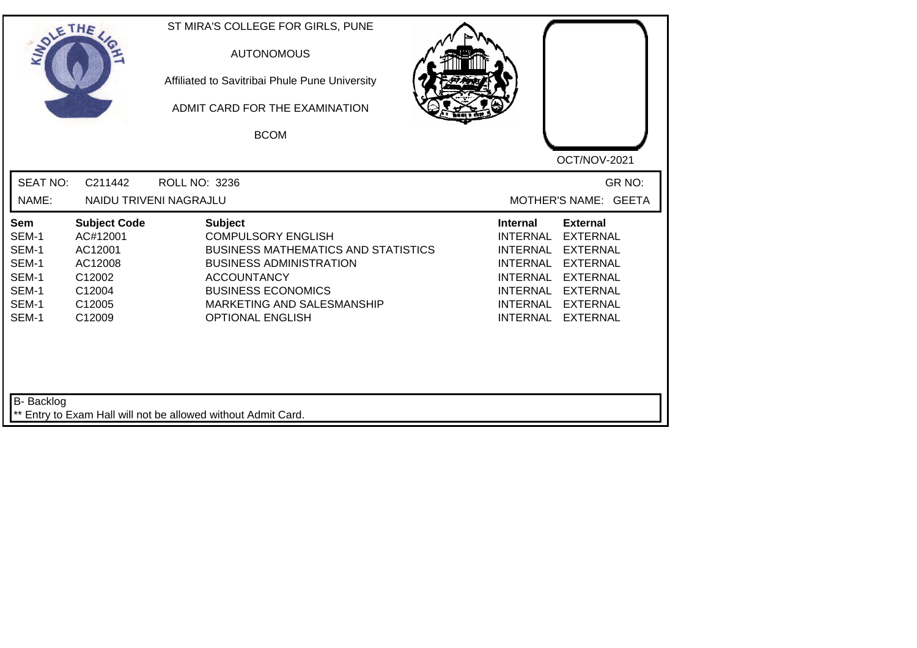ST MIRA'S COLLEGE FOR GIRLS, PUNE

AUTONOMOUS

Affiliated to Savitribai Phule Pune University

ADMIT CARD FOR THE EXAMINATION

BCOM

OCT/NOV-2021

SEAT NO: C211442 ROLL NO: 3236 GR NO:

NAME: NAIDU TRIVENI NAGRAJLU MOTHER'S NAME: GEETA

| Sem | Subject Code | Subject | Internal | External |
|---|---|---|---|---|
| SEM-1 | AC#12001 | COMPULSORY ENGLISH | INTERNAL | EXTERNAL |
| SEM-1 | AC12001 | BUSINESS MATHEMATICS AND STATISTICS | INTERNAL | EXTERNAL |
| SEM-1 | AC12008 | BUSINESS ADMINISTRATION | INTERNAL | EXTERNAL |
| SEM-1 | C12002 | ACCOUNTANCY | INTERNAL | EXTERNAL |
| SEM-1 | C12004 | BUSINESS ECONOMICS | INTERNAL | EXTERNAL |
| SEM-1 | C12005 | MARKETING AND SALESMANSHIP | INTERNAL | EXTERNAL |
| SEM-1 | C12009 | OPTIONAL ENGLISH | INTERNAL | EXTERNAL |

B- Backlog

** Entry to Exam Hall will not be allowed without Admit Card.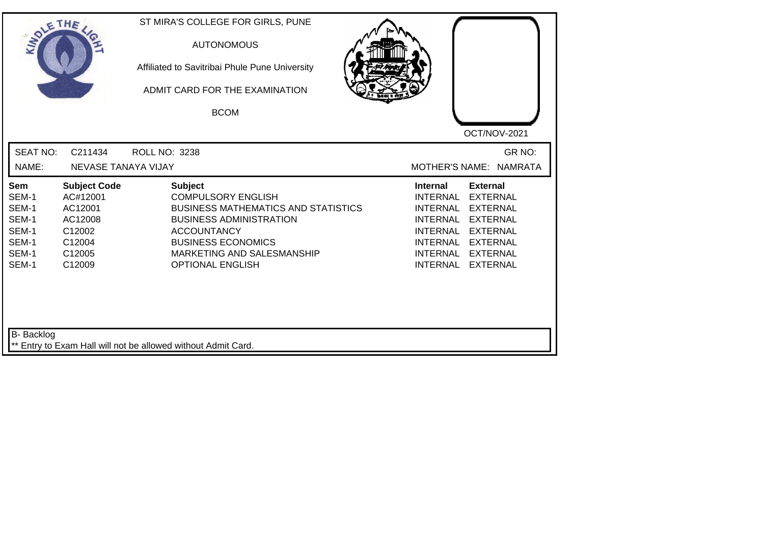ST MIRA'S COLLEGE FOR GIRLS, PUNE

AUTONOMOUS

Affiliated to Savitribai Phule Pune University

ADMIT CARD FOR THE EXAMINATION

BCOM

OCT/NOV-2021

SEAT NO: C211434 ROLL NO: 3238 GR NO:

NAME: NEVASE TANAYA VIJAY MOTHER'S NAME: NAMRATA

| Sem | Subject Code | Subject | Internal | External |
|---|---|---|---|---|
| SEM-1 | AC#12001 | COMPULSORY ENGLISH | INTERNAL | EXTERNAL |
| SEM-1 | AC12001 | BUSINESS MATHEMATICS AND STATISTICS | INTERNAL | EXTERNAL |
| SEM-1 | AC12008 | BUSINESS ADMINISTRATION | INTERNAL | EXTERNAL |
| SEM-1 | C12002 | ACCOUNTANCY | INTERNAL | EXTERNAL |
| SEM-1 | C12004 | BUSINESS ECONOMICS | INTERNAL | EXTERNAL |
| SEM-1 | C12005 | MARKETING AND SALESMANSHIP | INTERNAL | EXTERNAL |
| SEM-1 | C12009 | OPTIONAL ENGLISH | INTERNAL | EXTERNAL |

B- Backlog

** Entry to Exam Hall will not be allowed without Admit Card.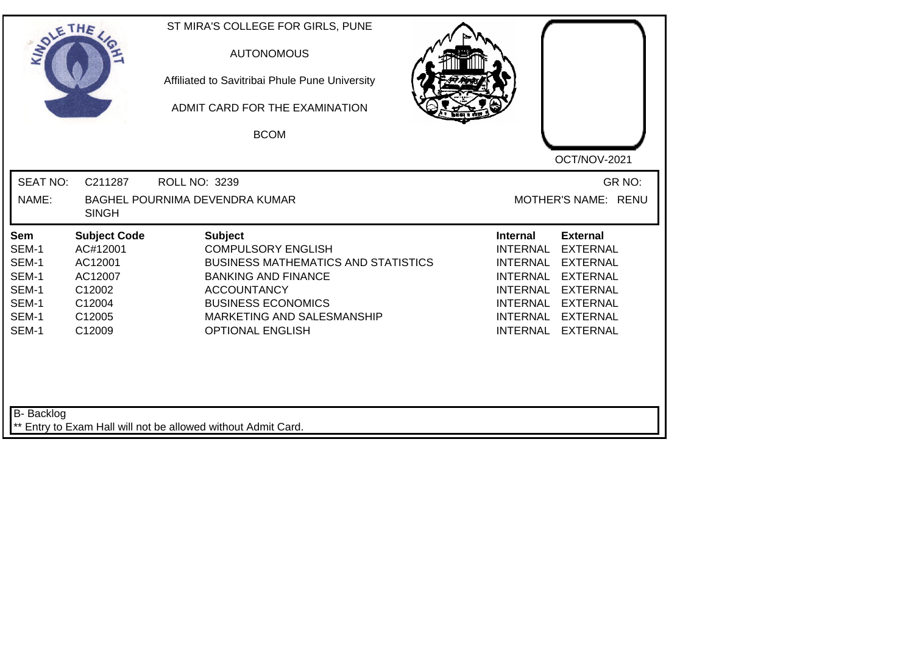ST MIRA'S COLLEGE FOR GIRLS, PUNE

AUTONOMOUS

Affiliated to Savitribai Phule Pune University

ADMIT CARD FOR THE EXAMINATION

BCOM

OCT/NOV-2021

SEAT NO: C211287 ROLL NO: 3239 GR NO:

NAME: BAGHEL POURNIMA DEVENDRA KUMAR SINGH MOTHER'S NAME: RENU

| Sem | Subject Code | Subject | Internal | External |
|---|---|---|---|---|
| SEM-1 | AC#12001 | COMPULSORY ENGLISH | INTERNAL | EXTERNAL |
| SEM-1 | AC12001 | BUSINESS MATHEMATICS AND STATISTICS | INTERNAL | EXTERNAL |
| SEM-1 | AC12007 | BANKING AND FINANCE | INTERNAL | EXTERNAL |
| SEM-1 | C12002 | ACCOUNTANCY | INTERNAL | EXTERNAL |
| SEM-1 | C12004 | BUSINESS ECONOMICS | INTERNAL | EXTERNAL |
| SEM-1 | C12005 | MARKETING AND SALESMANSHIP | INTERNAL | EXTERNAL |
| SEM-1 | C12009 | OPTIONAL ENGLISH | INTERNAL | EXTERNAL |

B- Backlog

** Entry to Exam Hall will not be allowed without Admit Card.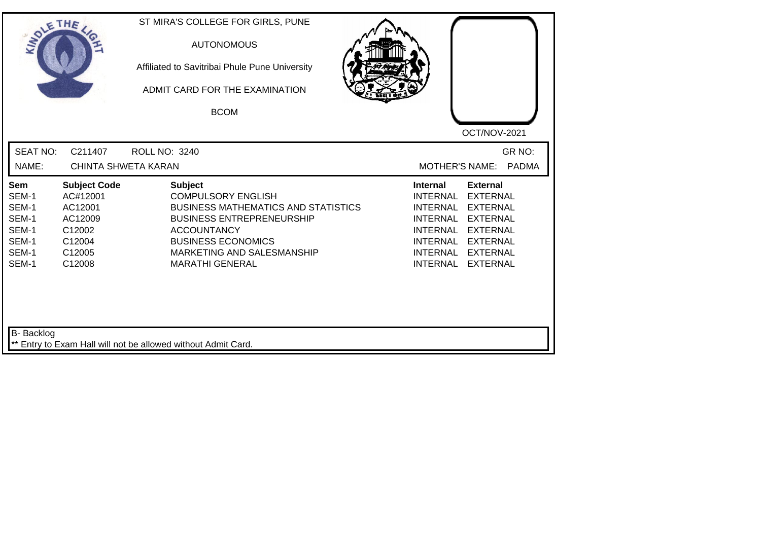ST MIRA'S COLLEGE FOR GIRLS, PUNE

AUTONOMOUS

Affiliated to Savitribai Phule Pune University

ADMIT CARD FOR THE EXAMINATION

BCOM

OCT/NOV-2021

SEAT NO: C211407 ROLL NO: 3240 GR NO:

NAME: CHINTA SHWETA KARAN MOTHER'S NAME: PADMA

| Sem | Subject Code | Subject | Internal | External |
|---|---|---|---|---|
| SEM-1 | AC#12001 | COMPULSORY ENGLISH | INTERNAL | EXTERNAL |
| SEM-1 | AC12001 | BUSINESS MATHEMATICS AND STATISTICS | INTERNAL | EXTERNAL |
| SEM-1 | AC12009 | BUSINESS ENTREPRENEURSHIP | INTERNAL | EXTERNAL |
| SEM-1 | C12002 | ACCOUNTANCY | INTERNAL | EXTERNAL |
| SEM-1 | C12004 | BUSINESS ECONOMICS | INTERNAL | EXTERNAL |
| SEM-1 | C12005 | MARKETING AND SALESMANSHIP | INTERNAL | EXTERNAL |
| SEM-1 | C12008 | MARATHI GENERAL | INTERNAL | EXTERNAL |

B- Backlog

** Entry to Exam Hall will not be allowed without Admit Card.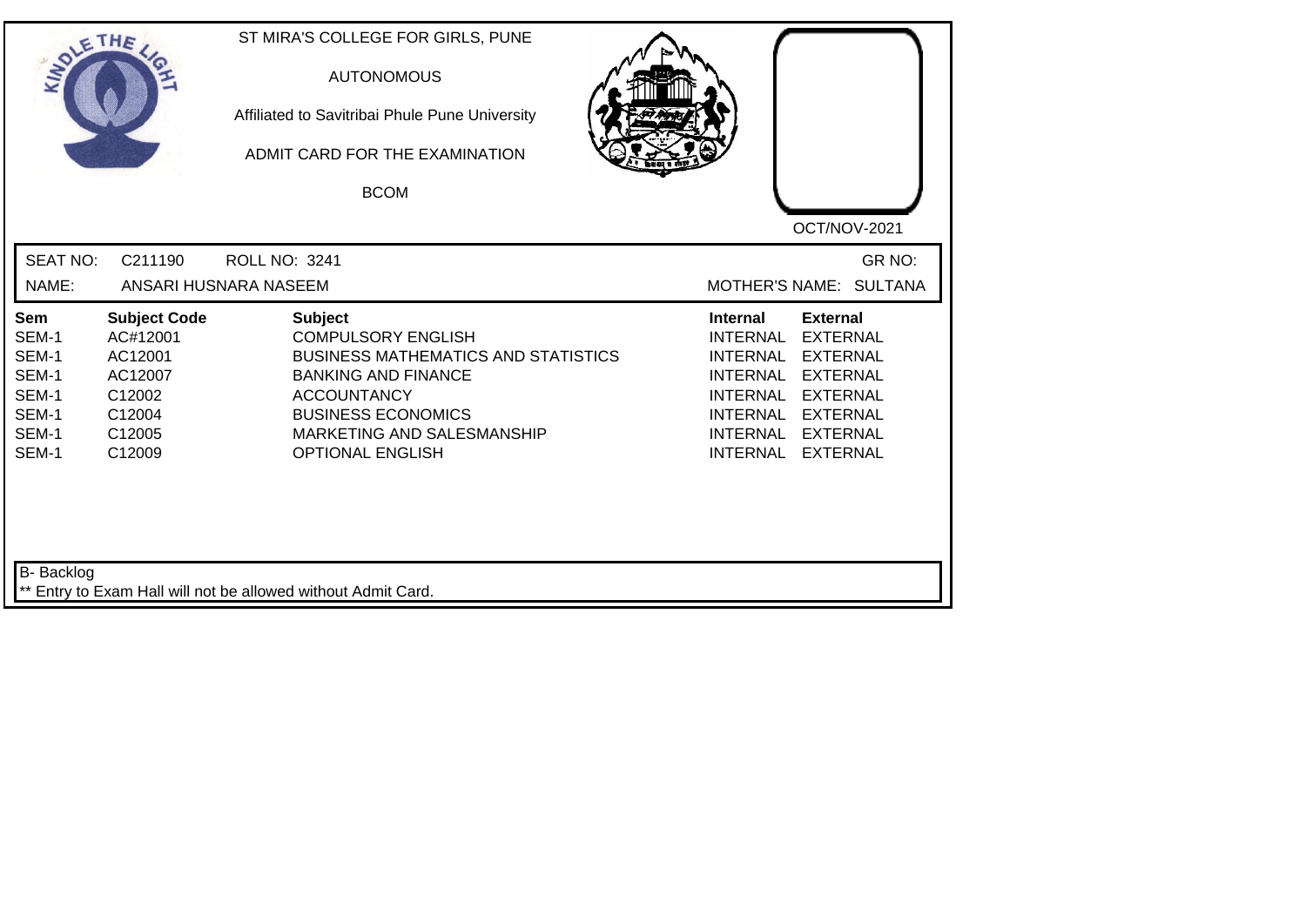ST MIRA'S COLLEGE FOR GIRLS, PUNE

AUTONOMOUS

Affiliated to Savitribai Phule Pune University

ADMIT CARD FOR THE EXAMINATION

BCOM

OCT/NOV-2021

SEAT NO: C211190 ROLL NO: 3241 GR NO:

NAME: ANSARI HUSNARA NASEEM MOTHER'S NAME: SULTANA

| Sem | Subject Code | Subject | Internal | External |
|---|---|---|---|---|
| SEM-1 | AC#12001 | COMPULSORY ENGLISH | INTERNAL | EXTERNAL |
| SEM-1 | AC12001 | BUSINESS MATHEMATICS AND STATISTICS | INTERNAL | EXTERNAL |
| SEM-1 | AC12007 | BANKING AND FINANCE | INTERNAL | EXTERNAL |
| SEM-1 | C12002 | ACCOUNTANCY | INTERNAL | EXTERNAL |
| SEM-1 | C12004 | BUSINESS ECONOMICS | INTERNAL | EXTERNAL |
| SEM-1 | C12005 | MARKETING AND SALESMANSHIP | INTERNAL | EXTERNAL |
| SEM-1 | C12009 | OPTIONAL ENGLISH | INTERNAL | EXTERNAL |

B- Backlog

** Entry to Exam Hall will not be allowed without Admit Card.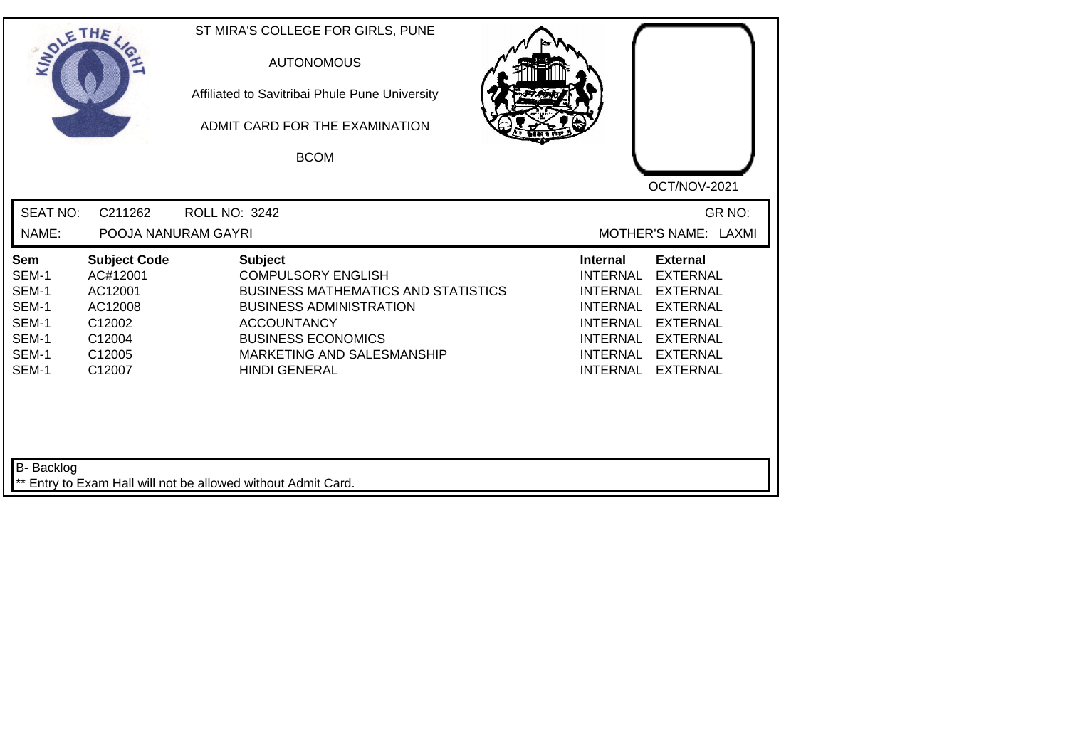ST MIRA'S COLLEGE FOR GIRLS, PUNE

AUTONOMOUS

Affiliated to Savitribai Phule Pune University

ADMIT CARD FOR THE EXAMINATION

BCOM

OCT/NOV-2021

SEAT NO: C211262 ROLL NO: 3242 GR NO:

NAME: POOJA NANURAM GAYRI MOTHER'S NAME: LAXMI

| Sem | Subject Code | Subject | Internal | External |
|---|---|---|---|---|
| SEM-1 | AC#12001 | COMPULSORY ENGLISH | INTERNAL | EXTERNAL |
| SEM-1 | AC12001 | BUSINESS MATHEMATICS AND STATISTICS | INTERNAL | EXTERNAL |
| SEM-1 | AC12008 | BUSINESS ADMINISTRATION | INTERNAL | EXTERNAL |
| SEM-1 | C12002 | ACCOUNTANCY | INTERNAL | EXTERNAL |
| SEM-1 | C12004 | BUSINESS ECONOMICS | INTERNAL | EXTERNAL |
| SEM-1 | C12005 | MARKETING AND SALESMANSHIP | INTERNAL | EXTERNAL |
| SEM-1 | C12007 | HINDI GENERAL | INTERNAL | EXTERNAL |

B- Backlog

** Entry to Exam Hall will not be allowed without Admit Card.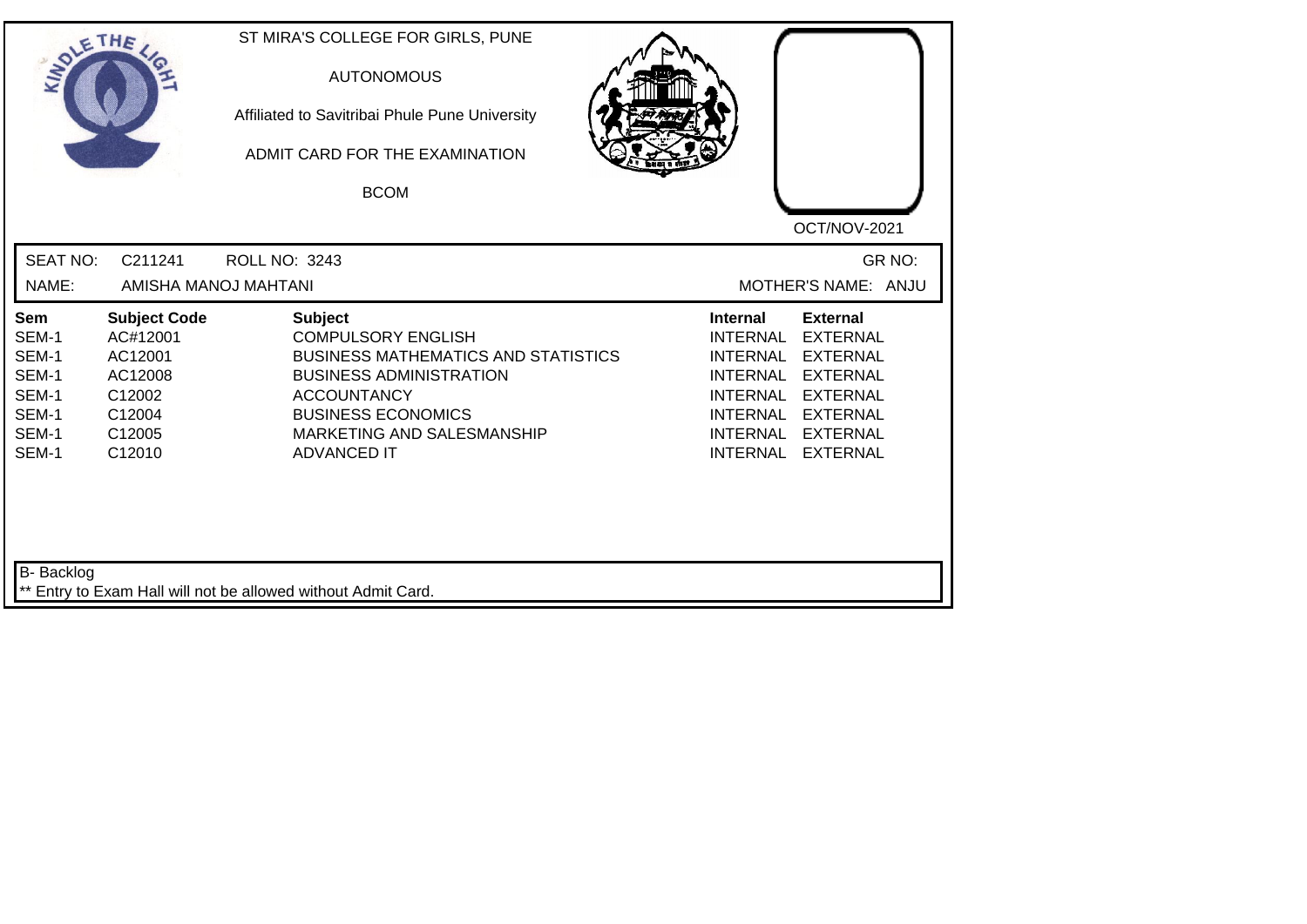ST MIRA'S COLLEGE FOR GIRLS, PUNE

AUTONOMOUS

Affiliated to Savitribai Phule Pune University

ADMIT CARD FOR THE EXAMINATION

BCOM

OCT/NOV-2021

SEAT NO: C211241 ROLL NO: 3243 GR NO:

NAME: AMISHA MANOJ MAHTANI MOTHER'S NAME: ANJU

| Sem | Subject Code | Subject | Internal | External |
|---|---|---|---|---|
| SEM-1 | AC#12001 | COMPULSORY ENGLISH | INTERNAL | EXTERNAL |
| SEM-1 | AC12001 | BUSINESS MATHEMATICS AND STATISTICS | INTERNAL | EXTERNAL |
| SEM-1 | AC12008 | BUSINESS ADMINISTRATION | INTERNAL | EXTERNAL |
| SEM-1 | C12002 | ACCOUNTANCY | INTERNAL | EXTERNAL |
| SEM-1 | C12004 | BUSINESS ECONOMICS | INTERNAL | EXTERNAL |
| SEM-1 | C12005 | MARKETING AND SALESMANSHIP | INTERNAL | EXTERNAL |
| SEM-1 | C12010 | ADVANCED IT | INTERNAL | EXTERNAL |

B- Backlog

** Entry to Exam Hall will not be allowed without Admit Card.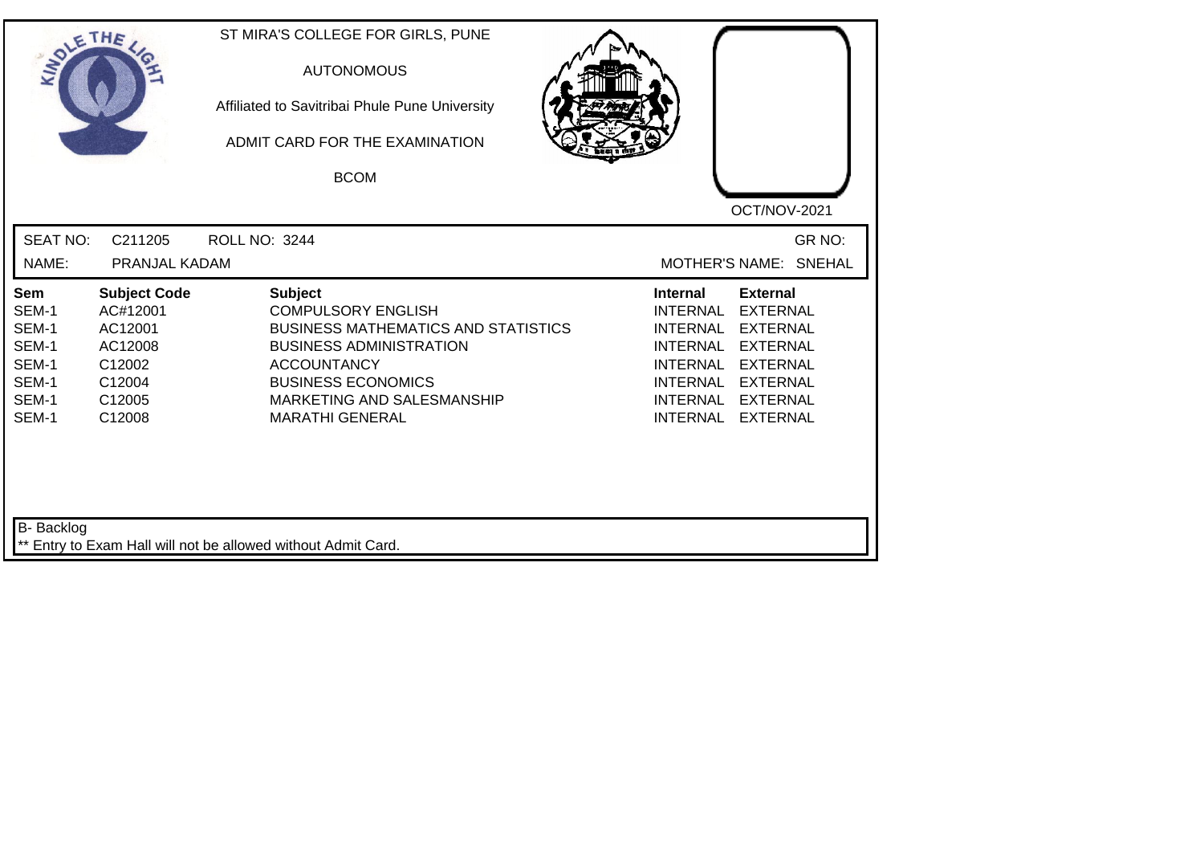ST MIRA'S COLLEGE FOR GIRLS, PUNE

AUTONOMOUS

Affiliated to Savitribai Phule Pune University

ADMIT CARD FOR THE EXAMINATION

BCOM

OCT/NOV-2021

SEAT NO: C211205 ROLL NO: 3244 GR NO:

NAME: PRANJAL KADAM MOTHER'S NAME: SNEHAL

| Sem | Subject Code | Subject | Internal | External |
|---|---|---|---|---|
| SEM-1 | AC#12001 | COMPULSORY ENGLISH | INTERNAL | EXTERNAL |
| SEM-1 | AC12001 | BUSINESS MATHEMATICS AND STATISTICS | INTERNAL | EXTERNAL |
| SEM-1 | AC12008 | BUSINESS ADMINISTRATION | INTERNAL | EXTERNAL |
| SEM-1 | C12002 | ACCOUNTANCY | INTERNAL | EXTERNAL |
| SEM-1 | C12004 | BUSINESS ECONOMICS | INTERNAL | EXTERNAL |
| SEM-1 | C12005 | MARKETING AND SALESMANSHIP | INTERNAL | EXTERNAL |
| SEM-1 | C12008 | MARATHI GENERAL | INTERNAL | EXTERNAL |

B- Backlog

** Entry to Exam Hall will not be allowed without Admit Card.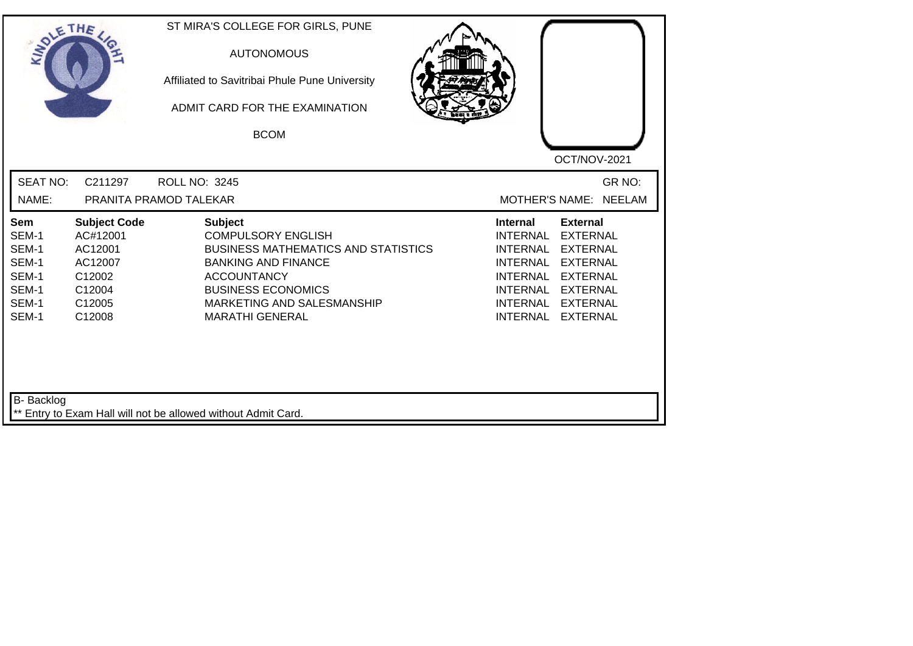ST MIRA'S COLLEGE FOR GIRLS, PUNE

AUTONOMOUS

Affiliated to Savitribai Phule Pune University

ADMIT CARD FOR THE EXAMINATION

BCOM

OCT/NOV-2021

SEAT NO: C211297 ROLL NO: 3245 GR NO:

NAME: PRANITA PRAMOD TALEKAR MOTHER'S NAME: NEELAM

| Sem | Subject Code | Subject | Internal | External |
|---|---|---|---|---|
| SEM-1 | AC#12001 | COMPULSORY ENGLISH | INTERNAL | EXTERNAL |
| SEM-1 | AC12001 | BUSINESS MATHEMATICS AND STATISTICS | INTERNAL | EXTERNAL |
| SEM-1 | AC12007 | BANKING AND FINANCE | INTERNAL | EXTERNAL |
| SEM-1 | C12002 | ACCOUNTANCY | INTERNAL | EXTERNAL |
| SEM-1 | C12004 | BUSINESS ECONOMICS | INTERNAL | EXTERNAL |
| SEM-1 | C12005 | MARKETING AND SALESMANSHIP | INTERNAL | EXTERNAL |
| SEM-1 | C12008 | MARATHI GENERAL | INTERNAL | EXTERNAL |

B- Backlog

** Entry to Exam Hall will not be allowed without Admit Card.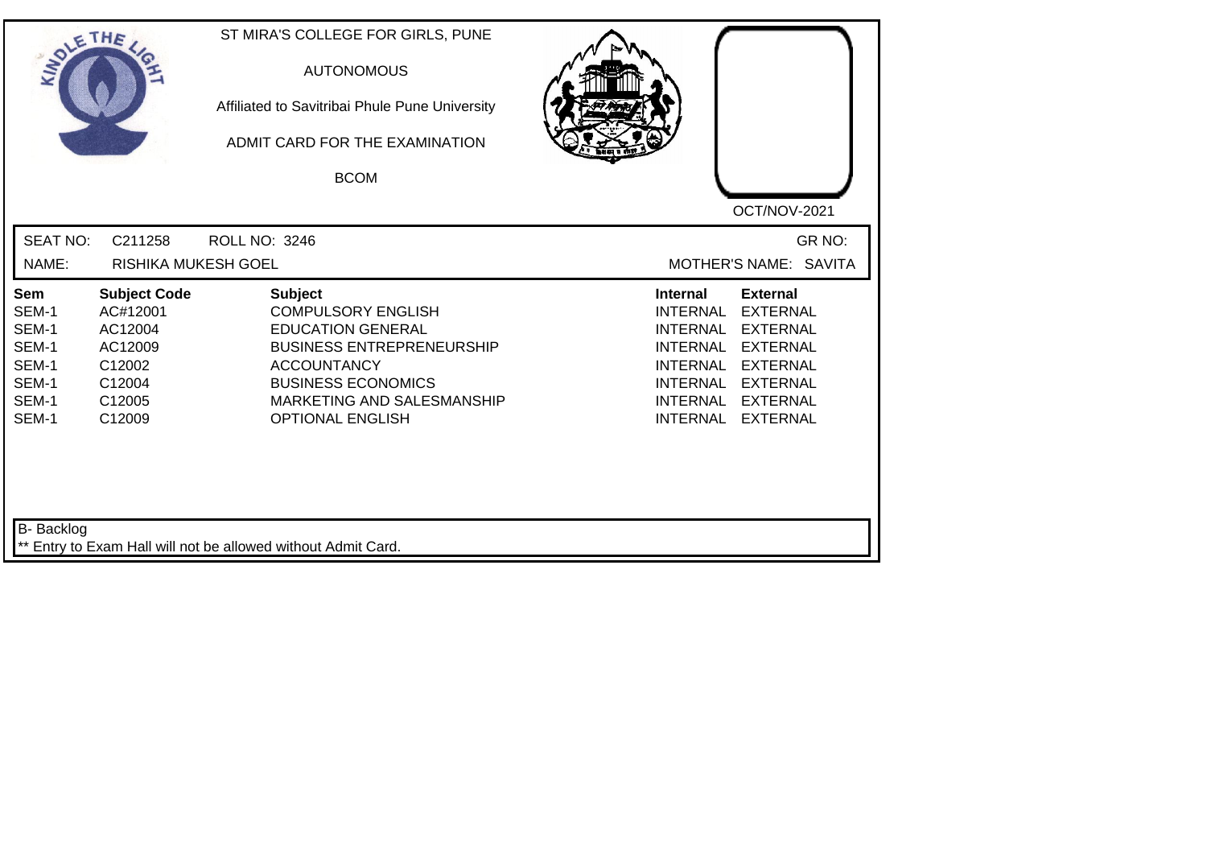ST MIRA'S COLLEGE FOR GIRLS, PUNE

AUTONOMOUS

Affiliated to Savitribai Phule Pune University

ADMIT CARD FOR THE EXAMINATION

BCOM

OCT/NOV-2021

SEAT NO: C211258 ROLL NO: 3246 GR NO:

NAME: RISHIKA MUKESH GOEL MOTHER'S NAME: SAVITA

| Sem | Subject Code | Subject | Internal | External |
|---|---|---|---|---|
| SEM-1 | AC#12001 | COMPULSORY ENGLISH | INTERNAL | EXTERNAL |
| SEM-1 | AC12004 | EDUCATION GENERAL | INTERNAL | EXTERNAL |
| SEM-1 | AC12009 | BUSINESS ENTREPRENEURSHIP | INTERNAL | EXTERNAL |
| SEM-1 | C12002 | ACCOUNTANCY | INTERNAL | EXTERNAL |
| SEM-1 | C12004 | BUSINESS ECONOMICS | INTERNAL | EXTERNAL |
| SEM-1 | C12005 | MARKETING AND SALESMANSHIP | INTERNAL | EXTERNAL |
| SEM-1 | C12009 | OPTIONAL ENGLISH | INTERNAL | EXTERNAL |

B- Backlog

** Entry to Exam Hall will not be allowed without Admit Card.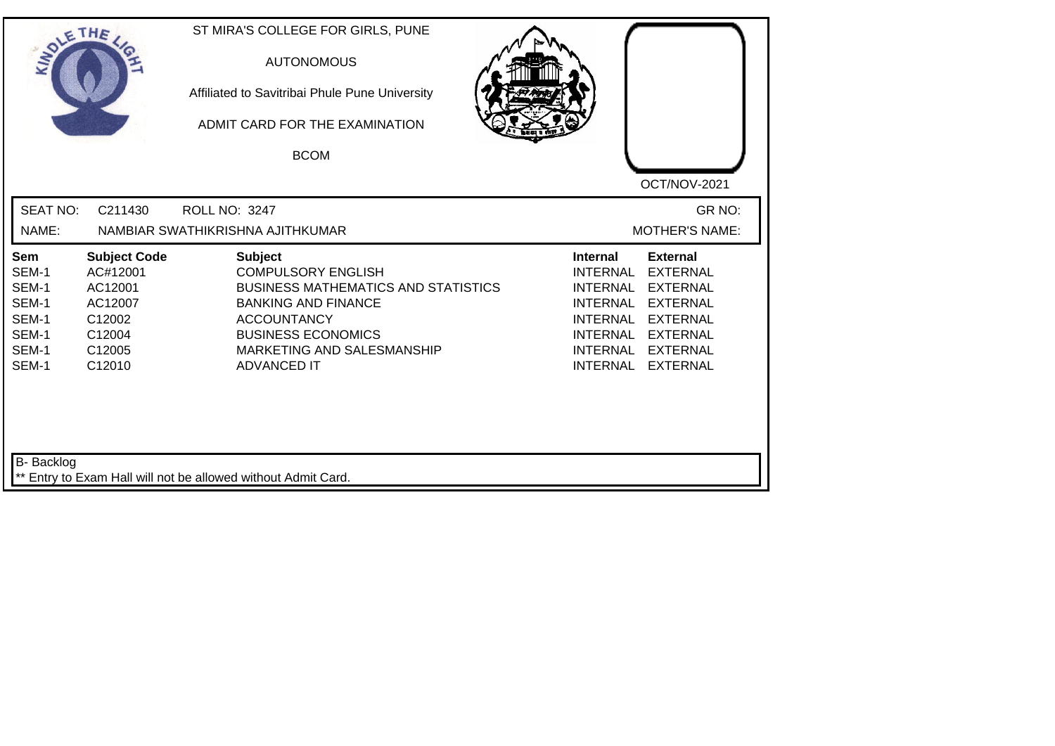ST MIRA'S COLLEGE FOR GIRLS, PUNE

AUTONOMOUS

Affiliated to Savitribai Phule Pune University

ADMIT CARD FOR THE EXAMINATION

BCOM

OCT/NOV-2021

SEAT NO: C211430 ROLL NO: 3247 GR NO:

NAME: NAMBIAR SWATHIKRISHNA AJITHKUMAR MOTHER'S NAME:

| Sem | Subject Code | Subject | Internal | External |
|---|---|---|---|---|
| SEM-1 | AC#12001 | COMPULSORY ENGLISH | INTERNAL | EXTERNAL |
| SEM-1 | AC12001 | BUSINESS MATHEMATICS AND STATISTICS | INTERNAL | EXTERNAL |
| SEM-1 | AC12007 | BANKING AND FINANCE | INTERNAL | EXTERNAL |
| SEM-1 | C12002 | ACCOUNTANCY | INTERNAL | EXTERNAL |
| SEM-1 | C12004 | BUSINESS ECONOMICS | INTERNAL | EXTERNAL |
| SEM-1 | C12005 | MARKETING AND SALESMANSHIP | INTERNAL | EXTERNAL |
| SEM-1 | C12010 | ADVANCED IT | INTERNAL | EXTERNAL |

B- Backlog

** Entry to Exam Hall will not be allowed without Admit Card.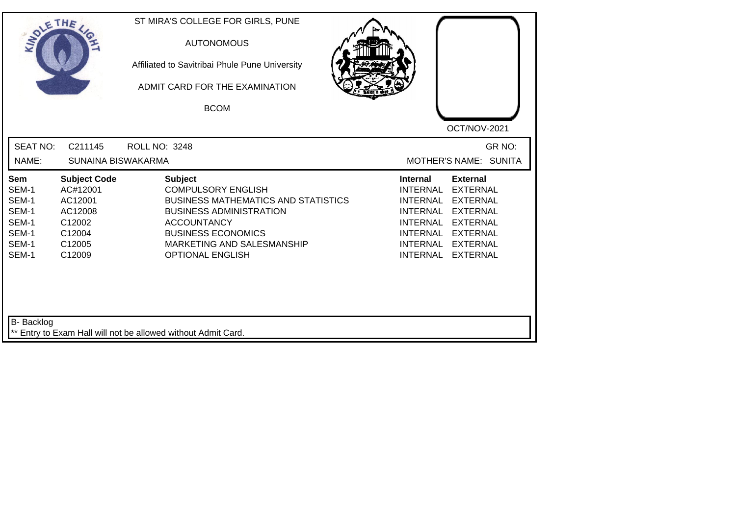ST MIRA'S COLLEGE FOR GIRLS, PUNE

AUTONOMOUS

Affiliated to Savitribai Phule Pune University

ADMIT CARD FOR THE EXAMINATION

BCOM

OCT/NOV-2021

SEAT NO: C211145 ROLL NO: 3248 GR NO:

NAME: SUNAINA BISWAKARMA MOTHER'S NAME: SUNITA

| Sem | Subject Code | Subject | Internal | External |
|---|---|---|---|---|
| SEM-1 | AC#12001 | COMPULSORY ENGLISH | INTERNAL | EXTERNAL |
| SEM-1 | AC12001 | BUSINESS MATHEMATICS AND STATISTICS | INTERNAL | EXTERNAL |
| SEM-1 | AC12008 | BUSINESS ADMINISTRATION | INTERNAL | EXTERNAL |
| SEM-1 | C12002 | ACCOUNTANCY | INTERNAL | EXTERNAL |
| SEM-1 | C12004 | BUSINESS ECONOMICS | INTERNAL | EXTERNAL |
| SEM-1 | C12005 | MARKETING AND SALESMANSHIP | INTERNAL | EXTERNAL |
| SEM-1 | C12009 | OPTIONAL ENGLISH | INTERNAL | EXTERNAL |

B- Backlog

** Entry to Exam Hall will not be allowed without Admit Card.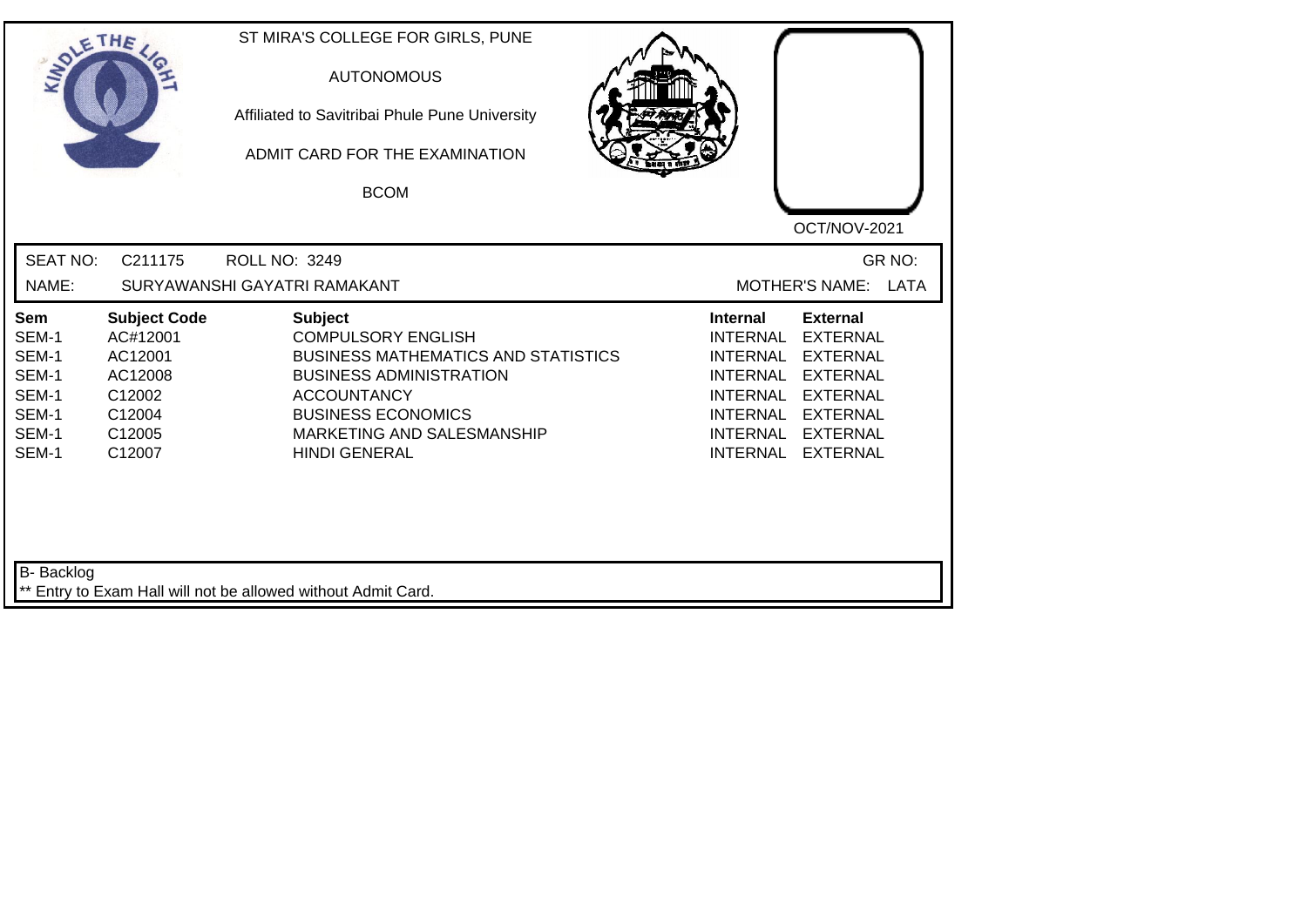ST MIRA'S COLLEGE FOR GIRLS, PUNE

AUTONOMOUS

Affiliated to Savitribai Phule Pune University

ADMIT CARD FOR THE EXAMINATION

BCOM

OCT/NOV-2021

SEAT NO: C211175 ROLL NO: 3249 GR NO:

NAME: SURYAWANSHI GAYATRI RAMAKANT MOTHER'S NAME: LATA

| Sem | Subject Code | Subject | Internal | External |
|---|---|---|---|---|
| SEM-1 | AC#12001 | COMPULSORY ENGLISH | INTERNAL | EXTERNAL |
| SEM-1 | AC12001 | BUSINESS MATHEMATICS AND STATISTICS | INTERNAL | EXTERNAL |
| SEM-1 | AC12008 | BUSINESS ADMINISTRATION | INTERNAL | EXTERNAL |
| SEM-1 | C12002 | ACCOUNTANCY | INTERNAL | EXTERNAL |
| SEM-1 | C12004 | BUSINESS ECONOMICS | INTERNAL | EXTERNAL |
| SEM-1 | C12005 | MARKETING AND SALESMANSHIP | INTERNAL | EXTERNAL |
| SEM-1 | C12007 | HINDI GENERAL | INTERNAL | EXTERNAL |

B- Backlog

** Entry to Exam Hall will not be allowed without Admit Card.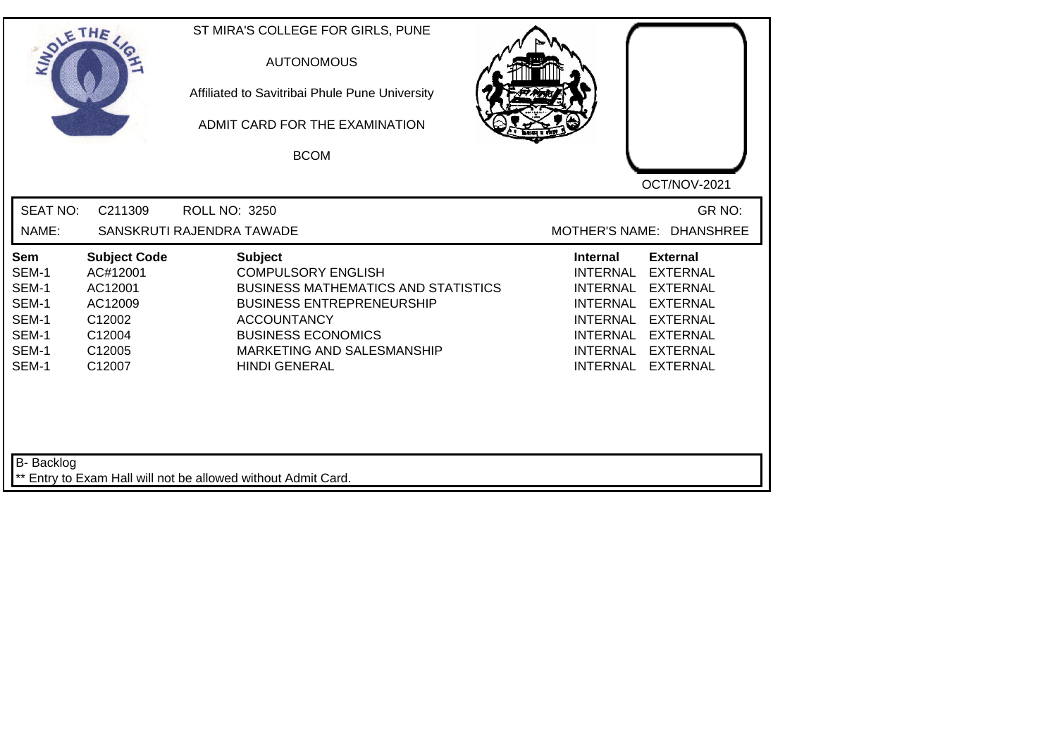ST MIRA'S COLLEGE FOR GIRLS, PUNE

AUTONOMOUS

Affiliated to Savitribai Phule Pune University

ADMIT CARD FOR THE EXAMINATION

BCOM

OCT/NOV-2021

SEAT NO: C211309 ROLL NO: 3250 GR NO:

NAME: SANSKRUTI RAJENDRA TAWADE MOTHER'S NAME: DHANSHREE

| Sem | Subject Code | Subject | Internal | External |
|---|---|---|---|---|
| SEM-1 | AC#12001 | COMPULSORY ENGLISH | INTERNAL | EXTERNAL |
| SEM-1 | AC12001 | BUSINESS MATHEMATICS AND STATISTICS | INTERNAL | EXTERNAL |
| SEM-1 | AC12009 | BUSINESS ENTREPRENEURSHIP | INTERNAL | EXTERNAL |
| SEM-1 | C12002 | ACCOUNTANCY | INTERNAL | EXTERNAL |
| SEM-1 | C12004 | BUSINESS ECONOMICS | INTERNAL | EXTERNAL |
| SEM-1 | C12005 | MARKETING AND SALESMANSHIP | INTERNAL | EXTERNAL |
| SEM-1 | C12007 | HINDI GENERAL | INTERNAL | EXTERNAL |

B- Backlog

** Entry to Exam Hall will not be allowed without Admit Card.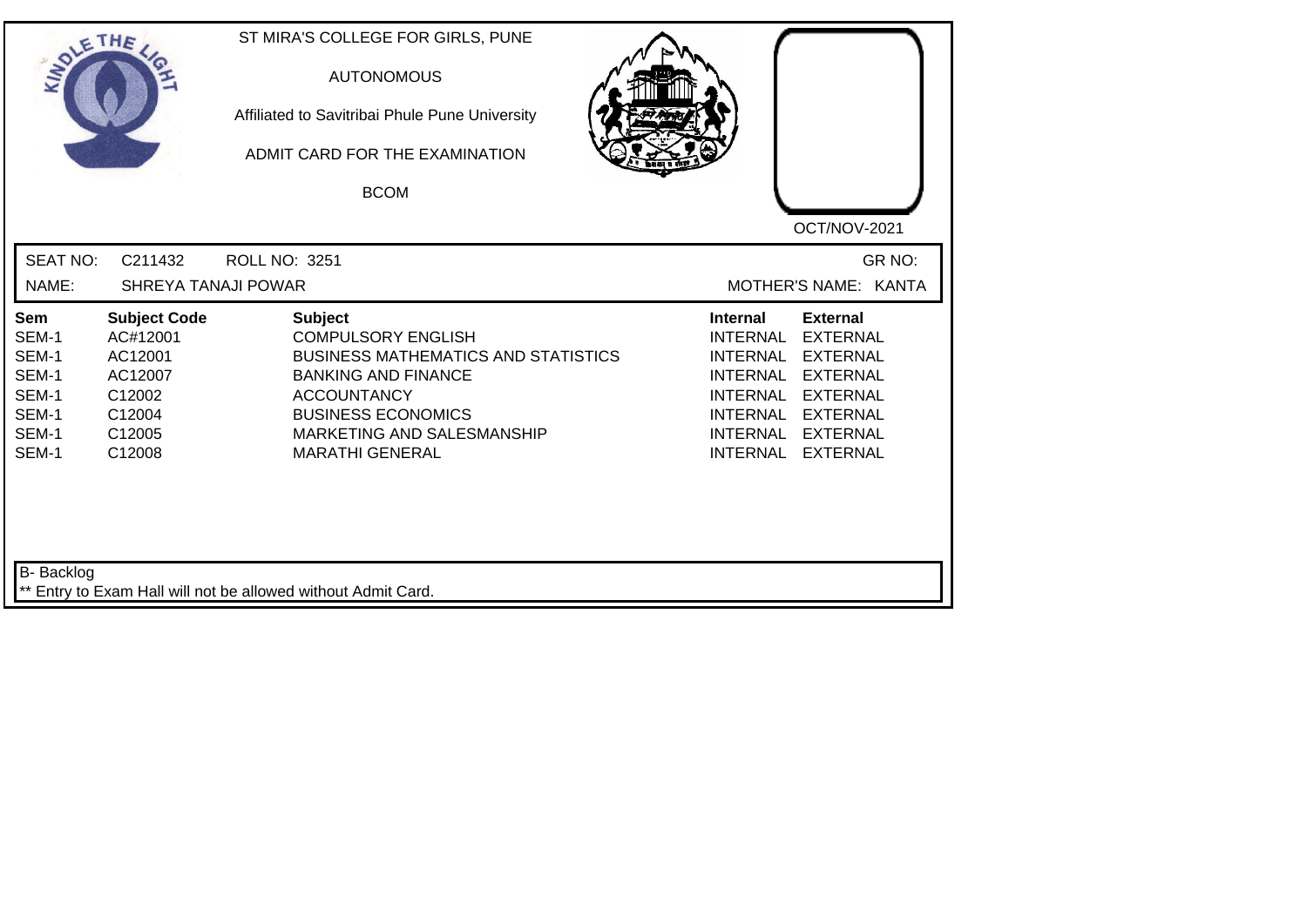ST MIRA'S COLLEGE FOR GIRLS, PUNE

AUTONOMOUS

Affiliated to Savitribai Phule Pune University

ADMIT CARD FOR THE EXAMINATION

BCOM

OCT/NOV-2021

SEAT NO: C211432 ROLL NO: 3251 GR NO:

NAME: SHREYA TANAJI POWAR MOTHER'S NAME: KANTA

| Sem | Subject Code | Subject | Internal | External |
|---|---|---|---|---|
| SEM-1 | AC#12001 | COMPULSORY ENGLISH | INTERNAL | EXTERNAL |
| SEM-1 | AC12001 | BUSINESS MATHEMATICS AND STATISTICS | INTERNAL | EXTERNAL |
| SEM-1 | AC12007 | BANKING AND FINANCE | INTERNAL | EXTERNAL |
| SEM-1 | C12002 | ACCOUNTANCY | INTERNAL | EXTERNAL |
| SEM-1 | C12004 | BUSINESS ECONOMICS | INTERNAL | EXTERNAL |
| SEM-1 | C12005 | MARKETING AND SALESMANSHIP | INTERNAL | EXTERNAL |
| SEM-1 | C12008 | MARATHI GENERAL | INTERNAL | EXTERNAL |

B- Backlog

** Entry to Exam Hall will not be allowed without Admit Card.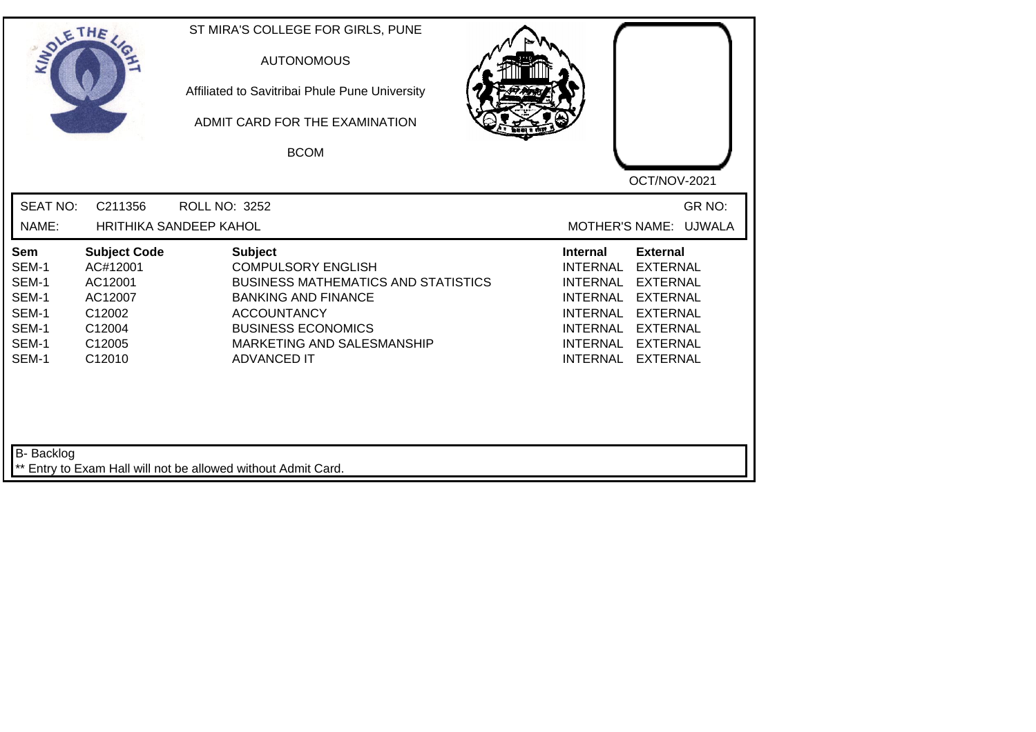ST MIRA'S COLLEGE FOR GIRLS, PUNE

AUTONOMOUS

Affiliated to Savitribai Phule Pune University

ADMIT CARD FOR THE EXAMINATION

BCOM

OCT/NOV-2021

SEAT NO: C211356 ROLL NO: 3252 GR NO:

NAME: HRITHIKA SANDEEP KAHOL MOTHER'S NAME: UJWALA

| Sem | Subject Code | Subject | Internal | External |
|---|---|---|---|---|
| SEM-1 | AC#12001 | COMPULSORY ENGLISH | INTERNAL | EXTERNAL |
| SEM-1 | AC12001 | BUSINESS MATHEMATICS AND STATISTICS | INTERNAL | EXTERNAL |
| SEM-1 | AC12007 | BANKING AND FINANCE | INTERNAL | EXTERNAL |
| SEM-1 | C12002 | ACCOUNTANCY | INTERNAL | EXTERNAL |
| SEM-1 | C12004 | BUSINESS ECONOMICS | INTERNAL | EXTERNAL |
| SEM-1 | C12005 | MARKETING AND SALESMANSHIP | INTERNAL | EXTERNAL |
| SEM-1 | C12010 | ADVANCED IT | INTERNAL | EXTERNAL |

B- Backlog

** Entry to Exam Hall will not be allowed without Admit Card.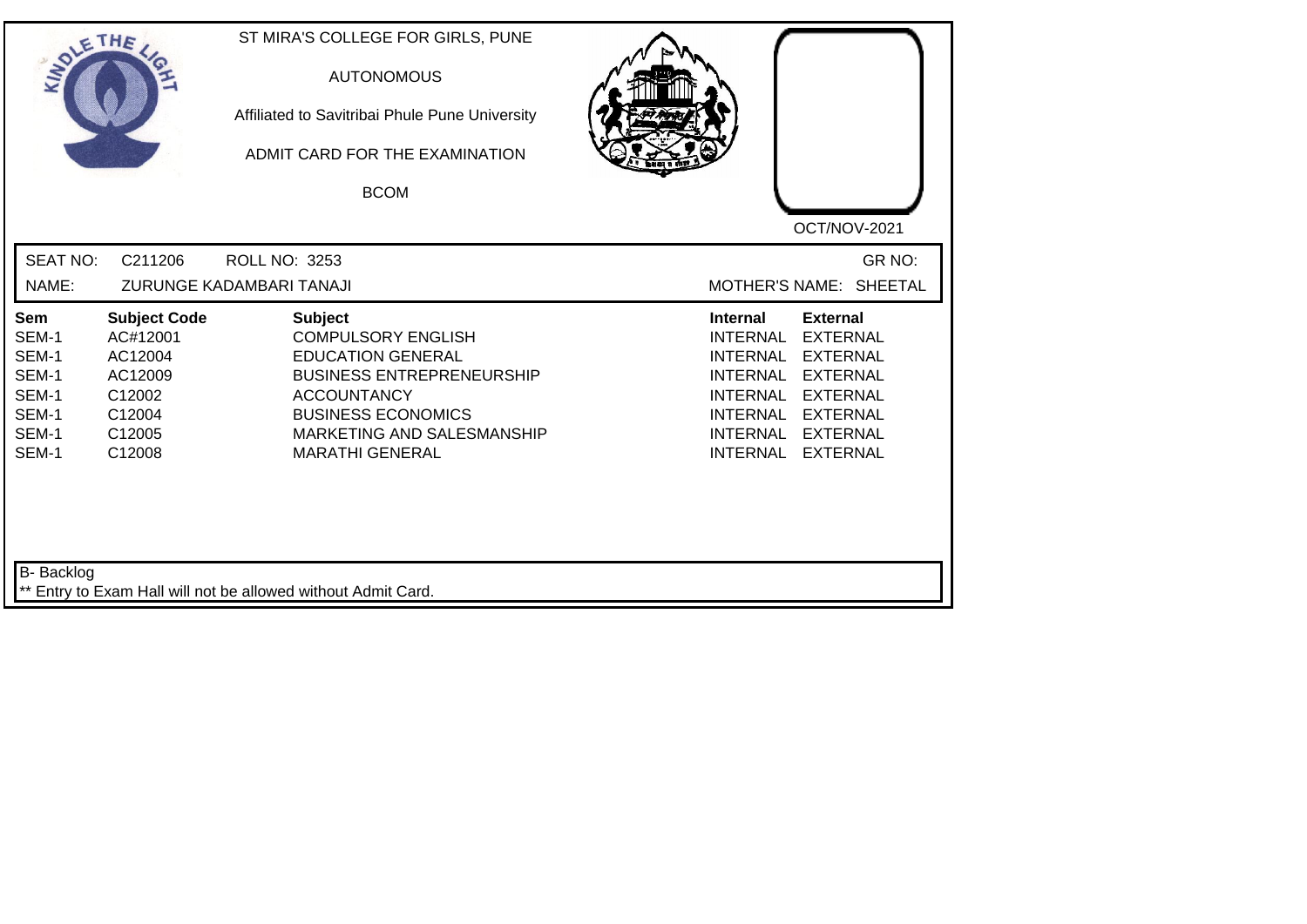ST MIRA'S COLLEGE FOR GIRLS, PUNE

AUTONOMOUS

Affiliated to Savitribai Phule Pune University

ADMIT CARD FOR THE EXAMINATION

BCOM

OCT/NOV-2021

SEAT NO: C211206 ROLL NO: 3253 GR NO:

NAME: ZURUNGE KADAMBARI TANAJI MOTHER'S NAME: SHEETAL

| Sem | Subject Code | Subject | Internal | External |
|---|---|---|---|---|
| SEM-1 | AC#12001 | COMPULSORY ENGLISH | INTERNAL | EXTERNAL |
| SEM-1 | AC12004 | EDUCATION GENERAL | INTERNAL | EXTERNAL |
| SEM-1 | AC12009 | BUSINESS ENTREPRENEURSHIP | INTERNAL | EXTERNAL |
| SEM-1 | C12002 | ACCOUNTANCY | INTERNAL | EXTERNAL |
| SEM-1 | C12004 | BUSINESS ECONOMICS | INTERNAL | EXTERNAL |
| SEM-1 | C12005 | MARKETING AND SALESMANSHIP | INTERNAL | EXTERNAL |
| SEM-1 | C12008 | MARATHI GENERAL | INTERNAL | EXTERNAL |

B- Backlog

** Entry to Exam Hall will not be allowed without Admit Card.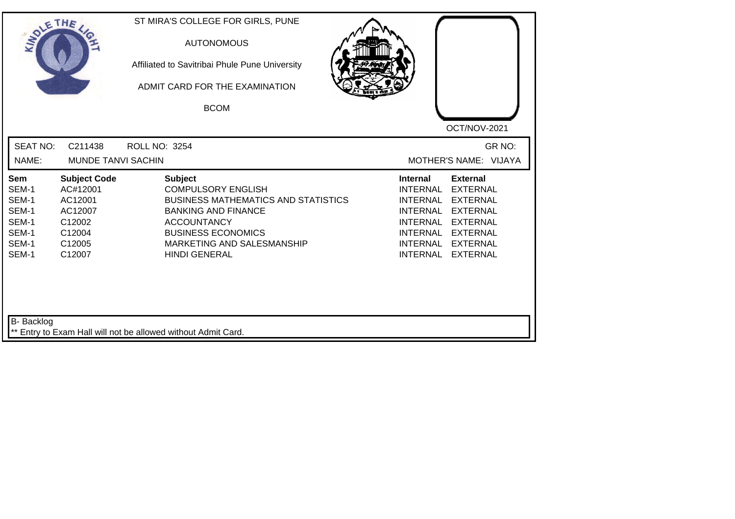ST MIRA'S COLLEGE FOR GIRLS, PUNE

AUTONOMOUS

Affiliated to Savitribai Phule Pune University

ADMIT CARD FOR THE EXAMINATION

BCOM

OCT/NOV-2021

SEAT NO: C211438 ROLL NO: 3254 GR NO:

NAME: MUNDE TANVI SACHIN MOTHER'S NAME: VIJAYA

| Sem | Subject Code | Subject | Internal | External |
|---|---|---|---|---|
| SEM-1 | AC#12001 | COMPULSORY ENGLISH | INTERNAL | EXTERNAL |
| SEM-1 | AC12001 | BUSINESS MATHEMATICS AND STATISTICS | INTERNAL | EXTERNAL |
| SEM-1 | AC12007 | BANKING AND FINANCE | INTERNAL | EXTERNAL |
| SEM-1 | C12002 | ACCOUNTANCY | INTERNAL | EXTERNAL |
| SEM-1 | C12004 | BUSINESS ECONOMICS | INTERNAL | EXTERNAL |
| SEM-1 | C12005 | MARKETING AND SALESMANSHIP | INTERNAL | EXTERNAL |
| SEM-1 | C12007 | HINDI GENERAL | INTERNAL | EXTERNAL |

B- Backlog

** Entry to Exam Hall will not be allowed without Admit Card.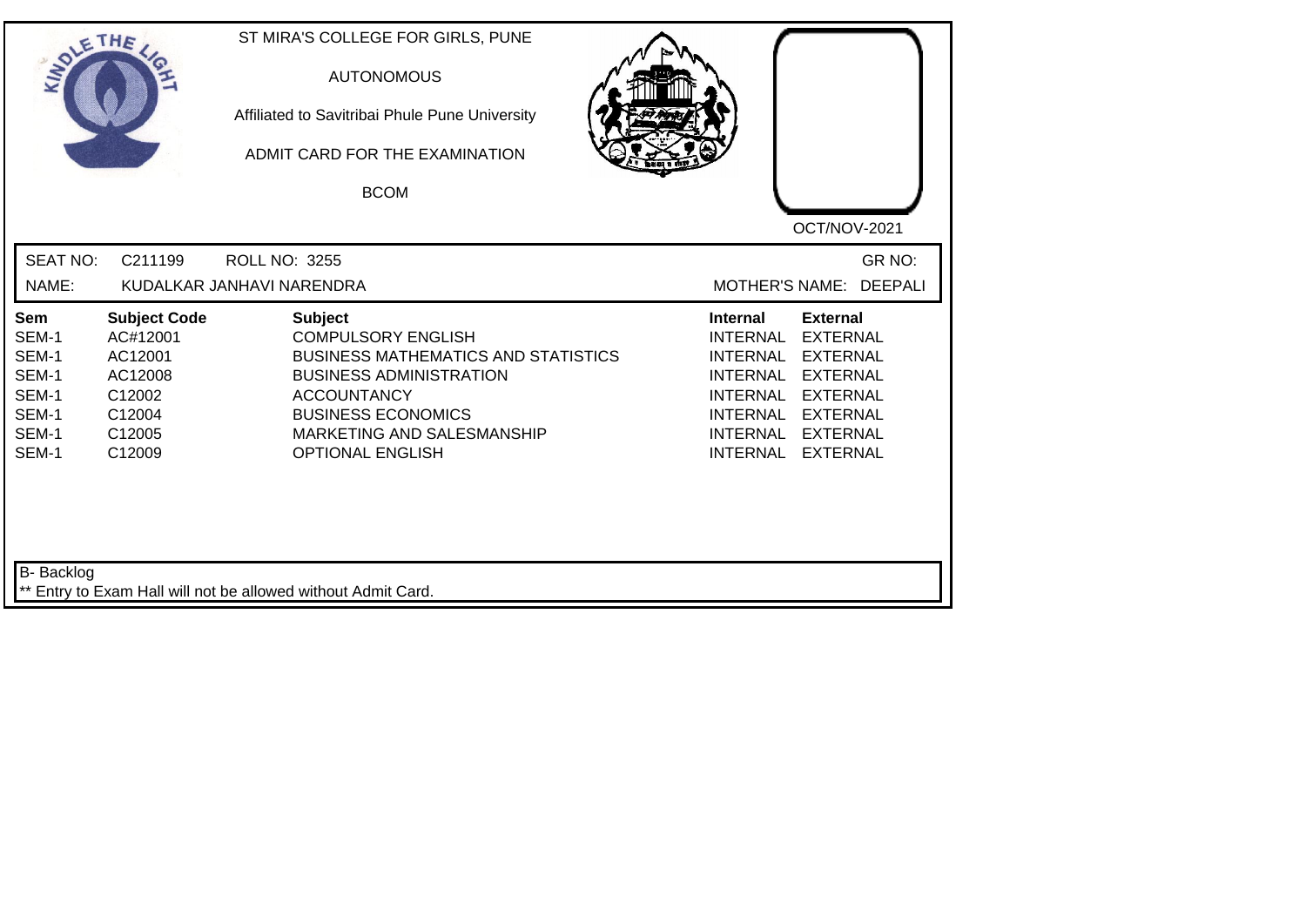ST MIRA'S COLLEGE FOR GIRLS, PUNE

AUTONOMOUS

Affiliated to Savitribai Phule Pune University

ADMIT CARD FOR THE EXAMINATION

BCOM

OCT/NOV-2021

SEAT NO: C211199 ROLL NO: 3255 GR NO:

NAME: KUDALKAR JANHAVI NARENDRA MOTHER'S NAME: DEEPALI

| Sem | Subject Code | Subject | Internal | External |
|---|---|---|---|---|
| SEM-1 | AC#12001 | COMPULSORY ENGLISH | INTERNAL | EXTERNAL |
| SEM-1 | AC12001 | BUSINESS MATHEMATICS AND STATISTICS | INTERNAL | EXTERNAL |
| SEM-1 | AC12008 | BUSINESS ADMINISTRATION | INTERNAL | EXTERNAL |
| SEM-1 | C12002 | ACCOUNTANCY | INTERNAL | EXTERNAL |
| SEM-1 | C12004 | BUSINESS ECONOMICS | INTERNAL | EXTERNAL |
| SEM-1 | C12005 | MARKETING AND SALESMANSHIP | INTERNAL | EXTERNAL |
| SEM-1 | C12009 | OPTIONAL ENGLISH | INTERNAL | EXTERNAL |

B- Backlog

** Entry to Exam Hall will not be allowed without Admit Card.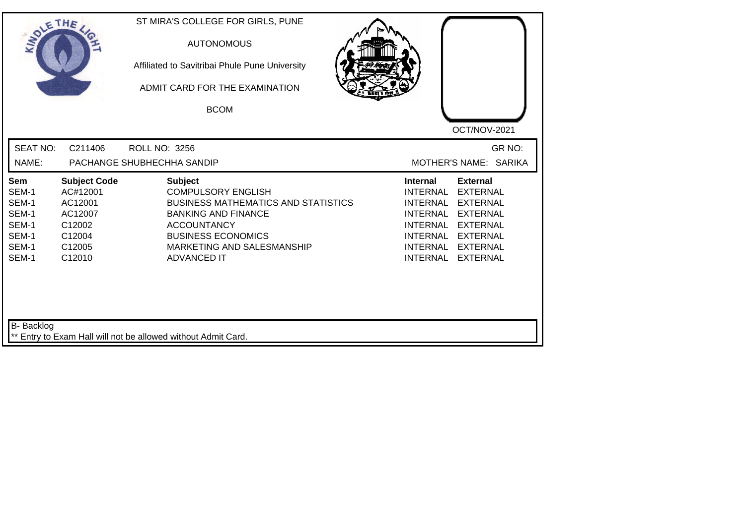ST MIRA'S COLLEGE FOR GIRLS, PUNE

AUTONOMOUS

Affiliated to Savitribai Phule Pune University

ADMIT CARD FOR THE EXAMINATION

BCOM

OCT/NOV-2021

SEAT NO: C211406 ROLL NO: 3256 GR NO:

NAME: PACHANGE SHUBHECHHA SANDIP MOTHER'S NAME: SARIKA

| Sem | Subject Code | Subject | Internal | External |
|---|---|---|---|---|
| SEM-1 | AC#12001 | COMPULSORY ENGLISH | INTERNAL | EXTERNAL |
| SEM-1 | AC12001 | BUSINESS MATHEMATICS AND STATISTICS | INTERNAL | EXTERNAL |
| SEM-1 | AC12007 | BANKING AND FINANCE | INTERNAL | EXTERNAL |
| SEM-1 | C12002 | ACCOUNTANCY | INTERNAL | EXTERNAL |
| SEM-1 | C12004 | BUSINESS ECONOMICS | INTERNAL | EXTERNAL |
| SEM-1 | C12005 | MARKETING AND SALESMANSHIP | INTERNAL | EXTERNAL |
| SEM-1 | C12010 | ADVANCED IT | INTERNAL | EXTERNAL |

B- Backlog

** Entry to Exam Hall will not be allowed without Admit Card.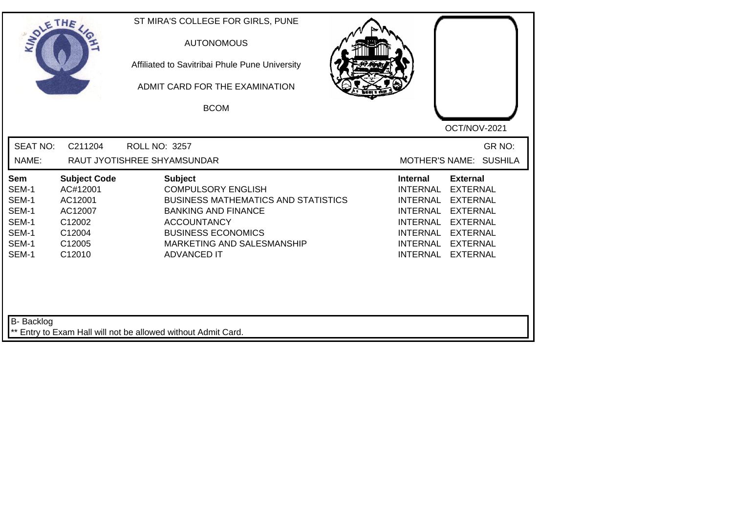ST MIRA'S COLLEGE FOR GIRLS, PUNE

AUTONOMOUS

Affiliated to Savitribai Phule Pune University

ADMIT CARD FOR THE EXAMINATION

BCOM

OCT/NOV-2021

SEAT NO: C211204 ROLL NO: 3257 GR NO:

NAME: RAUT JYOTISHREE SHYAMSUNDAR MOTHER'S NAME: SUSHILA

| Sem | Subject Code | Subject | Internal | External |
|---|---|---|---|---|
| SEM-1 | AC#12001 | COMPULSORY ENGLISH | INTERNAL | EXTERNAL |
| SEM-1 | AC12001 | BUSINESS MATHEMATICS AND STATISTICS | INTERNAL | EXTERNAL |
| SEM-1 | AC12007 | BANKING AND FINANCE | INTERNAL | EXTERNAL |
| SEM-1 | C12002 | ACCOUNTANCY | INTERNAL | EXTERNAL |
| SEM-1 | C12004 | BUSINESS ECONOMICS | INTERNAL | EXTERNAL |
| SEM-1 | C12005 | MARKETING AND SALESMANSHIP | INTERNAL | EXTERNAL |
| SEM-1 | C12010 | ADVANCED IT | INTERNAL | EXTERNAL |

B- Backlog

** Entry to Exam Hall will not be allowed without Admit Card.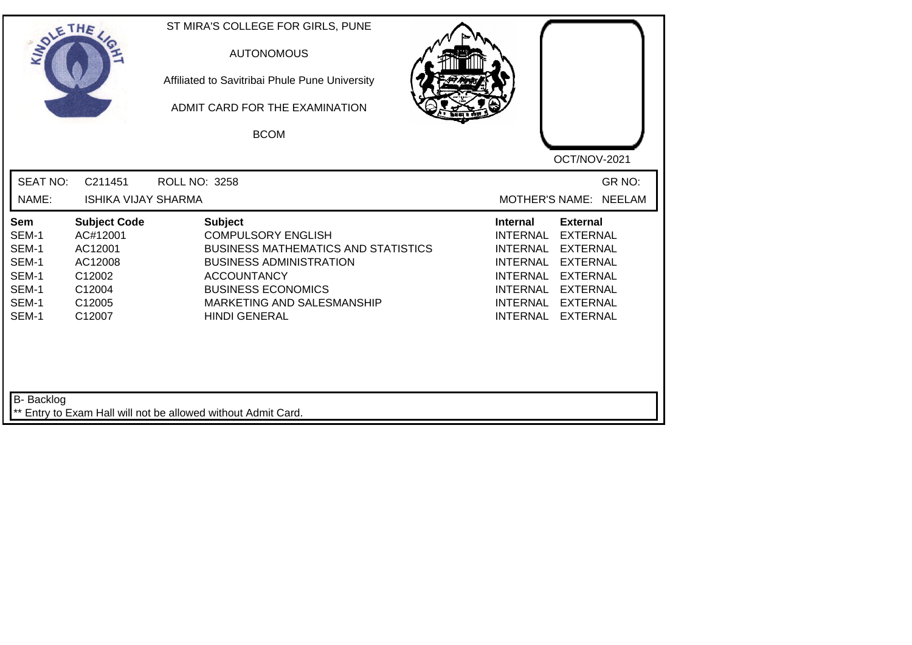ST MIRA'S COLLEGE FOR GIRLS, PUNE

AUTONOMOUS

Affiliated to Savitribai Phule Pune University

ADMIT CARD FOR THE EXAMINATION

BCOM

OCT/NOV-2021

SEAT NO: C211451 ROLL NO: 3258 GR NO:

NAME: ISHIKA VIJAY SHARMA MOTHER'S NAME: NEELAM

| Sem | Subject Code | Subject | Internal | External |
|---|---|---|---|---|
| SEM-1 | AC#12001 | COMPULSORY ENGLISH | INTERNAL | EXTERNAL |
| SEM-1 | AC12001 | BUSINESS MATHEMATICS AND STATISTICS | INTERNAL | EXTERNAL |
| SEM-1 | AC12008 | BUSINESS ADMINISTRATION | INTERNAL | EXTERNAL |
| SEM-1 | C12002 | ACCOUNTANCY | INTERNAL | EXTERNAL |
| SEM-1 | C12004 | BUSINESS ECONOMICS | INTERNAL | EXTERNAL |
| SEM-1 | C12005 | MARKETING AND SALESMANSHIP | INTERNAL | EXTERNAL |
| SEM-1 | C12007 | HINDI GENERAL | INTERNAL | EXTERNAL |

B- Backlog

** Entry to Exam Hall will not be allowed without Admit Card.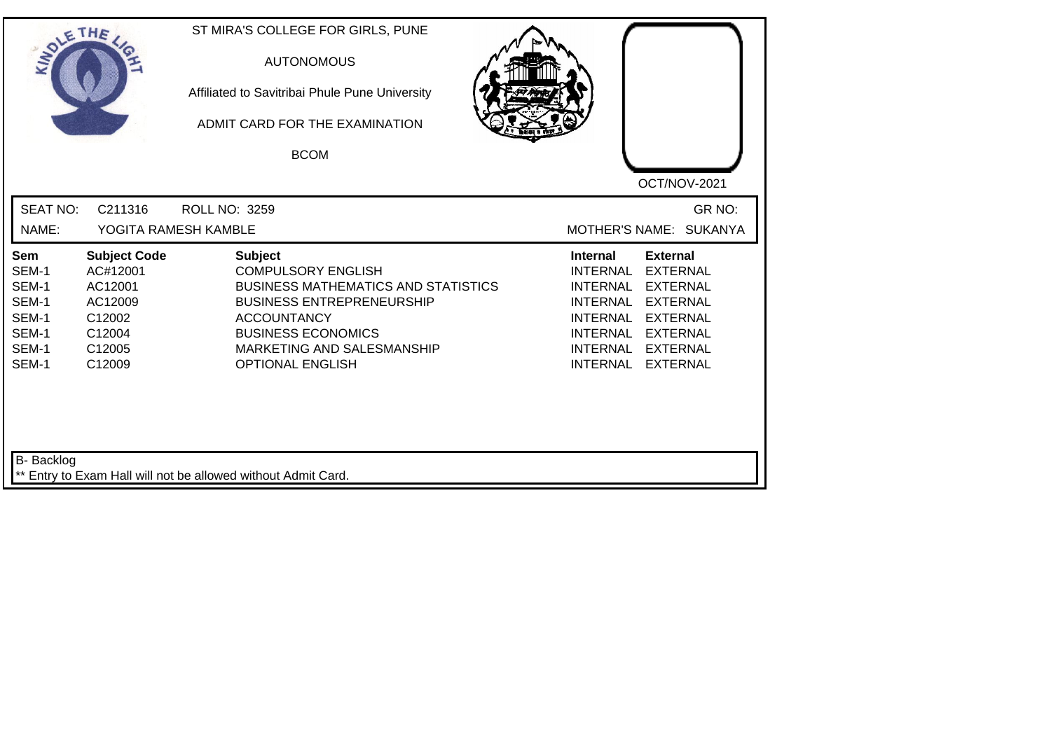ST MIRA'S COLLEGE FOR GIRLS, PUNE

AUTONOMOUS

Affiliated to Savitribai Phule Pune University

ADMIT CARD FOR THE EXAMINATION

BCOM

OCT/NOV-2021

SEAT NO: C211316 ROLL NO: 3259 GR NO:

NAME: YOGITA RAMESH KAMBLE MOTHER'S NAME: SUKANYA

| Sem | Subject Code | Subject | Internal | External |
|---|---|---|---|---|
| SEM-1 | AC#12001 | COMPULSORY ENGLISH | INTERNAL | EXTERNAL |
| SEM-1 | AC12001 | BUSINESS MATHEMATICS AND STATISTICS | INTERNAL | EXTERNAL |
| SEM-1 | AC12009 | BUSINESS ENTREPRENEURSHIP | INTERNAL | EXTERNAL |
| SEM-1 | C12002 | ACCOUNTANCY | INTERNAL | EXTERNAL |
| SEM-1 | C12004 | BUSINESS ECONOMICS | INTERNAL | EXTERNAL |
| SEM-1 | C12005 | MARKETING AND SALESMANSHIP | INTERNAL | EXTERNAL |
| SEM-1 | C12009 | OPTIONAL ENGLISH | INTERNAL | EXTERNAL |

B- Backlog

** Entry to Exam Hall will not be allowed without Admit Card.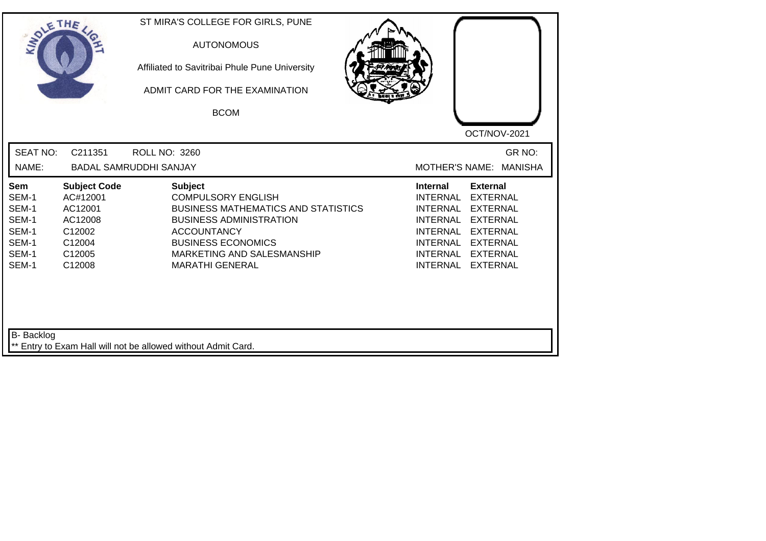ST MIRA'S COLLEGE FOR GIRLS, PUNE

AUTONOMOUS

Affiliated to Savitribai Phule Pune University

ADMIT CARD FOR THE EXAMINATION

BCOM

OCT/NOV-2021

SEAT NO: C211351 ROLL NO: 3260 GR NO:

NAME: BADAL SAMRUDDHI SANJAY MOTHER'S NAME: MANISHA

| Sem | Subject Code | Subject | Internal | External |
| --- | --- | --- | --- | --- |
| SEM-1 | AC#12001 | COMPULSORY ENGLISH | INTERNAL | EXTERNAL |
| SEM-1 | AC12001 | BUSINESS MATHEMATICS AND STATISTICS | INTERNAL | EXTERNAL |
| SEM-1 | AC12008 | BUSINESS ADMINISTRATION | INTERNAL | EXTERNAL |
| SEM-1 | C12002 | ACCOUNTANCY | INTERNAL | EXTERNAL |
| SEM-1 | C12004 | BUSINESS ECONOMICS | INTERNAL | EXTERNAL |
| SEM-1 | C12005 | MARKETING AND SALESMANSHIP | INTERNAL | EXTERNAL |
| SEM-1 | C12008 | MARATHI GENERAL | INTERNAL | EXTERNAL |

B- Backlog

** Entry to Exam Hall will not be allowed without Admit Card.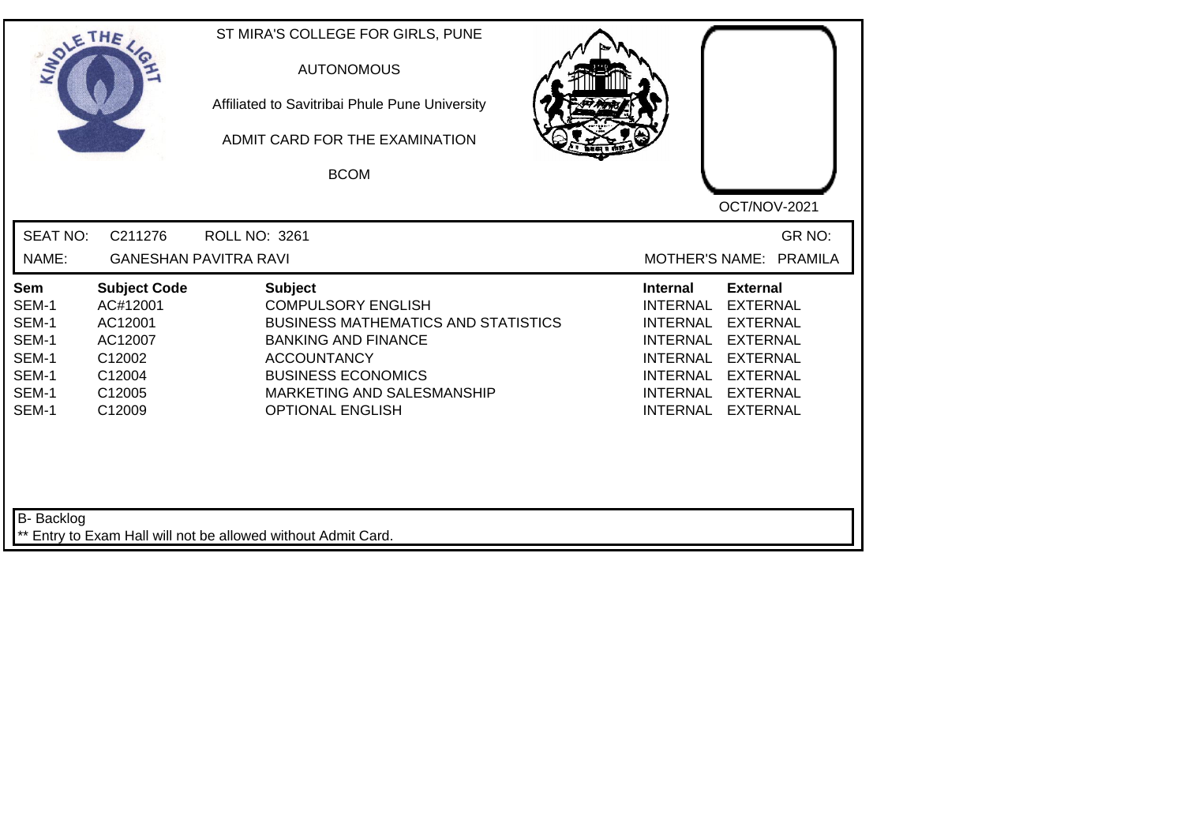ST MIRA'S COLLEGE FOR GIRLS, PUNE

AUTONOMOUS

Affiliated to Savitribai Phule Pune University

ADMIT CARD FOR THE EXAMINATION

BCOM

OCT/NOV-2021

SEAT NO: C211276 ROLL NO: 3261 GR NO:

NAME: GANESHAN PAVITRA RAVI MOTHER'S NAME: PRAMILA

| Sem | Subject Code | Subject | Internal | External |
|---|---|---|---|---|
| SEM-1 | AC#12001 | COMPULSORY ENGLISH | INTERNAL | EXTERNAL |
| SEM-1 | AC12001 | BUSINESS MATHEMATICS AND STATISTICS | INTERNAL | EXTERNAL |
| SEM-1 | AC12007 | BANKING AND FINANCE | INTERNAL | EXTERNAL |
| SEM-1 | C12002 | ACCOUNTANCY | INTERNAL | EXTERNAL |
| SEM-1 | C12004 | BUSINESS ECONOMICS | INTERNAL | EXTERNAL |
| SEM-1 | C12005 | MARKETING AND SALESMANSHIP | INTERNAL | EXTERNAL |
| SEM-1 | C12009 | OPTIONAL ENGLISH | INTERNAL | EXTERNAL |

B- Backlog

** Entry to Exam Hall will not be allowed without Admit Card.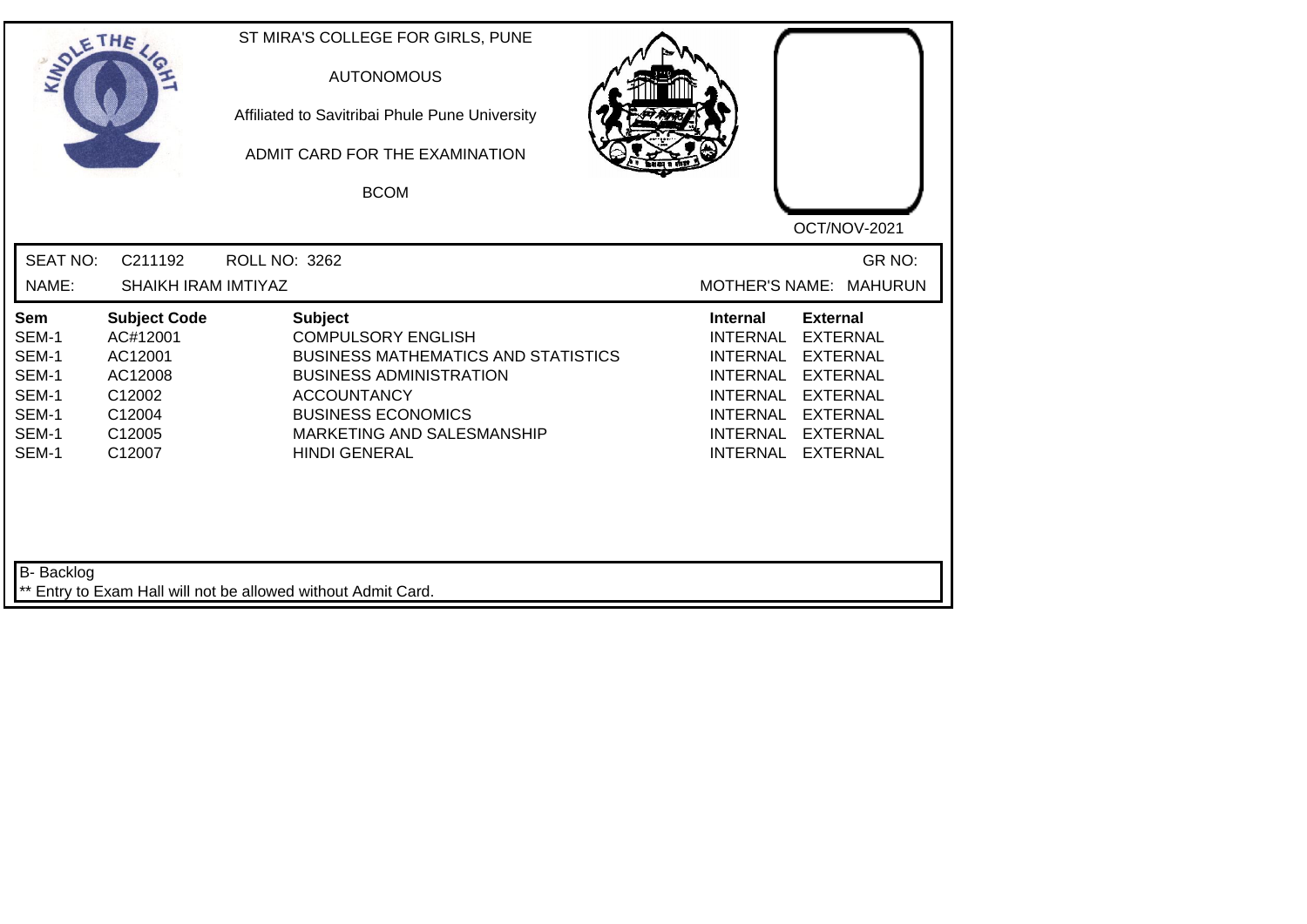ST MIRA'S COLLEGE FOR GIRLS, PUNE

AUTONOMOUS

Affiliated to Savitribai Phule Pune University

ADMIT CARD FOR THE EXAMINATION

BCOM

OCT/NOV-2021

SEAT NO: C211192 ROLL NO: 3262 GR NO:

NAME: SHAIKH IRAM IMTIYAZ MOTHER'S NAME: MAHURUN

| Sem | Subject Code | Subject | Internal | External |
|---|---|---|---|---|
| SEM-1 | AC#12001 | COMPULSORY ENGLISH | INTERNAL | EXTERNAL |
| SEM-1 | AC12001 | BUSINESS MATHEMATICS AND STATISTICS | INTERNAL | EXTERNAL |
| SEM-1 | AC12008 | BUSINESS ADMINISTRATION | INTERNAL | EXTERNAL |
| SEM-1 | C12002 | ACCOUNTANCY | INTERNAL | EXTERNAL |
| SEM-1 | C12004 | BUSINESS ECONOMICS | INTERNAL | EXTERNAL |
| SEM-1 | C12005 | MARKETING AND SALESMANSHIP | INTERNAL | EXTERNAL |
| SEM-1 | C12007 | HINDI GENERAL | INTERNAL | EXTERNAL |

B- Backlog

** Entry to Exam Hall will not be allowed without Admit Card.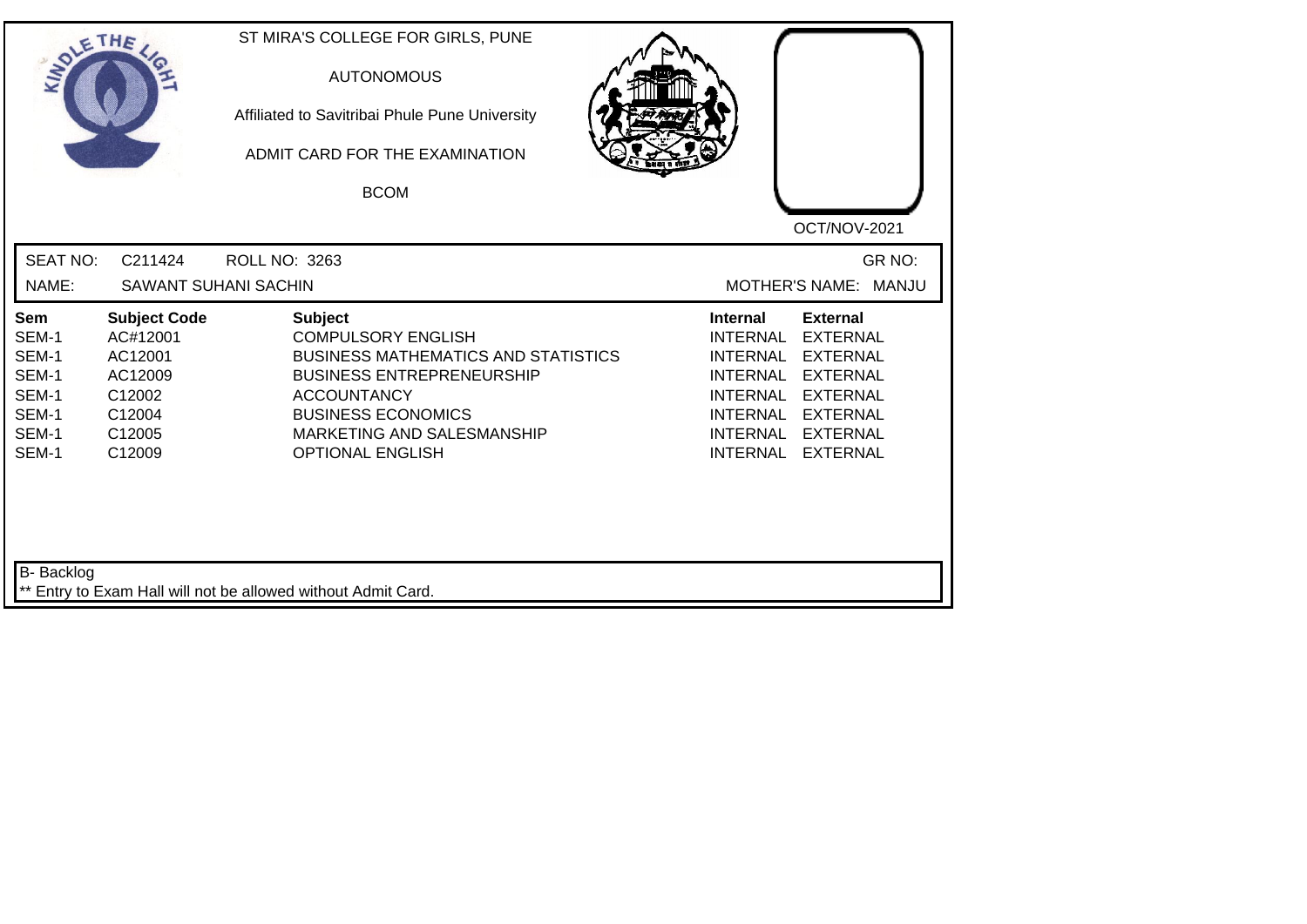ST MIRA'S COLLEGE FOR GIRLS, PUNE

AUTONOMOUS

Affiliated to Savitribai Phule Pune University

ADMIT CARD FOR THE EXAMINATION

BCOM

OCT/NOV-2021

SEAT NO: C211424 ROLL NO: 3263 GR NO:

NAME: SAWANT SUHANI SACHIN MOTHER'S NAME: MANJU

| Sem | Subject Code | Subject | Internal | External |
|---|---|---|---|---|
| SEM-1 | AC#12001 | COMPULSORY ENGLISH | INTERNAL | EXTERNAL |
| SEM-1 | AC12001 | BUSINESS MATHEMATICS AND STATISTICS | INTERNAL | EXTERNAL |
| SEM-1 | AC12009 | BUSINESS ENTREPRENEURSHIP | INTERNAL | EXTERNAL |
| SEM-1 | C12002 | ACCOUNTANCY | INTERNAL | EXTERNAL |
| SEM-1 | C12004 | BUSINESS ECONOMICS | INTERNAL | EXTERNAL |
| SEM-1 | C12005 | MARKETING AND SALESMANSHIP | INTERNAL | EXTERNAL |
| SEM-1 | C12009 | OPTIONAL ENGLISH | INTERNAL | EXTERNAL |

B- Backlog

** Entry to Exam Hall will not be allowed without Admit Card.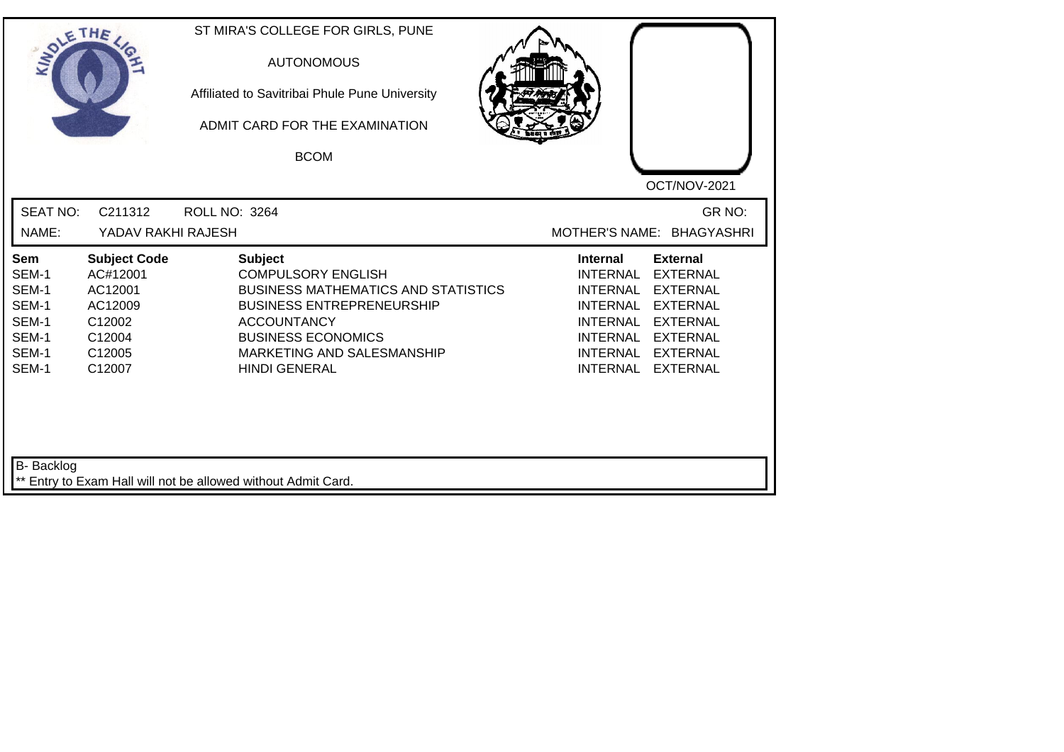ST MIRA'S COLLEGE FOR GIRLS, PUNE

AUTONOMOUS

Affiliated to Savitribai Phule Pune University

ADMIT CARD FOR THE EXAMINATION

BCOM

OCT/NOV-2021

SEAT NO: C211312 ROLL NO: 3264 GR NO:

NAME: YADAV RAKHI RAJESH MOTHER'S NAME: BHAGYASHRI

| Sem | Subject Code | Subject | Internal | External |
|---|---|---|---|---|
| SEM-1 | AC#12001 | COMPULSORY ENGLISH | INTERNAL | EXTERNAL |
| SEM-1 | AC12001 | BUSINESS MATHEMATICS AND STATISTICS | INTERNAL | EXTERNAL |
| SEM-1 | AC12009 | BUSINESS ENTREPRENEURSHIP | INTERNAL | EXTERNAL |
| SEM-1 | C12002 | ACCOUNTANCY | INTERNAL | EXTERNAL |
| SEM-1 | C12004 | BUSINESS ECONOMICS | INTERNAL | EXTERNAL |
| SEM-1 | C12005 | MARKETING AND SALESMANSHIP | INTERNAL | EXTERNAL |
| SEM-1 | C12007 | HINDI GENERAL | INTERNAL | EXTERNAL |

B- Backlog

** Entry to Exam Hall will not be allowed without Admit Card.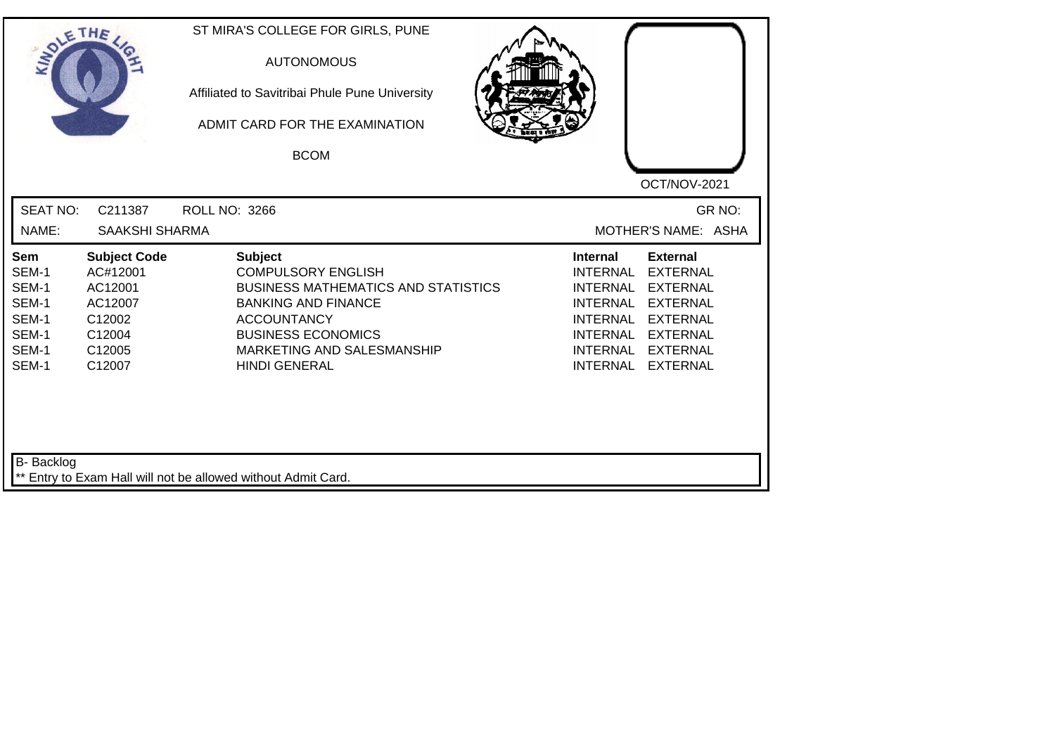ST MIRA'S COLLEGE FOR GIRLS, PUNE

AUTONOMOUS

Affiliated to Savitribai Phule Pune University

ADMIT CARD FOR THE EXAMINATION

BCOM

OCT/NOV-2021

SEAT NO: C211387 ROLL NO: 3266 GR NO:

NAME: SAAKSHI SHARMA MOTHER'S NAME: ASHA

| Sem | Subject Code | Subject | Internal | External |
|---|---|---|---|---|
| SEM-1 | AC#12001 | COMPULSORY ENGLISH | INTERNAL | EXTERNAL |
| SEM-1 | AC12001 | BUSINESS MATHEMATICS AND STATISTICS | INTERNAL | EXTERNAL |
| SEM-1 | AC12007 | BANKING AND FINANCE | INTERNAL | EXTERNAL |
| SEM-1 | C12002 | ACCOUNTANCY | INTERNAL | EXTERNAL |
| SEM-1 | C12004 | BUSINESS ECONOMICS | INTERNAL | EXTERNAL |
| SEM-1 | C12005 | MARKETING AND SALESMANSHIP | INTERNAL | EXTERNAL |
| SEM-1 | C12007 | HINDI GENERAL | INTERNAL | EXTERNAL |

B- Backlog

** Entry to Exam Hall will not be allowed without Admit Card.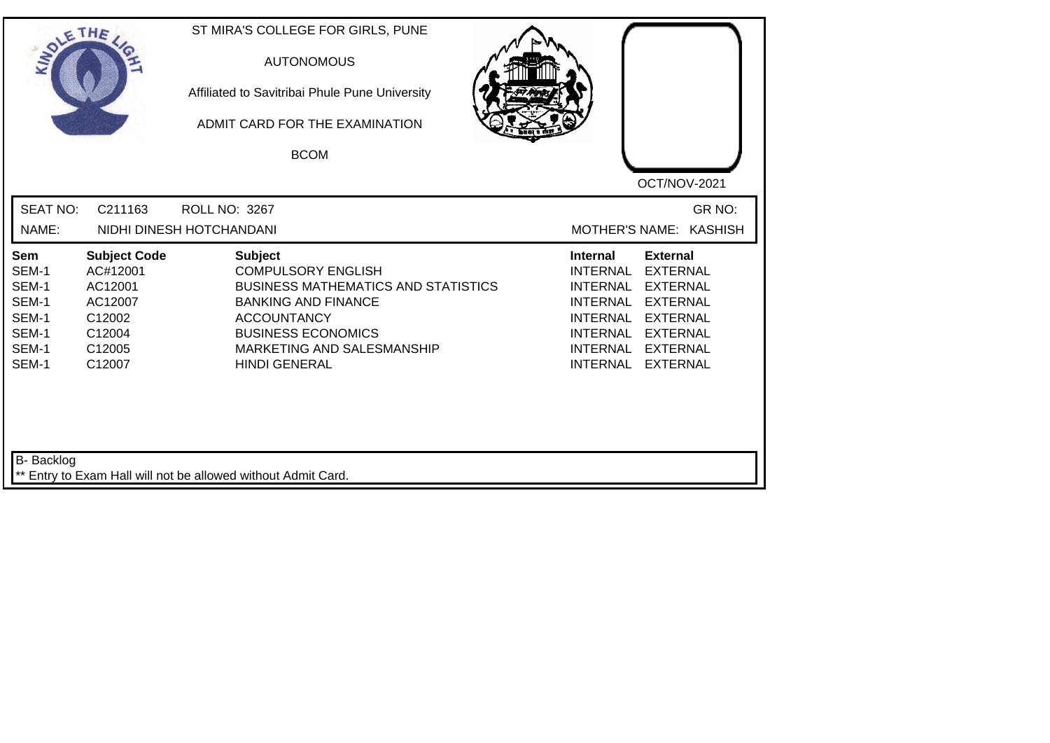ST MIRA'S COLLEGE FOR GIRLS, PUNE

AUTONOMOUS

Affiliated to Savitribai Phule Pune University

ADMIT CARD FOR THE EXAMINATION

BCOM

OCT/NOV-2021

SEAT NO: C211163 ROLL NO: 3267 GR NO:

NAME: NIDHI DINESH HOTCHANDANI MOTHER'S NAME: KASHISH

| Sem | Subject Code | Subject | Internal | External |
|---|---|---|---|---|
| SEM-1 | AC#12001 | COMPULSORY ENGLISH | INTERNAL | EXTERNAL |
| SEM-1 | AC12001 | BUSINESS MATHEMATICS AND STATISTICS | INTERNAL | EXTERNAL |
| SEM-1 | AC12007 | BANKING AND FINANCE | INTERNAL | EXTERNAL |
| SEM-1 | C12002 | ACCOUNTANCY | INTERNAL | EXTERNAL |
| SEM-1 | C12004 | BUSINESS ECONOMICS | INTERNAL | EXTERNAL |
| SEM-1 | C12005 | MARKETING AND SALESMANSHIP | INTERNAL | EXTERNAL |
| SEM-1 | C12007 | HINDI GENERAL | INTERNAL | EXTERNAL |

B- Backlog

** Entry to Exam Hall will not be allowed without Admit Card.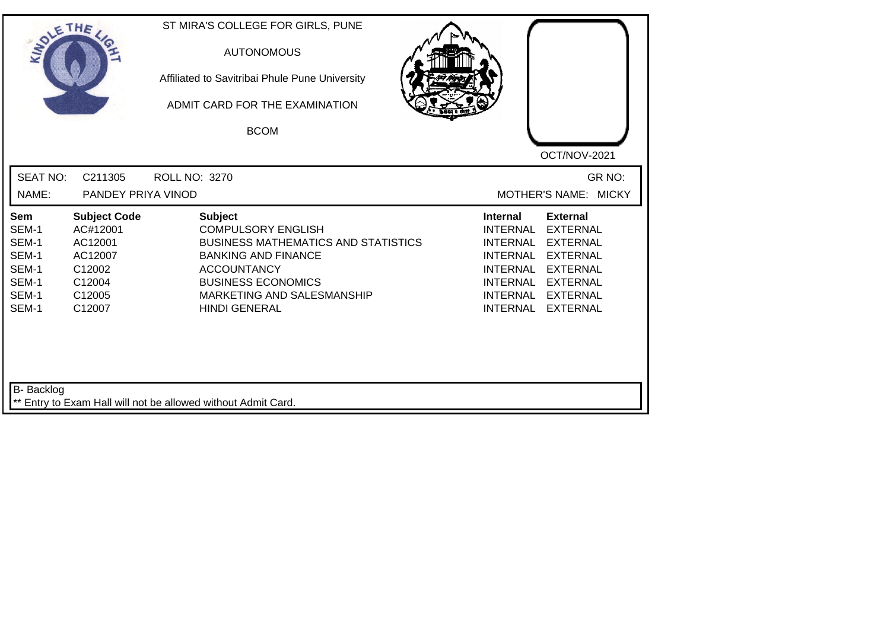ST MIRA'S COLLEGE FOR GIRLS, PUNE

AUTONOMOUS

Affiliated to Savitribai Phule Pune University

ADMIT CARD FOR THE EXAMINATION

BCOM

OCT/NOV-2021

SEAT NO: C211305 ROLL NO: 3270 GR NO:

NAME: PANDEY PRIYA VINOD MOTHER'S NAME: MICKY

| Sem | Subject Code | Subject | Internal | External |
|---|---|---|---|---|
| SEM-1 | AC#12001 | COMPULSORY ENGLISH | INTERNAL | EXTERNAL |
| SEM-1 | AC12001 | BUSINESS MATHEMATICS AND STATISTICS | INTERNAL | EXTERNAL |
| SEM-1 | AC12007 | BANKING AND FINANCE | INTERNAL | EXTERNAL |
| SEM-1 | C12002 | ACCOUNTANCY | INTERNAL | EXTERNAL |
| SEM-1 | C12004 | BUSINESS ECONOMICS | INTERNAL | EXTERNAL |
| SEM-1 | C12005 | MARKETING AND SALESMANSHIP | INTERNAL | EXTERNAL |
| SEM-1 | C12007 | HINDI GENERAL | INTERNAL | EXTERNAL |

B- Backlog

** Entry to Exam Hall will not be allowed without Admit Card.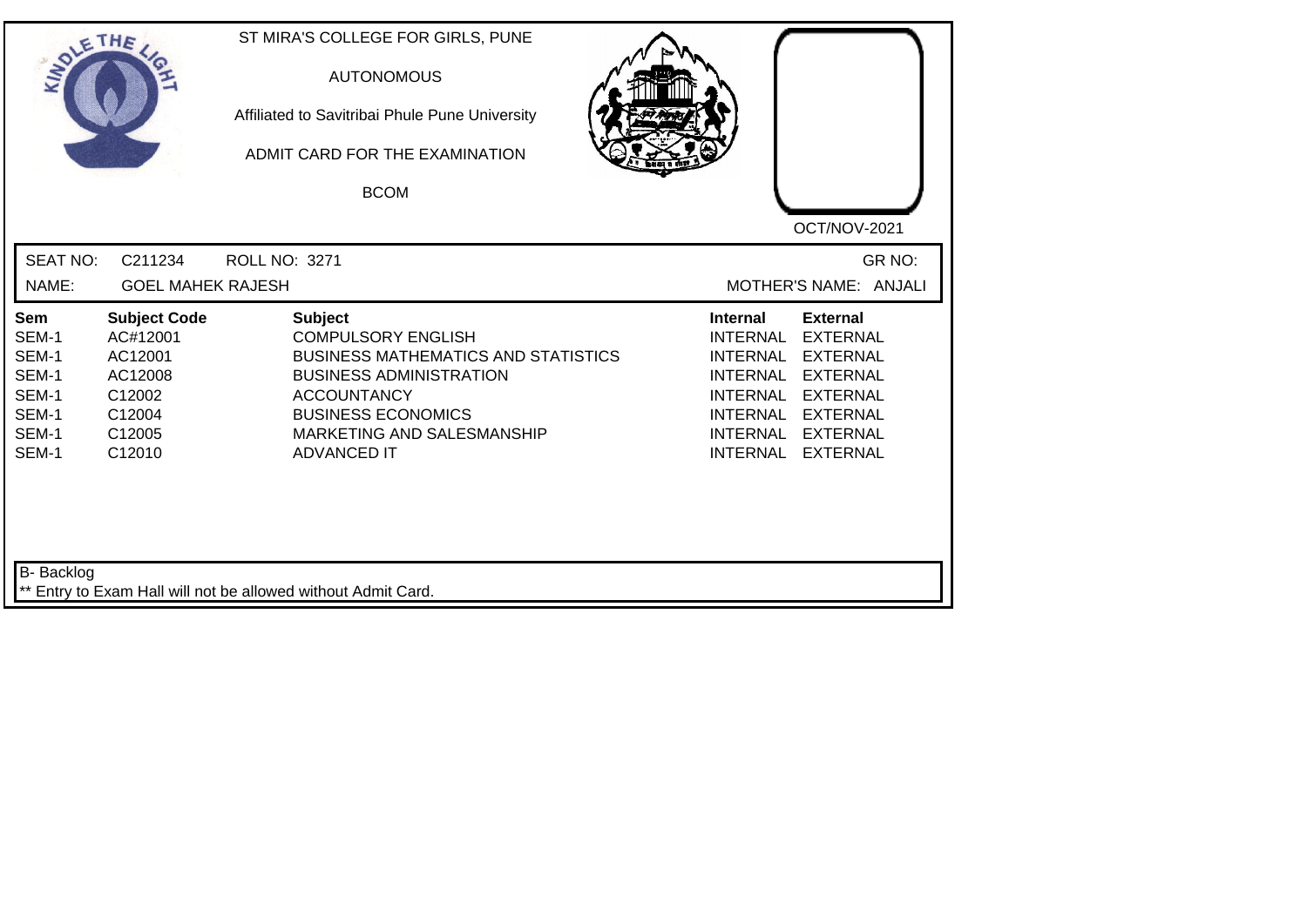ST MIRA'S COLLEGE FOR GIRLS, PUNE

AUTONOMOUS

Affiliated to Savitribai Phule Pune University

ADMIT CARD FOR THE EXAMINATION

BCOM

OCT/NOV-2021

SEAT NO: C211234 ROLL NO: 3271 GR NO:

NAME: GOEL MAHEK RAJESH MOTHER'S NAME: ANJALI

| Sem | Subject Code | Subject | Internal | External |
|---|---|---|---|---|
| SEM-1 | AC#12001 | COMPULSORY ENGLISH | INTERNAL | EXTERNAL |
| SEM-1 | AC12001 | BUSINESS MATHEMATICS AND STATISTICS | INTERNAL | EXTERNAL |
| SEM-1 | AC12008 | BUSINESS ADMINISTRATION | INTERNAL | EXTERNAL |
| SEM-1 | C12002 | ACCOUNTANCY | INTERNAL | EXTERNAL |
| SEM-1 | C12004 | BUSINESS ECONOMICS | INTERNAL | EXTERNAL |
| SEM-1 | C12005 | MARKETING AND SALESMANSHIP | INTERNAL | EXTERNAL |
| SEM-1 | C12010 | ADVANCED IT | INTERNAL | EXTERNAL |

B- Backlog

** Entry to Exam Hall will not be allowed without Admit Card.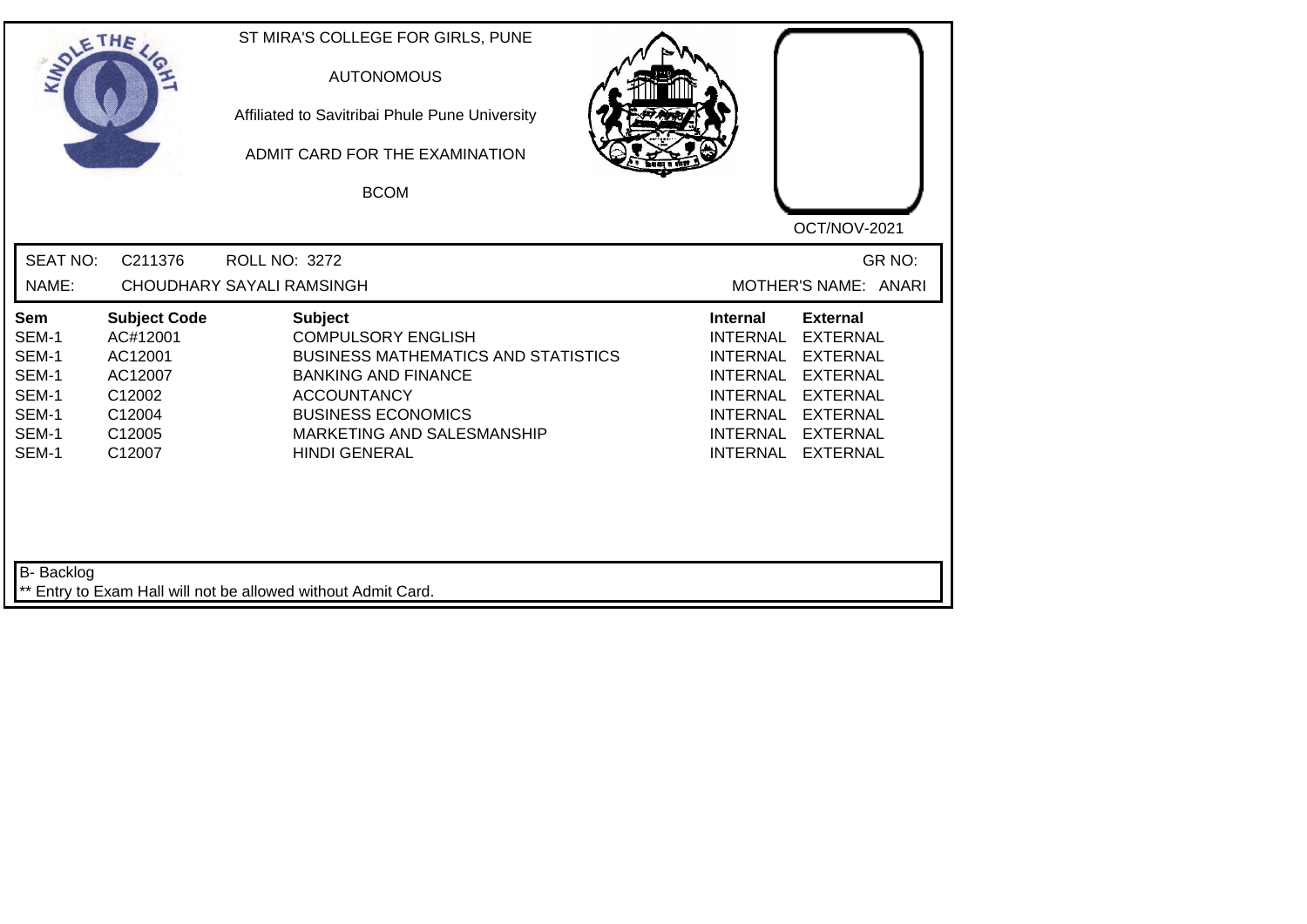ST MIRA'S COLLEGE FOR GIRLS, PUNE

AUTONOMOUS

Affiliated to Savitribai Phule Pune University

ADMIT CARD FOR THE EXAMINATION

BCOM

OCT/NOV-2021

SEAT NO: C211376 ROLL NO: 3272 GR NO:

NAME: CHOUDHARY SAYALI RAMSINGH MOTHER'S NAME: ANARI

| Sem | Subject Code | Subject | Internal | External |
|---|---|---|---|---|
| SEM-1 | AC#12001 | COMPULSORY ENGLISH | INTERNAL | EXTERNAL |
| SEM-1 | AC12001 | BUSINESS MATHEMATICS AND STATISTICS | INTERNAL | EXTERNAL |
| SEM-1 | AC12007 | BANKING AND FINANCE | INTERNAL | EXTERNAL |
| SEM-1 | C12002 | ACCOUNTANCY | INTERNAL | EXTERNAL |
| SEM-1 | C12004 | BUSINESS ECONOMICS | INTERNAL | EXTERNAL |
| SEM-1 | C12005 | MARKETING AND SALESMANSHIP | INTERNAL | EXTERNAL |
| SEM-1 | C12007 | HINDI GENERAL | INTERNAL | EXTERNAL |

B- Backlog

** Entry to Exam Hall will not be allowed without Admit Card.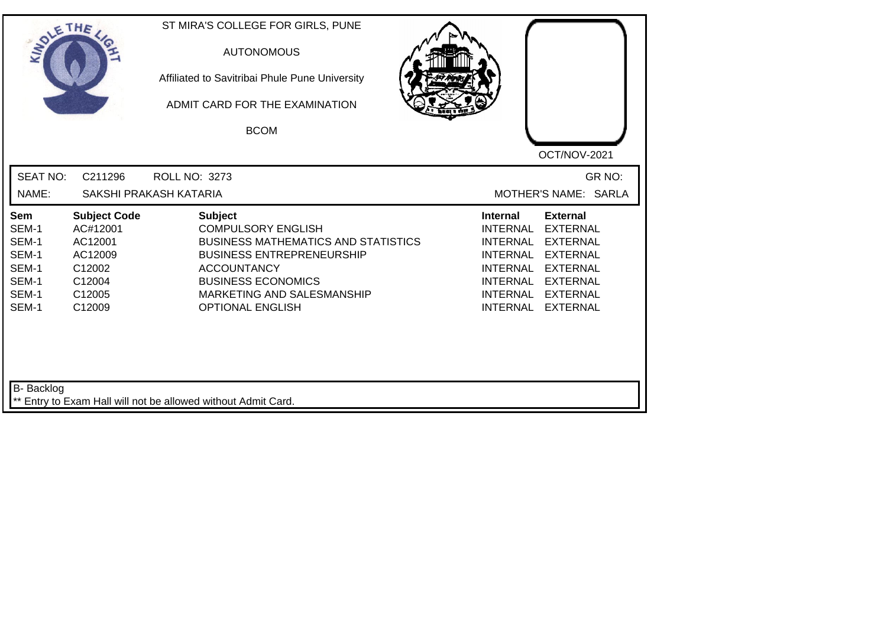ST MIRA'S COLLEGE FOR GIRLS, PUNE

AUTONOMOUS

Affiliated to Savitribai Phule Pune University

ADMIT CARD FOR THE EXAMINATION

BCOM

OCT/NOV-2021

SEAT NO: C211296 ROLL NO: 3273 GR NO:

NAME: SAKSHI PRAKASH KATARIA MOTHER'S NAME: SARLA

| Sem | Subject Code | Subject | Internal | External |
|---|---|---|---|---|
| SEM-1 | AC#12001 | COMPULSORY ENGLISH | INTERNAL | EXTERNAL |
| SEM-1 | AC12001 | BUSINESS MATHEMATICS AND STATISTICS | INTERNAL | EXTERNAL |
| SEM-1 | AC12009 | BUSINESS ENTREPRENEURSHIP | INTERNAL | EXTERNAL |
| SEM-1 | C12002 | ACCOUNTANCY | INTERNAL | EXTERNAL |
| SEM-1 | C12004 | BUSINESS ECONOMICS | INTERNAL | EXTERNAL |
| SEM-1 | C12005 | MARKETING AND SALESMANSHIP | INTERNAL | EXTERNAL |
| SEM-1 | C12009 | OPTIONAL ENGLISH | INTERNAL | EXTERNAL |

B- Backlog

** Entry to Exam Hall will not be allowed without Admit Card.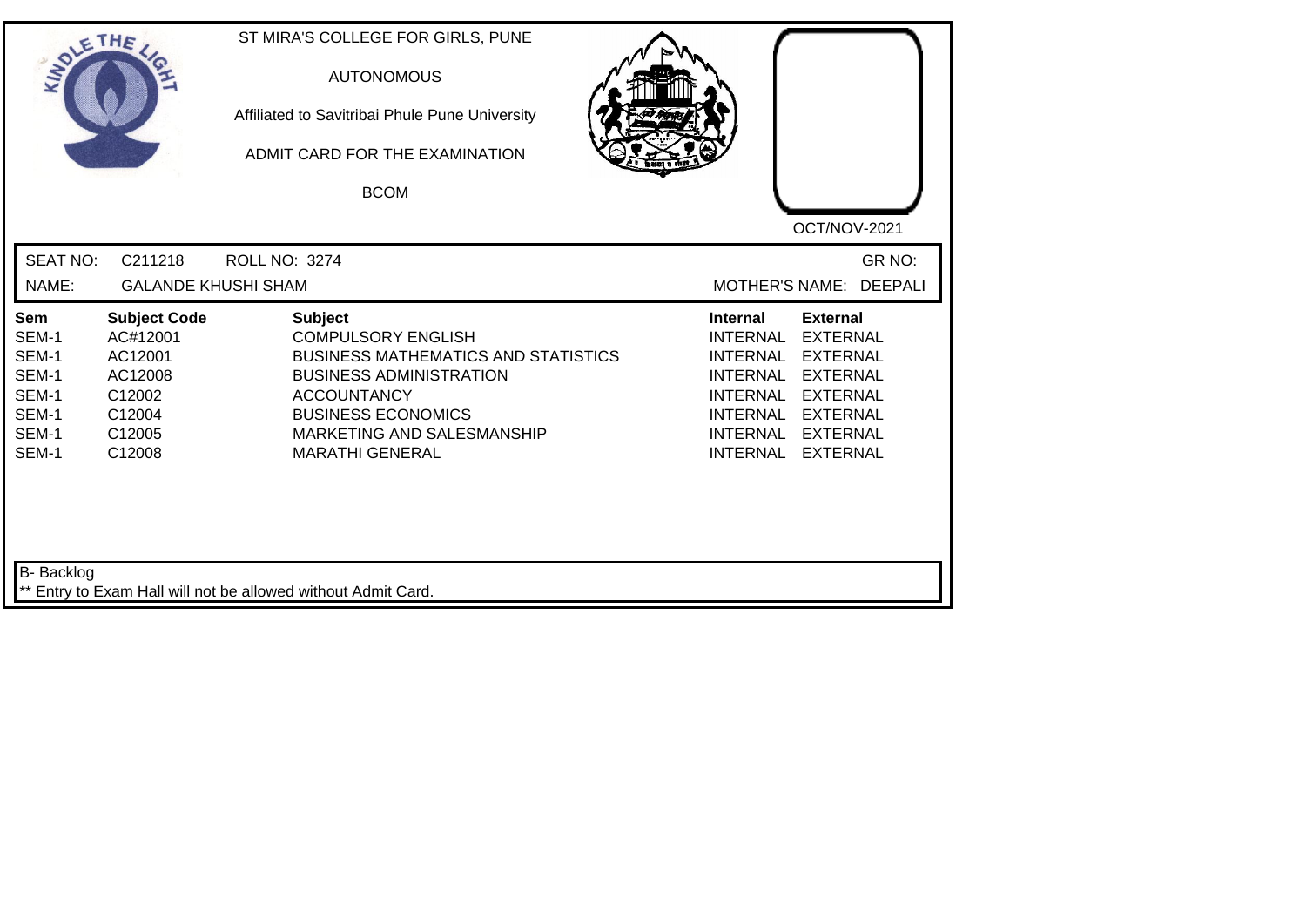ST MIRA'S COLLEGE FOR GIRLS, PUNE

AUTONOMOUS

Affiliated to Savitribai Phule Pune University

ADMIT CARD FOR THE EXAMINATION

BCOM

OCT/NOV-2021

SEAT NO: C211218 ROLL NO: 3274 GR NO:

NAME: GALANDE KHUSHI SHAM MOTHER'S NAME: DEEPALI

| Sem | Subject Code | Subject | Internal | External |
|---|---|---|---|---|
| SEM-1 | AC#12001 | COMPULSORY ENGLISH | INTERNAL | EXTERNAL |
| SEM-1 | AC12001 | BUSINESS MATHEMATICS AND STATISTICS | INTERNAL | EXTERNAL |
| SEM-1 | AC12008 | BUSINESS ADMINISTRATION | INTERNAL | EXTERNAL |
| SEM-1 | C12002 | ACCOUNTANCY | INTERNAL | EXTERNAL |
| SEM-1 | C12004 | BUSINESS ECONOMICS | INTERNAL | EXTERNAL |
| SEM-1 | C12005 | MARKETING AND SALESMANSHIP | INTERNAL | EXTERNAL |
| SEM-1 | C12008 | MARATHI GENERAL | INTERNAL | EXTERNAL |

B- Backlog

** Entry to Exam Hall will not be allowed without Admit Card.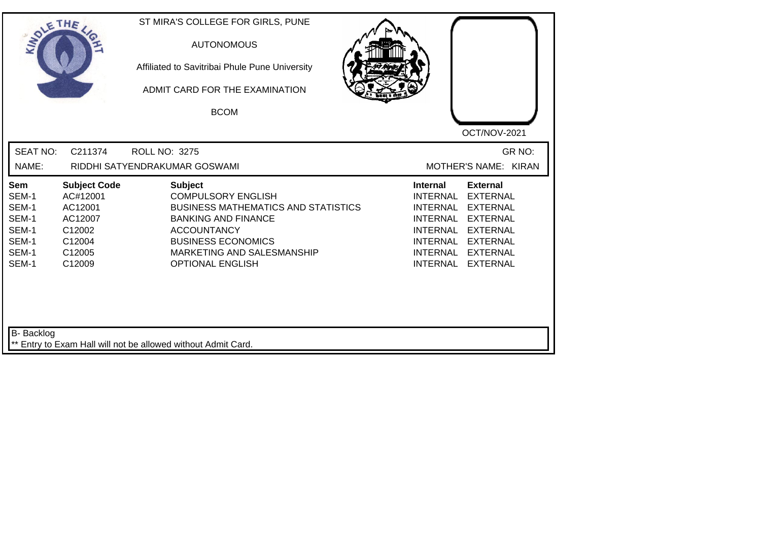ST MIRA'S COLLEGE FOR GIRLS, PUNE

AUTONOMOUS

Affiliated to Savitribai Phule Pune University

ADMIT CARD FOR THE EXAMINATION

BCOM

OCT/NOV-2021

SEAT NO: C211374 ROLL NO: 3275 GR NO:

NAME: RIDDHI SATYENDRAKUMAR GOSWAMI MOTHER'S NAME: KIRAN

| Sem | Subject Code | Subject | Internal | External |
|---|---|---|---|---|
| SEM-1 | AC#12001 | COMPULSORY ENGLISH | INTERNAL | EXTERNAL |
| SEM-1 | AC12001 | BUSINESS MATHEMATICS AND STATISTICS | INTERNAL | EXTERNAL |
| SEM-1 | AC12007 | BANKING AND FINANCE | INTERNAL | EXTERNAL |
| SEM-1 | C12002 | ACCOUNTANCY | INTERNAL | EXTERNAL |
| SEM-1 | C12004 | BUSINESS ECONOMICS | INTERNAL | EXTERNAL |
| SEM-1 | C12005 | MARKETING AND SALESMANSHIP | INTERNAL | EXTERNAL |
| SEM-1 | C12009 | OPTIONAL ENGLISH | INTERNAL | EXTERNAL |

B- Backlog

** Entry to Exam Hall will not be allowed without Admit Card.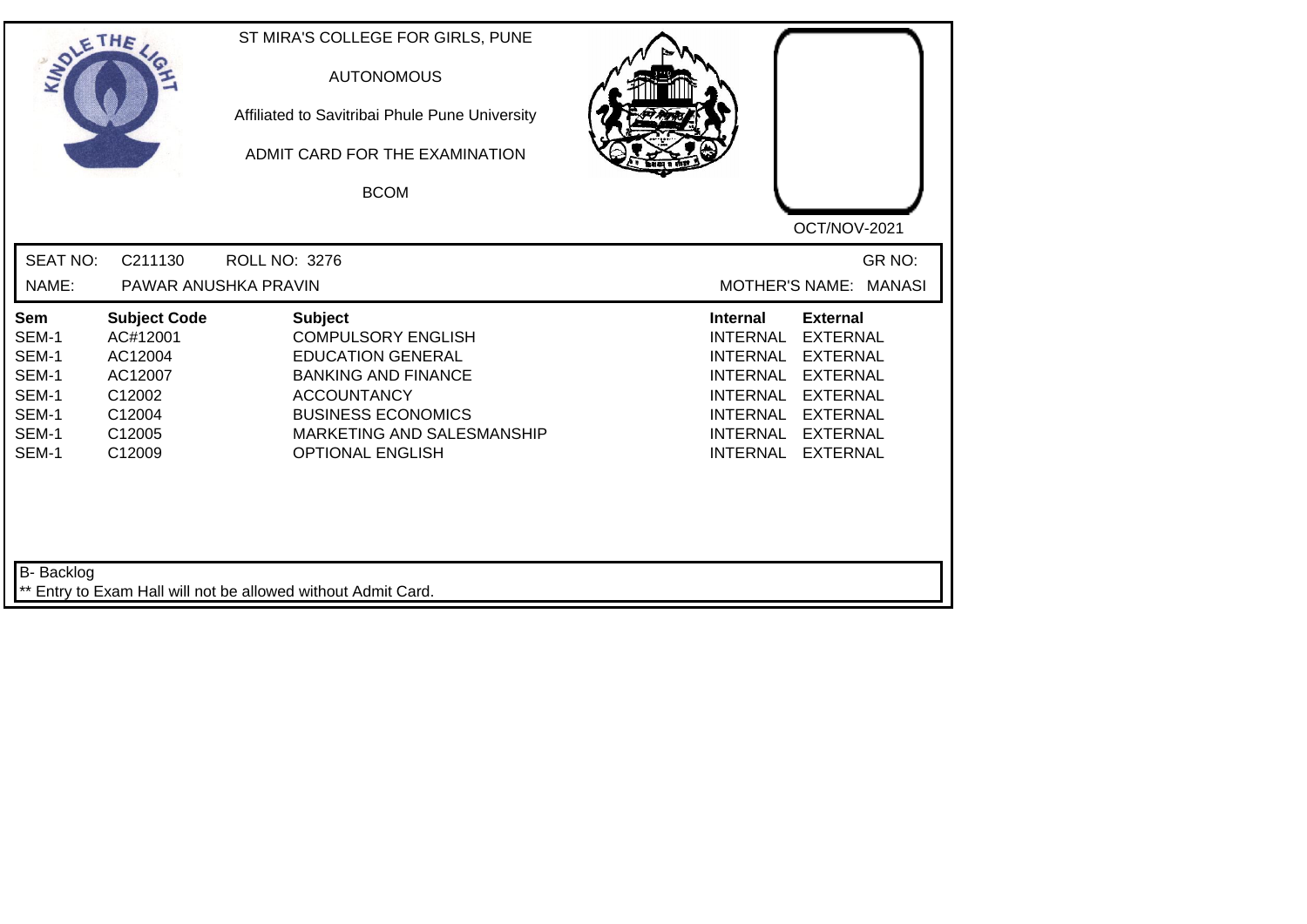ST MIRA'S COLLEGE FOR GIRLS, PUNE

AUTONOMOUS

Affiliated to Savitribai Phule Pune University

ADMIT CARD FOR THE EXAMINATION

BCOM

OCT/NOV-2021

SEAT NO: C211130 ROLL NO: 3276 GR NO:

NAME: PAWAR ANUSHKA PRAVIN MOTHER'S NAME: MANASI

| Sem | Subject Code | Subject | Internal | External |
|---|---|---|---|---|
| SEM-1 | AC#12001 | COMPULSORY ENGLISH | INTERNAL | EXTERNAL |
| SEM-1 | AC12004 | EDUCATION GENERAL | INTERNAL | EXTERNAL |
| SEM-1 | AC12007 | BANKING AND FINANCE | INTERNAL | EXTERNAL |
| SEM-1 | C12002 | ACCOUNTANCY | INTERNAL | EXTERNAL |
| SEM-1 | C12004 | BUSINESS ECONOMICS | INTERNAL | EXTERNAL |
| SEM-1 | C12005 | MARKETING AND SALESMANSHIP | INTERNAL | EXTERNAL |
| SEM-1 | C12009 | OPTIONAL ENGLISH | INTERNAL | EXTERNAL |

B- Backlog

** Entry to Exam Hall will not be allowed without Admit Card.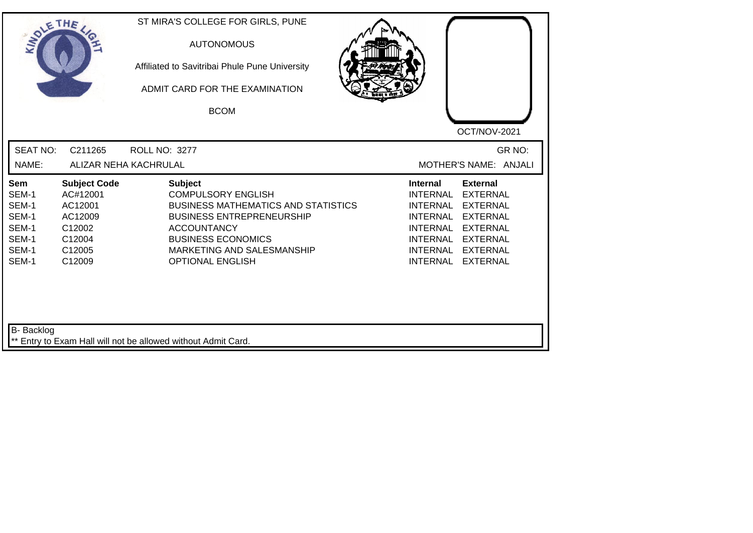ST MIRA'S COLLEGE FOR GIRLS, PUNE

AUTONOMOUS

Affiliated to Savitribai Phule Pune University

ADMIT CARD FOR THE EXAMINATION

BCOM

OCT/NOV-2021

SEAT NO: C211265 ROLL NO: 3277 GR NO:

NAME: ALIZAR NEHA KACHRULAL MOTHER'S NAME: ANJALI

| Sem | Subject Code | Subject | Internal | External |
|---|---|---|---|---|
| SEM-1 | AC#12001 | COMPULSORY ENGLISH | INTERNAL | EXTERNAL |
| SEM-1 | AC12001 | BUSINESS MATHEMATICS AND STATISTICS | INTERNAL | EXTERNAL |
| SEM-1 | AC12009 | BUSINESS ENTREPRENEURSHIP | INTERNAL | EXTERNAL |
| SEM-1 | C12002 | ACCOUNTANCY | INTERNAL | EXTERNAL |
| SEM-1 | C12004 | BUSINESS ECONOMICS | INTERNAL | EXTERNAL |
| SEM-1 | C12005 | MARKETING AND SALESMANSHIP | INTERNAL | EXTERNAL |
| SEM-1 | C12009 | OPTIONAL ENGLISH | INTERNAL | EXTERNAL |

B- Backlog

** Entry to Exam Hall will not be allowed without Admit Card.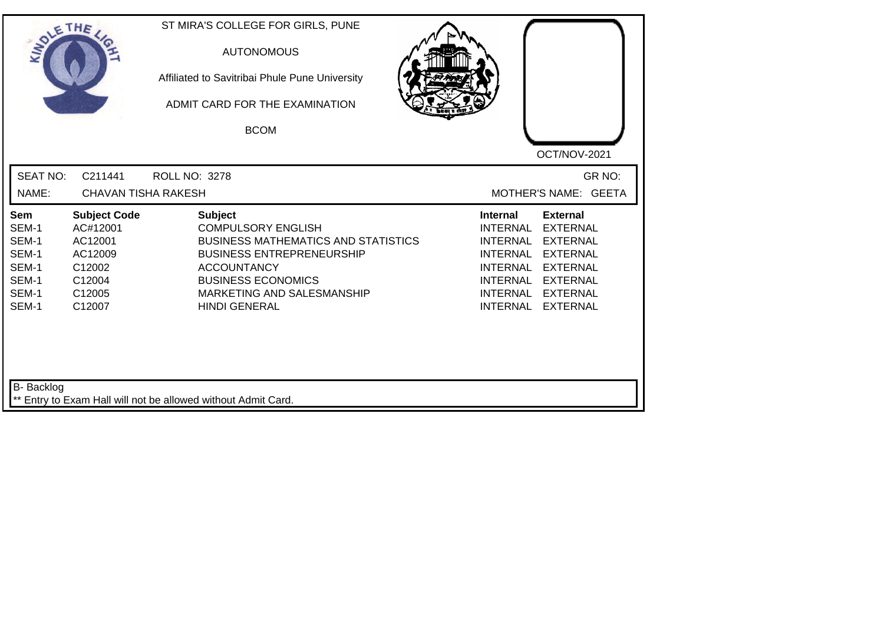ST MIRA'S COLLEGE FOR GIRLS, PUNE

AUTONOMOUS

Affiliated to Savitribai Phule Pune University

ADMIT CARD FOR THE EXAMINATION

BCOM

OCT/NOV-2021

SEAT NO: C211441 ROLL NO: 3278 GR NO:

NAME: CHAVAN TISHA RAKESH MOTHER'S NAME: GEETA

| Sem | Subject Code | Subject | Internal | External |
|---|---|---|---|---|
| SEM-1 | AC#12001 | COMPULSORY ENGLISH | INTERNAL | EXTERNAL |
| SEM-1 | AC12001 | BUSINESS MATHEMATICS AND STATISTICS | INTERNAL | EXTERNAL |
| SEM-1 | AC12009 | BUSINESS ENTREPRENEURSHIP | INTERNAL | EXTERNAL |
| SEM-1 | C12002 | ACCOUNTANCY | INTERNAL | EXTERNAL |
| SEM-1 | C12004 | BUSINESS ECONOMICS | INTERNAL | EXTERNAL |
| SEM-1 | C12005 | MARKETING AND SALESMANSHIP | INTERNAL | EXTERNAL |
| SEM-1 | C12007 | HINDI GENERAL | INTERNAL | EXTERNAL |

B- Backlog

** Entry to Exam Hall will not be allowed without Admit Card.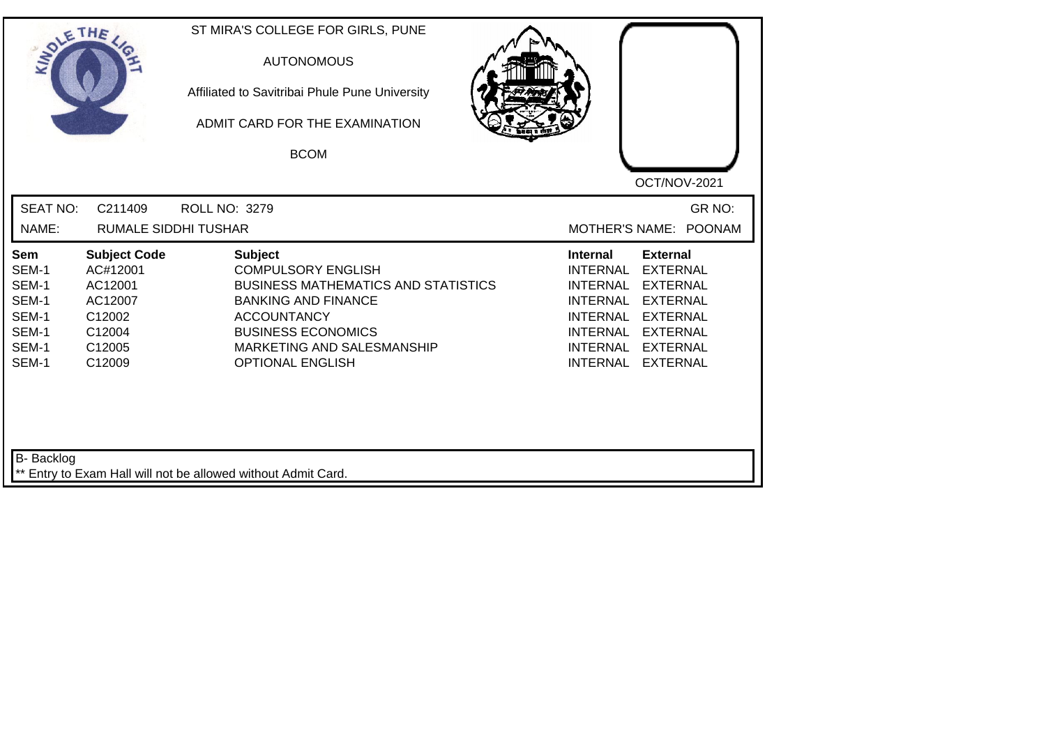ST MIRA'S COLLEGE FOR GIRLS, PUNE

AUTONOMOUS

Affiliated to Savitribai Phule Pune University

ADMIT CARD FOR THE EXAMINATION

BCOM

OCT/NOV-2021

SEAT NO: C211409 ROLL NO: 3279 GR NO:

NAME: RUMALE SIDDHI TUSHAR MOTHER'S NAME: POONAM

| Sem | Subject Code | Subject | Internal | External |
|---|---|---|---|---|
| SEM-1 | AC#12001 | COMPULSORY ENGLISH | INTERNAL | EXTERNAL |
| SEM-1 | AC12001 | BUSINESS MATHEMATICS AND STATISTICS | INTERNAL | EXTERNAL |
| SEM-1 | AC12007 | BANKING AND FINANCE | INTERNAL | EXTERNAL |
| SEM-1 | C12002 | ACCOUNTANCY | INTERNAL | EXTERNAL |
| SEM-1 | C12004 | BUSINESS ECONOMICS | INTERNAL | EXTERNAL |
| SEM-1 | C12005 | MARKETING AND SALESMANSHIP | INTERNAL | EXTERNAL |
| SEM-1 | C12009 | OPTIONAL ENGLISH | INTERNAL | EXTERNAL |

B- Backlog

** Entry to Exam Hall will not be allowed without Admit Card.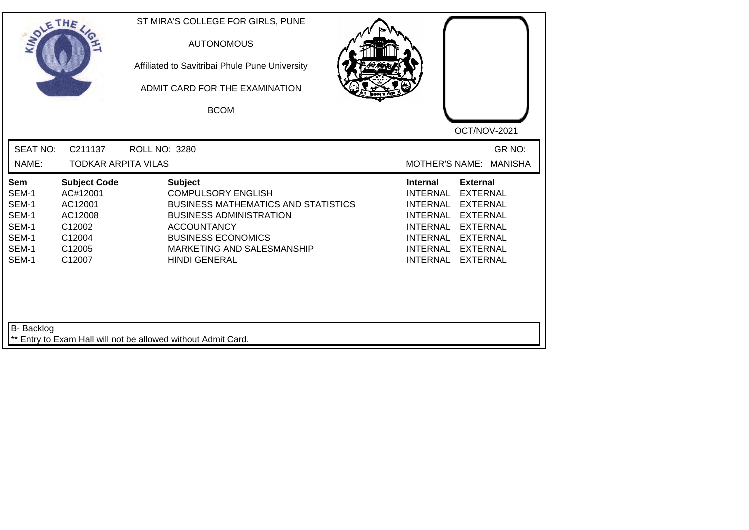ST MIRA'S COLLEGE FOR GIRLS, PUNE

AUTONOMOUS

Affiliated to Savitribai Phule Pune University

ADMIT CARD FOR THE EXAMINATION

BCOM

OCT/NOV-2021

SEAT NO: C211137 ROLL NO: 3280 GR NO:

NAME: TODKAR ARPITA VILAS MOTHER'S NAME: MANISHA

| Sem | Subject Code | Subject | Internal | External |
|---|---|---|---|---|
| SEM-1 | AC#12001 | COMPULSORY ENGLISH | INTERNAL | EXTERNAL |
| SEM-1 | AC12001 | BUSINESS MATHEMATICS AND STATISTICS | INTERNAL | EXTERNAL |
| SEM-1 | AC12008 | BUSINESS ADMINISTRATION | INTERNAL | EXTERNAL |
| SEM-1 | C12002 | ACCOUNTANCY | INTERNAL | EXTERNAL |
| SEM-1 | C12004 | BUSINESS ECONOMICS | INTERNAL | EXTERNAL |
| SEM-1 | C12005 | MARKETING AND SALESMANSHIP | INTERNAL | EXTERNAL |
| SEM-1 | C12007 | HINDI GENERAL | INTERNAL | EXTERNAL |

B- Backlog

** Entry to Exam Hall will not be allowed without Admit Card.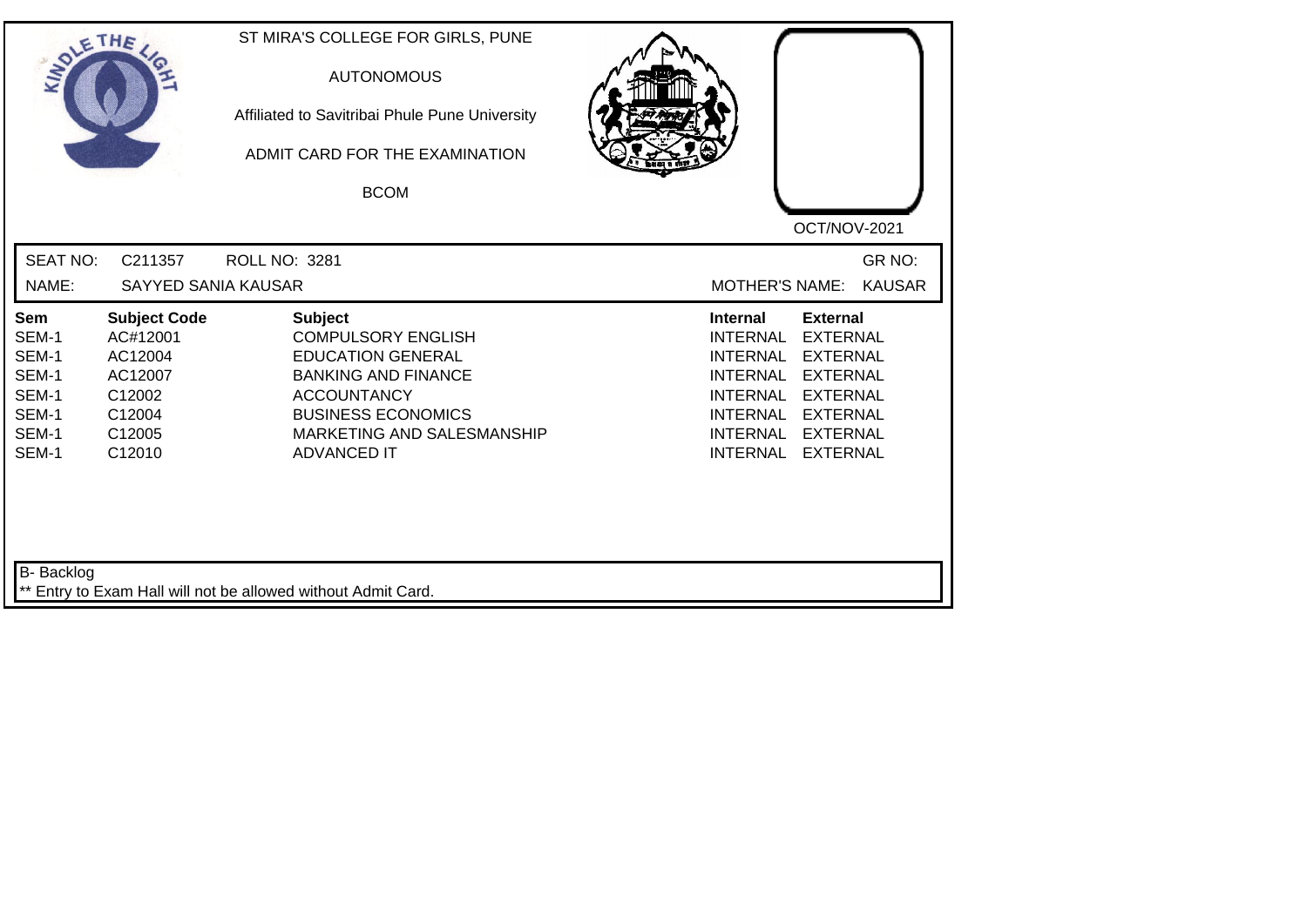ST MIRA'S COLLEGE FOR GIRLS, PUNE

AUTONOMOUS

Affiliated to Savitribai Phule Pune University

ADMIT CARD FOR THE EXAMINATION

BCOM

OCT/NOV-2021

SEAT NO: C211357 ROLL NO: 3281 GR NO:

NAME: SAYYED SANIA KAUSAR MOTHER'S NAME: KAUSAR

| Sem | Subject Code | Subject | Internal | External |
|---|---|---|---|---|
| SEM-1 | AC#12001 | COMPULSORY ENGLISH | INTERNAL | EXTERNAL |
| SEM-1 | AC12004 | EDUCATION GENERAL | INTERNAL | EXTERNAL |
| SEM-1 | AC12007 | BANKING AND FINANCE | INTERNAL | EXTERNAL |
| SEM-1 | C12002 | ACCOUNTANCY | INTERNAL | EXTERNAL |
| SEM-1 | C12004 | BUSINESS ECONOMICS | INTERNAL | EXTERNAL |
| SEM-1 | C12005 | MARKETING AND SALESMANSHIP | INTERNAL | EXTERNAL |
| SEM-1 | C12010 | ADVANCED IT | INTERNAL | EXTERNAL |

B- Backlog

** Entry to Exam Hall will not be allowed without Admit Card.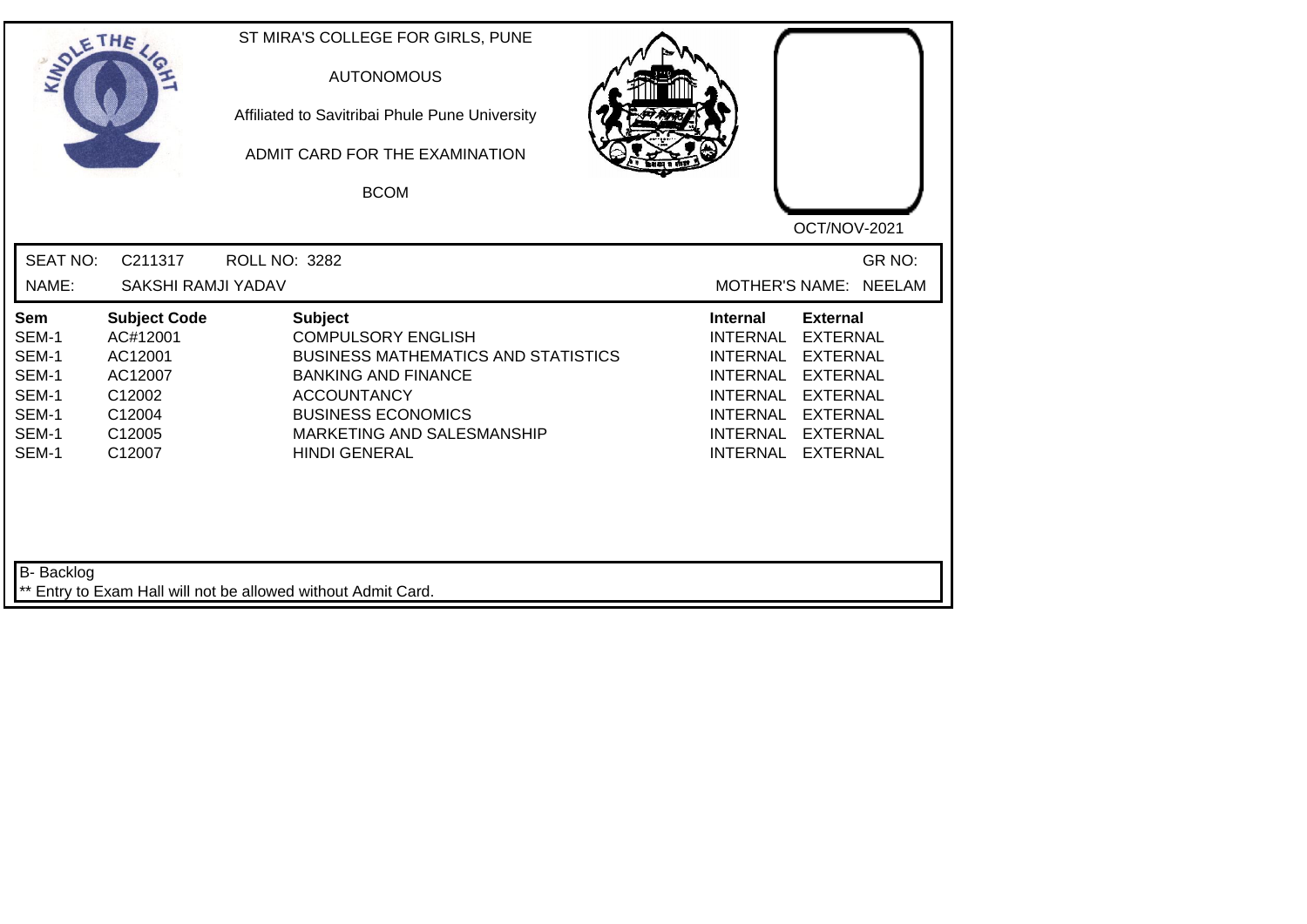ST MIRA'S COLLEGE FOR GIRLS, PUNE

AUTONOMOUS

Affiliated to Savitribai Phule Pune University

ADMIT CARD FOR THE EXAMINATION

BCOM

OCT/NOV-2021

SEAT NO: C211317 ROLL NO: 3282 GR NO:

NAME: SAKSHI RAMJI YADAV MOTHER'S NAME: NEELAM

| Sem | Subject Code | Subject | Internal | External |
|---|---|---|---|---|
| SEM-1 | AC#12001 | COMPULSORY ENGLISH | INTERNAL | EXTERNAL |
| SEM-1 | AC12001 | BUSINESS MATHEMATICS AND STATISTICS | INTERNAL | EXTERNAL |
| SEM-1 | AC12007 | BANKING AND FINANCE | INTERNAL | EXTERNAL |
| SEM-1 | C12002 | ACCOUNTANCY | INTERNAL | EXTERNAL |
| SEM-1 | C12004 | BUSINESS ECONOMICS | INTERNAL | EXTERNAL |
| SEM-1 | C12005 | MARKETING AND SALESMANSHIP | INTERNAL | EXTERNAL |
| SEM-1 | C12007 | HINDI GENERAL | INTERNAL | EXTERNAL |

B- Backlog

** Entry to Exam Hall will not be allowed without Admit Card.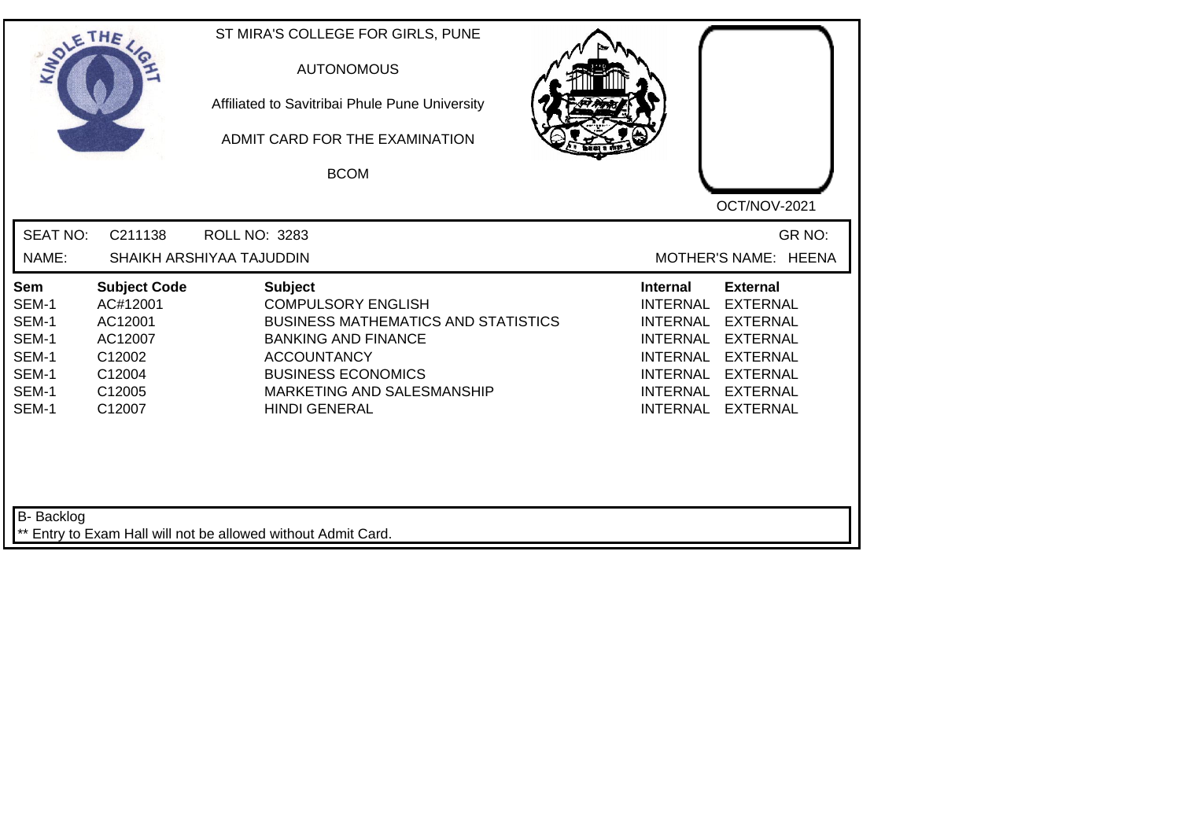ST MIRA'S COLLEGE FOR GIRLS, PUNE

AUTONOMOUS

Affiliated to Savitribai Phule Pune University

ADMIT CARD FOR THE EXAMINATION

BCOM

OCT/NOV-2021

SEAT NO: C211138 ROLL NO: 3283 GR NO:

NAME: SHAIKH ARSHIYAA TAJUDDIN MOTHER'S NAME: HEENA

| Sem | Subject Code | Subject | Internal | External |
|---|---|---|---|---|
| SEM-1 | AC#12001 | COMPULSORY ENGLISH | INTERNAL | EXTERNAL |
| SEM-1 | AC12001 | BUSINESS MATHEMATICS AND STATISTICS | INTERNAL | EXTERNAL |
| SEM-1 | AC12007 | BANKING AND FINANCE | INTERNAL | EXTERNAL |
| SEM-1 | C12002 | ACCOUNTANCY | INTERNAL | EXTERNAL |
| SEM-1 | C12004 | BUSINESS ECONOMICS | INTERNAL | EXTERNAL |
| SEM-1 | C12005 | MARKETING AND SALESMANSHIP | INTERNAL | EXTERNAL |
| SEM-1 | C12007 | HINDI GENERAL | INTERNAL | EXTERNAL |

B- Backlog

** Entry to Exam Hall will not be allowed without Admit Card.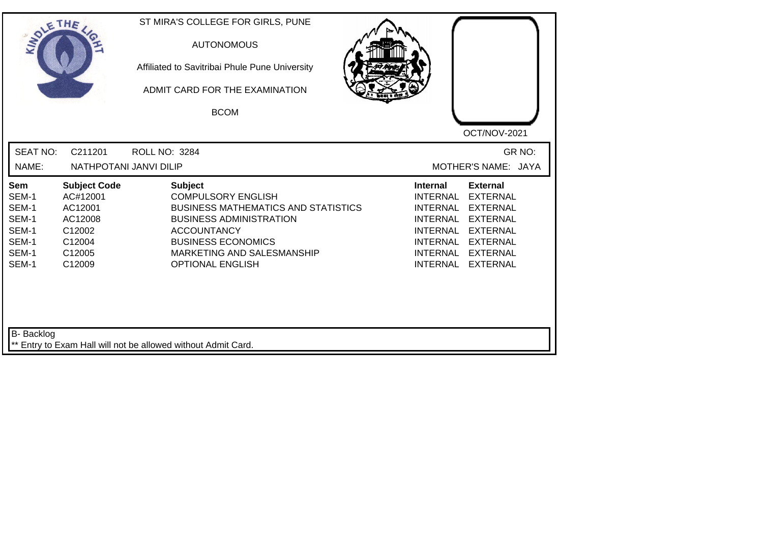ST MIRA'S COLLEGE FOR GIRLS, PUNE

AUTONOMOUS

Affiliated to Savitribai Phule Pune University

ADMIT CARD FOR THE EXAMINATION

BCOM

OCT/NOV-2021

SEAT NO: C211201 ROLL NO: 3284 GR NO:

NAME: NATHPOTANI JANVI DILIP MOTHER'S NAME: JAYA

| Sem | Subject Code | Subject | Internal | External |
|---|---|---|---|---|
| SEM-1 | AC#12001 | COMPULSORY ENGLISH | INTERNAL | EXTERNAL |
| SEM-1 | AC12001 | BUSINESS MATHEMATICS AND STATISTICS | INTERNAL | EXTERNAL |
| SEM-1 | AC12008 | BUSINESS ADMINISTRATION | INTERNAL | EXTERNAL |
| SEM-1 | C12002 | ACCOUNTANCY | INTERNAL | EXTERNAL |
| SEM-1 | C12004 | BUSINESS ECONOMICS | INTERNAL | EXTERNAL |
| SEM-1 | C12005 | MARKETING AND SALESMANSHIP | INTERNAL | EXTERNAL |
| SEM-1 | C12009 | OPTIONAL ENGLISH | INTERNAL | EXTERNAL |

B- Backlog

** Entry to Exam Hall will not be allowed without Admit Card.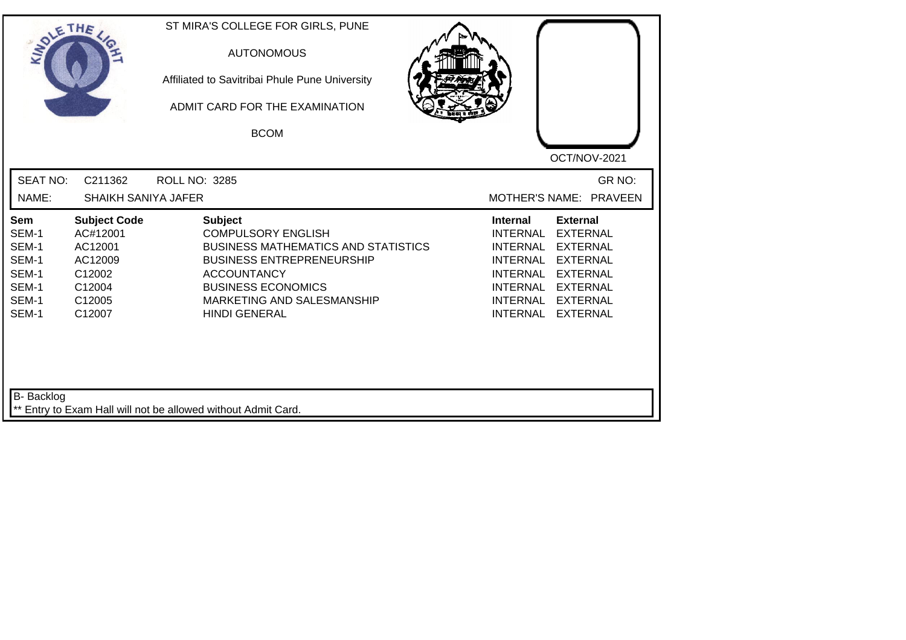ST MIRA'S COLLEGE FOR GIRLS, PUNE

AUTONOMOUS

Affiliated to Savitribai Phule Pune University

ADMIT CARD FOR THE EXAMINATION

BCOM

OCT/NOV-2021

SEAT NO: C211362 ROLL NO: 3285 GR NO:

NAME: SHAIKH SANIYA JAFER MOTHER'S NAME: PRAVEEN

| Sem | Subject Code | Subject | Internal | External |
|---|---|---|---|---|
| SEM-1 | AC#12001 | COMPULSORY ENGLISH | INTERNAL | EXTERNAL |
| SEM-1 | AC12001 | BUSINESS MATHEMATICS AND STATISTICS | INTERNAL | EXTERNAL |
| SEM-1 | AC12009 | BUSINESS ENTREPRENEURSHIP | INTERNAL | EXTERNAL |
| SEM-1 | C12002 | ACCOUNTANCY | INTERNAL | EXTERNAL |
| SEM-1 | C12004 | BUSINESS ECONOMICS | INTERNAL | EXTERNAL |
| SEM-1 | C12005 | MARKETING AND SALESMANSHIP | INTERNAL | EXTERNAL |
| SEM-1 | C12007 | HINDI GENERAL | INTERNAL | EXTERNAL |

B- Backlog

** Entry to Exam Hall will not be allowed without Admit Card.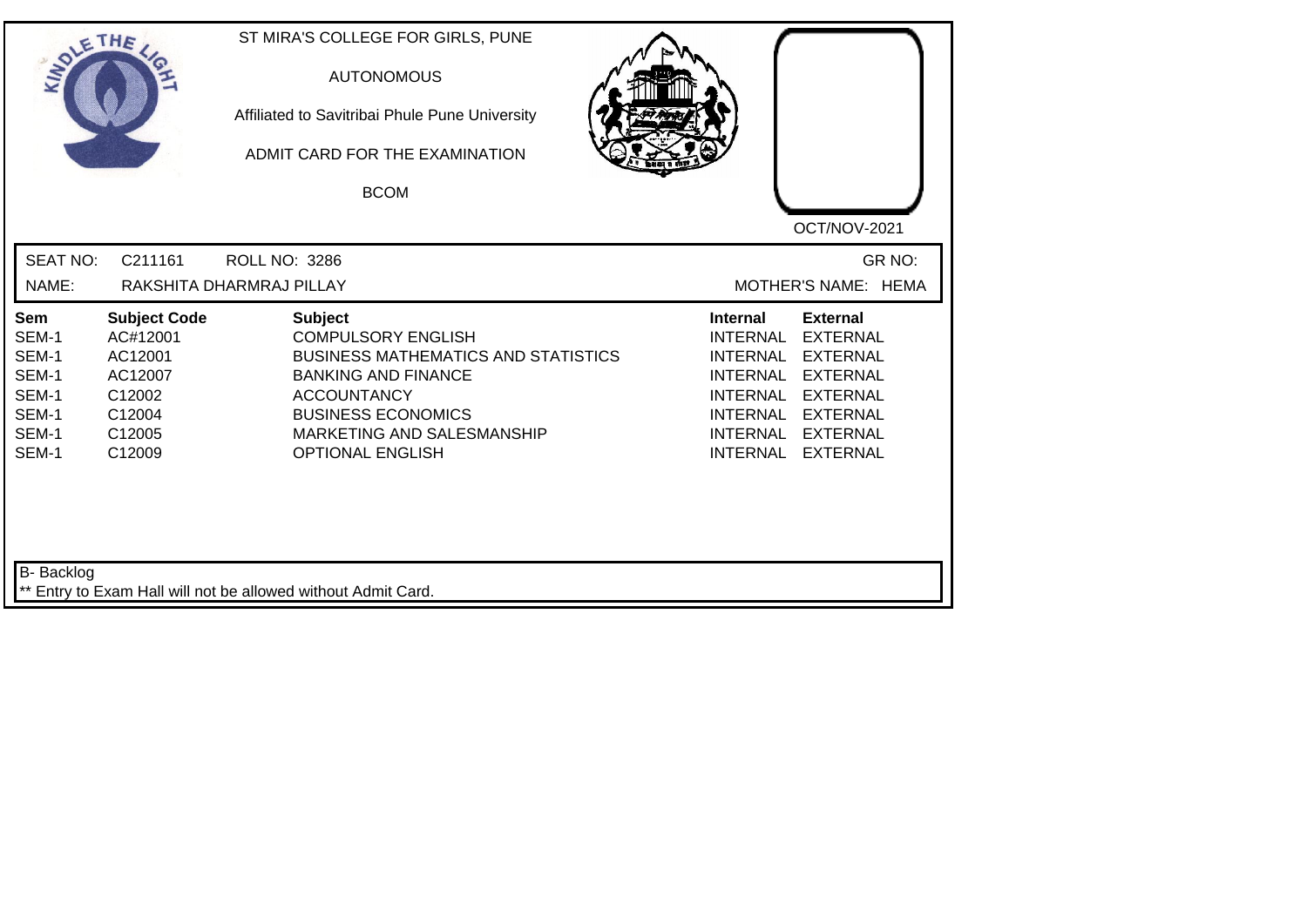ST MIRA'S COLLEGE FOR GIRLS, PUNE

AUTONOMOUS

Affiliated to Savitribai Phule Pune University

ADMIT CARD FOR THE EXAMINATION

BCOM

OCT/NOV-2021

SEAT NO: C211161 ROLL NO: 3286 GR NO:

NAME: RAKSHITA DHARMRAJ PILLAY MOTHER'S NAME: HEMA

| Sem | Subject Code | Subject | Internal | External |
|---|---|---|---|---|
| SEM-1 | AC#12001 | COMPULSORY ENGLISH | INTERNAL | EXTERNAL |
| SEM-1 | AC12001 | BUSINESS MATHEMATICS AND STATISTICS | INTERNAL | EXTERNAL |
| SEM-1 | AC12007 | BANKING AND FINANCE | INTERNAL | EXTERNAL |
| SEM-1 | C12002 | ACCOUNTANCY | INTERNAL | EXTERNAL |
| SEM-1 | C12004 | BUSINESS ECONOMICS | INTERNAL | EXTERNAL |
| SEM-1 | C12005 | MARKETING AND SALESMANSHIP | INTERNAL | EXTERNAL |
| SEM-1 | C12009 | OPTIONAL ENGLISH | INTERNAL | EXTERNAL |

B- Backlog

** Entry to Exam Hall will not be allowed without Admit Card.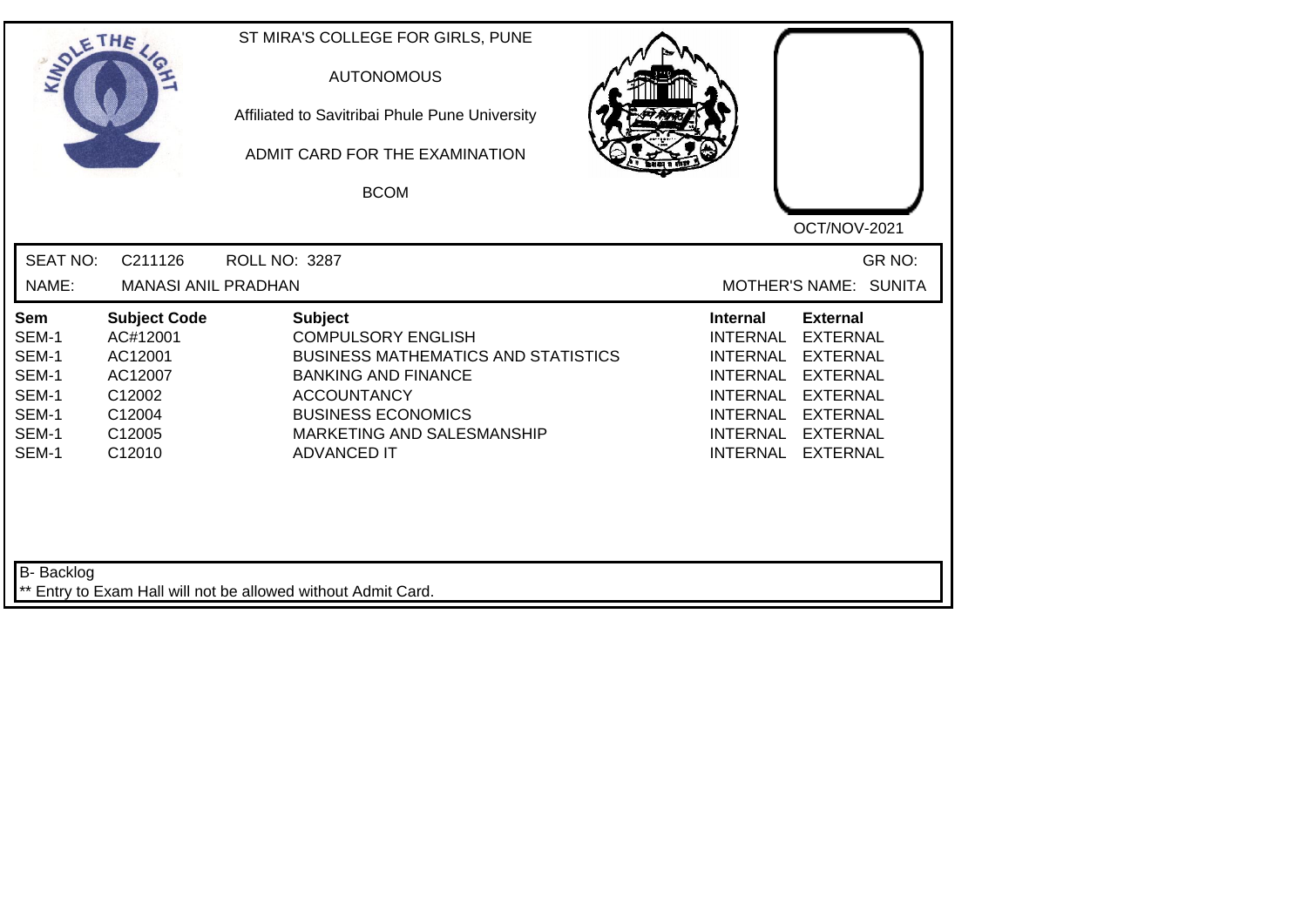ST MIRA'S COLLEGE FOR GIRLS, PUNE

AUTONOMOUS

Affiliated to Savitribai Phule Pune University

ADMIT CARD FOR THE EXAMINATION

BCOM

OCT/NOV-2021

SEAT NO: C211126 ROLL NO: 3287 GR NO:

NAME: MANASI ANIL PRADHAN MOTHER'S NAME: SUNITA

| Sem | Subject Code | Subject | Internal | External |
|---|---|---|---|---|
| SEM-1 | AC#12001 | COMPULSORY ENGLISH | INTERNAL | EXTERNAL |
| SEM-1 | AC12001 | BUSINESS MATHEMATICS AND STATISTICS | INTERNAL | EXTERNAL |
| SEM-1 | AC12007 | BANKING AND FINANCE | INTERNAL | EXTERNAL |
| SEM-1 | C12002 | ACCOUNTANCY | INTERNAL | EXTERNAL |
| SEM-1 | C12004 | BUSINESS ECONOMICS | INTERNAL | EXTERNAL |
| SEM-1 | C12005 | MARKETING AND SALESMANSHIP | INTERNAL | EXTERNAL |
| SEM-1 | C12010 | ADVANCED IT | INTERNAL | EXTERNAL |

B- Backlog

** Entry to Exam Hall will not be allowed without Admit Card.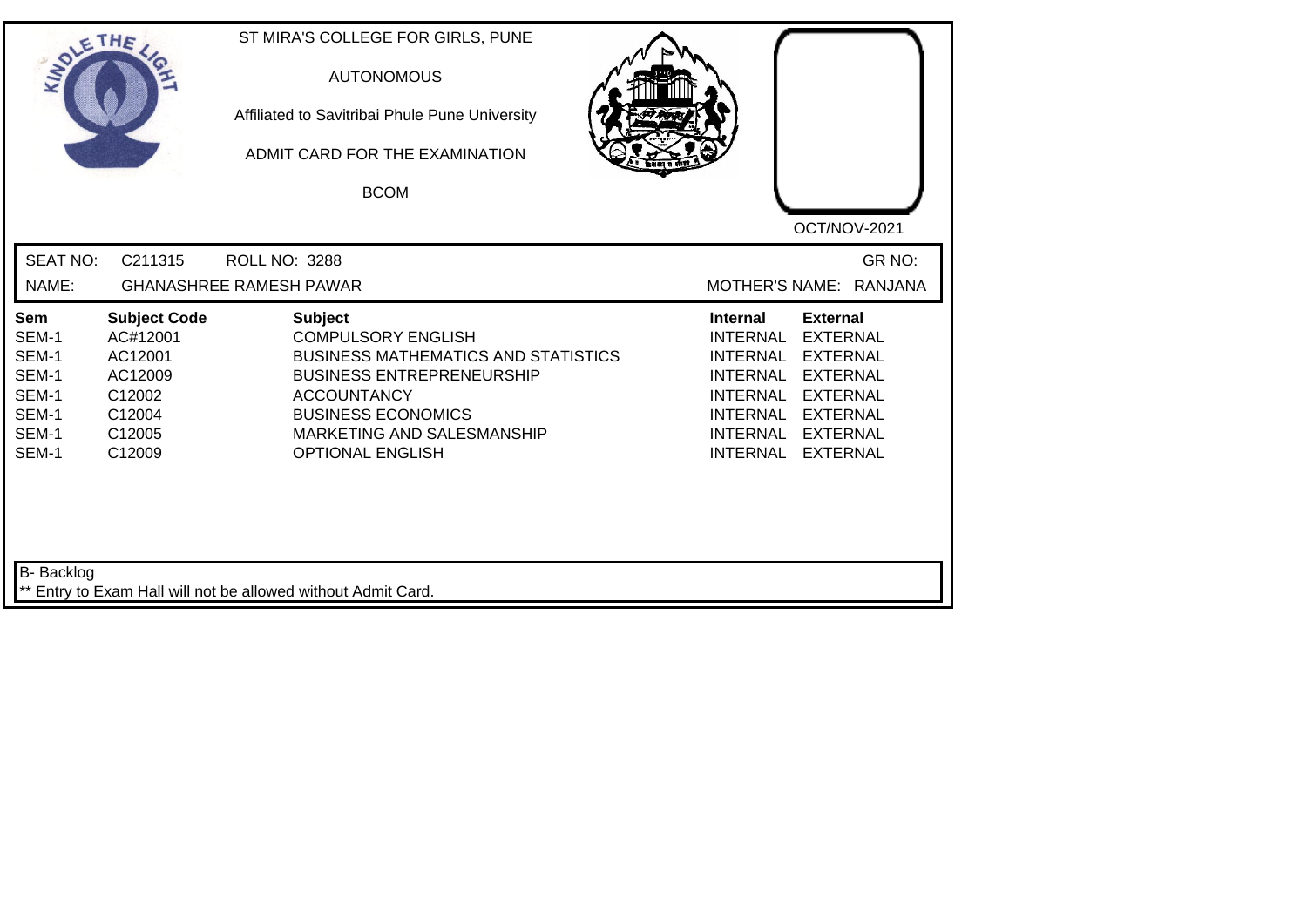ST MIRA'S COLLEGE FOR GIRLS, PUNE

AUTONOMOUS

Affiliated to Savitribai Phule Pune University

ADMIT CARD FOR THE EXAMINATION

BCOM

OCT/NOV-2021

SEAT NO: C211315 ROLL NO: 3288 GR NO:

NAME: GHANASHREE RAMESH PAWAR MOTHER'S NAME: RANJANA

| Sem | Subject Code | Subject | Internal | External |
|---|---|---|---|---|
| SEM-1 | AC#12001 | COMPULSORY ENGLISH | INTERNAL | EXTERNAL |
| SEM-1 | AC12001 | BUSINESS MATHEMATICS AND STATISTICS | INTERNAL | EXTERNAL |
| SEM-1 | AC12009 | BUSINESS ENTREPRENEURSHIP | INTERNAL | EXTERNAL |
| SEM-1 | C12002 | ACCOUNTANCY | INTERNAL | EXTERNAL |
| SEM-1 | C12004 | BUSINESS ECONOMICS | INTERNAL | EXTERNAL |
| SEM-1 | C12005 | MARKETING AND SALESMANSHIP | INTERNAL | EXTERNAL |
| SEM-1 | C12009 | OPTIONAL ENGLISH | INTERNAL | EXTERNAL |

B- Backlog

** Entry to Exam Hall will not be allowed without Admit Card.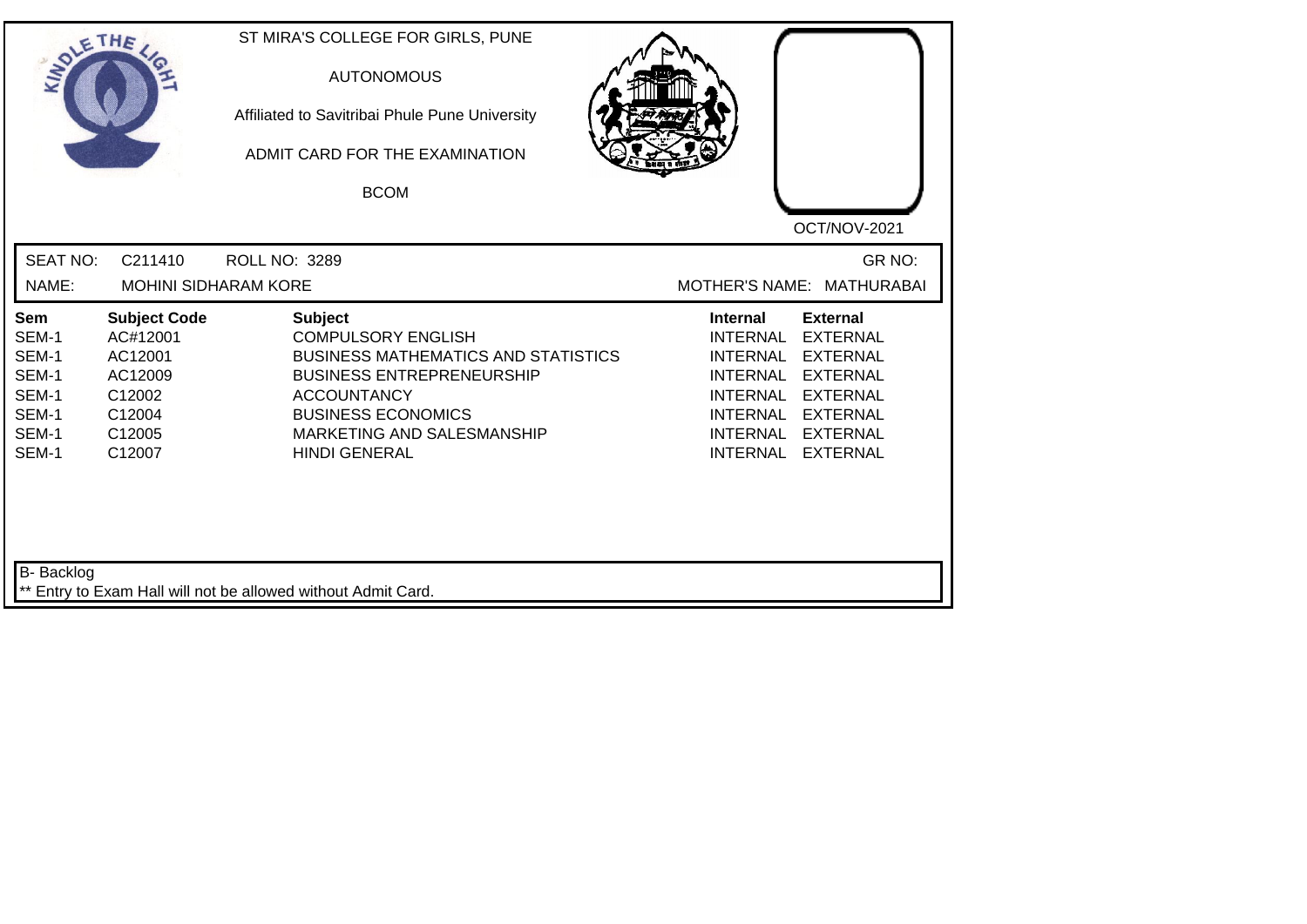ST MIRA'S COLLEGE FOR GIRLS, PUNE

AUTONOMOUS

Affiliated to Savitribai Phule Pune University

ADMIT CARD FOR THE EXAMINATION

BCOM

OCT/NOV-2021

SEAT NO: C211410 ROLL NO: 3289 GR NO:

NAME: MOHINI SIDHARAM KORE MOTHER'S NAME: MATHURABAI

| Sem | Subject Code | Subject | Internal | External |
|---|---|---|---|---|
| SEM-1 | AC#12001 | COMPULSORY ENGLISH | INTERNAL | EXTERNAL |
| SEM-1 | AC12001 | BUSINESS MATHEMATICS AND STATISTICS | INTERNAL | EXTERNAL |
| SEM-1 | AC12009 | BUSINESS ENTREPRENEURSHIP | INTERNAL | EXTERNAL |
| SEM-1 | C12002 | ACCOUNTANCY | INTERNAL | EXTERNAL |
| SEM-1 | C12004 | BUSINESS ECONOMICS | INTERNAL | EXTERNAL |
| SEM-1 | C12005 | MARKETING AND SALESMANSHIP | INTERNAL | EXTERNAL |
| SEM-1 | C12007 | HINDI GENERAL | INTERNAL | EXTERNAL |

B- Backlog

** Entry to Exam Hall will not be allowed without Admit Card.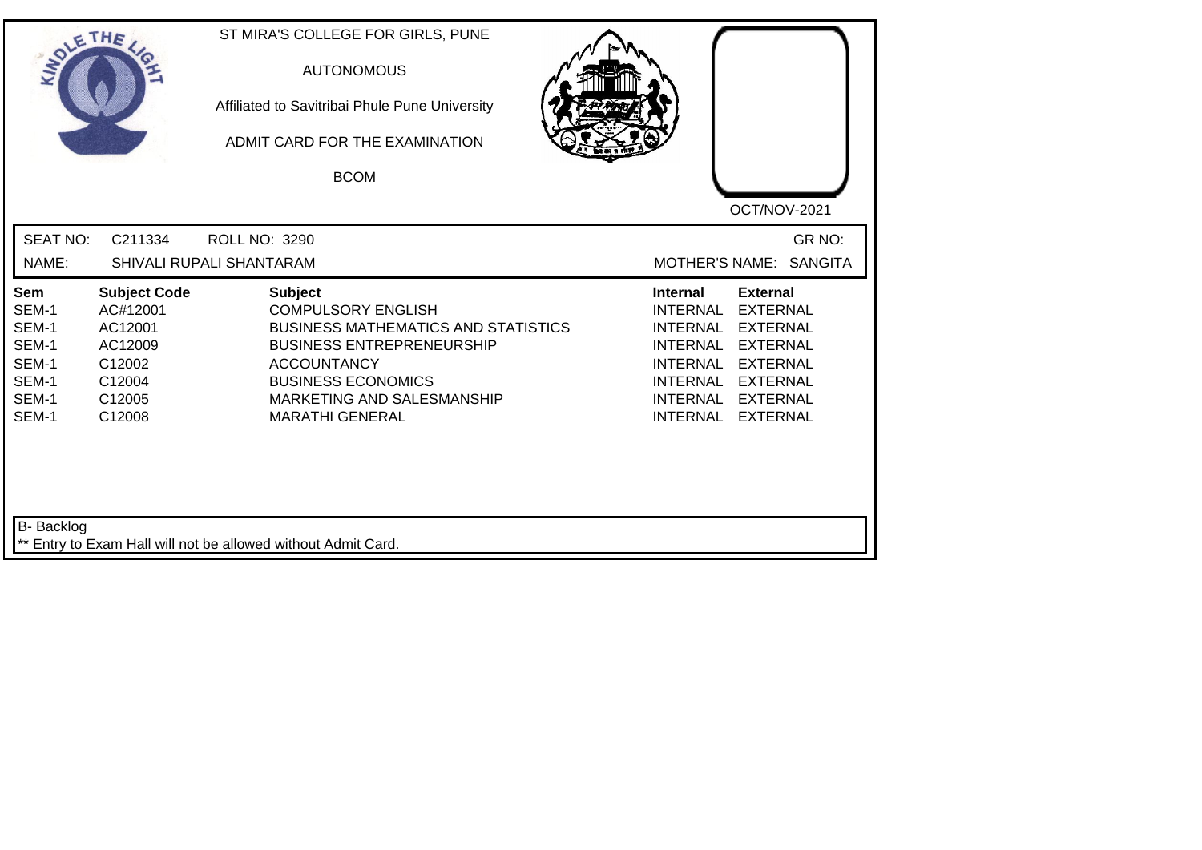ST MIRA'S COLLEGE FOR GIRLS, PUNE

AUTONOMOUS

Affiliated to Savitribai Phule Pune University

ADMIT CARD FOR THE EXAMINATION

BCOM

OCT/NOV-2021

SEAT NO: C211334 ROLL NO: 3290 GR NO:

NAME: SHIVALI RUPALI SHANTARAM MOTHER'S NAME: SANGITA

| Sem | Subject Code | Subject | Internal | External |
|---|---|---|---|---|
| SEM-1 | AC#12001 | COMPULSORY ENGLISH | INTERNAL | EXTERNAL |
| SEM-1 | AC12001 | BUSINESS MATHEMATICS AND STATISTICS | INTERNAL | EXTERNAL |
| SEM-1 | AC12009 | BUSINESS ENTREPRENEURSHIP | INTERNAL | EXTERNAL |
| SEM-1 | C12002 | ACCOUNTANCY | INTERNAL | EXTERNAL |
| SEM-1 | C12004 | BUSINESS ECONOMICS | INTERNAL | EXTERNAL |
| SEM-1 | C12005 | MARKETING AND SALESMANSHIP | INTERNAL | EXTERNAL |
| SEM-1 | C12008 | MARATHI GENERAL | INTERNAL | EXTERNAL |

B- Backlog

** Entry to Exam Hall will not be allowed without Admit Card.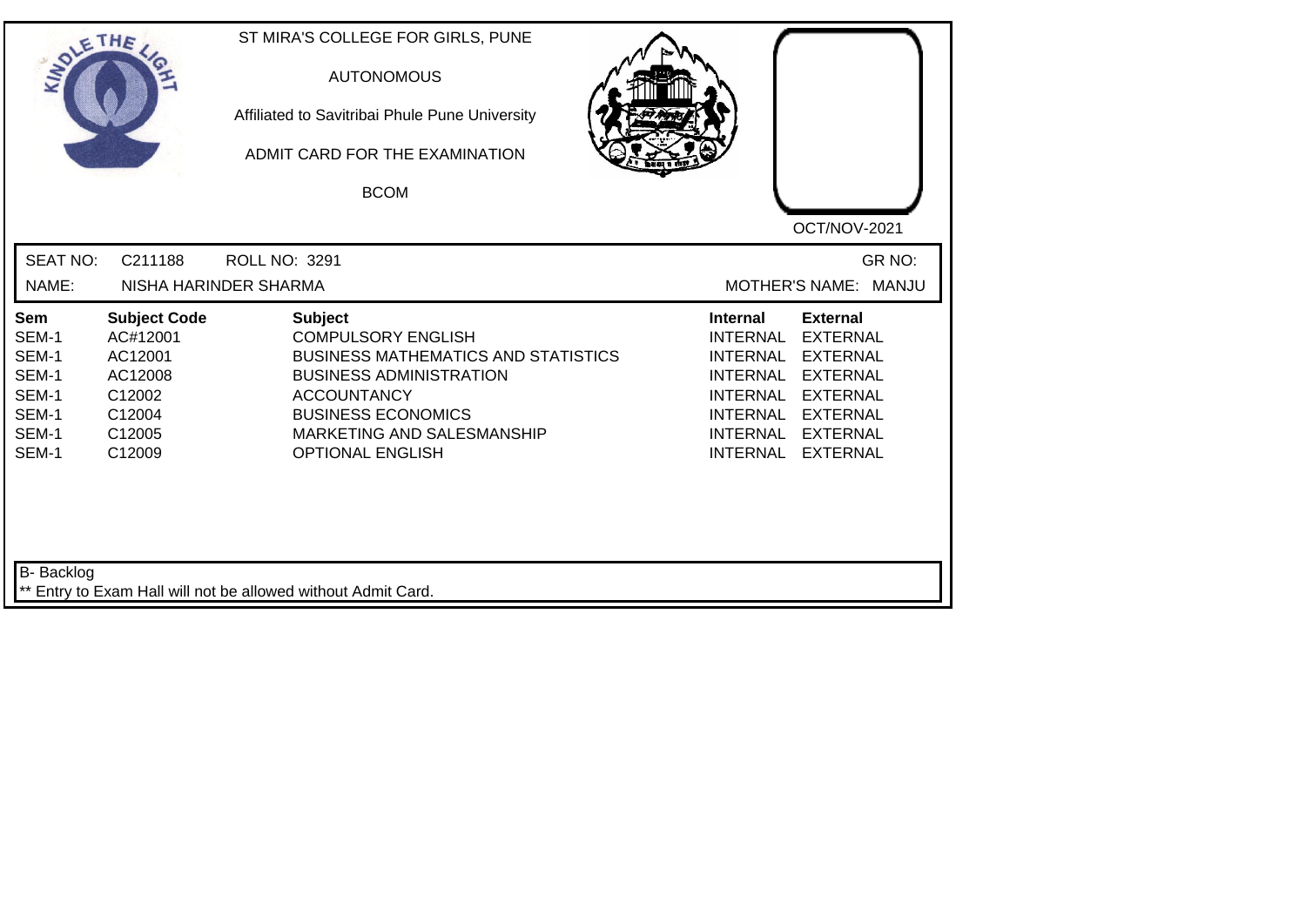ST MIRA'S COLLEGE FOR GIRLS, PUNE

AUTONOMOUS

Affiliated to Savitribai Phule Pune University

ADMIT CARD FOR THE EXAMINATION

BCOM

OCT/NOV-2021

SEAT NO: C211188 ROLL NO: 3291 GR NO:

NAME: NISHA HARINDER SHARMA MOTHER'S NAME: MANJU

| Sem | Subject Code | Subject | Internal | External |
|---|---|---|---|---|
| SEM-1 | AC#12001 | COMPULSORY ENGLISH | INTERNAL | EXTERNAL |
| SEM-1 | AC12001 | BUSINESS MATHEMATICS AND STATISTICS | INTERNAL | EXTERNAL |
| SEM-1 | AC12008 | BUSINESS ADMINISTRATION | INTERNAL | EXTERNAL |
| SEM-1 | C12002 | ACCOUNTANCY | INTERNAL | EXTERNAL |
| SEM-1 | C12004 | BUSINESS ECONOMICS | INTERNAL | EXTERNAL |
| SEM-1 | C12005 | MARKETING AND SALESMANSHIP | INTERNAL | EXTERNAL |
| SEM-1 | C12009 | OPTIONAL ENGLISH | INTERNAL | EXTERNAL |

B- Backlog

** Entry to Exam Hall will not be allowed without Admit Card.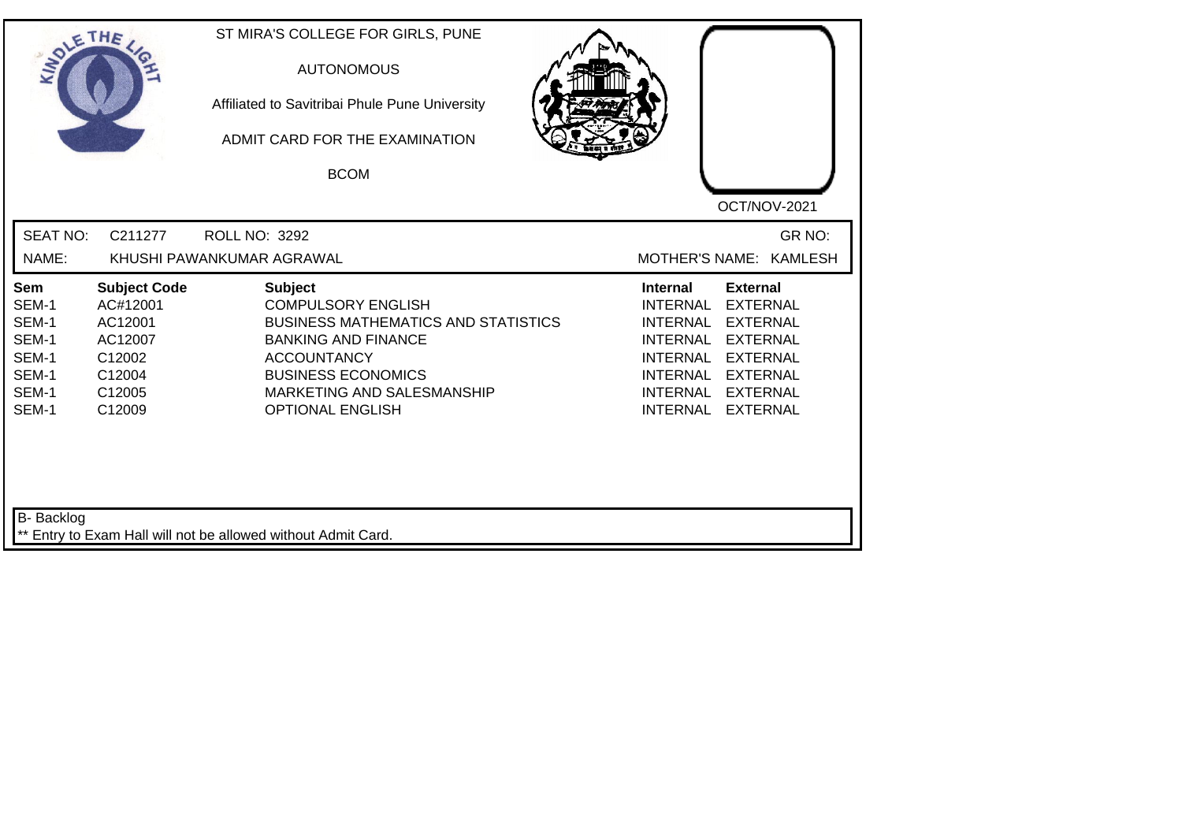ST MIRA'S COLLEGE FOR GIRLS, PUNE

AUTONOMOUS

Affiliated to Savitribai Phule Pune University

ADMIT CARD FOR THE EXAMINATION

BCOM

OCT/NOV-2021

SEAT NO: C211277 ROLL NO: 3292 GR NO:

NAME: KHUSHI PAWANKUMAR AGRAWAL MOTHER'S NAME: KAMLESH

| Sem | Subject Code | Subject | Internal | External |
|---|---|---|---|---|
| SEM-1 | AC#12001 | COMPULSORY ENGLISH | INTERNAL | EXTERNAL |
| SEM-1 | AC12001 | BUSINESS MATHEMATICS AND STATISTICS | INTERNAL | EXTERNAL |
| SEM-1 | AC12007 | BANKING AND FINANCE | INTERNAL | EXTERNAL |
| SEM-1 | C12002 | ACCOUNTANCY | INTERNAL | EXTERNAL |
| SEM-1 | C12004 | BUSINESS ECONOMICS | INTERNAL | EXTERNAL |
| SEM-1 | C12005 | MARKETING AND SALESMANSHIP | INTERNAL | EXTERNAL |
| SEM-1 | C12009 | OPTIONAL ENGLISH | INTERNAL | EXTERNAL |

B- Backlog

** Entry to Exam Hall will not be allowed without Admit Card.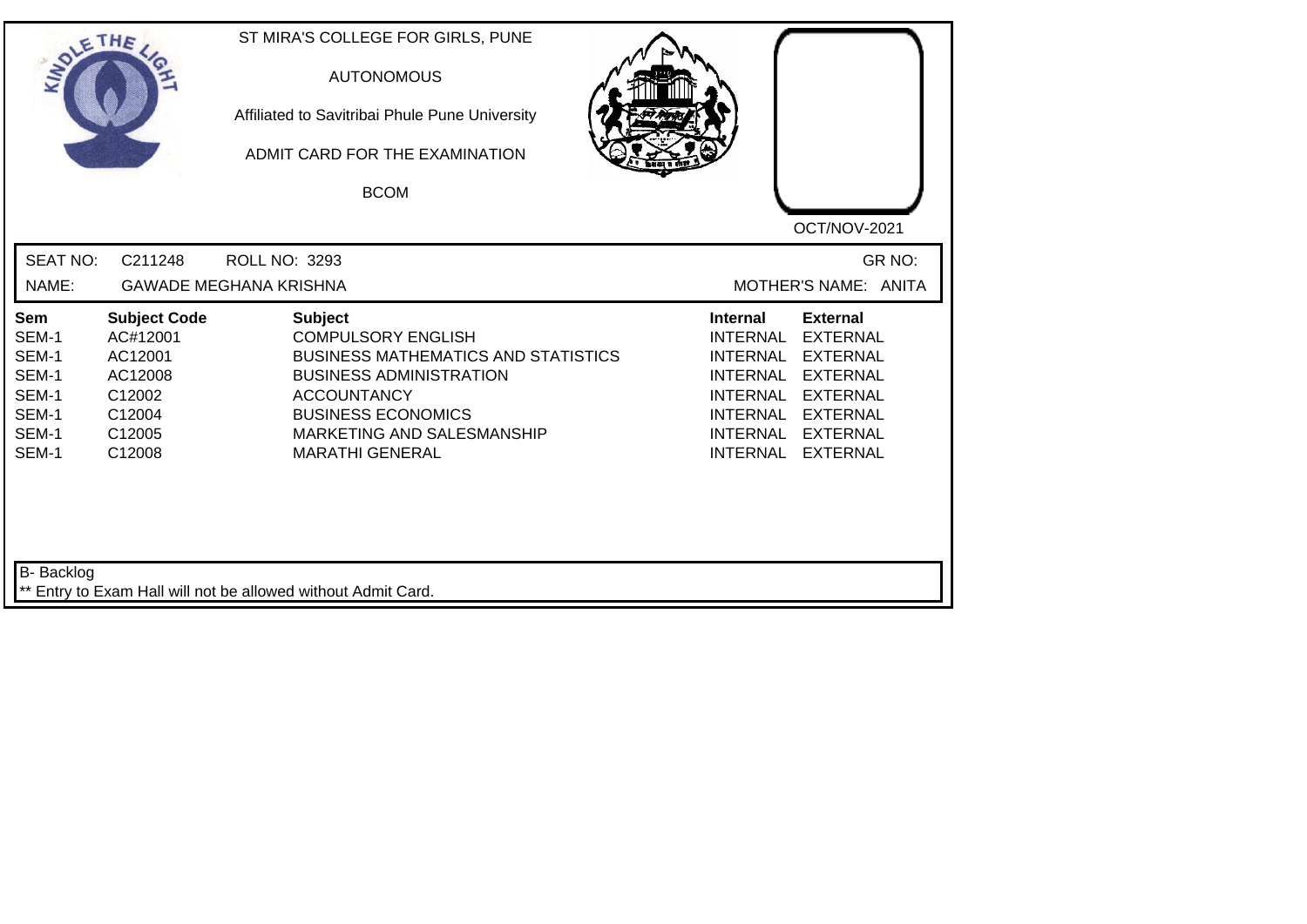ST MIRA'S COLLEGE FOR GIRLS, PUNE

AUTONOMOUS

Affiliated to Savitribai Phule Pune University

ADMIT CARD FOR THE EXAMINATION

BCOM

OCT/NOV-2021

SEAT NO: C211248 ROLL NO: 3293 GR NO:

NAME: GAWADE MEGHANA KRISHNA MOTHER'S NAME: ANITA

| Sem | Subject Code | Subject | Internal | External |
|---|---|---|---|---|
| SEM-1 | AC#12001 | COMPULSORY ENGLISH | INTERNAL | EXTERNAL |
| SEM-1 | AC12001 | BUSINESS MATHEMATICS AND STATISTICS | INTERNAL | EXTERNAL |
| SEM-1 | AC12008 | BUSINESS ADMINISTRATION | INTERNAL | EXTERNAL |
| SEM-1 | C12002 | ACCOUNTANCY | INTERNAL | EXTERNAL |
| SEM-1 | C12004 | BUSINESS ECONOMICS | INTERNAL | EXTERNAL |
| SEM-1 | C12005 | MARKETING AND SALESMANSHIP | INTERNAL | EXTERNAL |
| SEM-1 | C12008 | MARATHI GENERAL | INTERNAL | EXTERNAL |

B- Backlog

** Entry to Exam Hall will not be allowed without Admit Card.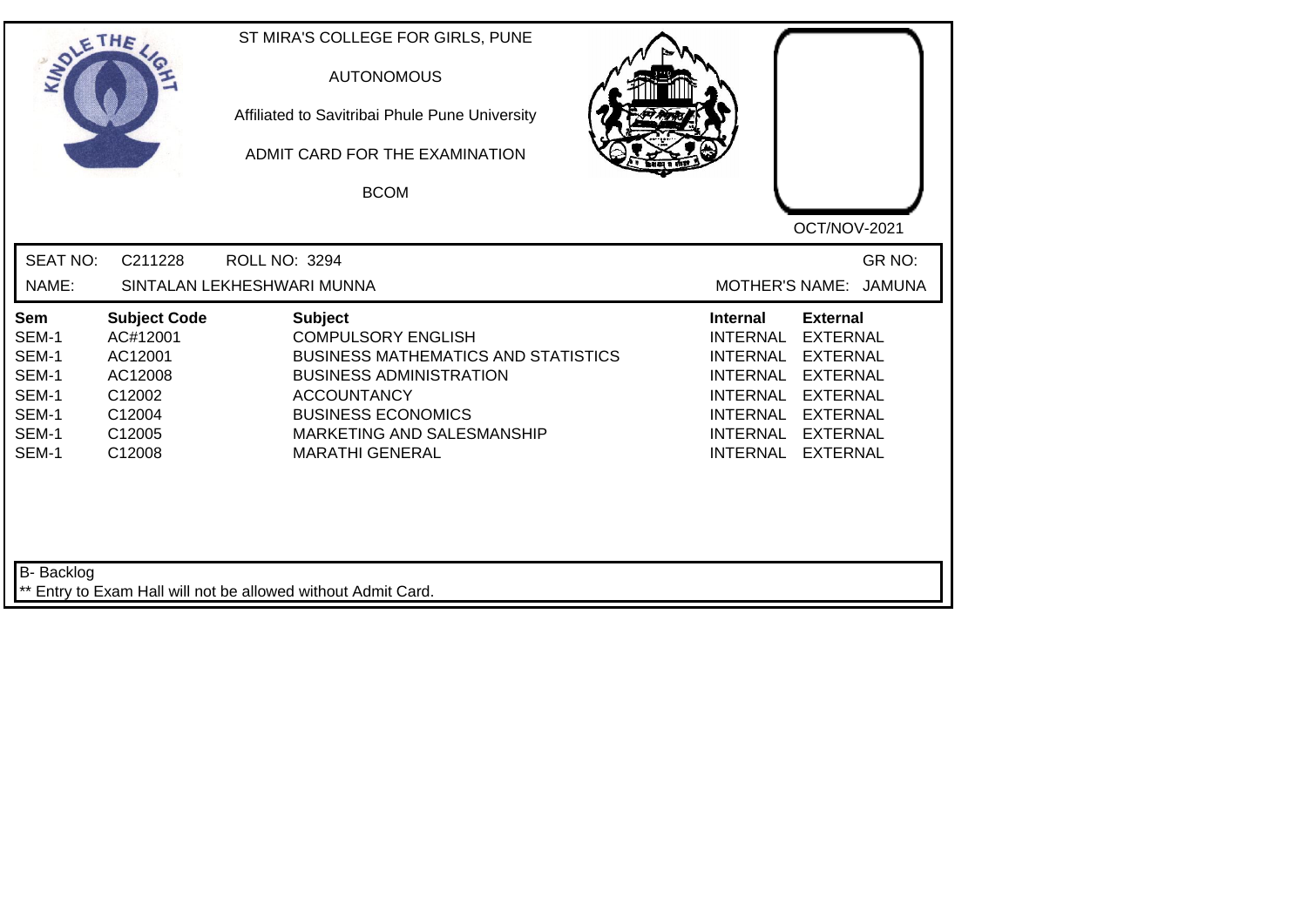ST MIRA'S COLLEGE FOR GIRLS, PUNE

AUTONOMOUS

Affiliated to Savitribai Phule Pune University

ADMIT CARD FOR THE EXAMINATION

BCOM

OCT/NOV-2021

SEAT NO: C211228 ROLL NO: 3294 GR NO:

NAME: SINTALAN LEKHESHWARI MUNNA MOTHER'S NAME: JAMUNA

| Sem | Subject Code | Subject | Internal | External |
|---|---|---|---|---|
| SEM-1 | AC#12001 | COMPULSORY ENGLISH | INTERNAL | EXTERNAL |
| SEM-1 | AC12001 | BUSINESS MATHEMATICS AND STATISTICS | INTERNAL | EXTERNAL |
| SEM-1 | AC12008 | BUSINESS ADMINISTRATION | INTERNAL | EXTERNAL |
| SEM-1 | C12002 | ACCOUNTANCY | INTERNAL | EXTERNAL |
| SEM-1 | C12004 | BUSINESS ECONOMICS | INTERNAL | EXTERNAL |
| SEM-1 | C12005 | MARKETING AND SALESMANSHIP | INTERNAL | EXTERNAL |
| SEM-1 | C12008 | MARATHI GENERAL | INTERNAL | EXTERNAL |

B- Backlog

** Entry to Exam Hall will not be allowed without Admit Card.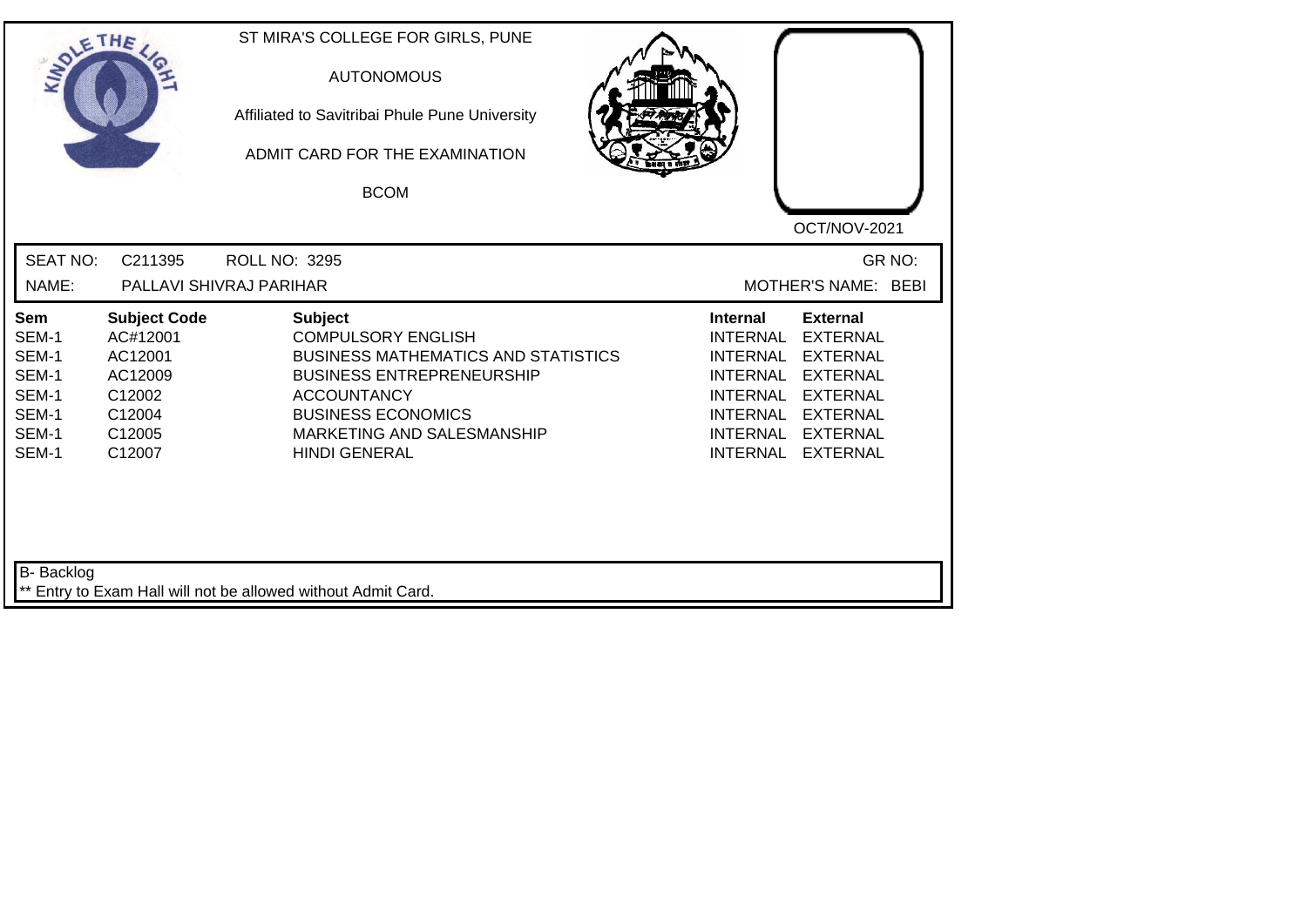ST MIRA'S COLLEGE FOR GIRLS, PUNE

AUTONOMOUS

Affiliated to Savitribai Phule Pune University

ADMIT CARD FOR THE EXAMINATION

BCOM

OCT/NOV-2021

SEAT NO: C211395 ROLL NO: 3295 GR NO:

NAME: PALLAVI SHIVRAJ PARIHAR MOTHER'S NAME: BEBI

| Sem | Subject Code | Subject | Internal | External |
|---|---|---|---|---|
| SEM-1 | AC#12001 | COMPULSORY ENGLISH | INTERNAL | EXTERNAL |
| SEM-1 | AC12001 | BUSINESS MATHEMATICS AND STATISTICS | INTERNAL | EXTERNAL |
| SEM-1 | AC12009 | BUSINESS ENTREPRENEURSHIP | INTERNAL | EXTERNAL |
| SEM-1 | C12002 | ACCOUNTANCY | INTERNAL | EXTERNAL |
| SEM-1 | C12004 | BUSINESS ECONOMICS | INTERNAL | EXTERNAL |
| SEM-1 | C12005 | MARKETING AND SALESMANSHIP | INTERNAL | EXTERNAL |
| SEM-1 | C12007 | HINDI GENERAL | INTERNAL | EXTERNAL |

B- Backlog

** Entry to Exam Hall will not be allowed without Admit Card.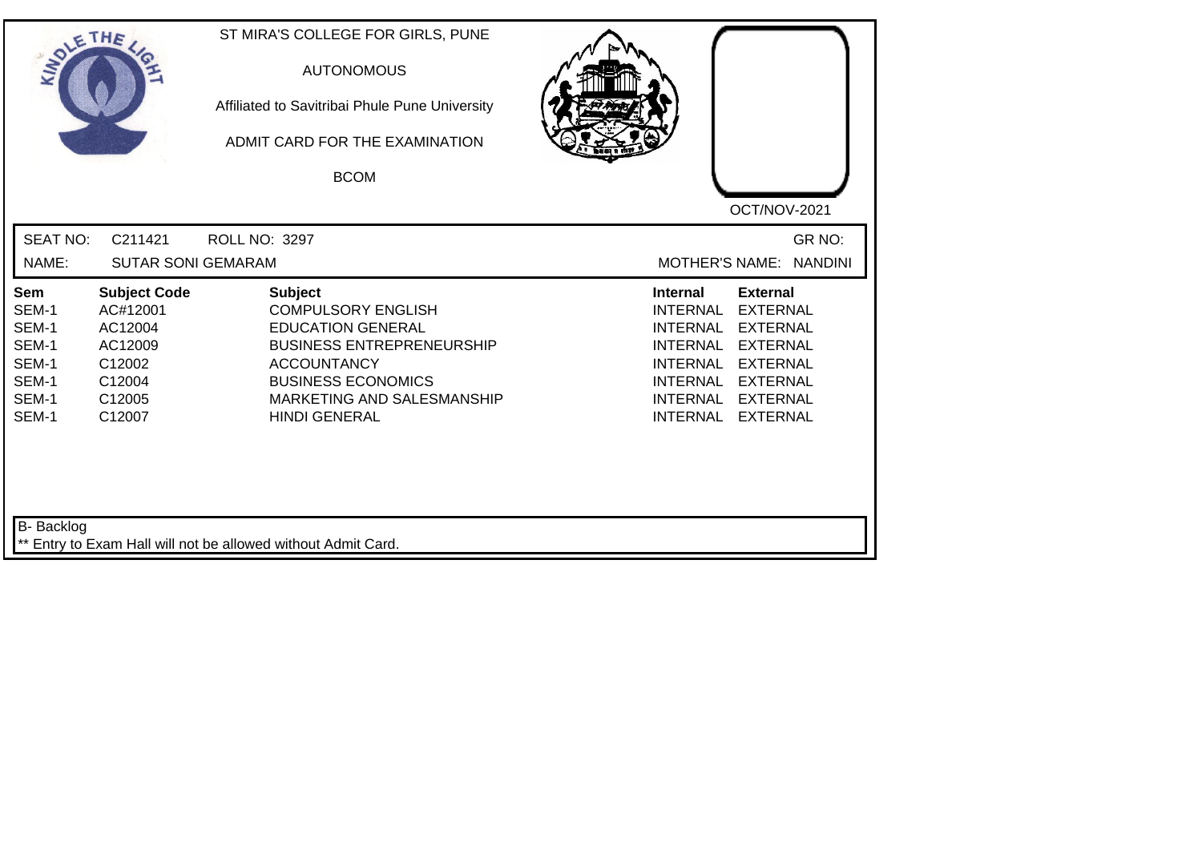ST MIRA'S COLLEGE FOR GIRLS, PUNE

AUTONOMOUS

Affiliated to Savitribai Phule Pune University

ADMIT CARD FOR THE EXAMINATION

BCOM

OCT/NOV-2021

SEAT NO: C211421 ROLL NO: 3297 GR NO:

NAME: SUTAR SONI GEMARAM MOTHER'S NAME: NANDINI

| Sem | Subject Code | Subject | Internal | External |
|---|---|---|---|---|
| SEM-1 | AC#12001 | COMPULSORY ENGLISH | INTERNAL | EXTERNAL |
| SEM-1 | AC12004 | EDUCATION GENERAL | INTERNAL | EXTERNAL |
| SEM-1 | AC12009 | BUSINESS ENTREPRENEURSHIP | INTERNAL | EXTERNAL |
| SEM-1 | C12002 | ACCOUNTANCY | INTERNAL | EXTERNAL |
| SEM-1 | C12004 | BUSINESS ECONOMICS | INTERNAL | EXTERNAL |
| SEM-1 | C12005 | MARKETING AND SALESMANSHIP | INTERNAL | EXTERNAL |
| SEM-1 | C12007 | HINDI GENERAL | INTERNAL | EXTERNAL |

B- Backlog

** Entry to Exam Hall will not be allowed without Admit Card.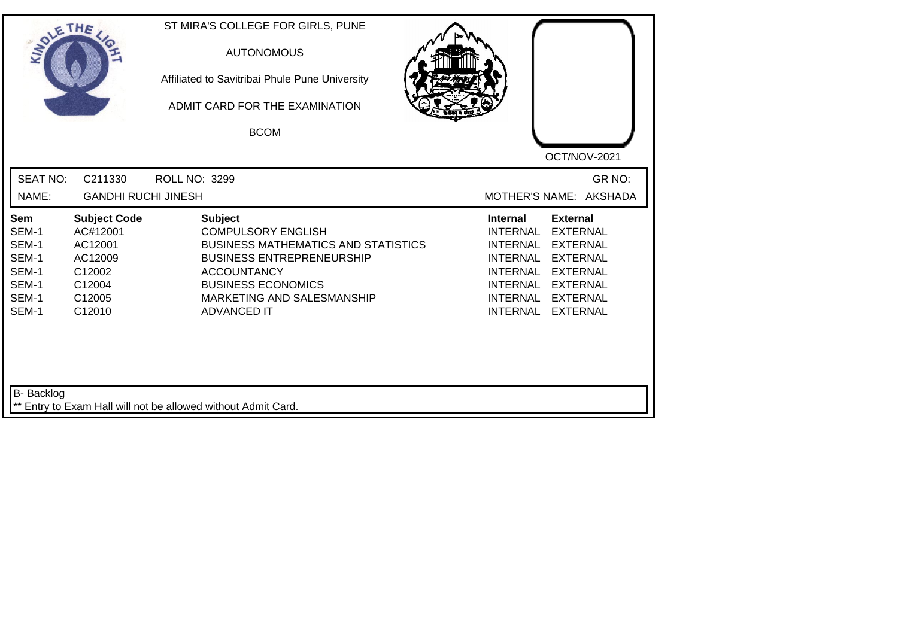ST MIRA'S COLLEGE FOR GIRLS, PUNE

AUTONOMOUS

Affiliated to Savitribai Phule Pune University

ADMIT CARD FOR THE EXAMINATION

BCOM

OCT/NOV-2021

SEAT NO: C211330 ROLL NO: 3299 GR NO:

NAME: GANDHI RUCHI JINESH MOTHER'S NAME: AKSHADA

| Sem | Subject Code | Subject | Internal | External |
|---|---|---|---|---|
| SEM-1 | AC#12001 | COMPULSORY ENGLISH | INTERNAL | EXTERNAL |
| SEM-1 | AC12001 | BUSINESS MATHEMATICS AND STATISTICS | INTERNAL | EXTERNAL |
| SEM-1 | AC12009 | BUSINESS ENTREPRENEURSHIP | INTERNAL | EXTERNAL |
| SEM-1 | C12002 | ACCOUNTANCY | INTERNAL | EXTERNAL |
| SEM-1 | C12004 | BUSINESS ECONOMICS | INTERNAL | EXTERNAL |
| SEM-1 | C12005 | MARKETING AND SALESMANSHIP | INTERNAL | EXTERNAL |
| SEM-1 | C12010 | ADVANCED IT | INTERNAL | EXTERNAL |

B- Backlog

** Entry to Exam Hall will not be allowed without Admit Card.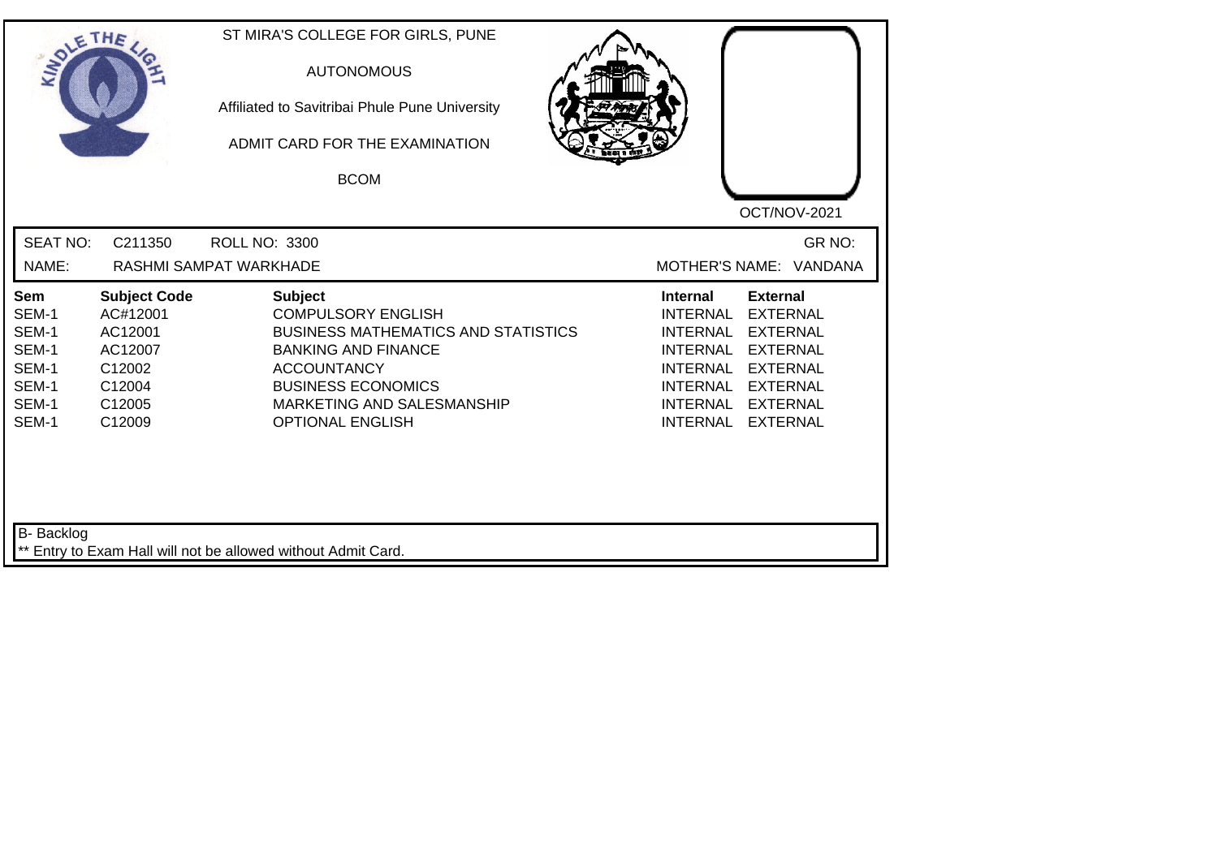ST MIRA'S COLLEGE FOR GIRLS, PUNE

AUTONOMOUS

Affiliated to Savitribai Phule Pune University

ADMIT CARD FOR THE EXAMINATION

BCOM

OCT/NOV-2021

SEAT NO: C211350 ROLL NO: 3300 GR NO:

NAME: RASHMI SAMPAT WARKHADE MOTHER'S NAME: VANDANA

| Sem | Subject Code | Subject | Internal | External |
|---|---|---|---|---|
| SEM-1 | AC#12001 | COMPULSORY ENGLISH | INTERNAL | EXTERNAL |
| SEM-1 | AC12001 | BUSINESS MATHEMATICS AND STATISTICS | INTERNAL | EXTERNAL |
| SEM-1 | AC12007 | BANKING AND FINANCE | INTERNAL | EXTERNAL |
| SEM-1 | C12002 | ACCOUNTANCY | INTERNAL | EXTERNAL |
| SEM-1 | C12004 | BUSINESS ECONOMICS | INTERNAL | EXTERNAL |
| SEM-1 | C12005 | MARKETING AND SALESMANSHIP | INTERNAL | EXTERNAL |
| SEM-1 | C12009 | OPTIONAL ENGLISH | INTERNAL | EXTERNAL |

B- Backlog

** Entry to Exam Hall will not be allowed without Admit Card.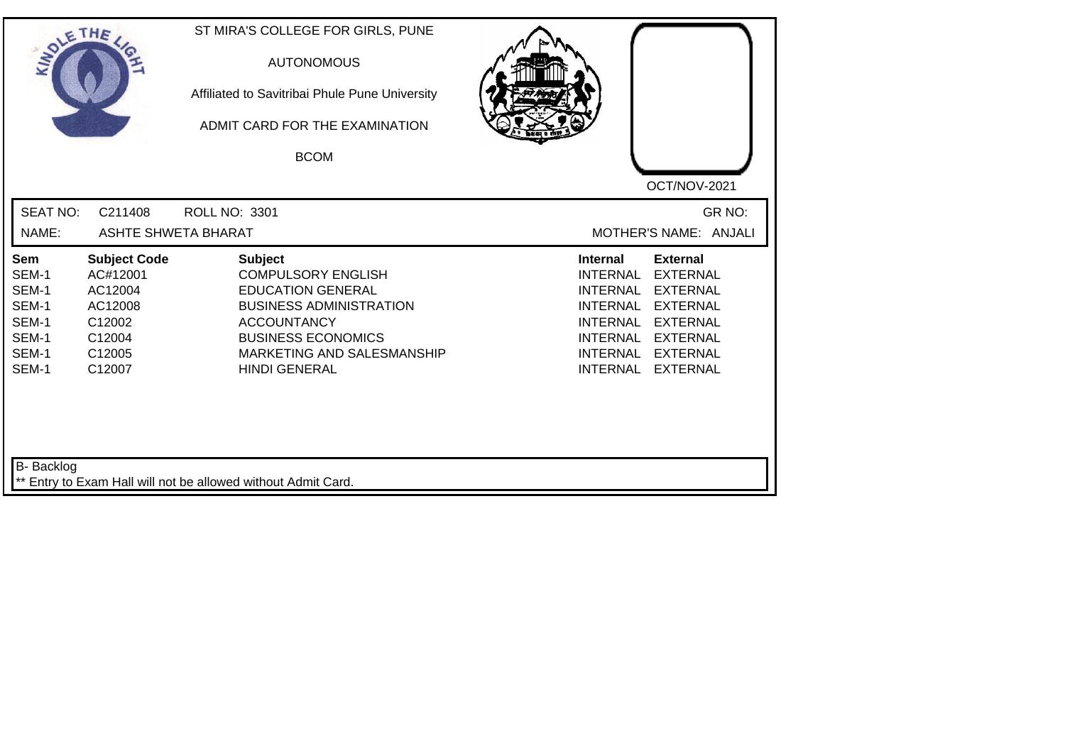ST MIRA'S COLLEGE FOR GIRLS, PUNE

AUTONOMOUS

Affiliated to Savitribai Phule Pune University

ADMIT CARD FOR THE EXAMINATION

BCOM

OCT/NOV-2021

SEAT NO: C211408 ROLL NO: 3301 GR NO:

NAME: ASHTE SHWETA BHARAT MOTHER'S NAME: ANJALI

| Sem | Subject Code | Subject | Internal | External |
|---|---|---|---|---|
| SEM-1 | AC#12001 | COMPULSORY ENGLISH | INTERNAL | EXTERNAL |
| SEM-1 | AC12004 | EDUCATION GENERAL | INTERNAL | EXTERNAL |
| SEM-1 | AC12008 | BUSINESS ADMINISTRATION | INTERNAL | EXTERNAL |
| SEM-1 | C12002 | ACCOUNTANCY | INTERNAL | EXTERNAL |
| SEM-1 | C12004 | BUSINESS ECONOMICS | INTERNAL | EXTERNAL |
| SEM-1 | C12005 | MARKETING AND SALESMANSHIP | INTERNAL | EXTERNAL |
| SEM-1 | C12007 | HINDI GENERAL | INTERNAL | EXTERNAL |

B- Backlog

** Entry to Exam Hall will not be allowed without Admit Card.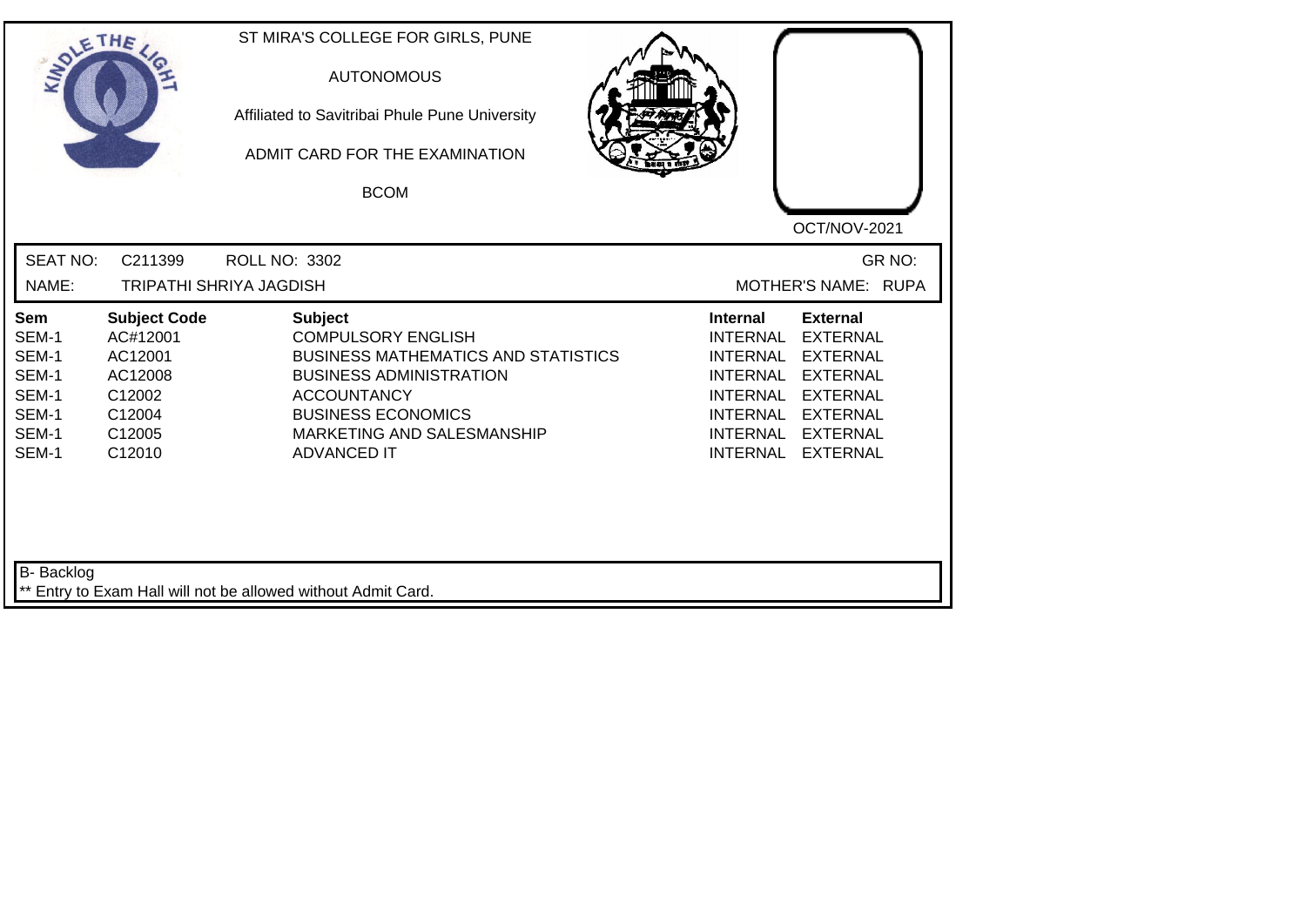ST MIRA'S COLLEGE FOR GIRLS, PUNE

AUTONOMOUS

Affiliated to Savitribai Phule Pune University

ADMIT CARD FOR THE EXAMINATION

BCOM

OCT/NOV-2021

SEAT NO: C211399 ROLL NO: 3302 GR NO:

NAME: TRIPATHI SHRIYA JAGDISH MOTHER'S NAME: RUPA

| Sem | Subject Code | Subject | Internal | External |
|---|---|---|---|---|
| SEM-1 | AC#12001 | COMPULSORY ENGLISH | INTERNAL | EXTERNAL |
| SEM-1 | AC12001 | BUSINESS MATHEMATICS AND STATISTICS | INTERNAL | EXTERNAL |
| SEM-1 | AC12008 | BUSINESS ADMINISTRATION | INTERNAL | EXTERNAL |
| SEM-1 | C12002 | ACCOUNTANCY | INTERNAL | EXTERNAL |
| SEM-1 | C12004 | BUSINESS ECONOMICS | INTERNAL | EXTERNAL |
| SEM-1 | C12005 | MARKETING AND SALESMANSHIP | INTERNAL | EXTERNAL |
| SEM-1 | C12010 | ADVANCED IT | INTERNAL | EXTERNAL |

B- Backlog

** Entry to Exam Hall will not be allowed without Admit Card.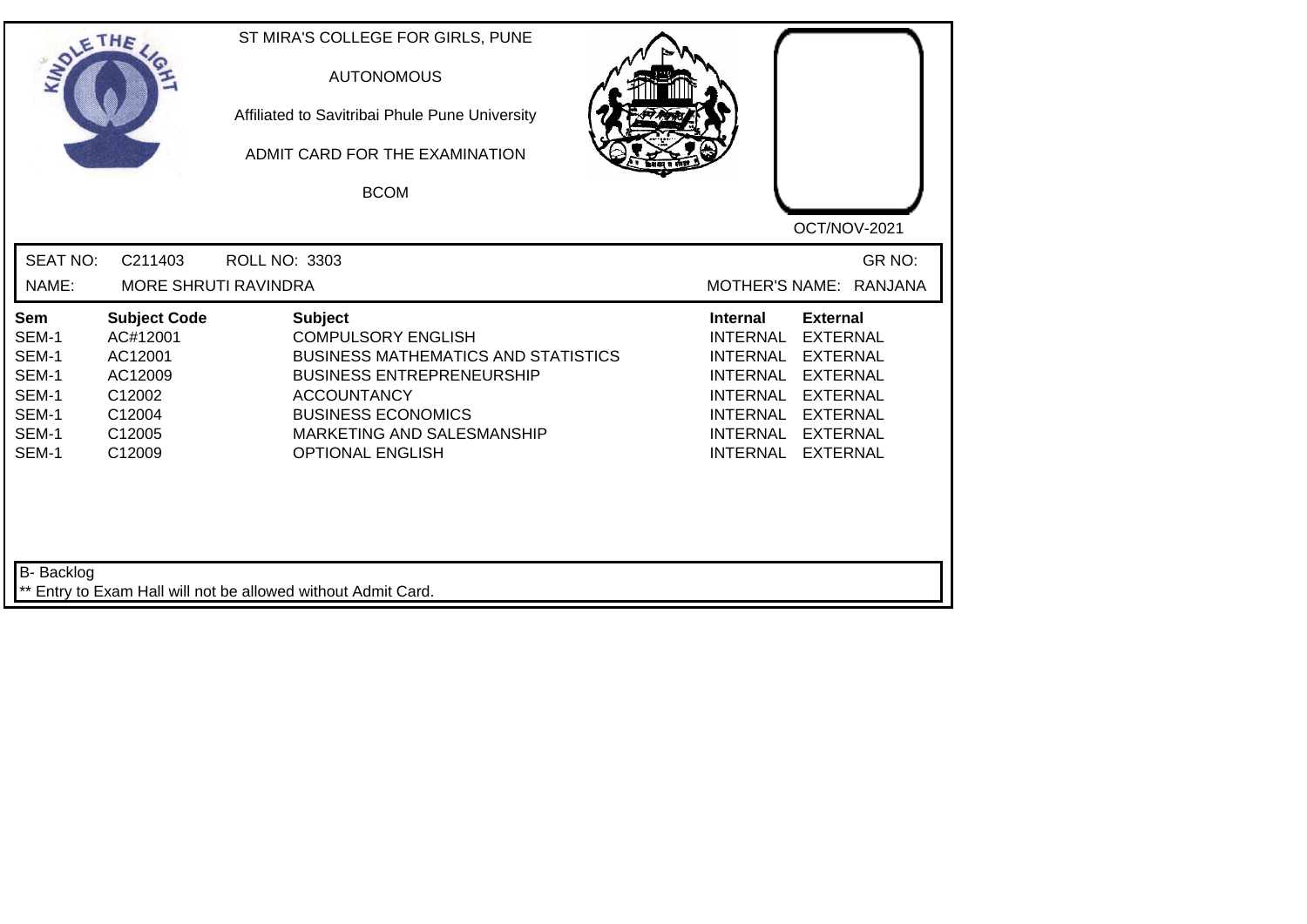ST MIRA'S COLLEGE FOR GIRLS, PUNE

AUTONOMOUS

Affiliated to Savitribai Phule Pune University

ADMIT CARD FOR THE EXAMINATION

BCOM

OCT/NOV-2021

SEAT NO: C211403 ROLL NO: 3303 GR NO:

NAME: MORE SHRUTI RAVINDRA MOTHER'S NAME: RANJANA

| Sem | Subject Code | Subject | Internal | External |
|---|---|---|---|---|
| SEM-1 | AC#12001 | COMPULSORY ENGLISH | INTERNAL | EXTERNAL |
| SEM-1 | AC12001 | BUSINESS MATHEMATICS AND STATISTICS | INTERNAL | EXTERNAL |
| SEM-1 | AC12009 | BUSINESS ENTREPRENEURSHIP | INTERNAL | EXTERNAL |
| SEM-1 | C12002 | ACCOUNTANCY | INTERNAL | EXTERNAL |
| SEM-1 | C12004 | BUSINESS ECONOMICS | INTERNAL | EXTERNAL |
| SEM-1 | C12005 | MARKETING AND SALESMANSHIP | INTERNAL | EXTERNAL |
| SEM-1 | C12009 | OPTIONAL ENGLISH | INTERNAL | EXTERNAL |

B- Backlog

** Entry to Exam Hall will not be allowed without Admit Card.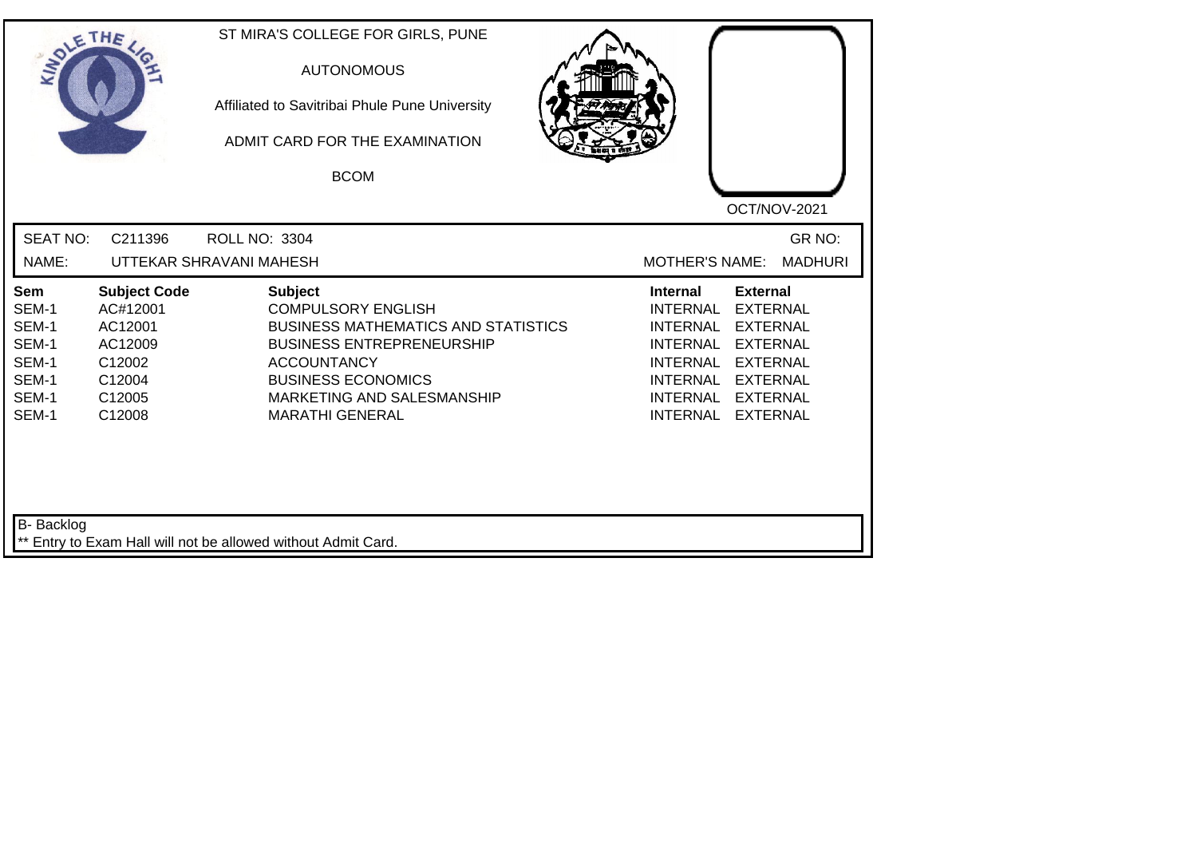ST MIRA'S COLLEGE FOR GIRLS, PUNE

AUTONOMOUS

Affiliated to Savitribai Phule Pune University

ADMIT CARD FOR THE EXAMINATION

BCOM

OCT/NOV-2021

SEAT NO: C211396 ROLL NO: 3304 GR NO:

NAME: UTTEKAR SHRAVANI MAHESH MOTHER'S NAME: MADHURI

| Sem | Subject Code | Subject | Internal | External |
|---|---|---|---|---|
| SEM-1 | AC#12001 | COMPULSORY ENGLISH | INTERNAL | EXTERNAL |
| SEM-1 | AC12001 | BUSINESS MATHEMATICS AND STATISTICS | INTERNAL | EXTERNAL |
| SEM-1 | AC12009 | BUSINESS ENTREPRENEURSHIP | INTERNAL | EXTERNAL |
| SEM-1 | C12002 | ACCOUNTANCY | INTERNAL | EXTERNAL |
| SEM-1 | C12004 | BUSINESS ECONOMICS | INTERNAL | EXTERNAL |
| SEM-1 | C12005 | MARKETING AND SALESMANSHIP | INTERNAL | EXTERNAL |
| SEM-1 | C12008 | MARATHI GENERAL | INTERNAL | EXTERNAL |

B- Backlog

** Entry to Exam Hall will not be allowed without Admit Card.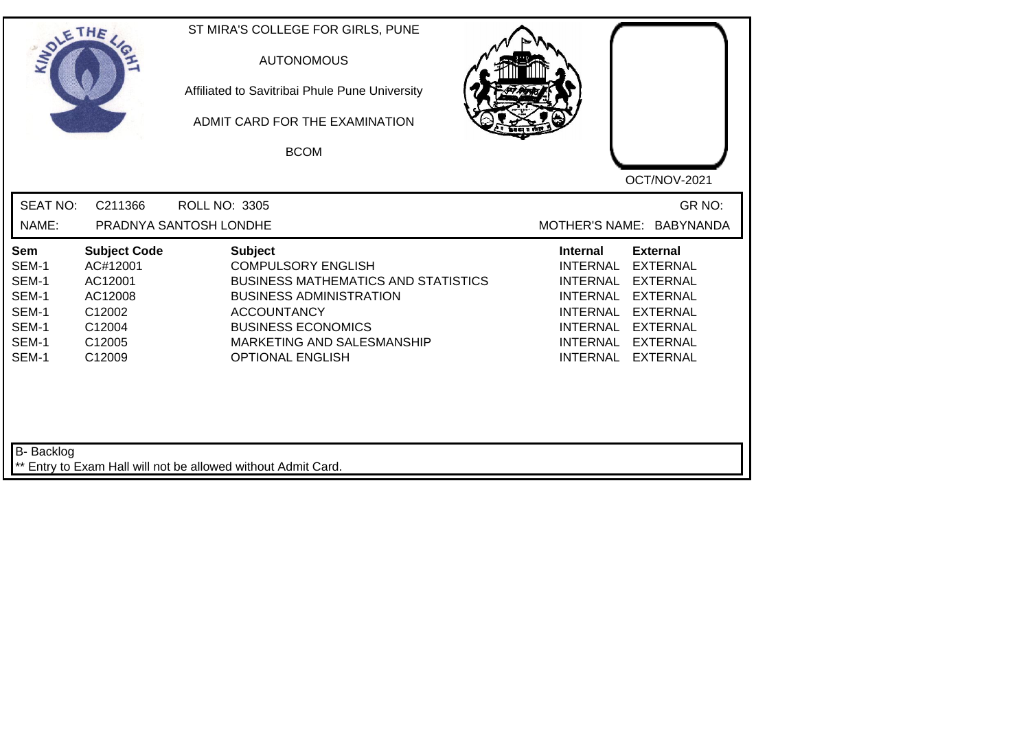ST MIRA'S COLLEGE FOR GIRLS, PUNE

AUTONOMOUS

Affiliated to Savitribai Phule Pune University

ADMIT CARD FOR THE EXAMINATION

BCOM

OCT/NOV-2021

SEAT NO: C211366 ROLL NO: 3305 GR NO:

NAME: PRADNYA SANTOSH LONDHE MOTHER'S NAME: BABYNANDA

| Sem | Subject Code | Subject | Internal | External |
|---|---|---|---|---|
| SEM-1 | AC#12001 | COMPULSORY ENGLISH | INTERNAL | EXTERNAL |
| SEM-1 | AC12001 | BUSINESS MATHEMATICS AND STATISTICS | INTERNAL | EXTERNAL |
| SEM-1 | AC12008 | BUSINESS ADMINISTRATION | INTERNAL | EXTERNAL |
| SEM-1 | C12002 | ACCOUNTANCY | INTERNAL | EXTERNAL |
| SEM-1 | C12004 | BUSINESS ECONOMICS | INTERNAL | EXTERNAL |
| SEM-1 | C12005 | MARKETING AND SALESMANSHIP | INTERNAL | EXTERNAL |
| SEM-1 | C12009 | OPTIONAL ENGLISH | INTERNAL | EXTERNAL |

B- Backlog

** Entry to Exam Hall will not be allowed without Admit Card.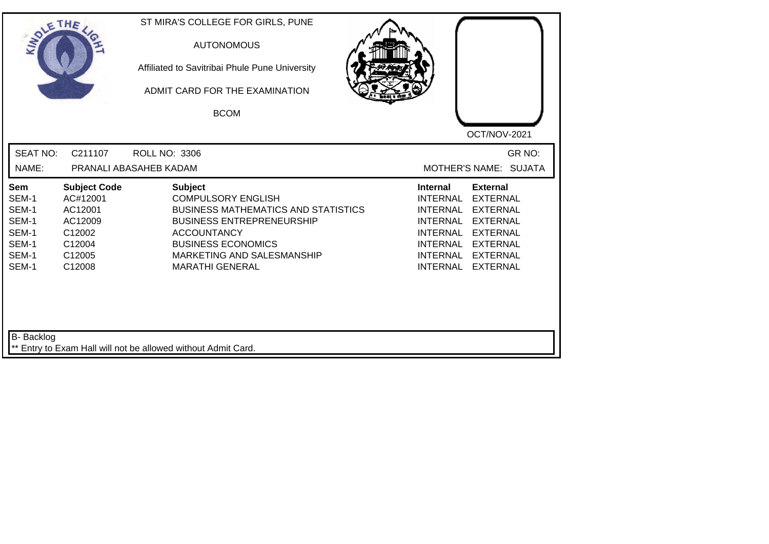ST MIRA'S COLLEGE FOR GIRLS, PUNE

AUTONOMOUS

Affiliated to Savitribai Phule Pune University

ADMIT CARD FOR THE EXAMINATION

BCOM

OCT/NOV-2021

SEAT NO: C211107 ROLL NO: 3306 GR NO:

NAME: PRANALI ABASAHEB KADAM MOTHER'S NAME: SUJATA

| Sem | Subject Code | Subject | Internal | External |
|---|---|---|---|---|
| SEM-1 | AC#12001 | COMPULSORY ENGLISH | INTERNAL | EXTERNAL |
| SEM-1 | AC12001 | BUSINESS MATHEMATICS AND STATISTICS | INTERNAL | EXTERNAL |
| SEM-1 | AC12009 | BUSINESS ENTREPRENEURSHIP | INTERNAL | EXTERNAL |
| SEM-1 | C12002 | ACCOUNTANCY | INTERNAL | EXTERNAL |
| SEM-1 | C12004 | BUSINESS ECONOMICS | INTERNAL | EXTERNAL |
| SEM-1 | C12005 | MARKETING AND SALESMANSHIP | INTERNAL | EXTERNAL |
| SEM-1 | C12008 | MARATHI GENERAL | INTERNAL | EXTERNAL |

B- Backlog

** Entry to Exam Hall will not be allowed without Admit Card.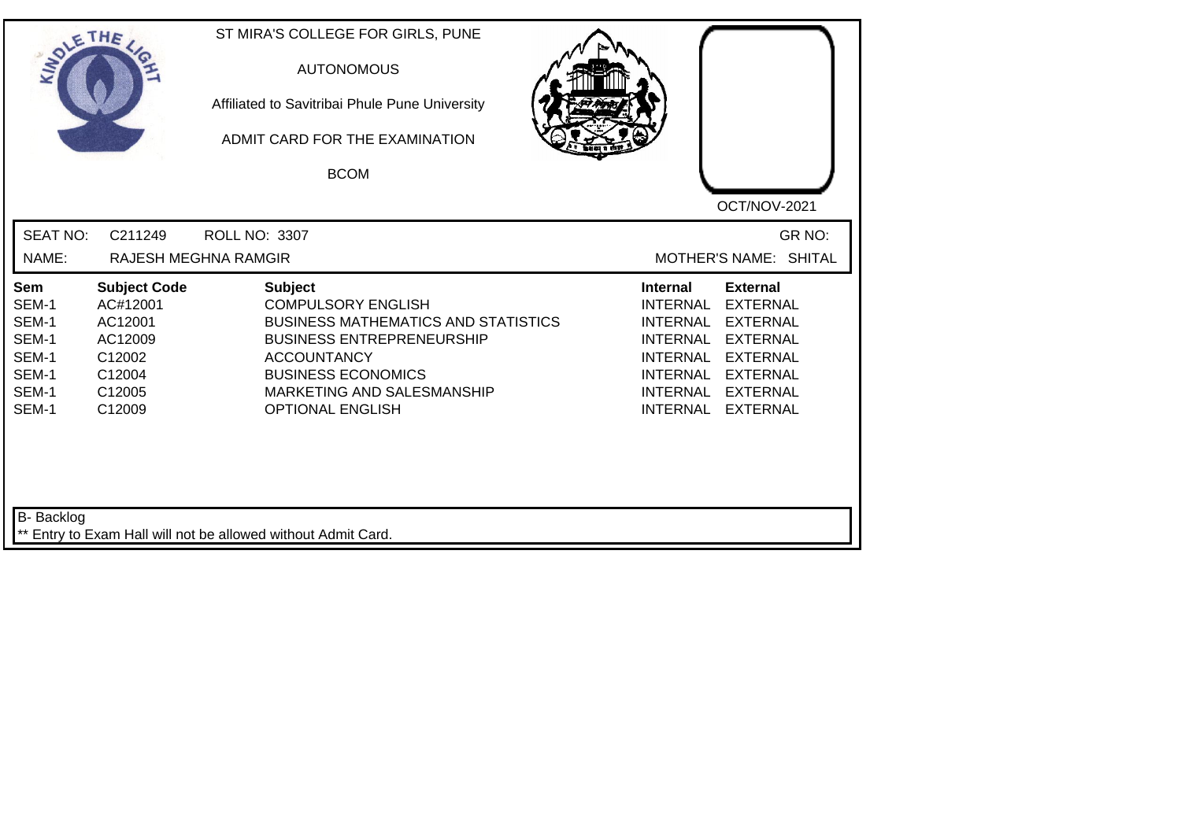ST MIRA'S COLLEGE FOR GIRLS, PUNE

AUTONOMOUS

Affiliated to Savitribai Phule Pune University

ADMIT CARD FOR THE EXAMINATION

BCOM

OCT/NOV-2021

SEAT NO: C211249 ROLL NO: 3307 GR NO:

NAME: RAJESH MEGHNA RAMGIR MOTHER'S NAME: SHITAL

| Sem | Subject Code | Subject | Internal | External |
|---|---|---|---|---|
| SEM-1 | AC#12001 | COMPULSORY ENGLISH | INTERNAL | EXTERNAL |
| SEM-1 | AC12001 | BUSINESS MATHEMATICS AND STATISTICS | INTERNAL | EXTERNAL |
| SEM-1 | AC12009 | BUSINESS ENTREPRENEURSHIP | INTERNAL | EXTERNAL |
| SEM-1 | C12002 | ACCOUNTANCY | INTERNAL | EXTERNAL |
| SEM-1 | C12004 | BUSINESS ECONOMICS | INTERNAL | EXTERNAL |
| SEM-1 | C12005 | MARKETING AND SALESMANSHIP | INTERNAL | EXTERNAL |
| SEM-1 | C12009 | OPTIONAL ENGLISH | INTERNAL | EXTERNAL |

B- Backlog

** Entry to Exam Hall will not be allowed without Admit Card.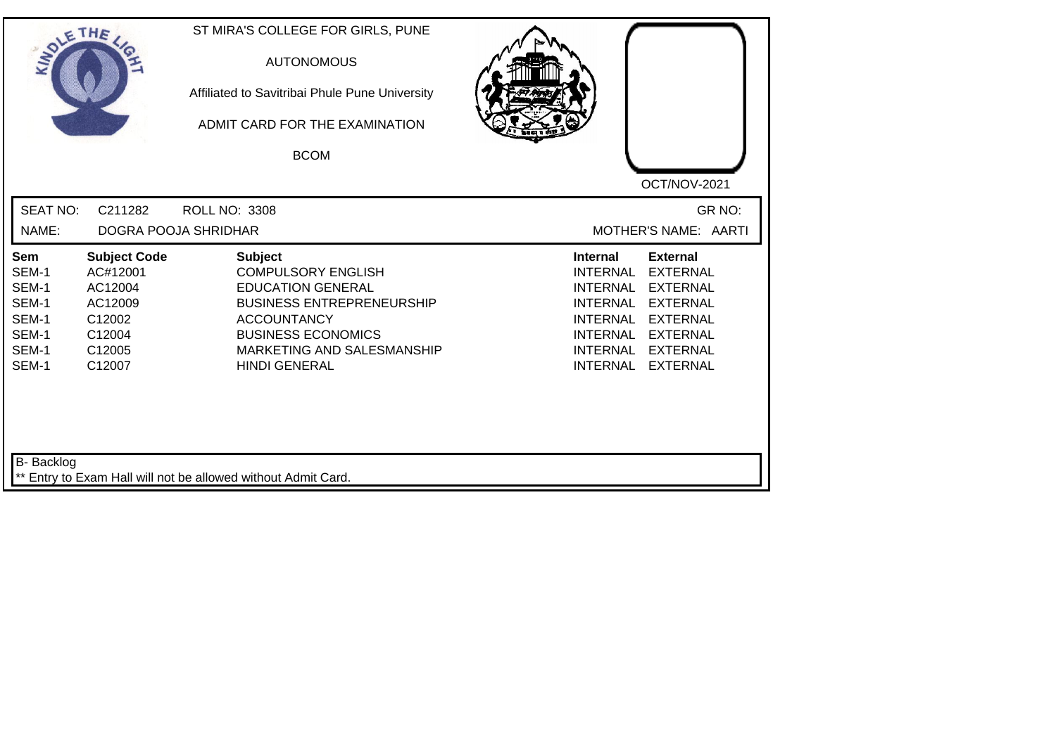ST MIRA'S COLLEGE FOR GIRLS, PUNE

AUTONOMOUS

Affiliated to Savitribai Phule Pune University

ADMIT CARD FOR THE EXAMINATION

BCOM

OCT/NOV-2021

SEAT NO: C211282 ROLL NO: 3308 GR NO:

NAME: DOGRA POOJA SHRIDHAR MOTHER'S NAME: AARTI

| Sem | Subject Code | Subject | Internal | External |
|---|---|---|---|---|
| SEM-1 | AC#12001 | COMPULSORY ENGLISH | INTERNAL | EXTERNAL |
| SEM-1 | AC12004 | EDUCATION GENERAL | INTERNAL | EXTERNAL |
| SEM-1 | AC12009 | BUSINESS ENTREPRENEURSHIP | INTERNAL | EXTERNAL |
| SEM-1 | C12002 | ACCOUNTANCY | INTERNAL | EXTERNAL |
| SEM-1 | C12004 | BUSINESS ECONOMICS | INTERNAL | EXTERNAL |
| SEM-1 | C12005 | MARKETING AND SALESMANSHIP | INTERNAL | EXTERNAL |
| SEM-1 | C12007 | HINDI GENERAL | INTERNAL | EXTERNAL |

B- Backlog

** Entry to Exam Hall will not be allowed without Admit Card.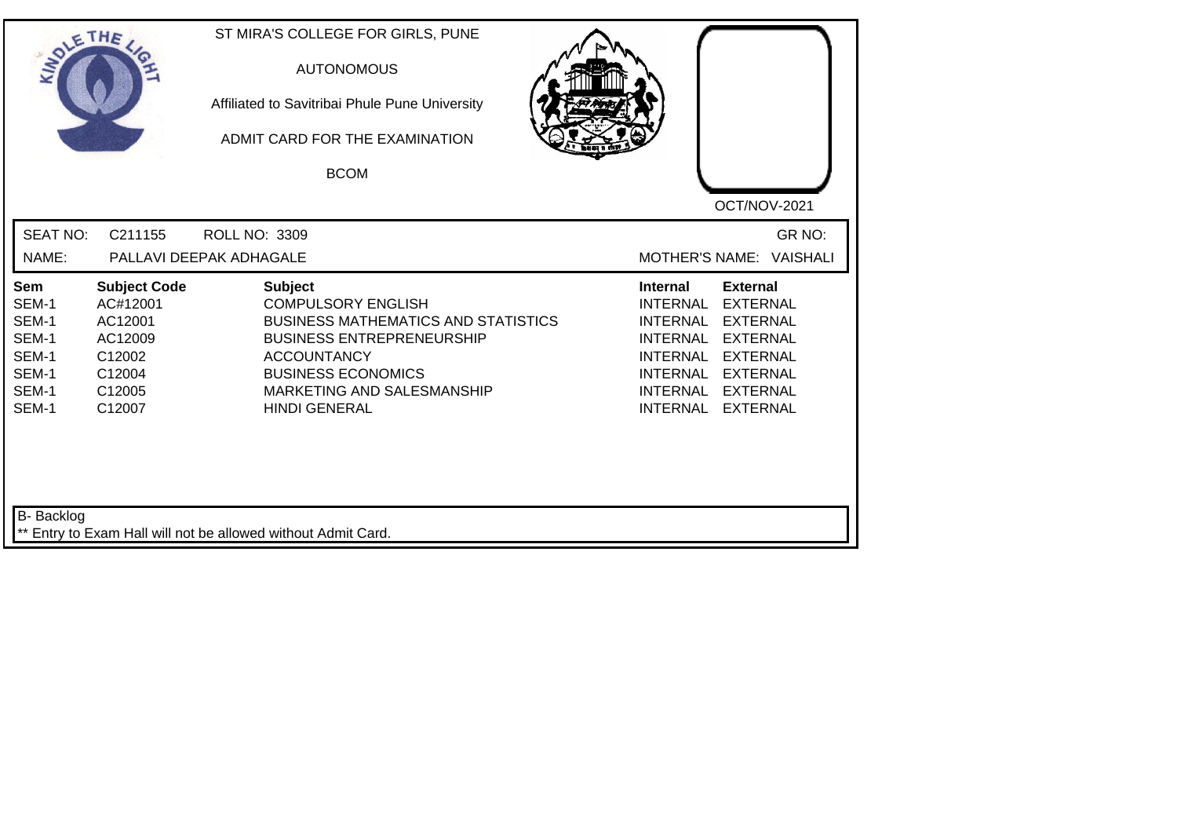ST MIRA'S COLLEGE FOR GIRLS, PUNE

AUTONOMOUS

Affiliated to Savitribai Phule Pune University

ADMIT CARD FOR THE EXAMINATION

BCOM

OCT/NOV-2021

SEAT NO: C211155 ROLL NO: 3309 GR NO:

NAME: PALLAVI DEEPAK ADHAGALE MOTHER'S NAME: VAISHALI

| Sem | Subject Code | Subject | Internal | External |
|---|---|---|---|---|
| SEM-1 | AC#12001 | COMPULSORY ENGLISH | INTERNAL | EXTERNAL |
| SEM-1 | AC12001 | BUSINESS MATHEMATICS AND STATISTICS | INTERNAL | EXTERNAL |
| SEM-1 | AC12009 | BUSINESS ENTREPRENEURSHIP | INTERNAL | EXTERNAL |
| SEM-1 | C12002 | ACCOUNTANCY | INTERNAL | EXTERNAL |
| SEM-1 | C12004 | BUSINESS ECONOMICS | INTERNAL | EXTERNAL |
| SEM-1 | C12005 | MARKETING AND SALESMANSHIP | INTERNAL | EXTERNAL |
| SEM-1 | C12007 | HINDI GENERAL | INTERNAL | EXTERNAL |

B- Backlog

** Entry to Exam Hall will not be allowed without Admit Card.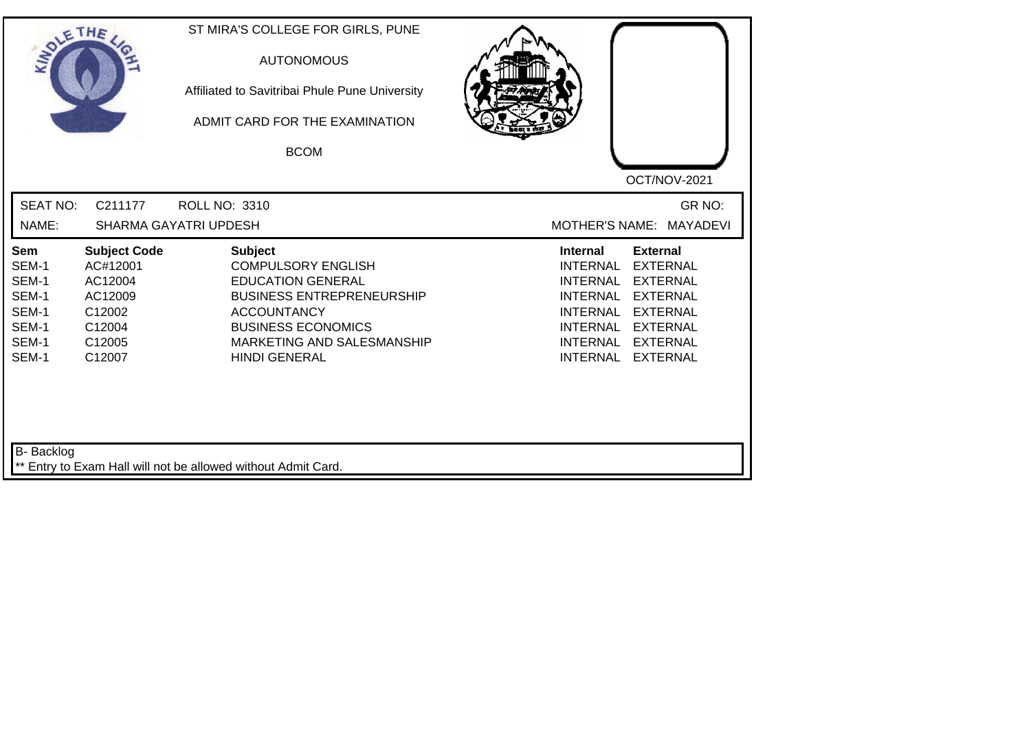ST MIRA'S COLLEGE FOR GIRLS, PUNE

AUTONOMOUS

Affiliated to Savitribai Phule Pune University

ADMIT CARD FOR THE EXAMINATION

BCOM

OCT/NOV-2021

SEAT NO: C211177 ROLL NO: 3310 GR NO:

NAME: SHARMA GAYATRI UPDESH MOTHER'S NAME: MAYADEVI

| Sem | Subject Code | Subject | Internal | External |
|---|---|---|---|---|
| SEM-1 | AC#12001 | COMPULSORY ENGLISH | INTERNAL | EXTERNAL |
| SEM-1 | AC12004 | EDUCATION GENERAL | INTERNAL | EXTERNAL |
| SEM-1 | AC12009 | BUSINESS ENTREPRENEURSHIP | INTERNAL | EXTERNAL |
| SEM-1 | C12002 | ACCOUNTANCY | INTERNAL | EXTERNAL |
| SEM-1 | C12004 | BUSINESS ECONOMICS | INTERNAL | EXTERNAL |
| SEM-1 | C12005 | MARKETING AND SALESMANSHIP | INTERNAL | EXTERNAL |
| SEM-1 | C12007 | HINDI GENERAL | INTERNAL | EXTERNAL |

B- Backlog

** Entry to Exam Hall will not be allowed without Admit Card.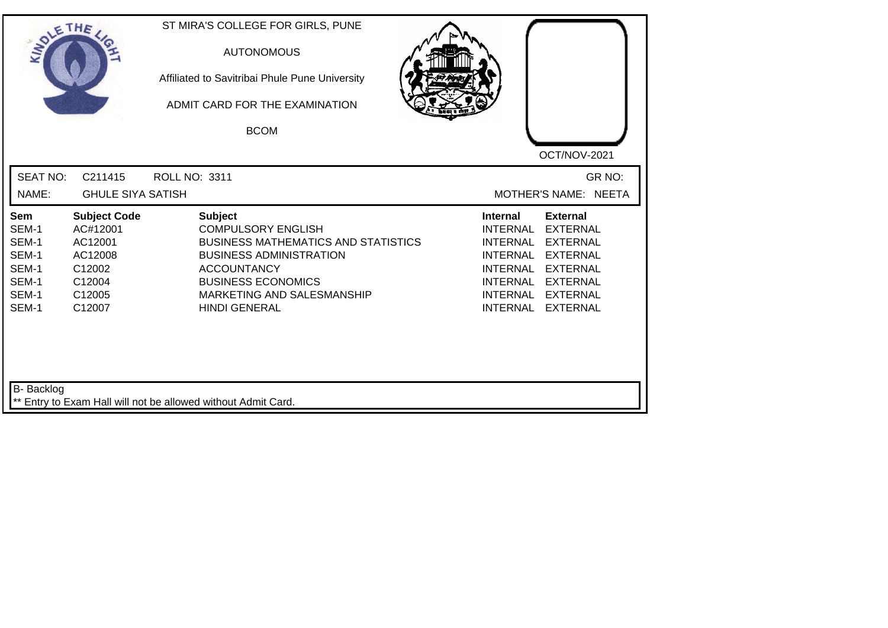ST MIRA'S COLLEGE FOR GIRLS, PUNE

AUTONOMOUS

Affiliated to Savitribai Phule Pune University

ADMIT CARD FOR THE EXAMINATION

BCOM

OCT/NOV-2021

SEAT NO: C211415 ROLL NO: 3311 GR NO:

NAME: GHULE SIYA SATISH MOTHER'S NAME: NEETA

| Sem | Subject Code | Subject | Internal | External |
|---|---|---|---|---|
| SEM-1 | AC#12001 | COMPULSORY ENGLISH | INTERNAL | EXTERNAL |
| SEM-1 | AC12001 | BUSINESS MATHEMATICS AND STATISTICS | INTERNAL | EXTERNAL |
| SEM-1 | AC12008 | BUSINESS ADMINISTRATION | INTERNAL | EXTERNAL |
| SEM-1 | C12002 | ACCOUNTANCY | INTERNAL | EXTERNAL |
| SEM-1 | C12004 | BUSINESS ECONOMICS | INTERNAL | EXTERNAL |
| SEM-1 | C12005 | MARKETING AND SALESMANSHIP | INTERNAL | EXTERNAL |
| SEM-1 | C12007 | HINDI GENERAL | INTERNAL | EXTERNAL |

B- Backlog

** Entry to Exam Hall will not be allowed without Admit Card.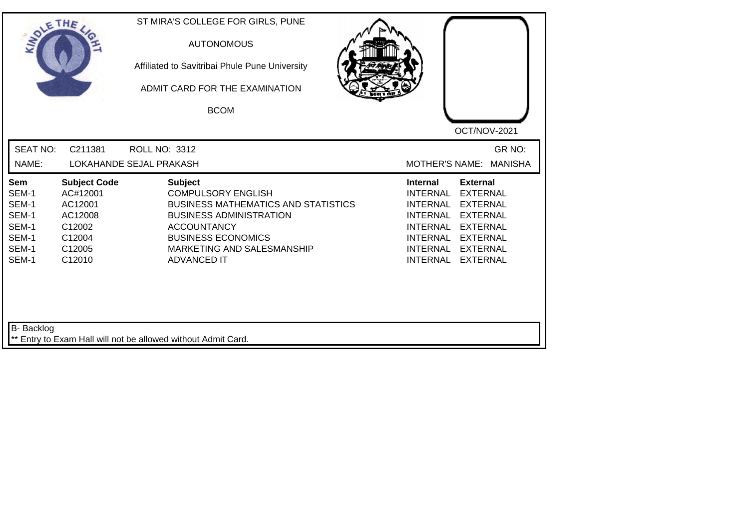ST MIRA'S COLLEGE FOR GIRLS, PUNE

AUTONOMOUS

Affiliated to Savitribai Phule Pune University

ADMIT CARD FOR THE EXAMINATION

BCOM

OCT/NOV-2021

SEAT NO: C211381 ROLL NO: 3312 GR NO:

NAME: LOKAHANDE SEJAL PRAKASH MOTHER'S NAME: MANISHA

| Sem | Subject Code | Subject | Internal | External |
|---|---|---|---|---|
| SEM-1 | AC#12001 | COMPULSORY ENGLISH | INTERNAL | EXTERNAL |
| SEM-1 | AC12001 | BUSINESS MATHEMATICS AND STATISTICS | INTERNAL | EXTERNAL |
| SEM-1 | AC12008 | BUSINESS ADMINISTRATION | INTERNAL | EXTERNAL |
| SEM-1 | C12002 | ACCOUNTANCY | INTERNAL | EXTERNAL |
| SEM-1 | C12004 | BUSINESS ECONOMICS | INTERNAL | EXTERNAL |
| SEM-1 | C12005 | MARKETING AND SALESMANSHIP | INTERNAL | EXTERNAL |
| SEM-1 | C12010 | ADVANCED IT | INTERNAL | EXTERNAL |

B- Backlog

** Entry to Exam Hall will not be allowed without Admit Card.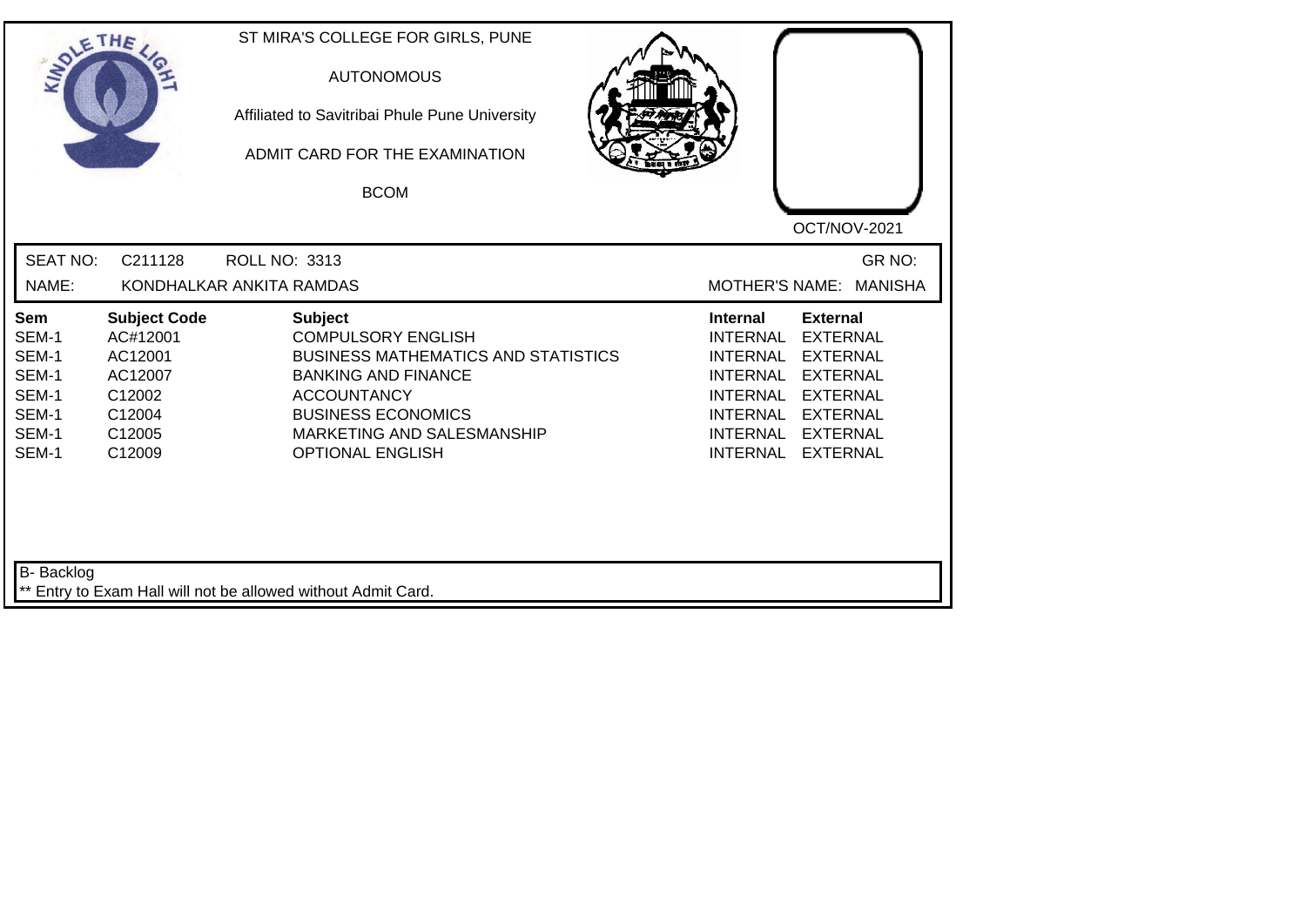ST MIRA'S COLLEGE FOR GIRLS, PUNE

AUTONOMOUS

Affiliated to Savitribai Phule Pune University

ADMIT CARD FOR THE EXAMINATION

BCOM

OCT/NOV-2021

SEAT NO: C211128 ROLL NO: 3313 GR NO:

NAME: KONDHALKAR ANKITA RAMDAS MOTHER'S NAME: MANISHA

| Sem | Subject Code | Subject | Internal | External |
|---|---|---|---|---|
| SEM-1 | AC#12001 | COMPULSORY ENGLISH | INTERNAL | EXTERNAL |
| SEM-1 | AC12001 | BUSINESS MATHEMATICS AND STATISTICS | INTERNAL | EXTERNAL |
| SEM-1 | AC12007 | BANKING AND FINANCE | INTERNAL | EXTERNAL |
| SEM-1 | C12002 | ACCOUNTANCY | INTERNAL | EXTERNAL |
| SEM-1 | C12004 | BUSINESS ECONOMICS | INTERNAL | EXTERNAL |
| SEM-1 | C12005 | MARKETING AND SALESMANSHIP | INTERNAL | EXTERNAL |
| SEM-1 | C12009 | OPTIONAL ENGLISH | INTERNAL | EXTERNAL |

B- Backlog

** Entry to Exam Hall will not be allowed without Admit Card.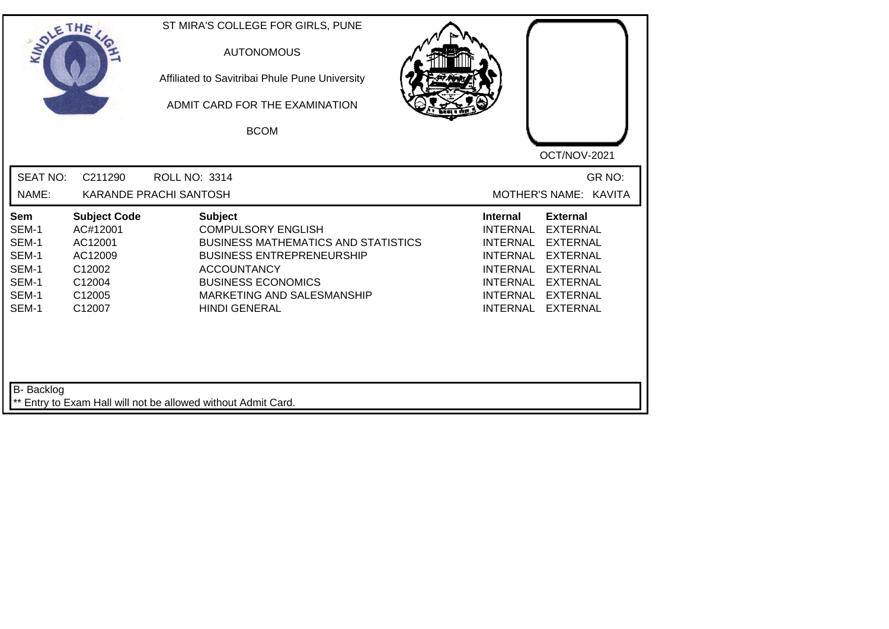ST MIRA'S COLLEGE FOR GIRLS, PUNE

AUTONOMOUS

Affiliated to Savitribai Phule Pune University

ADMIT CARD FOR THE EXAMINATION

BCOM

OCT/NOV-2021

SEAT NO: C211290 ROLL NO: 3314 GR NO:

NAME: KARANDE PRACHI SANTOSH MOTHER'S NAME: KAVITA

| Sem | Subject Code | Subject | Internal | External |
|---|---|---|---|---|
| SEM-1 | AC#12001 | COMPULSORY ENGLISH | INTERNAL | EXTERNAL |
| SEM-1 | AC12001 | BUSINESS MATHEMATICS AND STATISTICS | INTERNAL | EXTERNAL |
| SEM-1 | AC12009 | BUSINESS ENTREPRENEURSHIP | INTERNAL | EXTERNAL |
| SEM-1 | C12002 | ACCOUNTANCY | INTERNAL | EXTERNAL |
| SEM-1 | C12004 | BUSINESS ECONOMICS | INTERNAL | EXTERNAL |
| SEM-1 | C12005 | MARKETING AND SALESMANSHIP | INTERNAL | EXTERNAL |
| SEM-1 | C12007 | HINDI GENERAL | INTERNAL | EXTERNAL |

B- Backlog

** Entry to Exam Hall will not be allowed without Admit Card.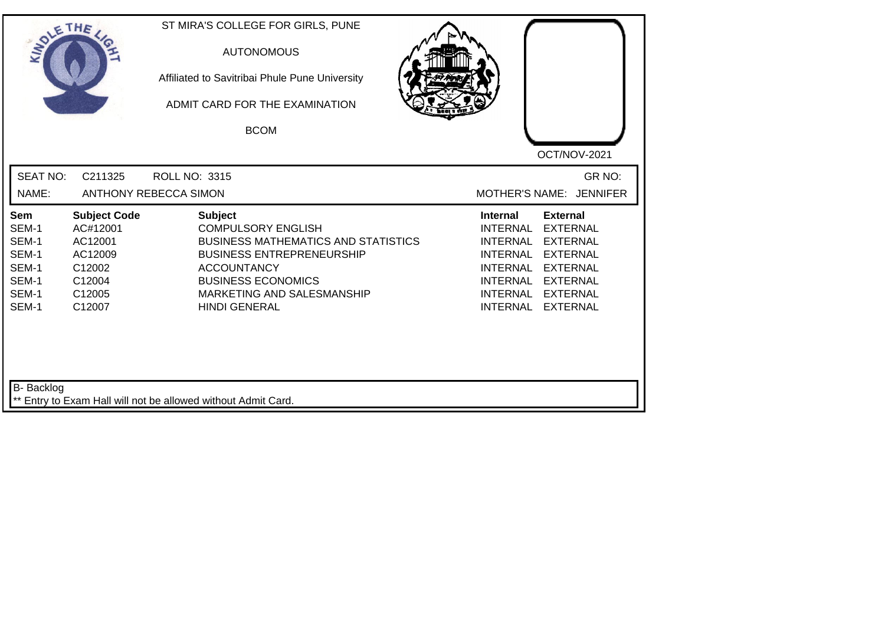ST MIRA'S COLLEGE FOR GIRLS, PUNE

AUTONOMOUS

Affiliated to Savitribai Phule Pune University

ADMIT CARD FOR THE EXAMINATION

BCOM

OCT/NOV-2021

SEAT NO: C211325 ROLL NO: 3315 GR NO:

NAME: ANTHONY REBECCA SIMON MOTHER'S NAME: JENNIFER

| Sem | Subject Code | Subject | Internal | External |
|---|---|---|---|---|
| SEM-1 | AC#12001 | COMPULSORY ENGLISH | INTERNAL | EXTERNAL |
| SEM-1 | AC12001 | BUSINESS MATHEMATICS AND STATISTICS | INTERNAL | EXTERNAL |
| SEM-1 | AC12009 | BUSINESS ENTREPRENEURSHIP | INTERNAL | EXTERNAL |
| SEM-1 | C12002 | ACCOUNTANCY | INTERNAL | EXTERNAL |
| SEM-1 | C12004 | BUSINESS ECONOMICS | INTERNAL | EXTERNAL |
| SEM-1 | C12005 | MARKETING AND SALESMANSHIP | INTERNAL | EXTERNAL |
| SEM-1 | C12007 | HINDI GENERAL | INTERNAL | EXTERNAL |

B- Backlog

** Entry to Exam Hall will not be allowed without Admit Card.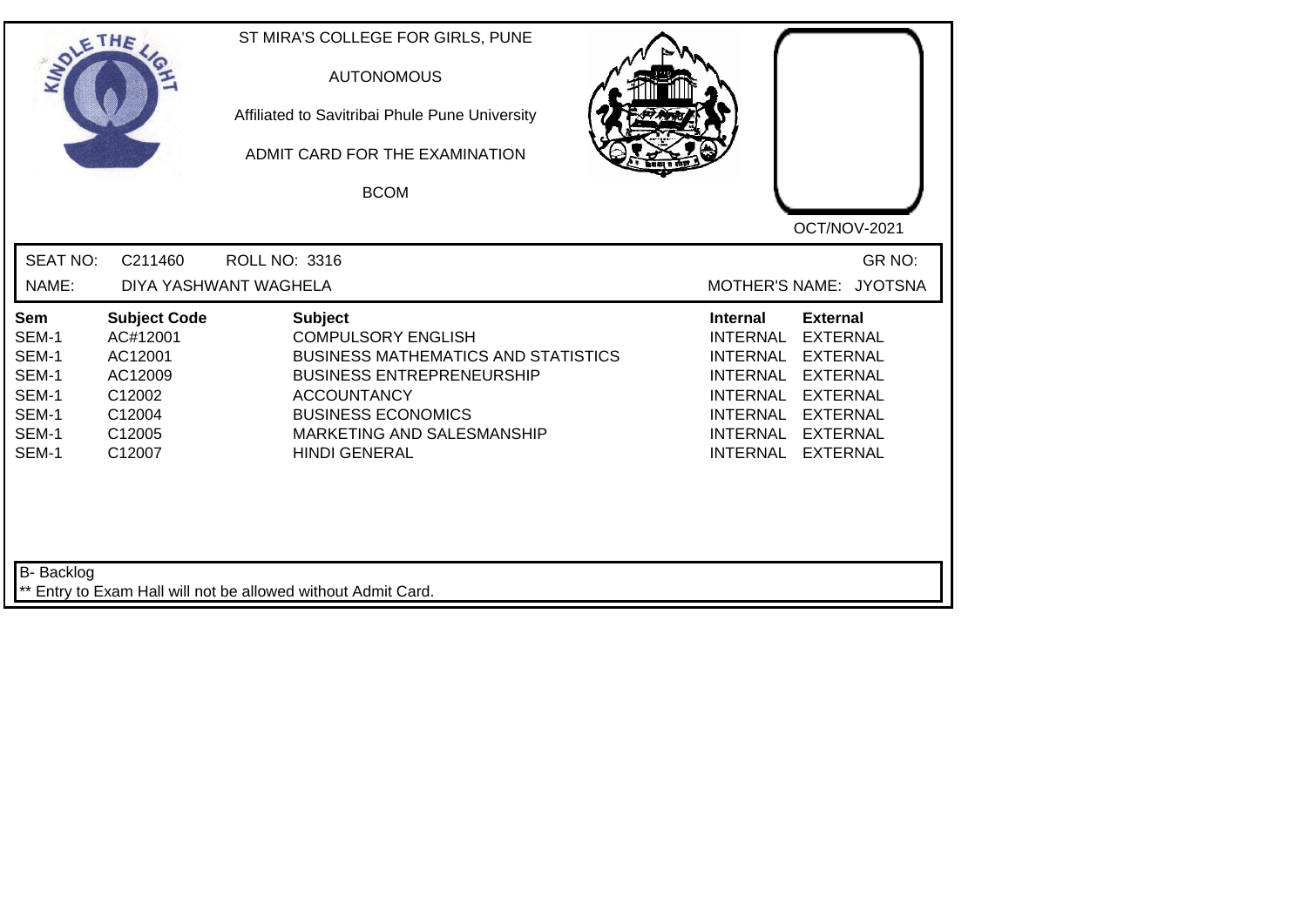ST MIRA'S COLLEGE FOR GIRLS, PUNE

AUTONOMOUS

Affiliated to Savitribai Phule Pune University

ADMIT CARD FOR THE EXAMINATION

BCOM

OCT/NOV-2021

SEAT NO: C211460 ROLL NO: 3316 GR NO:

NAME: DIYA YASHWANT WAGHELA MOTHER'S NAME: JYOTSNA

| Sem | Subject Code | Subject | Internal | External |
|---|---|---|---|---|
| SEM-1 | AC#12001 | COMPULSORY ENGLISH | INTERNAL | EXTERNAL |
| SEM-1 | AC12001 | BUSINESS MATHEMATICS AND STATISTICS | INTERNAL | EXTERNAL |
| SEM-1 | AC12009 | BUSINESS ENTREPRENEURSHIP | INTERNAL | EXTERNAL |
| SEM-1 | C12002 | ACCOUNTANCY | INTERNAL | EXTERNAL |
| SEM-1 | C12004 | BUSINESS ECONOMICS | INTERNAL | EXTERNAL |
| SEM-1 | C12005 | MARKETING AND SALESMANSHIP | INTERNAL | EXTERNAL |
| SEM-1 | C12007 | HINDI GENERAL | INTERNAL | EXTERNAL |

B- Backlog

** Entry to Exam Hall will not be allowed without Admit Card.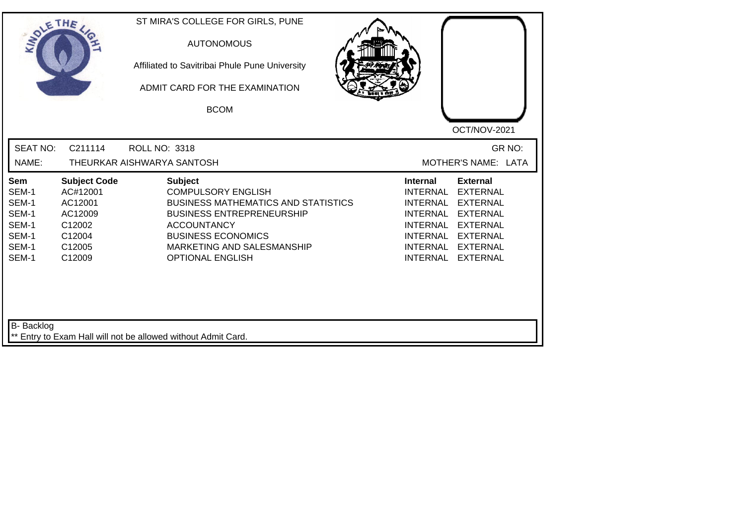ST MIRA'S COLLEGE FOR GIRLS, PUNE

AUTONOMOUS

Affiliated to Savitribai Phule Pune University

ADMIT CARD FOR THE EXAMINATION

BCOM

OCT/NOV-2021

SEAT NO: C211114 ROLL NO: 3318 GR NO:

NAME: THEURKAR AISHWARYA SANTOSH MOTHER'S NAME: LATA

| Sem | Subject Code | Subject | Internal | External |
|---|---|---|---|---|
| SEM-1 | AC#12001 | COMPULSORY ENGLISH | INTERNAL | EXTERNAL |
| SEM-1 | AC12001 | BUSINESS MATHEMATICS AND STATISTICS | INTERNAL | EXTERNAL |
| SEM-1 | AC12009 | BUSINESS ENTREPRENEURSHIP | INTERNAL | EXTERNAL |
| SEM-1 | C12002 | ACCOUNTANCY | INTERNAL | EXTERNAL |
| SEM-1 | C12004 | BUSINESS ECONOMICS | INTERNAL | EXTERNAL |
| SEM-1 | C12005 | MARKETING AND SALESMANSHIP | INTERNAL | EXTERNAL |
| SEM-1 | C12009 | OPTIONAL ENGLISH | INTERNAL | EXTERNAL |

B- Backlog

** Entry to Exam Hall will not be allowed without Admit Card.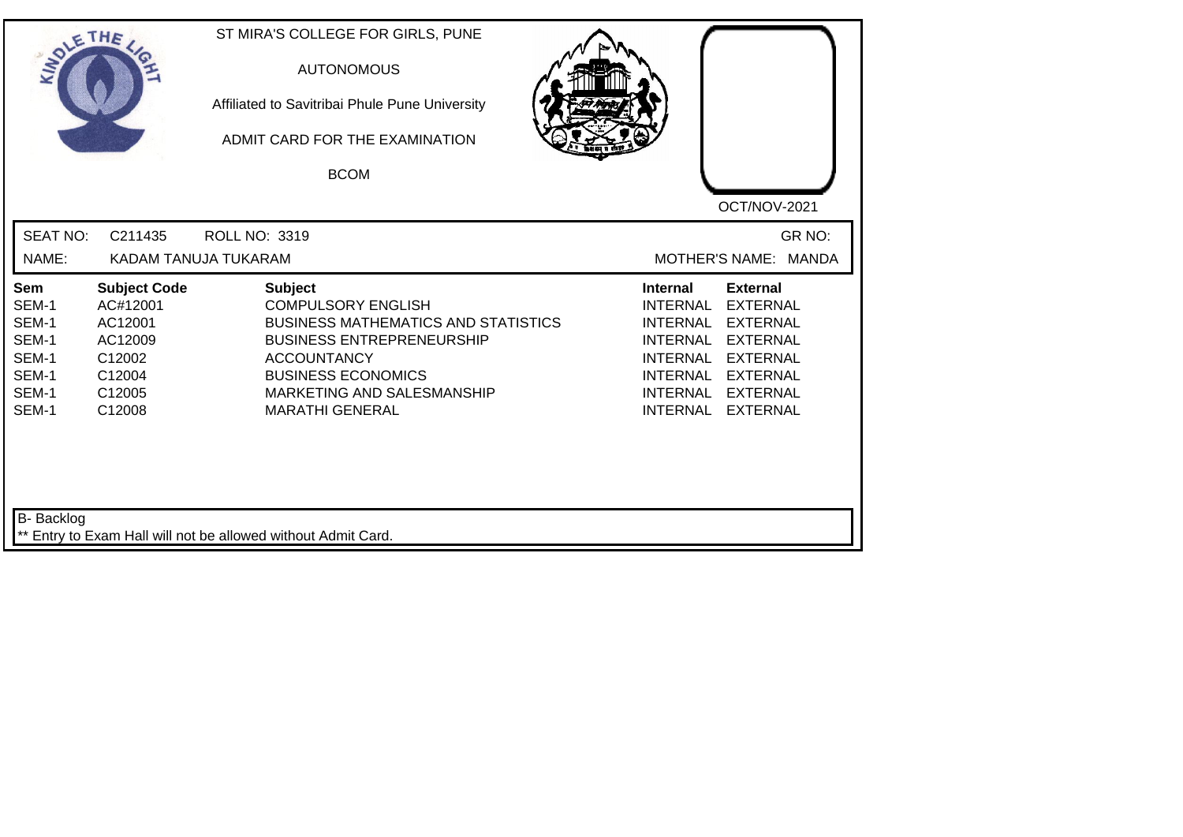ST MIRA'S COLLEGE FOR GIRLS, PUNE

AUTONOMOUS

Affiliated to Savitribai Phule Pune University

ADMIT CARD FOR THE EXAMINATION

BCOM

OCT/NOV-2021

SEAT NO: C211435 ROLL NO: 3319 GR NO:

NAME: KADAM TANUJA TUKARAM MOTHER'S NAME: MANDA

| Sem | Subject Code | Subject | Internal | External |
|---|---|---|---|---|
| SEM-1 | AC#12001 | COMPULSORY ENGLISH | INTERNAL | EXTERNAL |
| SEM-1 | AC12001 | BUSINESS MATHEMATICS AND STATISTICS | INTERNAL | EXTERNAL |
| SEM-1 | AC12009 | BUSINESS ENTREPRENEURSHIP | INTERNAL | EXTERNAL |
| SEM-1 | C12002 | ACCOUNTANCY | INTERNAL | EXTERNAL |
| SEM-1 | C12004 | BUSINESS ECONOMICS | INTERNAL | EXTERNAL |
| SEM-1 | C12005 | MARKETING AND SALESMANSHIP | INTERNAL | EXTERNAL |
| SEM-1 | C12008 | MARATHI GENERAL | INTERNAL | EXTERNAL |

B- Backlog

** Entry to Exam Hall will not be allowed without Admit Card.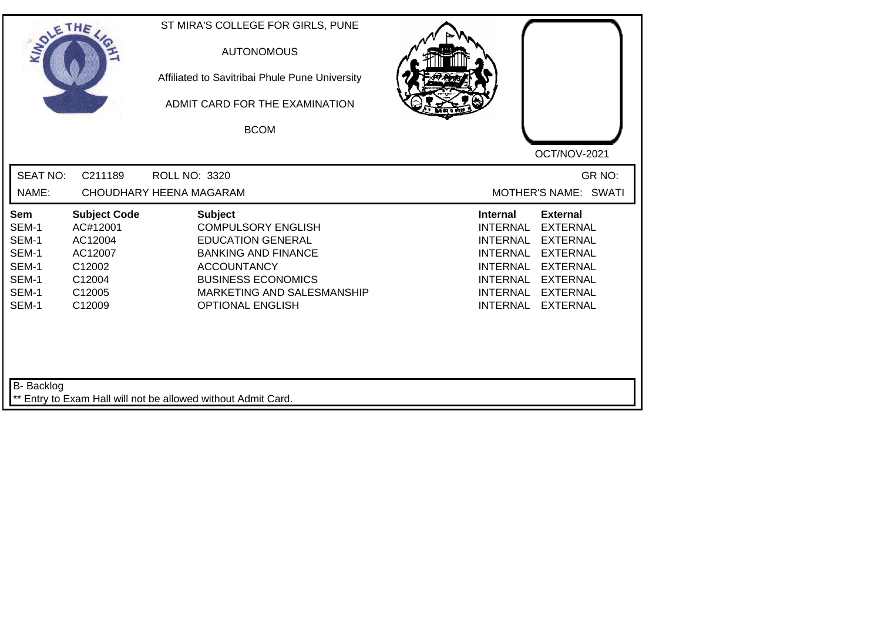ST MIRA'S COLLEGE FOR GIRLS, PUNE

AUTONOMOUS

Affiliated to Savitribai Phule Pune University

ADMIT CARD FOR THE EXAMINATION

BCOM

OCT/NOV-2021

SEAT NO: C211189 ROLL NO: 3320 GR NO:

NAME: CHOUDHARY HEENA MAGARAM MOTHER'S NAME: SWATI

| Sem | Subject Code | Subject | Internal | External |
|---|---|---|---|---|
| SEM-1 | AC#12001 | COMPULSORY ENGLISH | INTERNAL | EXTERNAL |
| SEM-1 | AC12004 | EDUCATION GENERAL | INTERNAL | EXTERNAL |
| SEM-1 | AC12007 | BANKING AND FINANCE | INTERNAL | EXTERNAL |
| SEM-1 | C12002 | ACCOUNTANCY | INTERNAL | EXTERNAL |
| SEM-1 | C12004 | BUSINESS ECONOMICS | INTERNAL | EXTERNAL |
| SEM-1 | C12005 | MARKETING AND SALESMANSHIP | INTERNAL | EXTERNAL |
| SEM-1 | C12009 | OPTIONAL ENGLISH | INTERNAL | EXTERNAL |

B- Backlog

** Entry to Exam Hall will not be allowed without Admit Card.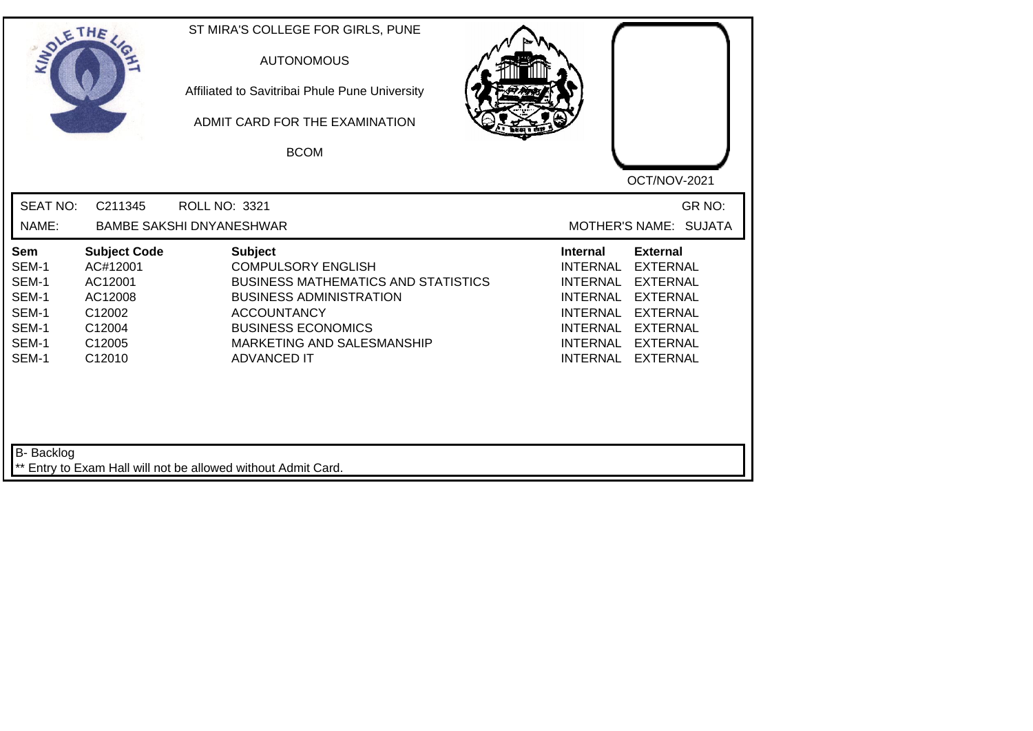ST MIRA'S COLLEGE FOR GIRLS, PUNE

AUTONOMOUS

Affiliated to Savitribai Phule Pune University

ADMIT CARD FOR THE EXAMINATION

BCOM

OCT/NOV-2021

SEAT NO: C211345 ROLL NO: 3321 GR NO:

NAME: BAMBE SAKSHI DNYANESHWAR MOTHER'S NAME: SUJATA

| Sem | Subject Code | Subject | Internal | External |
|---|---|---|---|---|
| SEM-1 | AC#12001 | COMPULSORY ENGLISH | INTERNAL | EXTERNAL |
| SEM-1 | AC12001 | BUSINESS MATHEMATICS AND STATISTICS | INTERNAL | EXTERNAL |
| SEM-1 | AC12008 | BUSINESS ADMINISTRATION | INTERNAL | EXTERNAL |
| SEM-1 | C12002 | ACCOUNTANCY | INTERNAL | EXTERNAL |
| SEM-1 | C12004 | BUSINESS ECONOMICS | INTERNAL | EXTERNAL |
| SEM-1 | C12005 | MARKETING AND SALESMANSHIP | INTERNAL | EXTERNAL |
| SEM-1 | C12010 | ADVANCED IT | INTERNAL | EXTERNAL |

B- Backlog

** Entry to Exam Hall will not be allowed without Admit Card.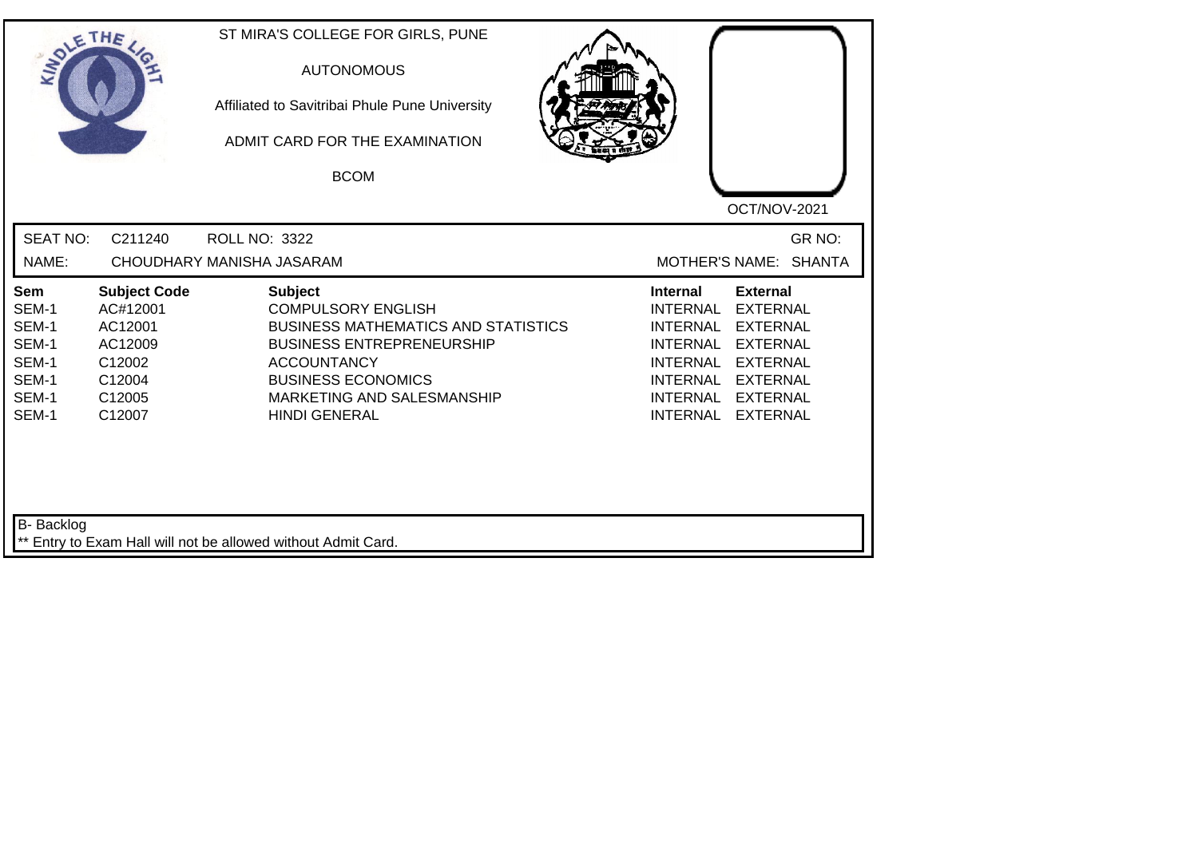ST MIRA'S COLLEGE FOR GIRLS, PUNE

AUTONOMOUS

Affiliated to Savitribai Phule Pune University

ADMIT CARD FOR THE EXAMINATION

BCOM

OCT/NOV-2021

SEAT NO: C211240 ROLL NO: 3322 GR NO:

NAME: CHOUDHARY MANISHA JASARAM MOTHER'S NAME: SHANTA

| Sem | Subject Code | Subject | Internal | External |
|---|---|---|---|---|
| SEM-1 | AC#12001 | COMPULSORY ENGLISH | INTERNAL | EXTERNAL |
| SEM-1 | AC12001 | BUSINESS MATHEMATICS AND STATISTICS | INTERNAL | EXTERNAL |
| SEM-1 | AC12009 | BUSINESS ENTREPRENEURSHIP | INTERNAL | EXTERNAL |
| SEM-1 | C12002 | ACCOUNTANCY | INTERNAL | EXTERNAL |
| SEM-1 | C12004 | BUSINESS ECONOMICS | INTERNAL | EXTERNAL |
| SEM-1 | C12005 | MARKETING AND SALESMANSHIP | INTERNAL | EXTERNAL |
| SEM-1 | C12007 | HINDI GENERAL | INTERNAL | EXTERNAL |

B- Backlog

** Entry to Exam Hall will not be allowed without Admit Card.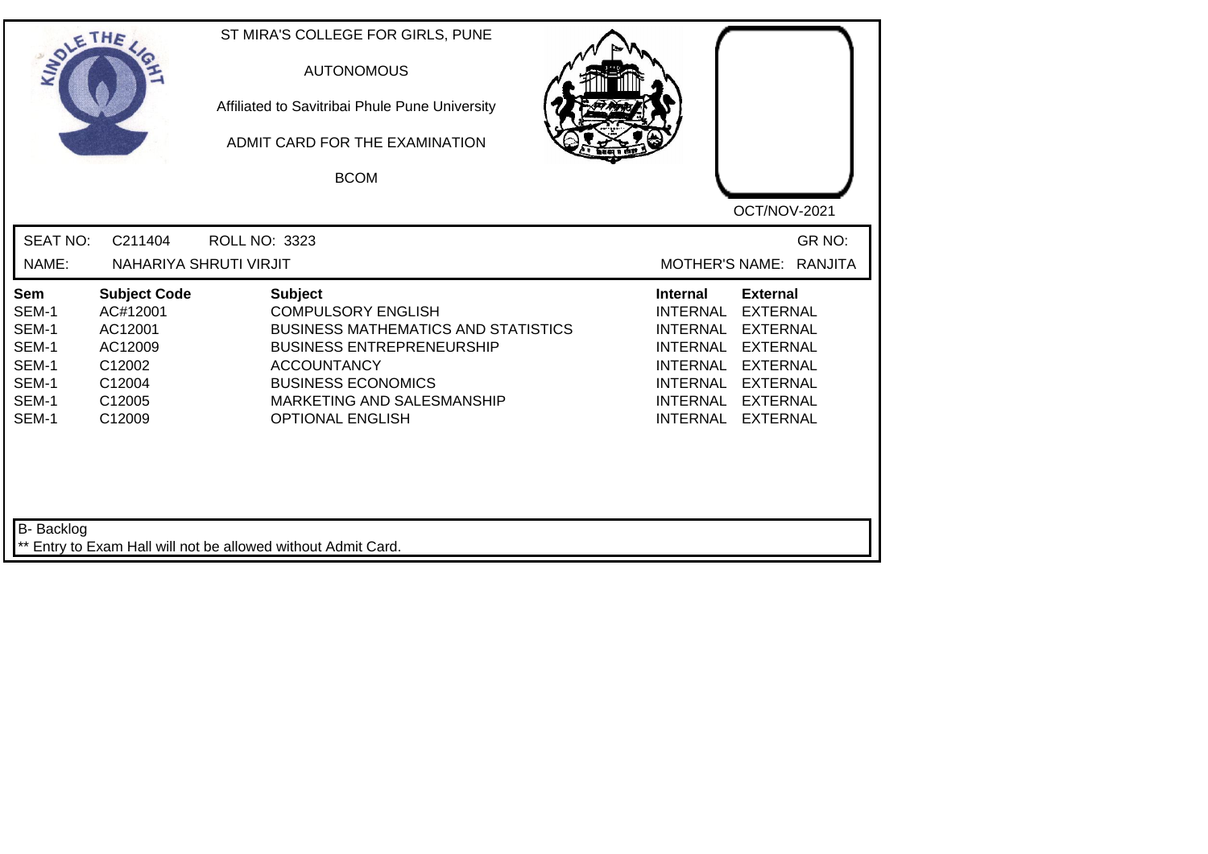ST MIRA'S COLLEGE FOR GIRLS, PUNE

AUTONOMOUS

Affiliated to Savitribai Phule Pune University

ADMIT CARD FOR THE EXAMINATION

BCOM

OCT/NOV-2021

SEAT NO: C211404 ROLL NO: 3323 GR NO:

NAME: NAHARIYA SHRUTI VIRJIT MOTHER'S NAME: RANJITA

| Sem | Subject Code | Subject | Internal | External |
|---|---|---|---|---|
| SEM-1 | AC#12001 | COMPULSORY ENGLISH | INTERNAL | EXTERNAL |
| SEM-1 | AC12001 | BUSINESS MATHEMATICS AND STATISTICS | INTERNAL | EXTERNAL |
| SEM-1 | AC12009 | BUSINESS ENTREPRENEURSHIP | INTERNAL | EXTERNAL |
| SEM-1 | C12002 | ACCOUNTANCY | INTERNAL | EXTERNAL |
| SEM-1 | C12004 | BUSINESS ECONOMICS | INTERNAL | EXTERNAL |
| SEM-1 | C12005 | MARKETING AND SALESMANSHIP | INTERNAL | EXTERNAL |
| SEM-1 | C12009 | OPTIONAL ENGLISH | INTERNAL | EXTERNAL |

B- Backlog

** Entry to Exam Hall will not be allowed without Admit Card.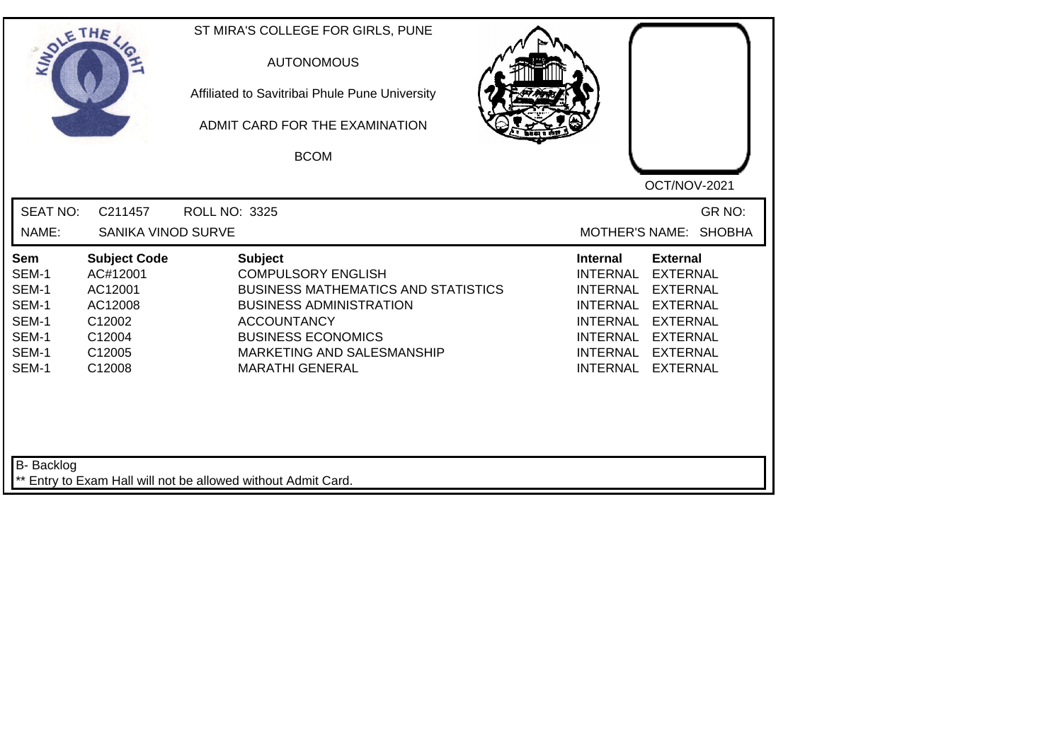ST MIRA'S COLLEGE FOR GIRLS, PUNE

AUTONOMOUS

Affiliated to Savitribai Phule Pune University

ADMIT CARD FOR THE EXAMINATION

BCOM

OCT/NOV-2021

SEAT NO: C211457 ROLL NO: 3325 GR NO:

NAME: SANIKA VINOD SURVE MOTHER'S NAME: SHOBHA

| Sem | Subject Code | Subject | Internal | External |
|---|---|---|---|---|
| SEM-1 | AC#12001 | COMPULSORY ENGLISH | INTERNAL | EXTERNAL |
| SEM-1 | AC12001 | BUSINESS MATHEMATICS AND STATISTICS | INTERNAL | EXTERNAL |
| SEM-1 | AC12008 | BUSINESS ADMINISTRATION | INTERNAL | EXTERNAL |
| SEM-1 | C12002 | ACCOUNTANCY | INTERNAL | EXTERNAL |
| SEM-1 | C12004 | BUSINESS ECONOMICS | INTERNAL | EXTERNAL |
| SEM-1 | C12005 | MARKETING AND SALESMANSHIP | INTERNAL | EXTERNAL |
| SEM-1 | C12008 | MARATHI GENERAL | INTERNAL | EXTERNAL |

B- Backlog

** Entry to Exam Hall will not be allowed without Admit Card.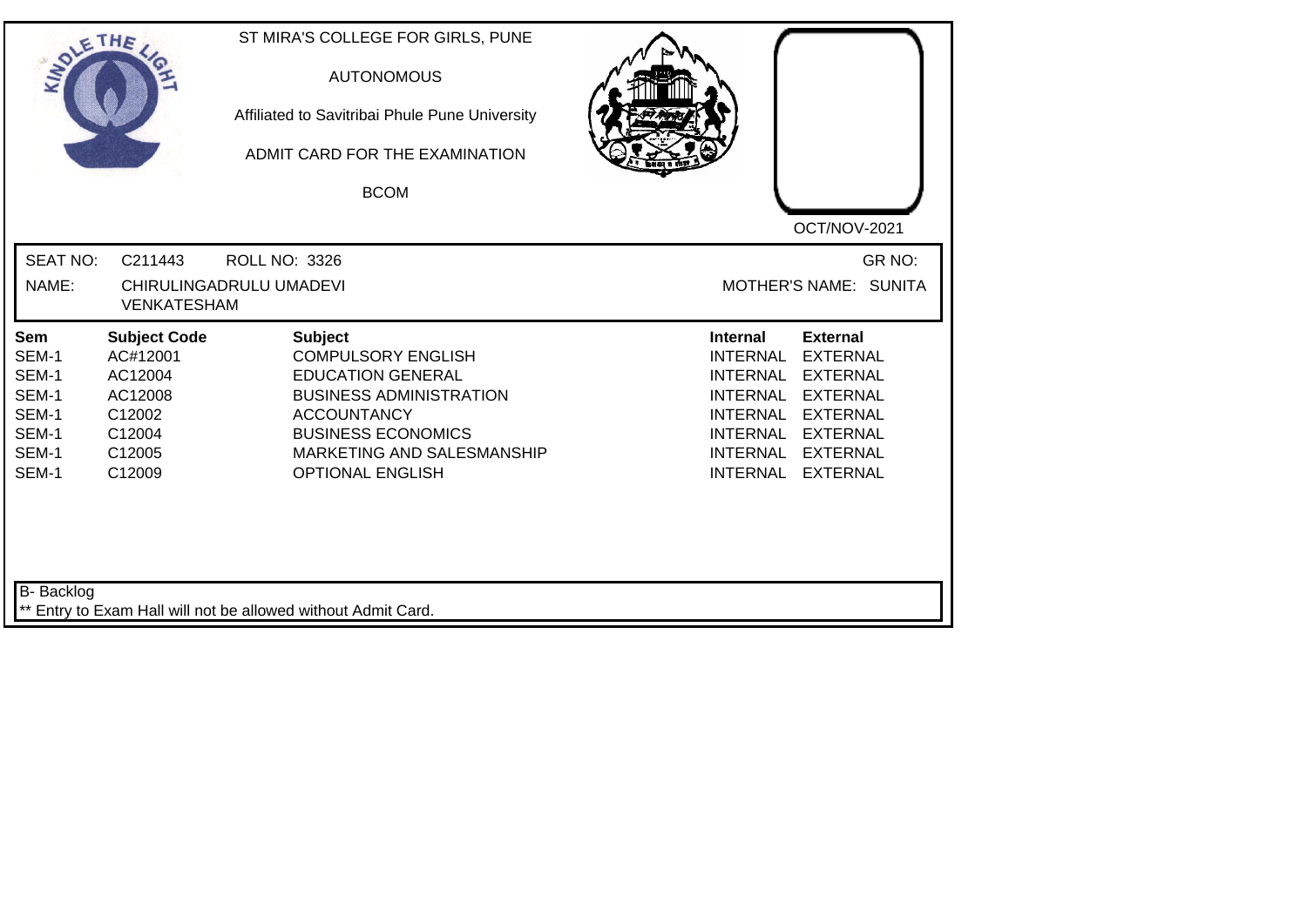ST MIRA'S COLLEGE FOR GIRLS, PUNE

AUTONOMOUS

Affiliated to Savitribai Phule Pune University

ADMIT CARD FOR THE EXAMINATION

BCOM

OCT/NOV-2021

SEAT NO: C211443 ROLL NO: 3326 GR NO:

NAME: CHIRULINGADRULU UMADEVI VENKATESHAM MOTHER'S NAME: SUNITA

| Sem | Subject Code | Subject | Internal | External |
|---|---|---|---|---|
| SEM-1 | AC#12001 | COMPULSORY ENGLISH | INTERNAL | EXTERNAL |
| SEM-1 | AC12004 | EDUCATION GENERAL | INTERNAL | EXTERNAL |
| SEM-1 | AC12008 | BUSINESS ADMINISTRATION | INTERNAL | EXTERNAL |
| SEM-1 | C12002 | ACCOUNTANCY | INTERNAL | EXTERNAL |
| SEM-1 | C12004 | BUSINESS ECONOMICS | INTERNAL | EXTERNAL |
| SEM-1 | C12005 | MARKETING AND SALESMANSHIP | INTERNAL | EXTERNAL |
| SEM-1 | C12009 | OPTIONAL ENGLISH | INTERNAL | EXTERNAL |

B- Backlog

** Entry to Exam Hall will not be allowed without Admit Card.